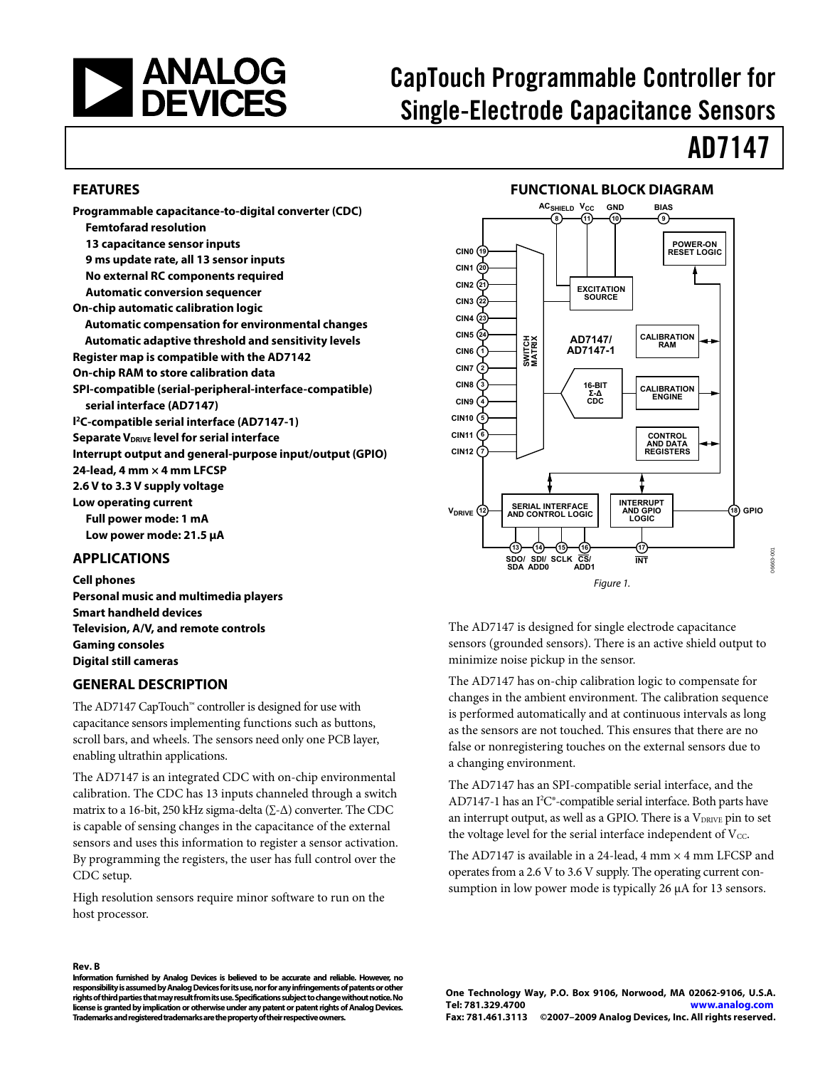# CapTouch Programmable Controller for Single-Electrode Capacitance Sensors

# AD7147

## FEATURES

**Programmable capacitance-to-digital converter (CDC)**
- **Femtofarad resolution**
- **13 capacitance sensor inputs**
- **9 ms update rate, all 13 sensor inputs**
- **No external RC components required**
- **Automatic conversion sequencer**

**On-chip automatic calibration logic**
- **Automatic compensation for environmental changes**
- **Automatic adaptive threshold and sensitivity levels**

**Register map is compatible with the AD7142**

**On-chip RAM to store calibration data**

**SPI-compatible (serial-peripheral-interface-compatible) serial interface (AD7147)**

**I²C-compatible serial interface (AD7147-1)**

**Separate $V_{DRIVE}$ level for serial interface**

**Interrupt output and general-purpose input/output (GPIO)**

**24-lead, 4 mm × 4 mm LFCSP**

**2.6 V to 3.3 V supply voltage**

**Low operating current**
- **Full power mode: 1 mA**
- **Low power mode: 21.5 µA**

## APPLICATIONS

**Cell phones**
**Personal music and multimedia players**
**Smart handheld devices**
**Television, A/V, and remote controls**
**Gaming consoles**
**Digital still cameras**

## GENERAL DESCRIPTION

The AD7147 CapTouch™ controller is designed for use with capacitance sensors implementing functions such as buttons, scroll bars, and wheels. The sensors need only one PCB layer, enabling ultrathin applications.

The AD7147 is an integrated CDC with on-chip environmental calibration. The CDC has 13 inputs channeled through a switch matrix to a 16-bit, 250 kHz sigma-delta (∑-∆) converter. The CDC is capable of sensing changes in the capacitance of the external sensors and uses this information to register a sensor activation. By programming the registers, the user has full control over the CDC setup.

High resolution sensors require minor software to run on the host processor.

## FUNCTIONAL BLOCK DIAGRAM

AC_SHIELD 8, VCC 11, GND 10, BIAS 9
CIN0 19, CIN1 20, CIN2 21, CIN3 22, CIN4 23, CIN5 24, CIN6 1, CIN7 2, CIN8 3, CIN9 4, CIN10 5, CIN11 6, CIN12 7
SWITCH MATRIX
EXCITATION SOURCE
POWER-ON RESET LOGIC
AD7147/ AD7147-1
CALIBRATION RAM
16-BIT Σ-Δ CDC
CALIBRATION ENGINE
CONTROL AND DATA REGISTERS
VDRIVE 12
SERIAL INTERFACE AND CONTROL LOGIC
INTERRUPT AND GPIO LOGIC
18 GPIO
13 SDO/SDA, 14 SDI/ADD0, 15 SCLK, 16 CS/ADD1, 17 INT
06663-001

*Figure 1.*

The AD7147 is designed for single electrode capacitance sensors (grounded sensors). There is an active shield output to minimize noise pickup in the sensor.

The AD7147 has on-chip calibration logic to compensate for changes in the ambient environment. The calibration sequence is performed automatically and at continuous intervals as long as the sensors are not touched. This ensures that there are no false or nonregistering touches on the external sensors due to a changing environment.

The AD7147 has an SPI-compatible serial interface, and the AD7147-1 has an I²C®-compatible serial interface. Both parts have an interrupt output, as well as a GPIO. There is a $V_{DRIVE}$ pin to set the voltage level for the serial interface independent of $V_{CC}$.

The AD7147 is available in a 24-lead, 4 mm × 4 mm LFCSP and operates from a 2.6 V to 3.6 V supply. The operating current consumption in low power mode is typically 26 µA for 13 sensors.

**Rev. B**

**Information furnished by Analog Devices is believed to be accurate and reliable. However, no responsibility is assumed by Analog Devices for its use, nor for any infringements of patents or other rights of third parties that may result from its use. Specifications subject to change without notice. No license is granted by implication or otherwise under any patent or patent rights of Analog Devices. Trademarks and registered trademarks are the property of their respective owners.**

**One Technology Way, P.O. Box 9106, Norwood, MA 02062-9106, U.S.A.**
**Tel: 781.329.4700 www.analog.com**
**Fax: 781.461.3113 ©2007–2009 Analog Devices, Inc. All rights reserved.**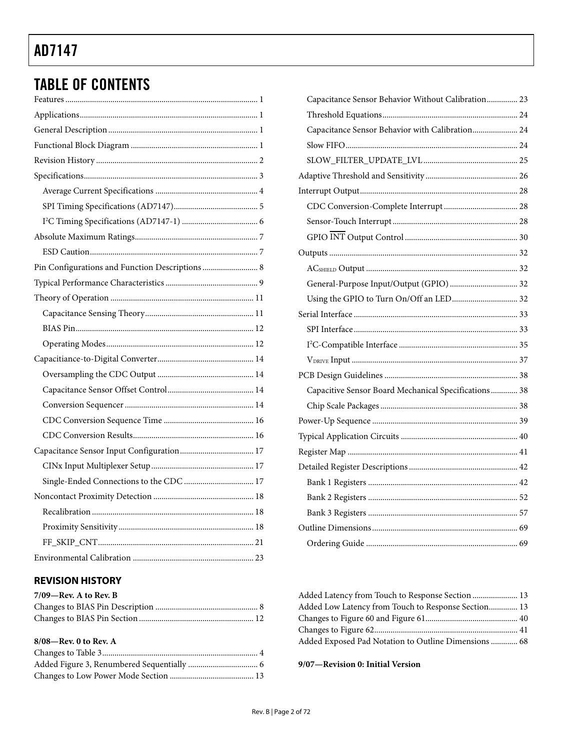# TABLE OF CONTENTS

Features ... 1
Applications ... 1
General Description ... 1
Functional Block Diagram ... 1
Revision History ... 2
Specifications ... 3
  Average Current Specifications ... 4
  SPI Timing Specifications (AD7147) ... 5
  I²C Timing Specifications (AD7147-1) ... 6
Absolute Maximum Ratings ... 7
  ESD Caution ... 7
Pin Configurations and Function Descriptions ... 8
Typical Performance Characteristics ... 9
Theory of Operation ... 11
  Capacitance Sensing Theory ... 11
  BIAS Pin ... 12
  Operating Modes ... 12
Capacitiance-to-Digital Converter ... 14
  Oversampling the CDC Output ... 14
  Capacitance Sensor Offset Control ... 14
  Conversion Sequencer ... 14
  CDC Conversion Sequence Time ... 16
  CDC Conversion Results ... 16
Capacitance Sensor Input Configuration ... 17
  CINx Input Multiplexer Setup ... 17
  Single-Ended Connections to the CDC ... 17
Noncontact Proximity Detection ... 18
  Recalibration ... 18
  Proximity Sensitivity ... 18
  FF_SKIP_CNT ... 21
Environmental Calibration ... 23
  Capacitance Sensor Behavior Without Calibration ... 23
  Threshold Equations ... 24
  Capacitance Sensor Behavior with Calibration ... 24
  Slow FIFO ... 24
  SLOW_FILTER_UPDATE_LVL ... 25
Adaptive Threshold and Sensitivity ... 26
Interrupt Output ... 28
  CDC Conversion-Complete Interrupt ... 28
  Sensor-Touch Interrupt ... 28
  GPIO $\overline{\text{INT}}$ Output Control ... 30
Outputs ... 32
  $AC_{SHIELD}$ Output ... 32
  General-Purpose Input/Output (GPIO) ... 32
  Using the GPIO to Turn On/Off an LED ... 32
Serial Interface ... 33
  SPI Interface ... 33
  I²C-Compatible Interface ... 35
  $V_{DRIVE}$ Input ... 37
PCB Design Guidelines ... 38
  Capacitive Sensor Board Mechanical Specifications ... 38
  Chip Scale Packages ... 38
Power-Up Sequence ... 39
Typical Application Circuits ... 40
Register Map ... 41
Detailed Register Descriptions ... 42
  Bank 1 Registers ... 42
  Bank 2 Registers ... 52
  Bank 3 Registers ... 57
Outline Dimensions ... 69
  Ordering Guide ... 69

## REVISION HISTORY

**7/09—Rev. A to Rev. B**

Changes to BIAS Pin Description ... 8
Changes to BIAS Pin Section ... 12

**8/08—Rev. 0 to Rev. A**

Changes to Table 3 ... 4
Added Figure 3, Renumbered Sequentially ... 6
Changes to Low Power Mode Section ... 13
Added Latency from Touch to Response Section ... 13
Added Low Latency from Touch to Response Section ... 13
Changes to Figure 60 and Figure 61 ... 40
Changes to Figure 62 ... 41
Added Exposed Pad Notation to Outline Dimensions ... 68

**9/07—Revision 0: Initial Version**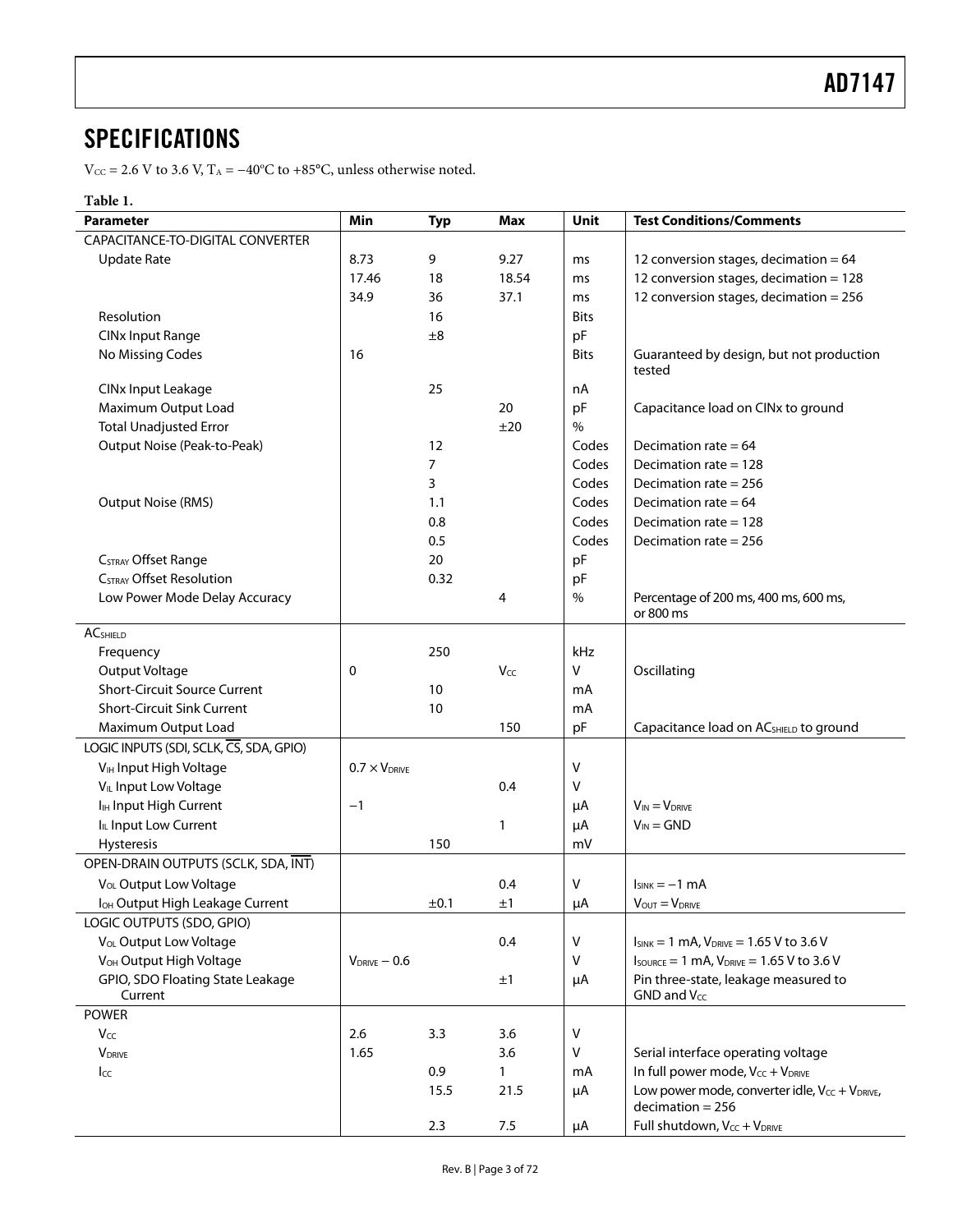## SPECIFICATIONS

$V_{CC}$ = 2.6 V to 3.6 V, $T_A$ = −40°C to +85°C, unless otherwise noted.

**Table 1.**

| Parameter | Min | Typ | Max | Unit | Test Conditions/Comments |
|---|---|---|---|---|---|
| CAPACITANCE-TO-DIGITAL CONVERTER | | | | | |
| Update Rate | 8.73 | 9 | 9.27 | ms | 12 conversion stages, decimation = 64 |
| | 17.46 | 18 | 18.54 | ms | 12 conversion stages, decimation = 128 |
| | 34.9 | 36 | 37.1 | ms | 12 conversion stages, decimation = 256 |
| Resolution | | 16 | | Bits | |
| CINx Input Range | | ±8 | | pF | |
| No Missing Codes | 16 | | | Bits | Guaranteed by design, but not production tested |
| CINx Input Leakage | | 25 | | nA | |
| Maximum Output Load | | | 20 | pF | Capacitance load on CINx to ground |
| Total Unadjusted Error | | | ±20 | % | |
| Output Noise (Peak-to-Peak) | | 12 | | Codes | Decimation rate = 64 |
| | | 7 | | Codes | Decimation rate = 128 |
| | | 3 | | Codes | Decimation rate = 256 |
| Output Noise (RMS) | | 1.1 | | Codes | Decimation rate = 64 |
| | | 0.8 | | Codes | Decimation rate = 128 |
| | | 0.5 | | Codes | Decimation rate = 256 |
| $C_{STRAY}$ Offset Range | | 20 | | pF | |
| $C_{STRAY}$ Offset Resolution | | 0.32 | | pF | |
| Low Power Mode Delay Accuracy | | | 4 | % | Percentage of 200 ms, 400 ms, 600 ms, or 800 ms |
| $AC_{SHIELD}$ | | | | | |
| Frequency | | 250 | | kHz | |
| Output Voltage | 0 | | $V_{CC}$ | V | Oscillating |
| Short-Circuit Source Current | | 10 | | mA | |
| Short-Circuit Sink Current | | 10 | | mA | |
| Maximum Output Load | | | 150 | pF | Capacitance load on $AC_{SHIELD}$ to ground |
| LOGIC INPUTS (SDI, SCLK, $\overline{CS}$, SDA, GPIO) | | | | | |
| $V_{IH}$ Input High Voltage | $0.7 \times V_{DRIVE}$ | | | V | |
| $V_{IL}$ Input Low Voltage | | | 0.4 | V | |
| $I_{IH}$ Input High Current | −1 | | | μA | $V_{IN} = V_{DRIVE}$ |
| $I_{IL}$ Input Low Current | | | 1 | μA | $V_{IN}$ = GND |
| Hysteresis | | 150 | | mV | |
| OPEN-DRAIN OUTPUTS (SCLK, SDA, $\overline{INT}$) | | | | | |
| $V_{OL}$ Output Low Voltage | | | 0.4 | V | $I_{SINK}$ = −1 mA |
| $I_{OH}$ Output High Leakage Current | | ±0.1 | ±1 | μA | $V_{OUT} = V_{DRIVE}$ |
| LOGIC OUTPUTS (SDO, GPIO) | | | | | |
| $V_{OL}$ Output Low Voltage | | | 0.4 | V | $I_{SINK}$ = 1 mA, $V_{DRIVE}$ = 1.65 V to 3.6 V |
| $V_{OH}$ Output High Voltage | $V_{DRIVE} - 0.6$ | | | V | $I_{SOURCE}$ = 1 mA, $V_{DRIVE}$ = 1.65 V to 3.6 V |
| GPIO, SDO Floating State Leakage Current | | | ±1 | μA | Pin three-state, leakage measured to GND and $V_{CC}$ |
| POWER | | | | | |
| $V_{CC}$ | 2.6 | 3.3 | 3.6 | V | |
| $V_{DRIVE}$ | 1.65 | | 3.6 | V | Serial interface operating voltage |
| $I_{CC}$ | | 0.9 | 1 | mA | In full power mode, $V_{CC} + V_{DRIVE}$ |
| | | 15.5 | 21.5 | μA | Low power mode, converter idle, $V_{CC} + V_{DRIVE}$, decimation = 256 |
| | | 2.3 | 7.5 | μA | Full shutdown, $V_{CC} + V_{DRIVE}$ |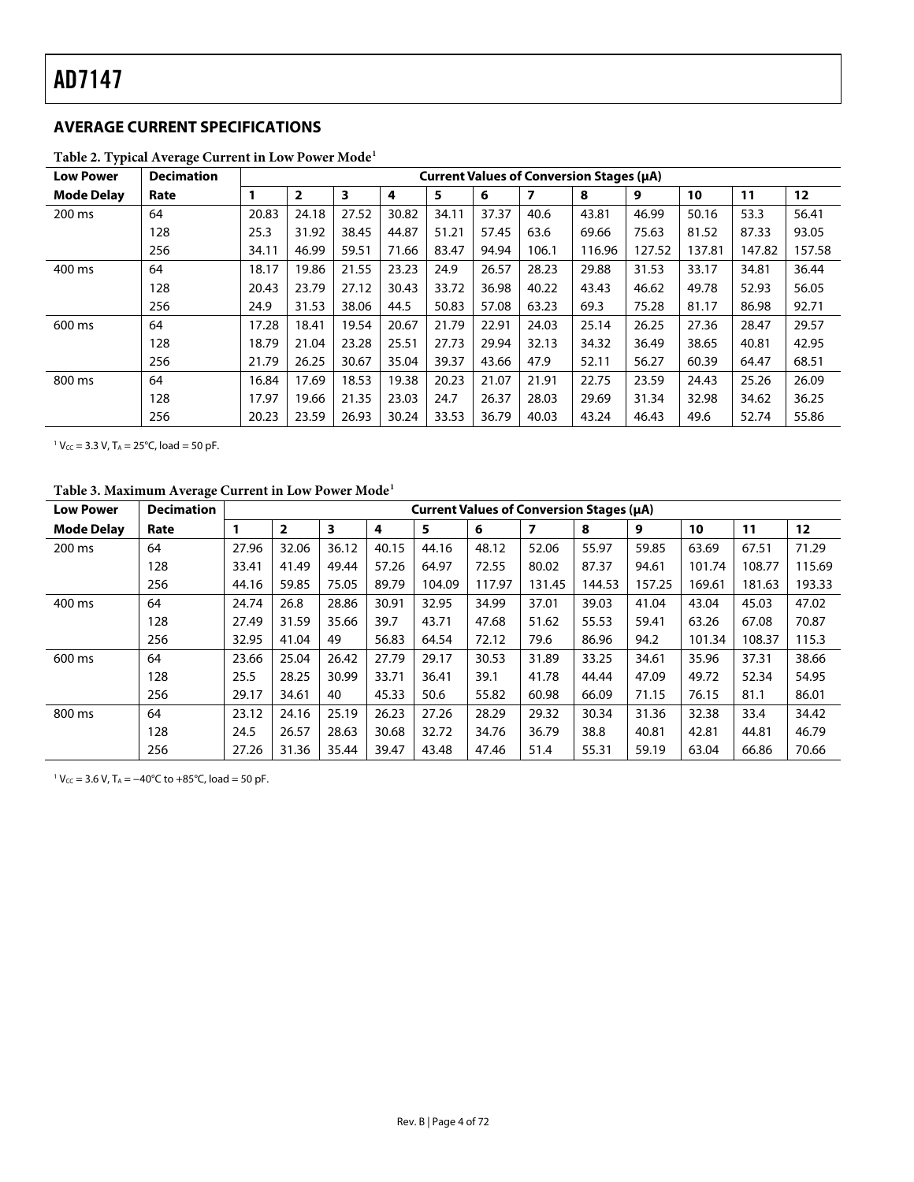## AVERAGE CURRENT SPECIFICATIONS

**Table 2. Typical Average Current in Low Power Mode[1]**

| Low Power Mode Delay | Decimation Rate | Current Values of Conversion Stages (µA) | | | | | | | | | | | |
|---|---|---|---|---|---|---|---|---|---|---|---|---|---|
| | | 1 | 2 | 3 | 4 | 5 | 6 | 7 | 8 | 9 | 10 | 11 | 12 |
| 200 ms | 64 | 20.83 | 24.18 | 27.52 | 30.82 | 34.11 | 37.37 | 40.6 | 43.81 | 46.99 | 50.16 | 53.3 | 56.41 |
| | 128 | 25.3 | 31.92 | 38.45 | 44.87 | 51.21 | 57.45 | 63.6 | 69.66 | 75.63 | 81.52 | 87.33 | 93.05 |
| | 256 | 34.11 | 46.99 | 59.51 | 71.66 | 83.47 | 94.94 | 106.1 | 116.96 | 127.52 | 137.81 | 147.82 | 157.58 |
| 400 ms | 64 | 18.17 | 19.86 | 21.55 | 23.23 | 24.9 | 26.57 | 28.23 | 29.88 | 31.53 | 33.17 | 34.81 | 36.44 |
| | 128 | 20.43 | 23.79 | 27.12 | 30.43 | 33.72 | 36.98 | 40.22 | 43.43 | 46.62 | 49.78 | 52.93 | 56.05 |
| | 256 | 24.9 | 31.53 | 38.06 | 44.5 | 50.83 | 57.08 | 63.23 | 69.3 | 75.28 | 81.17 | 86.98 | 92.71 |
| 600 ms | 64 | 17.28 | 18.41 | 19.54 | 20.67 | 21.79 | 22.91 | 24.03 | 25.14 | 26.25 | 27.36 | 28.47 | 29.57 |
| | 128 | 18.79 | 21.04 | 23.28 | 25.51 | 27.73 | 29.94 | 32.13 | 34.32 | 36.49 | 38.65 | 40.81 | 42.95 |
| | 256 | 21.79 | 26.25 | 30.67 | 35.04 | 39.37 | 43.66 | 47.9 | 52.11 | 56.27 | 60.39 | 64.47 | 68.51 |
| 800 ms | 64 | 16.84 | 17.69 | 18.53 | 19.38 | 20.23 | 21.07 | 21.91 | 22.75 | 23.59 | 24.43 | 25.26 | 26.09 |
| | 128 | 17.97 | 19.66 | 21.35 | 23.03 | 24.7 | 26.37 | 28.03 | 29.69 | 31.34 | 32.98 | 34.62 | 36.25 |
| | 256 | 20.23 | 23.59 | 26.93 | 30.24 | 33.53 | 36.79 | 40.03 | 43.24 | 46.43 | 49.6 | 52.74 | 55.86 |

[1] $V_{CC}$ = 3.3 V, $T_A$ = 25°C, load = 50 pF.

**Table 3. Maximum Average Current in Low Power Mode[1]**

| Low Power Mode Delay | Decimation Rate | Current Values of Conversion Stages (µA) | | | | | | | | | | | |
|---|---|---|---|---|---|---|---|---|---|---|---|---|---|
| | | 1 | 2 | 3 | 4 | 5 | 6 | 7 | 8 | 9 | 10 | 11 | 12 |
| 200 ms | 64 | 27.96 | 32.06 | 36.12 | 40.15 | 44.16 | 48.12 | 52.06 | 55.97 | 59.85 | 63.69 | 67.51 | 71.29 |
| | 128 | 33.41 | 41.49 | 49.44 | 57.26 | 64.97 | 72.55 | 80.02 | 87.37 | 94.61 | 101.74 | 108.77 | 115.69 |
| | 256 | 44.16 | 59.85 | 75.05 | 89.79 | 104.09 | 117.97 | 131.45 | 144.53 | 157.25 | 169.61 | 181.63 | 193.33 |
| 400 ms | 64 | 24.74 | 26.8 | 28.86 | 30.91 | 32.95 | 34.99 | 37.01 | 39.03 | 41.04 | 43.04 | 45.03 | 47.02 |
| | 128 | 27.49 | 31.59 | 35.66 | 39.7 | 43.71 | 47.68 | 51.62 | 55.53 | 59.41 | 63.26 | 67.08 | 70.87 |
| | 256 | 32.95 | 41.04 | 49 | 56.83 | 64.54 | 72.12 | 79.6 | 86.96 | 94.2 | 101.34 | 108.37 | 115.3 |
| 600 ms | 64 | 23.66 | 25.04 | 26.42 | 27.79 | 29.17 | 30.53 | 31.89 | 33.25 | 34.61 | 35.96 | 37.31 | 38.66 |
| | 128 | 25.5 | 28.25 | 30.99 | 33.71 | 36.41 | 39.1 | 41.78 | 44.44 | 47.09 | 49.72 | 52.34 | 54.95 |
| | 256 | 29.17 | 34.61 | 40 | 45.33 | 50.6 | 55.82 | 60.98 | 66.09 | 71.15 | 76.15 | 81.1 | 86.01 |
| 800 ms | 64 | 23.12 | 24.16 | 25.19 | 26.23 | 27.26 | 28.29 | 29.32 | 30.34 | 31.36 | 32.38 | 33.4 | 34.42 |
| | 128 | 24.5 | 26.57 | 28.63 | 30.68 | 32.72 | 34.76 | 36.79 | 38.8 | 40.81 | 42.81 | 44.81 | 46.79 |
| | 256 | 27.26 | 31.36 | 35.44 | 39.47 | 43.48 | 47.46 | 51.4 | 55.31 | 59.19 | 63.04 | 66.86 | 70.66 |

[1] $V_{CC}$ = 3.6 V, $T_A$ = −40°C to +85°C, load = 50 pF.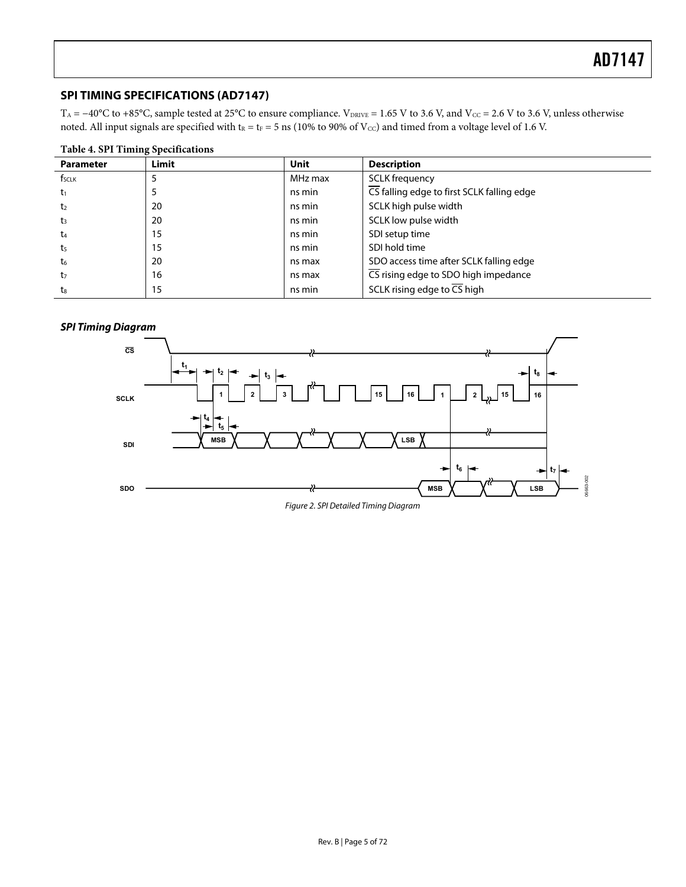## SPI TIMING SPECIFICATIONS (AD7147)

$T_A = -40°C$ to $+85°C$, sample tested at 25°C to ensure compliance. $V_{DRIVE} = 1.65$ V to 3.6 V, and $V_{CC} = 2.6$ V to 3.6 V, unless otherwise noted. All input signals are specified with $t_R = t_F = 5$ ns (10% to 90% of $V_{CC}$) and timed from a voltage level of 1.6 V.

**Table 4. SPI Timing Specifications**

| Parameter | Limit | Unit | Description |
|---|---|---|---|
| $f_{SCLK}$ | 5 | MHz max | SCLK frequency |
| $t_1$ | 5 | ns min | $\overline{CS}$ falling edge to first SCLK falling edge |
| $t_2$ | 20 | ns min | SCLK high pulse width |
| $t_3$ | 20 | ns min | SCLK low pulse width |
| $t_4$ | 15 | ns min | SDI setup time |
| $t_5$ | 15 | ns min | SDI hold time |
| $t_6$ | 20 | ns max | SDO access time after SCLK falling edge |
| $t_7$ | 16 | ns max | $\overline{CS}$ rising edge to SDO high impedance |
| $t_8$ | 15 | ns min | SCLK rising edge to $\overline{CS}$ high |

### *SPI Timing Diagram*

CS
SCLK
SDI
SDO
t1
t2
t3
t4
t5
t6
t7
t8
1
2
3
15
16
1
2
15
16
MSB
LSB
MSB
LSB
06663-002

*Figure 2. SPI Detailed Timing Diagram*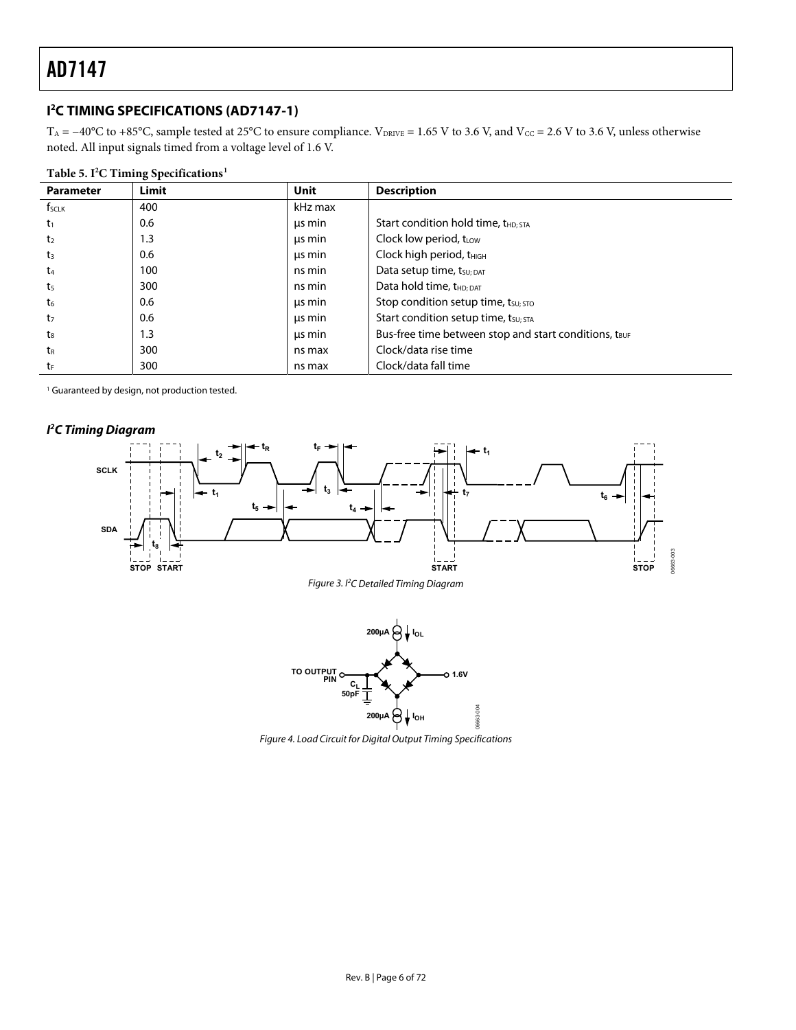## I²C TIMING SPECIFICATIONS (AD7147-1)

$T_A = -40°C$ to $+85°C$, sample tested at 25°C to ensure compliance. $V_{DRIVE} = 1.65$ V to 3.6 V, and $V_{CC} = 2.6$ V to 3.6 V, unless otherwise noted. All input signals timed from a voltage level of 1.6 V.

**Table 5. I²C Timing Specifications[1]**

| Parameter | Limit | Unit | Description |
|---|---|---|---|
| $f_{SCLK}$ | 400 | kHz max | |
| $t_1$ | 0.6 | μs min | Start condition hold time, $t_{HD; STA}$ |
| $t_2$ | 1.3 | μs min | Clock low period, $t_{LOW}$ |
| $t_3$ | 0.6 | μs min | Clock high period, $t_{HIGH}$ |
| $t_4$ | 100 | ns min | Data setup time, $t_{SU; DAT}$ |
| $t_5$ | 300 | ns min | Data hold time, $t_{HD; DAT}$ |
| $t_6$ | 0.6 | μs min | Stop condition setup time, $t_{SU; STO}$ |
| $t_7$ | 0.6 | μs min | Start condition setup time, $t_{SU; STA}$ |
| $t_8$ | 1.3 | μs min | Bus-free time between stop and start conditions, $t_{BUF}$ |
| $t_R$ | 300 | ns max | Clock/data rise time |
| $t_F$ | 300 | ns max | Clock/data fall time |

[1] Guaranteed by design, not production tested.

### *I²C Timing Diagram*

SCLK
SDA
t2 tR tF t1
t1 t3 t7 t6
t5 t4
t8
STOP START START STOP
06663-003

*Figure 3. I²C Detailed Timing Diagram*

200µA IOL
TO OUTPUT PIN
CL 50pF
1.6V
200µA IOH
06663-004

*Figure 4. Load Circuit for Digital Output Timing Specifications*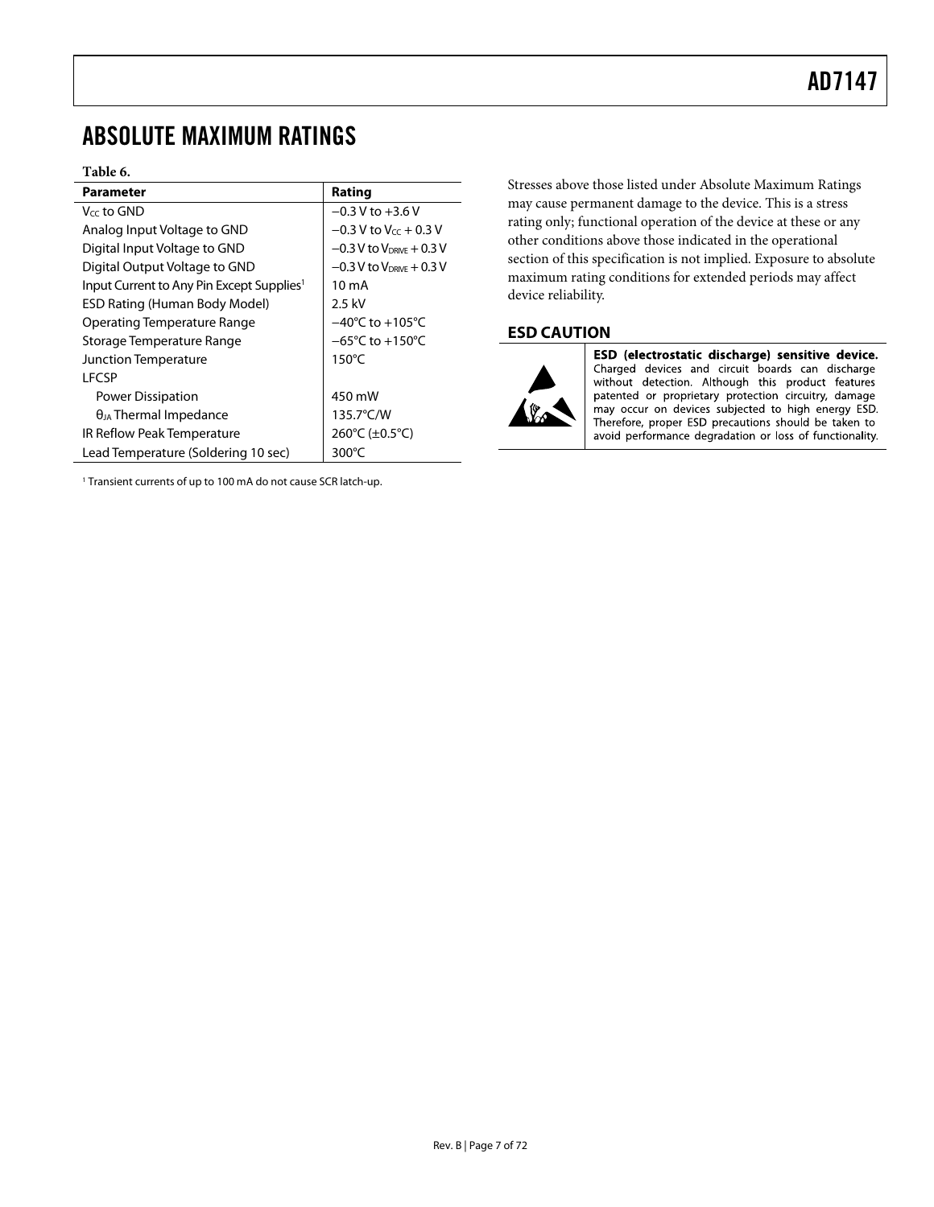# ABSOLUTE MAXIMUM RATINGS

**Table 6.**

| Parameter | Rating |
|---|---|
| $V_{CC}$ to GND | −0.3 V to +3.6 V |
| Analog Input Voltage to GND | −0.3 V to $V_{CC}$ + 0.3 V |
| Digital Input Voltage to GND | −0.3 V to $V_{DRIVE}$ + 0.3 V |
| Digital Output Voltage to GND | −0.3 V to $V_{DRIVE}$ + 0.3 V |
| Input Current to Any Pin Except Supplies[1] | 10 mA |
| ESD Rating (Human Body Model) | 2.5 kV |
| Operating Temperature Range | −40°C to +105°C |
| Storage Temperature Range | −65°C to +150°C |
| Junction Temperature | 150°C |
| LFCSP | |
| Power Dissipation | 450 mW |
| $\theta_{JA}$ Thermal Impedance | 135.7°C/W |
| IR Reflow Peak Temperature | 260°C (±0.5°C) |
| Lead Temperature (Soldering 10 sec) | 300°C |

[1] Transient currents of up to 100 mA do not cause SCR latch-up.

Stresses above those listed under Absolute Maximum Ratings may cause permanent damage to the device. This is a stress rating only; functional operation of the device at these or any other conditions above those indicated in the operational section of this specification is not implied. Exposure to absolute maximum rating conditions for extended periods may affect device reliability.

## ESD CAUTION

**ESD (electrostatic discharge) sensitive device.** Charged devices and circuit boards can discharge without detection. Although this product features patented or proprietary protection circuitry, damage may occur on devices subjected to high energy ESD. Therefore, proper ESD precautions should be taken to avoid performance degradation or loss of functionality.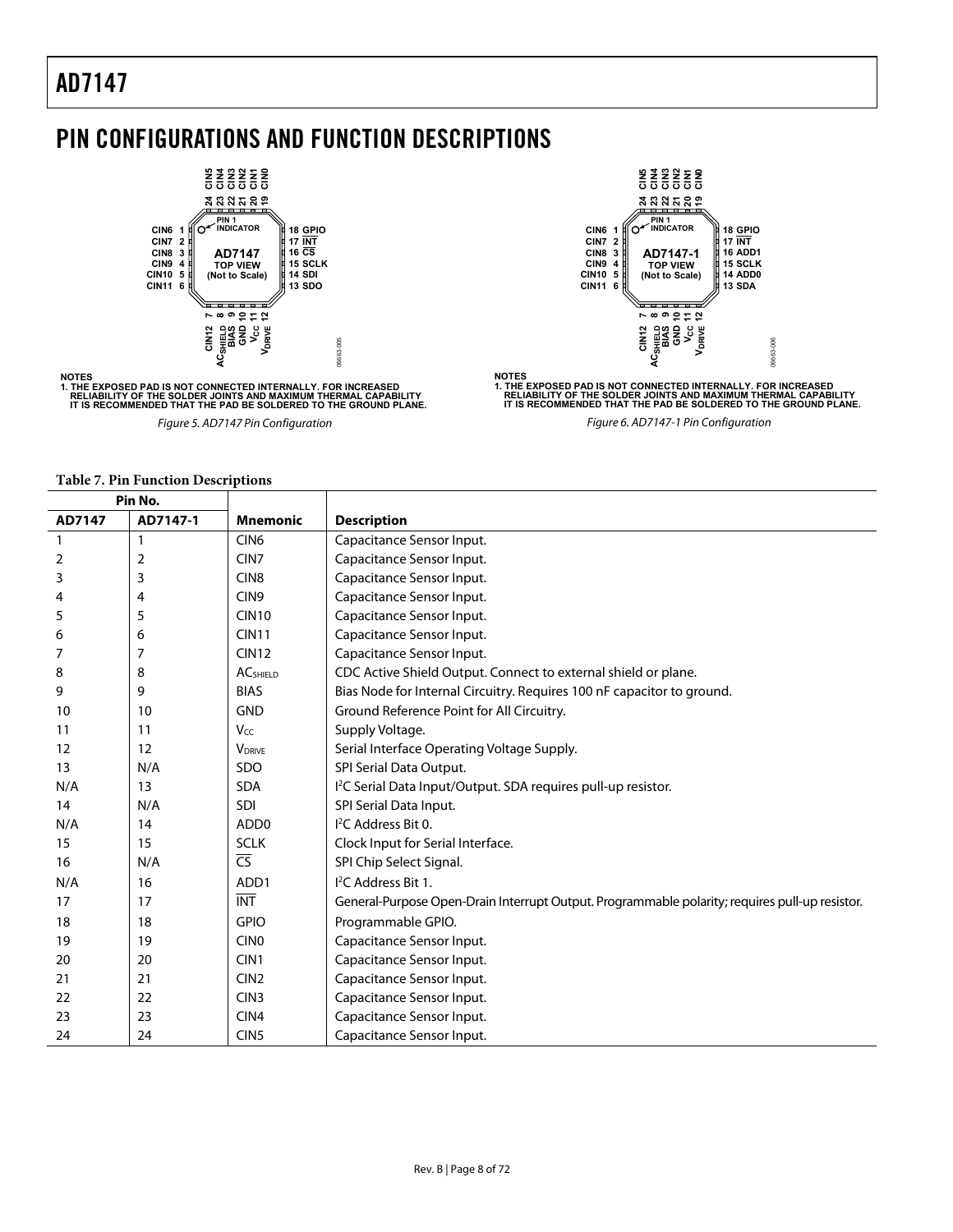## PIN CONFIGURATIONS AND FUNCTION DESCRIPTIONS

CIN5
CIN4
CIN3
CIN2
CIN1
CIN0
24 23 22 21 20 19
PIN 1 INDICATOR
CIN6 1
CIN7 2
CIN8 3
CIN9 4
CIN10 5
CIN11 6
AD7147
TOP VIEW
(Not to Scale)
18 GPIO
17 INT
16 CS
15 SCLK
14 SDI
13 SDO
7 8 9 10 11 12
CIN12
AC<sub>SHIELD</sub>
BIAS
GND
$V_{CC}$
$V_{DRIVE}$
06663-005

NOTES
1. THE EXPOSED PAD IS NOT CONNECTED INTERNALLY. FOR INCREASED RELIABILITY OF THE SOLDER JOINTS AND MAXIMUM THERMAL CAPABILITY IT IS RECOMMENDED THAT THE PAD BE SOLDERED TO THE GROUND PLANE.

*Figure 5. AD7147 Pin Configuration*

CIN5
CIN4
CIN3
CIN2
CIN1
CIN0
24 23 22 21 20 19
PIN 1 INDICATOR
CIN6 1
CIN7 2
CIN8 3
CIN9 4
CIN10 5
CIN11 6
AD7147-1
TOP VIEW
(Not to Scale)
18 GPIO
17 INT
16 ADD1
15 SCLK
14 ADD0
13 SDA
7 8 9 10 11 12
CIN12
$AC_{SHIELD}$
BIAS
GND
$V_{CC}$
$V_{DRIVE}$
06663-006

NOTES
1. THE EXPOSED PAD IS NOT CONNECTED INTERNALLY. FOR INCREASED RELIABILITY OF THE SOLDER JOINTS AND MAXIMUM THERMAL CAPABILITY IT IS RECOMMENDED THAT THE PAD BE SOLDERED TO THE GROUND PLANE.

*Figure 6. AD7147-1 Pin Configuration*

**Table 7. Pin Function Descriptions**

| Pin No. | | | |
|---|---|---|---|
| **AD7147** | **AD7147-1** | **Mnemonic** | **Description** |
| 1 | 1 | CIN6 | Capacitance Sensor Input. |
| 2 | 2 | CIN7 | Capacitance Sensor Input. |
| 3 | 3 | CIN8 | Capacitance Sensor Input. |
| 4 | 4 | CIN9 | Capacitance Sensor Input. |
| 5 | 5 | CIN10 | Capacitance Sensor Input. |
| 6 | 6 | CIN11 | Capacitance Sensor Input. |
| 7 | 7 | CIN12 | Capacitance Sensor Input. |
| 8 | 8 | $AC_{SHIELD}$ | CDC Active Shield Output. Connect to external shield or plane. |
| 9 | 9 | BIAS | Bias Node for Internal Circuitry. Requires 100 nF capacitor to ground. |
| 10 | 10 | GND | Ground Reference Point for All Circuitry. |
| 11 | 11 | $V_{CC}$ | Supply Voltage. |
| 12 | 12 | $V_{DRIVE}$ | Serial Interface Operating Voltage Supply. |
| 13 | N/A | SDO | SPI Serial Data Output. |
| N/A | 13 | SDA | I²C Serial Data Input/Output. SDA requires pull-up resistor. |
| 14 | N/A | SDI | SPI Serial Data Input. |
| N/A | 14 | ADD0 | I²C Address Bit 0. |
| 15 | 15 | SCLK | Clock Input for Serial Interface. |
| 16 | N/A | $\overline{CS}$ | SPI Chip Select Signal. |
| N/A | 16 | ADD1 | I²C Address Bit 1. |
| 17 | 17 | $\overline{INT}$ | General-Purpose Open-Drain Interrupt Output. Programmable polarity; requires pull-up resistor. |
| 18 | 18 | GPIO | Programmable GPIO. |
| 19 | 19 | CIN0 | Capacitance Sensor Input. |
| 20 | 20 | CIN1 | Capacitance Sensor Input. |
| 21 | 21 | CIN2 | Capacitance Sensor Input. |
| 22 | 22 | CIN3 | Capacitance Sensor Input. |
| 23 | 23 | CIN4 | Capacitance Sensor Input. |
| 24 | 24 | CIN5 | Capacitance Sensor Input. |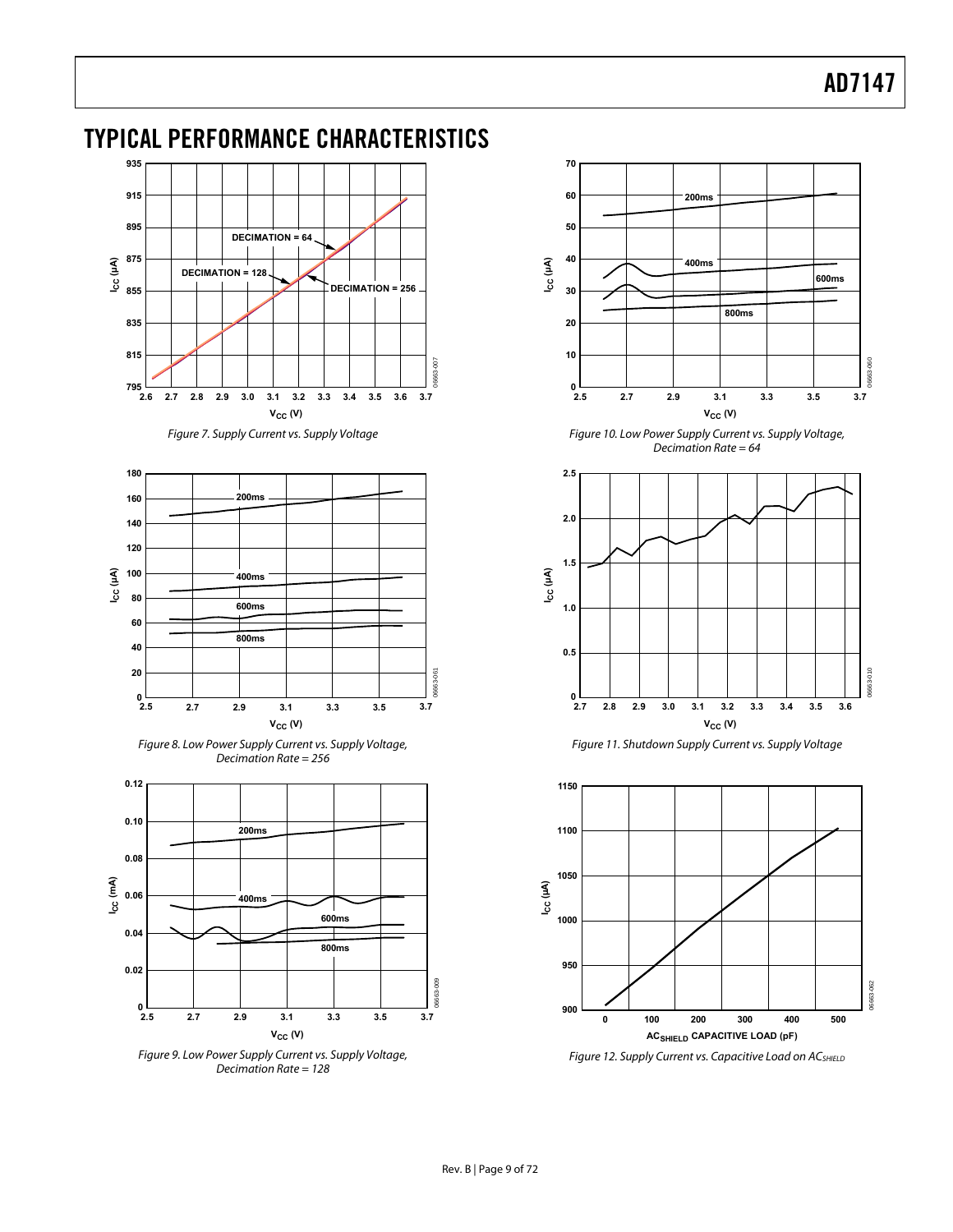## TYPICAL PERFORMANCE CHARACTERISTICS

935
915
895
875
855
835
815
795
$I_{CC}$ (µA)
2.6 2.7 2.8 2.9 3.0 3.1 3.2 3.3 3.4 3.5 3.6 3.7
$V_{CC}$ (V)
DECIMATION = 64
DECIMATION = 128
DECIMATION = 256
06663-007

*Figure 7. Supply Current vs. Supply Voltage*

180
160
140
120
100
80
60
40
20
0
$I_{CC}$ (µA)
2.5 2.7 2.9 3.1 3.3 3.5 3.7
$V_{CC}$ (V)
200ms
400ms
600ms
800ms
06663-061

*Figure 8. Low Power Supply Current vs. Supply Voltage, Decimation Rate = 256*

0.12
0.10
0.08
0.06
0.04
0.02
0
$I_{CC}$ (mA)
2.5 2.7 2.9 3.1 3.3 3.5 3.7
$V_{CC}$ (V)
200ms
400ms
600ms
800ms
06663-009

*Figure 9. Low Power Supply Current vs. Supply Voltage, Decimation Rate = 128*

70
60
50
40
30
20
10
0
$I_{CC}$ (µA)
2.5 2.7 2.9 3.1 3.3 3.5 3.7
$V_{CC}$ (V)
200ms
400ms
600ms
800ms
06663-060

*Figure 10. Low Power Supply Current vs. Supply Voltage, Decimation Rate = 64*

2.5
2.0
1.5
1.0
0.5
0
$I_{CC}$ (µA)
2.7 2.8 2.9 3.0 3.1 3.2 3.3 3.4 3.5 3.6
$V_{CC}$ (V)
06663-010

*Figure 11. Shutdown Supply Current vs. Supply Voltage*

1150
1100
1050
1000
950
900
$I_{CC}$ (µA)
0 100 200 300 400 500
$AC_{SHIELD}$ CAPACITIVE LOAD (pF)
06663-062

*Figure 12. Supply Current vs. Capacitive Load on $AC_{SHIELD}$*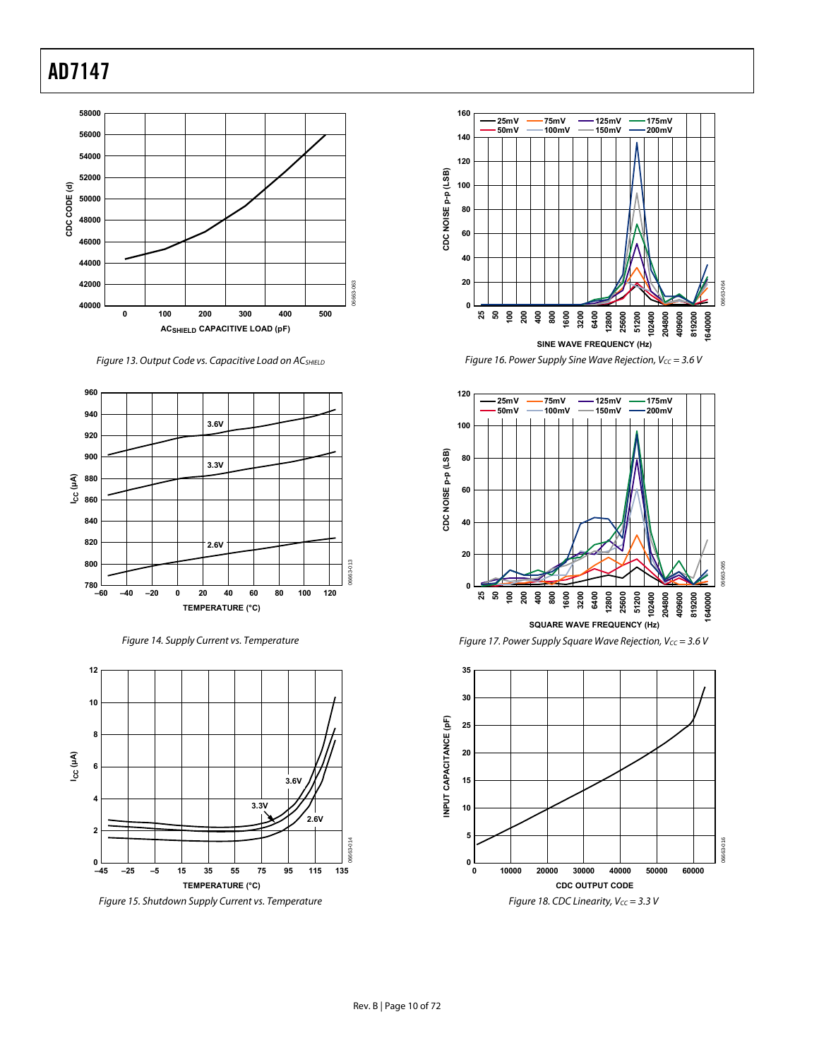58000
56000
54000
52000
50000
48000
46000
44000
42000
40000
CDC CODE (d)
0
100
200
300
400
500
$AC_{SHIELD}$ CAPACITIVE LOAD (pF)
06663-063

*Figure 13. Output Code vs. Capacitive Load on $AC_{SHIELD}$*

960
940
920
900
880
860
840
820
800
780
$I_{CC}$ (µA)
3.6V
3.3V
2.6V
–60
–40
–20
0
20
40
60
80
100
120
TEMPERATURE (°C)
06663-013

*Figure 14. Supply Current vs. Temperature*

12
10
8
6
4
2
0
$I_{CC}$ (µA)
3.6V
3.3V
2.6V
–45
–25
–5
15
35
55
75
95
115
135
TEMPERATURE (°C)
06663-014

*Figure 15. Shutdown Supply Current vs. Temperature*

160
140
120
100
80
60
40
20
0
CDC NOISE p-p (LSB)
25mV
50mV
75mV
100mV
125mV
150mV
175mV
200mV
25
50
100
200
400
800
1600
3200
6400
12800
25600
51200
102400
204800
409600
819200
1640000
SINE WAVE FREQUENCY (Hz)
06663-064

*Figure 16. Power Supply Sine Wave Rejection, $V_{CC}$ = 3.6 V*

120
100
80
60
40
20
0
CDC NOISE p-p (LSB)
25mV
50mV
75mV
100mV
125mV
150mV
175mV
200mV
25
50
100
200
400
800
1600
3200
6400
12800
25600
51200
102400
204800
409600
819200
1640000
SQUARE WAVE FREQUENCY (Hz)
06663-065

*Figure 17. Power Supply Square Wave Rejection, $V_{CC}$ = 3.6 V*

35
30
25
20
15
10
5
0
INPUT CAPACITANCE (pF)
0
10000
20000
30000
40000
50000
60000
CDC OUTPUT CODE
06663-016

*Figure 18. CDC Linearity, $V_{CC}$ = 3.3 V*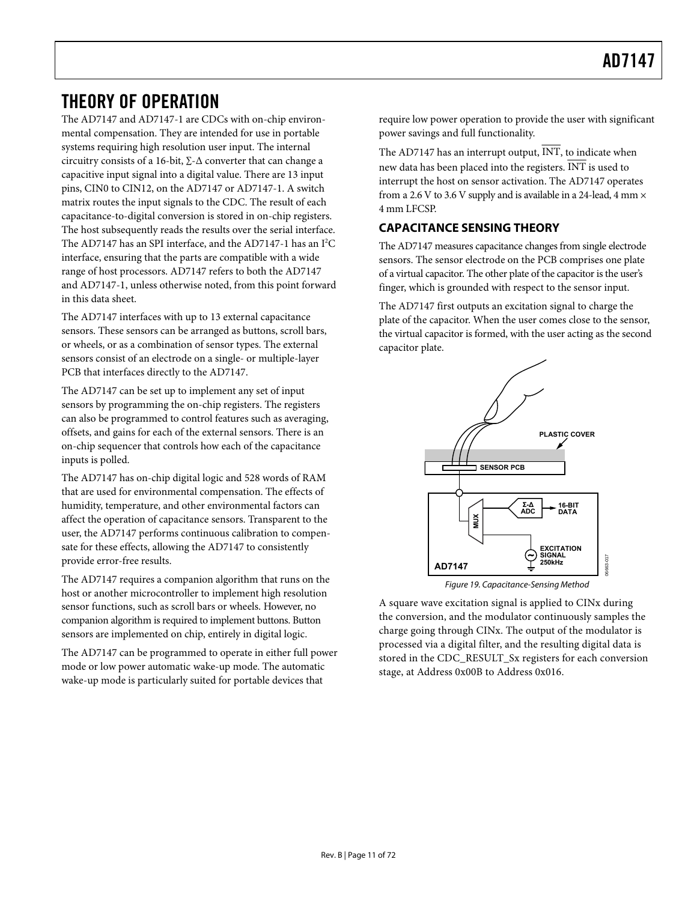# THEORY OF OPERATION

The AD7147 and AD7147-1 are CDCs with on-chip environmental compensation. They are intended for use in portable systems requiring high resolution user input. The internal circuitry consists of a 16-bit, Σ-Δ converter that can change a capacitive input signal into a digital value. There are 13 input pins, CIN0 to CIN12, on the AD7147 or AD7147-1. A switch matrix routes the input signals to the CDC. The result of each capacitance-to-digital conversion is stored in on-chip registers. The host subsequently reads the results over the serial interface. The AD7147 has an SPI interface, and the AD7147-1 has an I²C interface, ensuring that the parts are compatible with a wide range of host processors. AD7147 refers to both the AD7147 and AD7147-1, unless otherwise noted, from this point forward in this data sheet.

The AD7147 interfaces with up to 13 external capacitance sensors. These sensors can be arranged as buttons, scroll bars, or wheels, or as a combination of sensor types. The external sensors consist of an electrode on a single- or multiple-layer PCB that interfaces directly to the AD7147.

The AD7147 can be set up to implement any set of input sensors by programming the on-chip registers. The registers can also be programmed to control features such as averaging, offsets, and gains for each of the external sensors. There is an on-chip sequencer that controls how each of the capacitance inputs is polled.

The AD7147 has on-chip digital logic and 528 words of RAM that are used for environmental compensation. The effects of humidity, temperature, and other environmental factors can affect the operation of capacitance sensors. Transparent to the user, the AD7147 performs continuous calibration to compensate for these effects, allowing the AD7147 to consistently provide error-free results.

The AD7147 requires a companion algorithm that runs on the host or another microcontroller to implement high resolution sensor functions, such as scroll bars or wheels. However, no companion algorithm is required to implement buttons. Button sensors are implemented on chip, entirely in digital logic.

The AD7147 can be programmed to operate in either full power mode or low power automatic wake-up mode. The automatic wake-up mode is particularly suited for portable devices that require low power operation to provide the user with significant power savings and full functionality.

The AD7147 has an interrupt output, $\overline{\text{INT}}$, to indicate when new data has been placed into the registers. $\overline{\text{INT}}$ is used to interrupt the host on sensor activation. The AD7147 operates from a 2.6 V to 3.6 V supply and is available in a 24-lead, 4 mm × 4 mm LFCSP.

## CAPACITANCE SENSING THEORY

The AD7147 measures capacitance changes from single electrode sensors. The sensor electrode on the PCB comprises one plate of a virtual capacitor. The other plate of the capacitor is the user's finger, which is grounded with respect to the sensor input.

The AD7147 first outputs an excitation signal to charge the plate of the capacitor. When the user comes close to the sensor, the virtual capacitor is formed, with the user acting as the second capacitor plate.

PLASTIC COVER
SENSOR PCB
MUX
Σ-Δ ADC
16-BIT DATA
EXCITATION SIGNAL 250kHz
AD7147
06663-017

*Figure 19. Capacitance-Sensing Method*

A square wave excitation signal is applied to CINx during the conversion, and the modulator continuously samples the charge going through CINx. The output of the modulator is processed via a digital filter, and the resulting digital data is stored in the CDC_RESULT_Sx registers for each conversion stage, at Address 0x00B to Address 0x016.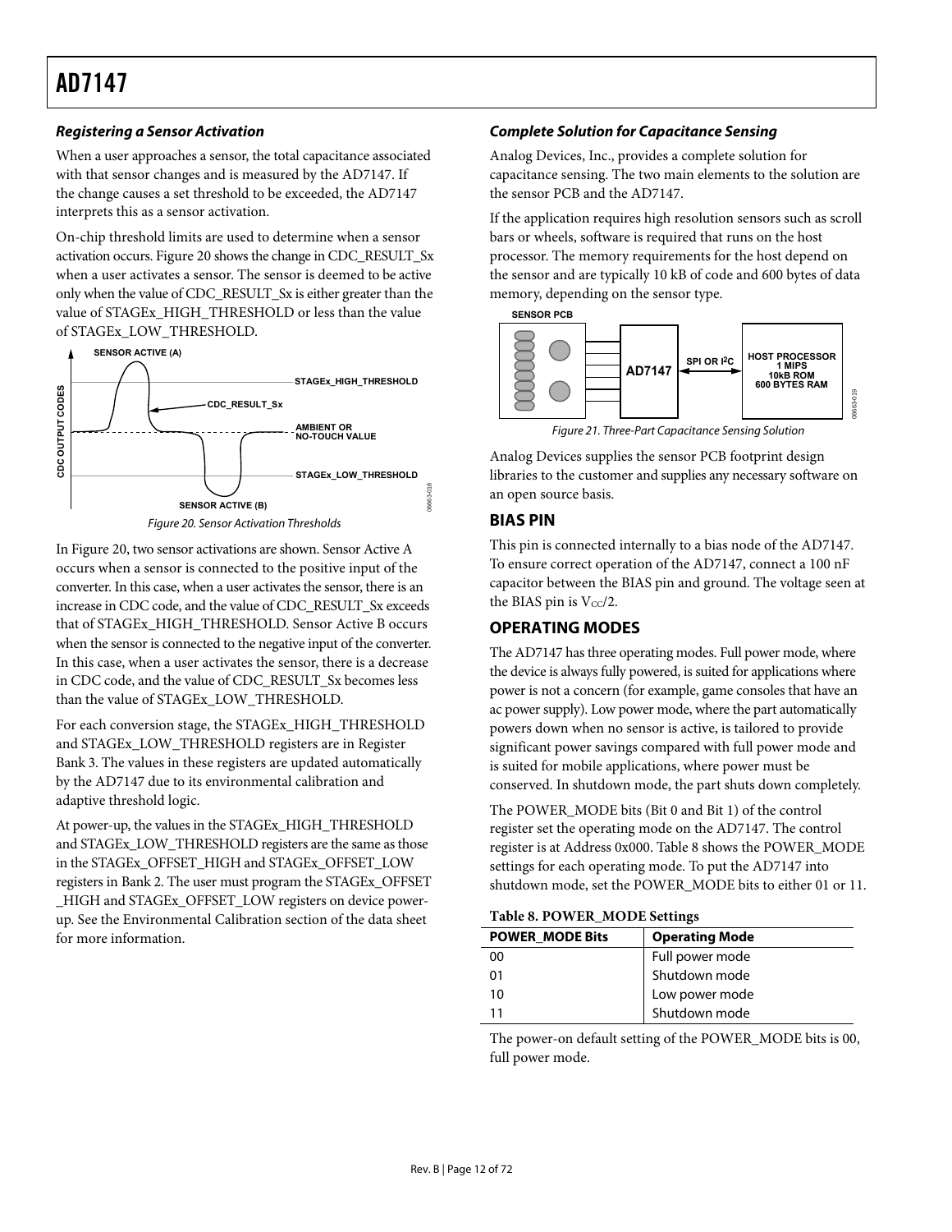### *Registering a Sensor Activation*

When a user approaches a sensor, the total capacitance associated with that sensor changes and is measured by the AD7147. If the change causes a set threshold to be exceeded, the AD7147 interprets this as a sensor activation.

On-chip threshold limits are used to determine when a sensor activation occurs. Figure 20 shows the change in CDC_RESULT_Sx when a user activates a sensor. The sensor is deemed to be active only when the value of CDC_RESULT_Sx is either greater than the value of STAGEx_HIGH_THRESHOLD or less than the value of STAGEx_LOW_THRESHOLD.

SENSOR ACTIVE (A)
STAGEx_HIGH_THRESHOLD
CDC_RESULT_Sx
CDC OUTPUT CODES
AMBIENT OR NO-TOUCH VALUE
STAGEx_LOW_THRESHOLD
SENSOR ACTIVE (B)
06663-018

*Figure 20. Sensor Activation Thresholds*

In Figure 20, two sensor activations are shown. Sensor Active A occurs when a sensor is connected to the positive input of the converter. In this case, when a user activates the sensor, there is an increase in CDC code, and the value of CDC_RESULT_Sx exceeds that of STAGEx_HIGH_THRESHOLD. Sensor Active B occurs when the sensor is connected to the negative input of the converter. In this case, when a user activates the sensor, there is a decrease in CDC code, and the value of CDC_RESULT_Sx becomes less than the value of STAGEx_LOW_THRESHOLD.

For each conversion stage, the STAGEx_HIGH_THRESHOLD and STAGEx_LOW_THRESHOLD registers are in Register Bank 3. The values in these registers are updated automatically by the AD7147 due to its environmental calibration and adaptive threshold logic.

At power-up, the values in the STAGEx_HIGH_THRESHOLD and STAGEx_LOW_THRESHOLD registers are the same as those in the STAGEx_OFFSET_HIGH and STAGEx_OFFSET_LOW registers in Bank 2. The user must program the STAGEx_OFFSET_HIGH and STAGEx_OFFSET_LOW registers on device power-up. See the Environmental Calibration section of the data sheet for more information.

### *Complete Solution for Capacitance Sensing*

Analog Devices, Inc., provides a complete solution for capacitance sensing. The two main elements to the solution are the sensor PCB and the AD7147.

If the application requires high resolution sensors such as scroll bars or wheels, software is required that runs on the host processor. The memory requirements for the host depend on the sensor and are typically 10 kB of code and 600 bytes of data memory, depending on the sensor type.

SENSOR PCB
AD7147
SPI OR I2C
HOST PROCESSOR
1 MIPS
10kB ROM
600 BYTES RAM
06663-019

*Figure 21. Three-Part Capacitance Sensing Solution*

Analog Devices supplies the sensor PCB footprint design libraries to the customer and supplies any necessary software on an open source basis.

## BIAS PIN

This pin is connected internally to a bias node of the AD7147. To ensure correct operation of the AD7147, connect a 100 nF capacitor between the BIAS pin and ground. The voltage seen at the BIAS pin is $V_{CC}/2$.

## OPERATING MODES

The AD7147 has three operating modes. Full power mode, where the device is always fully powered, is suited for applications where power is not a concern (for example, game consoles that have an ac power supply). Low power mode, where the part automatically powers down when no sensor is active, is tailored to provide significant power savings compared with full power mode and is suited for mobile applications, where power must be conserved. In shutdown mode, the part shuts down completely.

The POWER_MODE bits (Bit 0 and Bit 1) of the control register set the operating mode on the AD7147. The control register is at Address 0x000. Table 8 shows the POWER_MODE settings for each operating mode. To put the AD7147 into shutdown mode, set the POWER_MODE bits to either 01 or 11.

**Table 8. POWER_MODE Settings**

| POWER_MODE Bits | Operating Mode |
|---|---|
| 00 | Full power mode |
| 01 | Shutdown mode |
| 10 | Low power mode |
| 11 | Shutdown mode |

The power-on default setting of the POWER_MODE bits is 00, full power mode.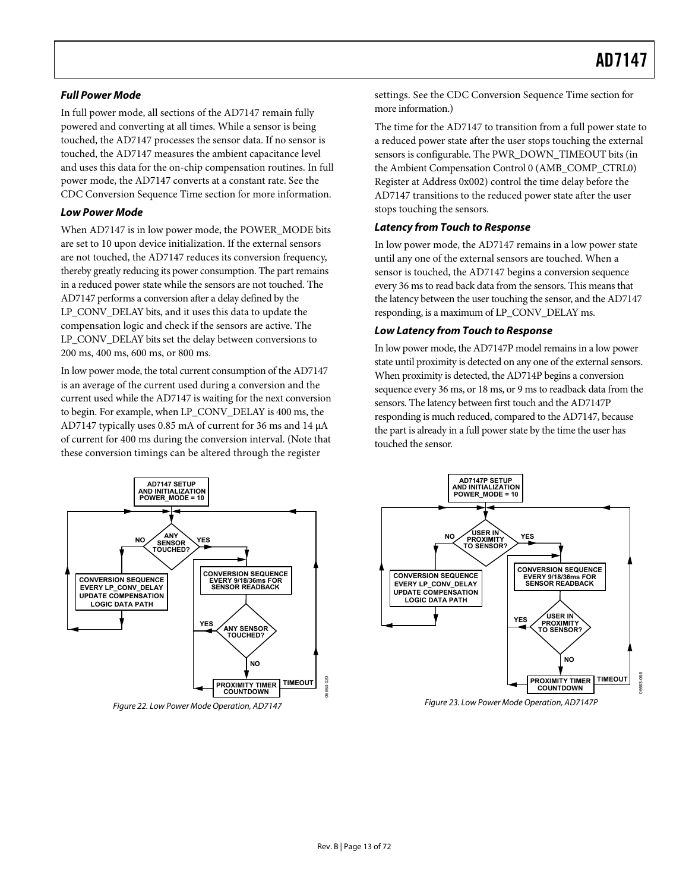### Full Power Mode

In full power mode, all sections of the AD7147 remain fully powered and converting at all times. While a sensor is being touched, the AD7147 processes the sensor data. If no sensor is touched, the AD7147 measures the ambient capacitance level and uses this data for the on-chip compensation routines. In full power mode, the AD7147 converts at a constant rate. See the CDC Conversion Sequence Time section for more information.

### Low Power Mode

When AD7147 is in low power mode, the POWER_MODE bits are set to 10 upon device initialization. If the external sensors are not touched, the AD7147 reduces its conversion frequency, thereby greatly reducing its power consumption. The part remains in a reduced power state while the sensors are not touched. The AD7147 performs a conversion after a delay defined by the LP_CONV_DELAY bits, and it uses this data to update the compensation logic and check if the sensors are active. The LP_CONV_DELAY bits set the delay between conversions to 200 ms, 400 ms, 600 ms, or 800 ms.

In low power mode, the total current consumption of the AD7147 is an average of the current used during a conversion and the current used while the AD7147 is waiting for the next conversion to begin. For example, when LP_CONV_DELAY is 400 ms, the AD7147 typically uses 0.85 mA of current for 36 ms and 14 μA of current for 400 ms during the conversion interval. (Note that these conversion timings can be altered through the register settings. See the CDC Conversion Sequence Time section for more information.)

The time for the AD7147 to transition from a full power state to a reduced power state after the user stops touching the external sensors is configurable. The PWR_DOWN_TIMEOUT bits (in the Ambient Compensation Control 0 (AMB_COMP_CTRL0) Register at Address 0x002) control the time delay before the AD7147 transitions to the reduced power state after the user stops touching the sensors.

### Latency from Touch to Response

In low power mode, the AD7147 remains in a low power state until any one of the external sensors are touched. When a sensor is touched, the AD7147 begins a conversion sequence every 36 ms to read back data from the sensors. This means that the latency between the user touching the sensor, and the AD7147 responding, is a maximum of LP_CONV_DELAY ms.

### Low Latency from Touch to Response

In low power mode, the AD7147P model remains in a low power state until proximity is detected on any one of the external sensors. When proximity is detected, the AD714P begins a conversion sequence every 36 ms, or 18 ms, or 9 ms to readback data from the sensors. The latency between first touch and the AD7147P responding is much reduced, compared to the AD7147, because the part is already in a full power state by the time the user has touched the sensor.

AD7147 SETUP AND INITIALIZATION POWER_MODE = 10

ANY SENSOR TOUCHED?

NO

YES

CONVERSION SEQUENCE EVERY LP_CONV_DELAY UPDATE COMPENSATION LOGIC DATA PATH

CONVERSION SEQUENCE EVERY 9/18/36ms FOR SENSOR READBACK

ANY SENSOR TOUCHED?

YES

NO

PROXIMITY TIMER COUNTDOWN

TIMEOUT

06663-020

Figure 22. Low Power Mode Operation, AD7147

AD7147P SETUP AND INITIALIZATION POWER_MODE = 10

USER IN PROXIMITY TO SENSOR?

NO

YES

CONVERSION SEQUENCE EVERY LP_CONV_DELAY UPDATE COMPENSATION LOGIC DATA PATH

CONVERSION SEQUENCE EVERY 9/18/36ms FOR SENSOR READBACK

USER IN PROXIMITY TO SENSOR?

YES

NO

PROXIMITY TIMER COUNTDOWN

TIMEOUT

06663-056

Figure 23. Low Power Mode Operation, AD7147P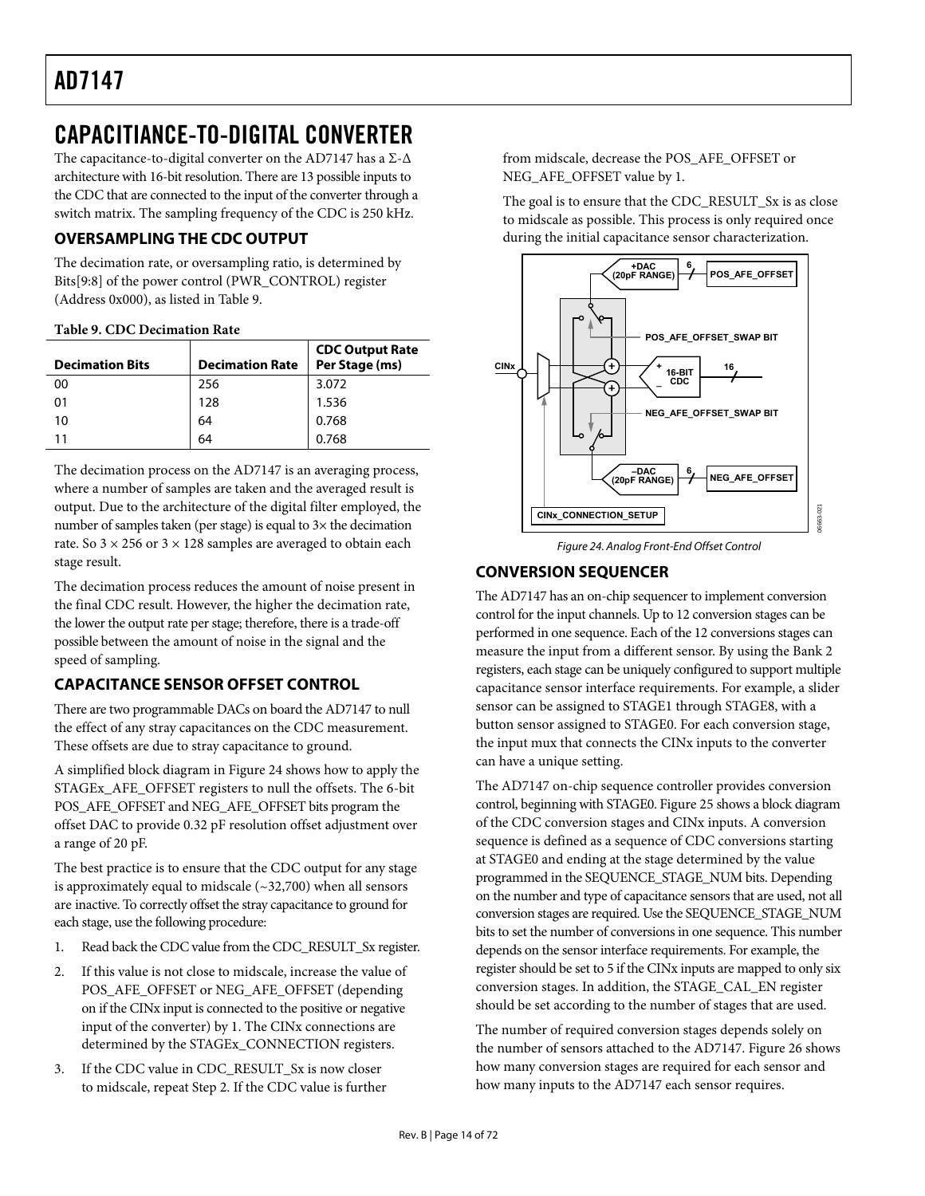# CAPACITIANCE-TO-DIGITAL CONVERTER

The capacitance-to-digital converter on the AD7147 has a Σ-Δ architecture with 16-bit resolution. There are 13 possible inputs to the CDC that are connected to the input of the converter through a switch matrix. The sampling frequency of the CDC is 250 kHz.

## OVERSAMPLING THE CDC OUTPUT

The decimation rate, or oversampling ratio, is determined by Bits[9:8] of the power control (PWR_CONTROL) register (Address 0x000), as listed in Table 9.

**Table 9. CDC Decimation Rate**

| Decimation Bits | Decimation Rate | CDC Output Rate Per Stage (ms) |
|---|---|---|
| 00 | 256 | 3.072 |
| 01 | 128 | 1.536 |
| 10 | 64 | 0.768 |
| 11 | 64 | 0.768 |

The decimation process on the AD7147 is an averaging process, where a number of samples are taken and the averaged result is output. Due to the architecture of the digital filter employed, the number of samples taken (per stage) is equal to 3× the decimation rate. So 3 × 256 or 3 × 128 samples are averaged to obtain each stage result.

The decimation process reduces the amount of noise present in the final CDC result. However, the higher the decimation rate, the lower the output rate per stage; therefore, there is a trade-off possible between the amount of noise in the signal and the speed of sampling.

## CAPACITANCE SENSOR OFFSET CONTROL

There are two programmable DACs on board the AD7147 to null the effect of any stray capacitances on the CDC measurement. These offsets are due to stray capacitance to ground.

A simplified block diagram in Figure 24 shows how to apply the STAGEx_AFE_OFFSET registers to null the offsets. The 6-bit POS_AFE_OFFSET and NEG_AFE_OFFSET bits program the offset DAC to provide 0.32 pF resolution offset adjustment over a range of 20 pF.

The best practice is to ensure that the CDC output for any stage is approximately equal to midscale (~32,700) when all sensors are inactive. To correctly offset the stray capacitance to ground for each stage, use the following procedure:

1. Read back the CDC value from the CDC_RESULT_Sx register.
2. If this value is not close to midscale, increase the value of POS_AFE_OFFSET or NEG_AFE_OFFSET (depending on if the CINx input is connected to the positive or negative input of the converter) by 1. The CINx connections are determined by the STAGEx_CONNECTION registers.
3. If the CDC value in CDC_RESULT_Sx is now closer to midscale, repeat Step 2. If the CDC value is further from midscale, decrease the POS_AFE_OFFSET or NEG_AFE_OFFSET value by 1.

The goal is to ensure that the CDC_RESULT_Sx is as close to midscale as possible. This process is only required once during the initial capacitance sensor characterization.

+DAC (20pF RANGE)
6
POS_AFE_OFFSET
POS_AFE_OFFSET_SWAP BIT
CINx
16-BIT CDC
16
NEG_AFE_OFFSET_SWAP BIT
–DAC (20pF RANGE)
6
NEG_AFE_OFFSET
CINx_CONNECTION_SETUP
06663-021

*Figure 24. Analog Front-End Offset Control*

## CONVERSION SEQUENCER

The AD7147 has an on-chip sequencer to implement conversion control for the input channels. Up to 12 conversion stages can be performed in one sequence. Each of the 12 conversions stages can measure the input from a different sensor. By using the Bank 2 registers, each stage can be uniquely configured to support multiple capacitance sensor interface requirements. For example, a slider sensor can be assigned to STAGE1 through STAGE8, with a button sensor assigned to STAGE0. For each conversion stage, the input mux that connects the CINx inputs to the converter can have a unique setting.

The AD7147 on-chip sequence controller provides conversion control, beginning with STAGE0. Figure 25 shows a block diagram of the CDC conversion stages and CINx inputs. A conversion sequence is defined as a sequence of CDC conversions starting at STAGE0 and ending at the stage determined by the value programmed in the SEQUENCE_STAGE_NUM bits. Depending on the number and type of capacitance sensors that are used, not all conversion stages are required. Use the SEQUENCE_STAGE_NUM bits to set the number of conversions in one sequence. This number depends on the sensor interface requirements. For example, the register should be set to 5 if the CINx inputs are mapped to only six conversion stages. In addition, the STAGE_CAL_EN register should be set according to the number of stages that are used.

The number of required conversion stages depends solely on the number of sensors attached to the AD7147. Figure 26 shows how many conversion stages are required for each sensor and how many inputs to the AD7147 each sensor requires.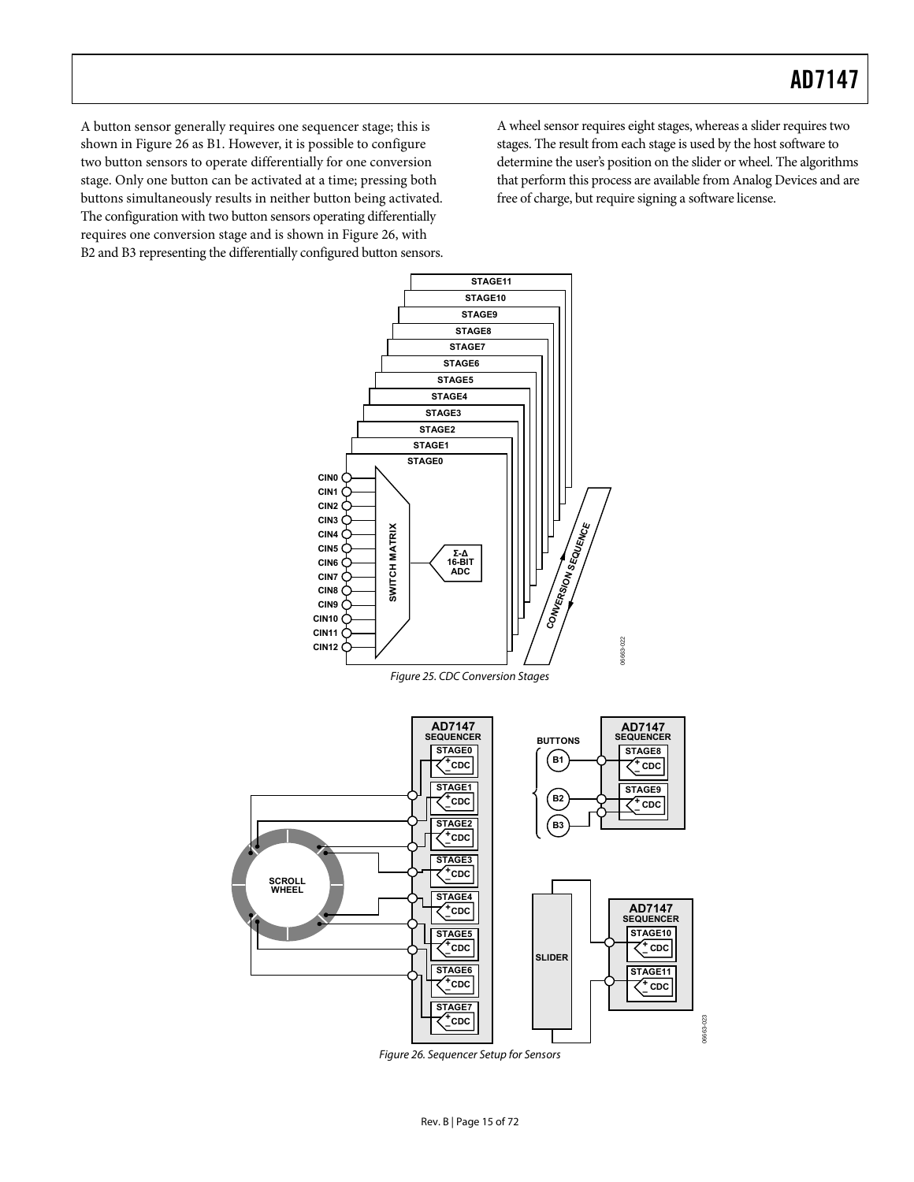A button sensor generally requires one sequencer stage; this is shown in Figure 26 as B1. However, it is possible to configure two button sensors to operate differentially for one conversion stage. Only one button can be activated at a time; pressing both buttons simultaneously results in neither button being activated. The configuration with two button sensors operating differentially requires one conversion stage and is shown in Figure 26, with B2 and B3 representing the differentially configured button sensors.

A wheel sensor requires eight stages, whereas a slider requires two stages. The result from each stage is used by the host software to determine the user's position on the slider or wheel. The algorithms that perform this process are available from Analog Devices and are free of charge, but require signing a software license.

STAGE11
STAGE10
STAGE9
STAGE8
STAGE7
STAGE6
STAGE5
STAGE4
STAGE3
STAGE2
STAGE1
STAGE0
CIN0
CIN1
CIN2
CIN3
CIN4
CIN5
CIN6
CIN7
CIN8
CIN9
CIN10
CIN11
CIN12
SWITCH MATRIX
Σ-Δ 16-BIT ADC
CONVERSION SEQUENCE
06663-022

*Figure 25. CDC Conversion Stages*

AD7147 SEQUENCER
STAGE0 CDC
STAGE1 CDC
STAGE2 CDC
STAGE3 CDC
STAGE4 CDC
STAGE5 CDC
STAGE6 CDC
STAGE7 CDC
SCROLL WHEEL
BUTTONS
B1
B2
B3
AD7147 SEQUENCER
STAGE8 CDC
STAGE9 CDC
SLIDER
AD7147 SEQUENCER
STAGE10 CDC
STAGE11 CDC
06663-023

*Figure 26. Sequencer Setup for Sensors*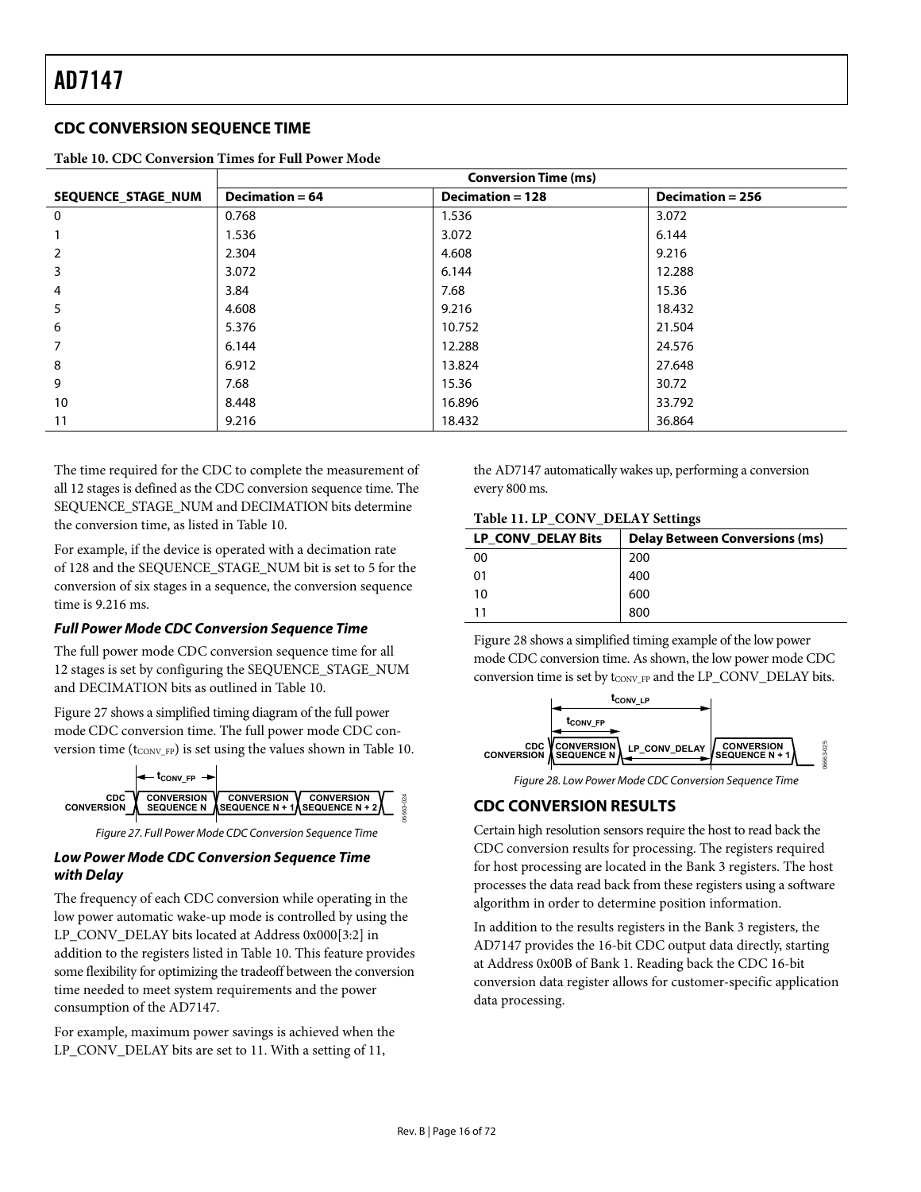## CDC CONVERSION SEQUENCE TIME

**Table 10. CDC Conversion Times for Full Power Mode**

| | Conversion Time (ms) | | |
|---|---|---|---|
| **SEQUENCE_STAGE_NUM** | **Decimation = 64** | **Decimation = 128** | **Decimation = 256** |
| 0 | 0.768 | 1.536 | 3.072 |
| 1 | 1.536 | 3.072 | 6.144 |
| 2 | 2.304 | 4.608 | 9.216 |
| 3 | 3.072 | 6.144 | 12.288 |
| 4 | 3.84 | 7.68 | 15.36 |
| 5 | 4.608 | 9.216 | 18.432 |
| 6 | 5.376 | 10.752 | 21.504 |
| 7 | 6.144 | 12.288 | 24.576 |
| 8 | 6.912 | 13.824 | 27.648 |
| 9 | 7.68 | 15.36 | 30.72 |
| 10 | 8.448 | 16.896 | 33.792 |
| 11 | 9.216 | 18.432 | 36.864 |

The time required for the CDC to complete the measurement of all 12 stages is defined as the CDC conversion sequence time. The SEQUENCE_STAGE_NUM and DECIMATION bits determine the conversion time, as listed in Table 10.

For example, if the device is operated with a decimation rate of 128 and the SEQUENCE_STAGE_NUM bit is set to 5 for the conversion of six stages in a sequence, the conversion sequence time is 9.216 ms.

### *Full Power Mode CDC Conversion Sequence Time*

The full power mode CDC conversion sequence time for all 12 stages is set by configuring the SEQUENCE_STAGE_NUM and DECIMATION bits as outlined in Table 10.

Figure 27 shows a simplified timing diagram of the full power mode CDC conversion time. The full power mode CDC conversion time ($t_{CONV\_FP}$) is set using the values shown in Table 10.

$t_{CONV\_FP}$

CDC CONVERSION

CONVERSION SEQUENCE N

CONVERSION SEQUENCE N + 1

CONVERSION SEQUENCE N + 2

06663-024

*Figure 27. Full Power Mode CDC Conversion Sequence Time*

### *Low Power Mode CDC Conversion Sequence Time with Delay*

The frequency of each CDC conversion while operating in the low power automatic wake-up mode is controlled by using the LP_CONV_DELAY bits located at Address 0x000[3:2] in addition to the registers listed in Table 10. This feature provides some flexibility for optimizing the tradeoff between the conversion time needed to meet system requirements and the power consumption of the AD7147.

For example, maximum power savings is achieved when the LP_CONV_DELAY bits are set to 11. With a setting of 11, the AD7147 automatically wakes up, performing a conversion every 800 ms.

**Table 11. LP_CONV_DELAY Settings**

| LP_CONV_DELAY Bits | Delay Between Conversions (ms) |
|---|---|
| 00 | 200 |
| 01 | 400 |
| 10 | 600 |
| 11 | 800 |

Figure 28 shows a simplified timing example of the low power mode CDC conversion time. As shown, the low power mode CDC conversion time is set by $t_{CONV\_FP}$ and the LP_CONV_DELAY bits.

$t_{CONV\_LP}$

$t_{CONV\_FP}$

CDC CONVERSION

CONVERSION SEQUENCE N

LP_CONV_DELAY

CONVERSION SEQUENCE N + 1

06663-025

*Figure 28. Low Power Mode CDC Conversion Sequence Time*

## CDC CONVERSION RESULTS

Certain high resolution sensors require the host to read back the CDC conversion results for processing. The registers required for host processing are located in the Bank 3 registers. The host processes the data read back from these registers using a software algorithm in order to determine position information.

In addition to the results registers in the Bank 3 registers, the AD7147 provides the 16-bit CDC output data directly, starting at Address 0x00B of Bank 1. Reading back the CDC 16-bit conversion data register allows for customer-specific application data processing.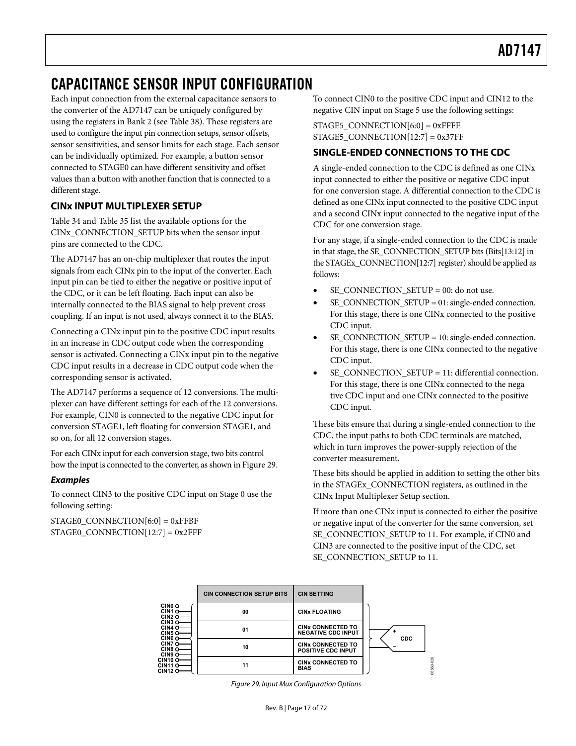# CAPACITANCE SENSOR INPUT CONFIGURATION

Each input connection from the external capacitance sensors to the converter of the AD7147 can be uniquely configured by using the registers in Bank 2 (see Table 38). These registers are used to configure the input pin connection setups, sensor offsets, sensor sensitivities, and sensor limits for each stage. Each sensor can be individually optimized. For example, a button sensor connected to STAGE0 can have different sensitivity and offset values than a button with another function that is connected to a different stage.

## CINx INPUT MULTIPLEXER SETUP

Table 34 and Table 35 list the available options for the CINx_CONNECTION_SETUP bits when the sensor input pins are connected to the CDC.

The AD7147 has an on-chip multiplexer that routes the input signals from each CINx pin to the input of the converter. Each input pin can be tied to either the negative or positive input of the CDC, or it can be left floating. Each input can also be internally connected to the BIAS signal to help prevent cross coupling. If an input is not used, always connect it to the BIAS.

Connecting a CINx input pin to the positive CDC input results in an increase in CDC output code when the corresponding sensor is activated. Connecting a CINx input pin to the negative CDC input results in a decrease in CDC output code when the corresponding sensor is activated.

The AD7147 performs a sequence of 12 conversions. The multiplexer can have different settings for each of the 12 conversions. For example, CIN0 is connected to the negative CDC input for conversion STAGE1, left floating for conversion STAGE1, and so on, for all 12 conversion stages.

For each CINx input for each conversion stage, two bits control how the input is connected to the converter, as shown in Figure 29.

### *Examples*

To connect CIN3 to the positive CDC input on Stage 0 use the following setting:

STAGE0_CONNECTION[6:0] = 0xFFBF
STAGE0_CONNECTION[12:7] = 0x2FFF

To connect CIN0 to the positive CDC input and CIN12 to the negative CIN input on Stage 5 use the following settings:

STAGE5_CONNECTION[6:0] = 0xFFFE
STAGE5_CONNECTION[12:7] = 0x37FF

## SINGLE-ENDED CONNECTIONS TO THE CDC

A single-ended connection to the CDC is defined as one CINx input connected to either the positive or negative CDC input for one conversion stage. A differential connection to the CDC is defined as one CINx input connected to the positive CDC input and a second CINx input connected to the negative input of the CDC for one conversion stage.

For any stage, if a single-ended connection to the CDC is made in that stage, the SE_CONNECTION_SETUP bits (Bits[13:12] in the STAGEx_CONNECTION[12:7] register) should be applied as follows:

- SE_CONNECTION_SETUP = 00: do not use.
- SE_CONNECTION_SETUP = 01: single-ended connection. For this stage, there is one CINx connected to the positive CDC input.
- SE_CONNECTION_SETUP = 10: single-ended connection. For this stage, there is one CINx connected to the negative CDC input.
- SE_CONNECTION_SETUP = 11: differential connection. For this stage, there is one CINx connected to the negative CDC input and one CINx connected to the positive CDC input.

These bits ensure that during a single-ended connection to the CDC, the input paths to both CDC terminals are matched, which in turn improves the power-supply rejection of the converter measurement.

These bits should be applied in addition to setting the other bits in the STAGEx_CONNECTION registers, as outlined in the CINx Input Multiplexer Setup section.

If more than one CINx input is connected to either the positive or negative input of the converter for the same conversion, set SE_CONNECTION_SETUP to 11. For example, if CIN0 and CIN3 are connected to the positive input of the CDC, set SE_CONNECTION_SETUP to 11.

CIN0
CIN1
CIN2
CIN3
CIN4
CIN5
CIN6
CIN7
CIN8
CIN9
CIN10
CIN11
CIN12

| CIN CONNECTION SETUP BITS | CIN SETTING |
|---|---|
| 00 | CINx FLOATING |
| 01 | CINx CONNECTED TO NEGATIVE CDC INPUT |
| 10 | CINx CONNECTED TO POSITIVE CDC INPUT |
| 11 | CINx CONNECTED TO BIAS |

+
CDC
–

06663-026

*Figure 29. Input Mux Configuration Options*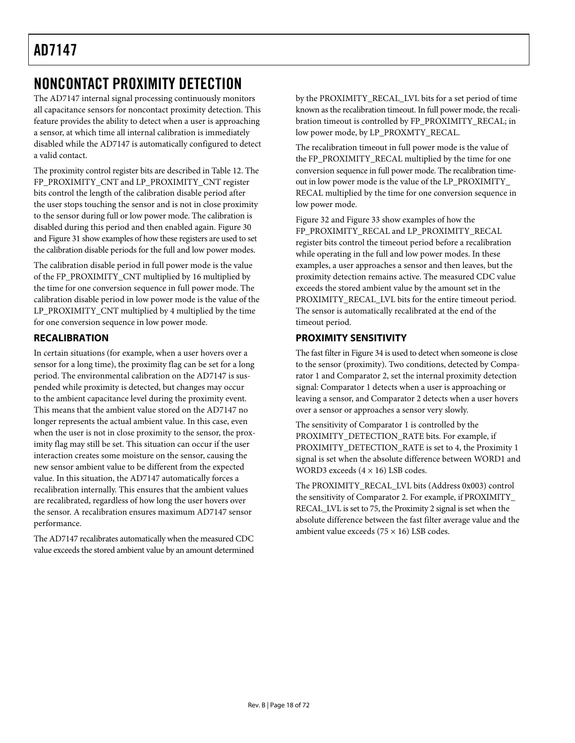# NONCONTACT PROXIMITY DETECTION

The AD7147 internal signal processing continuously monitors all capacitance sensors for noncontact proximity detection. This feature provides the ability to detect when a user is approaching a sensor, at which time all internal calibration is immediately disabled while the AD7147 is automatically configured to detect a valid contact.

The proximity control register bits are described in Table 12. The FP_PROXIMITY_CNT and LP_PROXIMITY_CNT register bits control the length of the calibration disable period after the user stops touching the sensor and is not in close proximity to the sensor during full or low power mode. The calibration is disabled during this period and then enabled again. Figure 30 and Figure 31 show examples of how these registers are used to set the calibration disable periods for the full and low power modes.

The calibration disable period in full power mode is the value of the FP_PROXIMITY_CNT multiplied by 16 multiplied by the time for one conversion sequence in full power mode. The calibration disable period in low power mode is the value of the LP_PROXIMITY_CNT multiplied by 4 multiplied by the time for one conversion sequence in low power mode.

## RECALIBRATION

In certain situations (for example, when a user hovers over a sensor for a long time), the proximity flag can be set for a long period. The environmental calibration on the AD7147 is suspended while proximity is detected, but changes may occur to the ambient capacitance level during the proximity event. This means that the ambient value stored on the AD7147 no longer represents the actual ambient value. In this case, even when the user is not in close proximity to the sensor, the proximity flag may still be set. This situation can occur if the user interaction creates some moisture on the sensor, causing the new sensor ambient value to be different from the expected value. In this situation, the AD7147 automatically forces a recalibration internally. This ensures that the ambient values are recalibrated, regardless of how long the user hovers over the sensor. A recalibration ensures maximum AD7147 sensor performance.

The AD7147 recalibrates automatically when the measured CDC value exceeds the stored ambient value by an amount determined by the PROXIMITY_RECAL_LVL bits for a set period of time known as the recalibration timeout. In full power mode, the recalibration timeout is controlled by FP_PROXIMITY_RECAL; in low power mode, by LP_PROXMTY_RECAL.

The recalibration timeout in full power mode is the value of the FP_PROXIMITY_RECAL multiplied by the time for one conversion sequence in full power mode. The recalibration timeout in low power mode is the value of the LP_PROXIMITY_RECAL multiplied by the time for one conversion sequence in low power mode.

Figure 32 and Figure 33 show examples of how the FP_PROXIMITY_RECAL and LP_PROXIMITY_RECAL register bits control the timeout period before a recalibration while operating in the full and low power modes. In these examples, a user approaches a sensor and then leaves, but the proximity detection remains active. The measured CDC value exceeds the stored ambient value by the amount set in the PROXIMITY_RECAL_LVL bits for the entire timeout period. The sensor is automatically recalibrated at the end of the timeout period.

## PROXIMITY SENSITIVITY

The fast filter in Figure 34 is used to detect when someone is close to the sensor (proximity). Two conditions, detected by Comparator 1 and Comparator 2, set the internal proximity detection signal: Comparator 1 detects when a user is approaching or leaving a sensor, and Comparator 2 detects when a user hovers over a sensor or approaches a sensor very slowly.

The sensitivity of Comparator 1 is controlled by the PROXIMITY_DETECTION_RATE bits. For example, if PROXIMITY_DETECTION_RATE is set to 4, the Proximity 1 signal is set when the absolute difference between WORD1 and WORD3 exceeds ($4 \times 16$) LSB codes.

The PROXIMITY_RECAL_LVL bits (Address 0x003) control the sensitivity of Comparator 2. For example, if PROXIMITY_RECAL_LVL is set to 75, the Proximity 2 signal is set when the absolute difference between the fast filter average value and the ambient value exceeds ($75 \times 16$) LSB codes.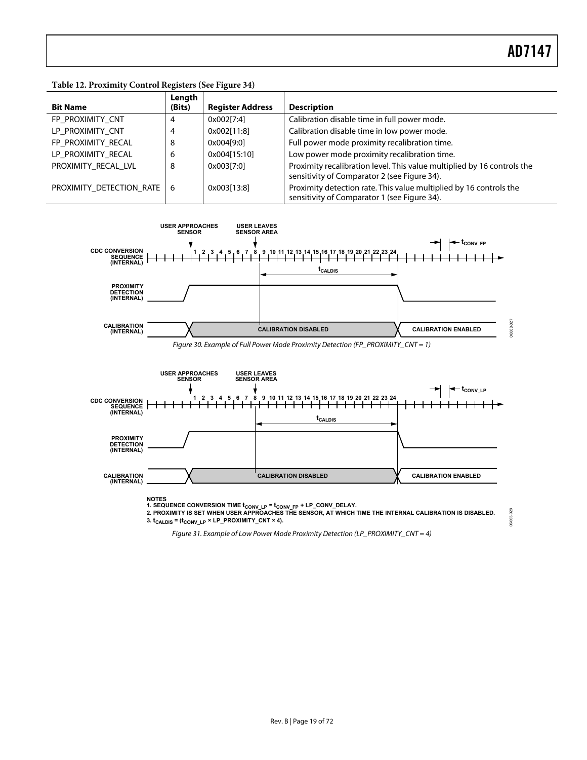**Table 12. Proximity Control Registers (See Figure 34)**

| Bit Name | Length (Bits) | Register Address | Description |
|---|---|---|---|
| FP_PROXIMITY_CNT | 4 | 0x002[7:4] | Calibration disable time in full power mode. |
| LP_PROXIMITY_CNT | 4 | 0x002[11:8] | Calibration disable time in low power mode. |
| FP_PROXIMITY_RECAL | 8 | 0x004[9:0] | Full power mode proximity recalibration time. |
| LP_PROXIMITY_RECAL | 6 | 0x004[15:10] | Low power mode proximity recalibration time. |
| PROXIMITY_RECAL_LVL | 8 | 0x003[7:0] | Proximity recalibration level. This value multiplied by 16 controls the sensitivity of Comparator 2 (see Figure 34). |
| PROXIMITY_DETECTION_RATE | 6 | 0x003[13:8] | Proximity detection rate. This value multiplied by 16 controls the sensitivity of Comparator 1 (see Figure 34). |

USER APPROACHES SENSOR
USER LEAVES SENSOR AREA
$t_{CONV\_FP}$
CDC CONVERSION SEQUENCE (INTERNAL)
1 2 3 4 5 6 7 8 9 10 11 12 13 14 15 16 17 18 19 20 21 22 23 24
$t_{CALDIS}$
PROXIMITY DETECTION (INTERNAL)
CALIBRATION (INTERNAL)
CALIBRATION DISABLED
CALIBRATION ENABLED
06663-027

*Figure 30. Example of Full Power Mode Proximity Detection (FP_PROXIMITY_CNT = 1)*

USER APPROACHES SENSOR
USER LEAVES SENSOR AREA
$t_{CONV\_LP}$
CDC CONVERSION SEQUENCE (INTERNAL)
1 2 3 4 5 6 7 8 9 10 11 12 13 14 15 16 17 18 19 20 21 22 23 24
$t_{CALDIS}$
PROXIMITY DETECTION (INTERNAL)
CALIBRATION (INTERNAL)
CALIBRATION DISABLED
CALIBRATION ENABLED

NOTES
1. SEQUENCE CONVERSION TIME $t_{CONV\_LP} = t_{CONV\_FP}$ + LP_CONV_DELAY.
2. PROXIMITY IS SET WHEN USER APPROACHES THE SENSOR, AT WHICH TIME THE INTERNAL CALIBRATION IS DISABLED.
3. $t_{CALDIS} = (t_{CONV\_LP} \times$ LP_PROXIMITY_CNT × 4).
06663-028

*Figure 31. Example of Low Power Mode Proximity Detection (LP_PROXIMITY_CNT = 4)*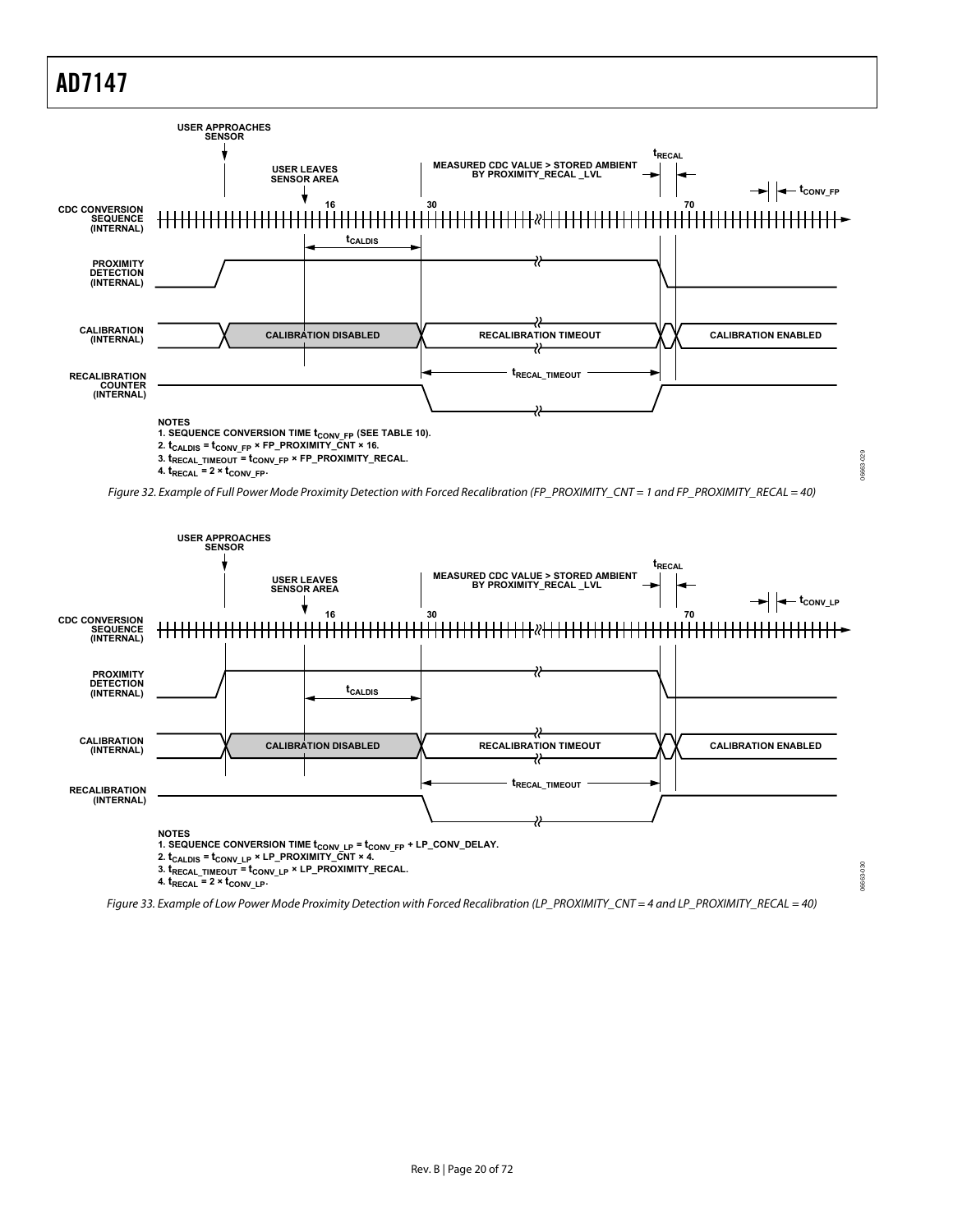USER APPROACHES SENSOR

USER LEAVES SENSOR AREA

MEASURED CDC VALUE > STORED AMBIENT BY PROXIMITY_RECAL _LVL

$t_{RECAL}$

$t_{CONV\_FP}$

CDC CONVERSION SEQUENCE (INTERNAL)

16

30

70

$t_{CALDIS}$

PROXIMITY DETECTION (INTERNAL)

CALIBRATION (INTERNAL)

CALIBRATION DISABLED

RECALIBRATION TIMEOUT

CALIBRATION ENABLED

RECALIBRATION COUNTER (INTERNAL)

$t_{RECAL\_TIMEOUT}$

NOTES
1. SEQUENCE CONVERSION TIME $t_{CONV\_FP}$ (SEE TABLE 10).
2. $t_{CALDIS} = t_{CONV\_FP} \times$ FP_PROXIMITY_CNT × 16.
3. $t_{RECAL\_TIMEOUT} = t_{CONV\_FP} \times$ FP_PROXIMITY_RECAL.
4. $t_{RECAL} = 2 \times t_{CONV\_FP}$.

06663-029

*Figure 32. Example of Full Power Mode Proximity Detection with Forced Recalibration (FP_PROXIMITY_CNT = 1 and FP_PROXIMITY_RECAL = 40)*

USER APPROACHES SENSOR

USER LEAVES SENSOR AREA

MEASURED CDC VALUE > STORED AMBIENT BY PROXIMITY_RECAL _LVL

$t_{RECAL}$

$t_{CONV\_LP}$

CDC CONVERSION SEQUENCE (INTERNAL)

16

30

70

PROXIMITY DETECTION (INTERNAL)

$t_{CALDIS}$

CALIBRATION (INTERNAL)

CALIBRATION DISABLED

RECALIBRATION TIMEOUT

CALIBRATION ENABLED

RECALIBRATION (INTERNAL)

$t_{RECAL\_TIMEOUT}$

NOTES
1. SEQUENCE CONVERSION TIME $t_{CONV\_LP} = t_{CONV\_FP}$ + LP_CONV_DELAY.
2. $t_{CALDIS} = t_{CONV\_LP} \times$ LP_PROXIMITY_CNT × 4.
3. $t_{RECAL\_TIMEOUT} = t_{CONV\_LP} \times$ LP_PROXIMITY_RECAL.
4. $t_{RECAL} = 2 \times t_{CONV\_LP}$.

06663-030

*Figure 33. Example of Low Power Mode Proximity Detection with Forced Recalibration (LP_PROXIMITY_CNT = 4 and LP_PROXIMITY_RECAL = 40)*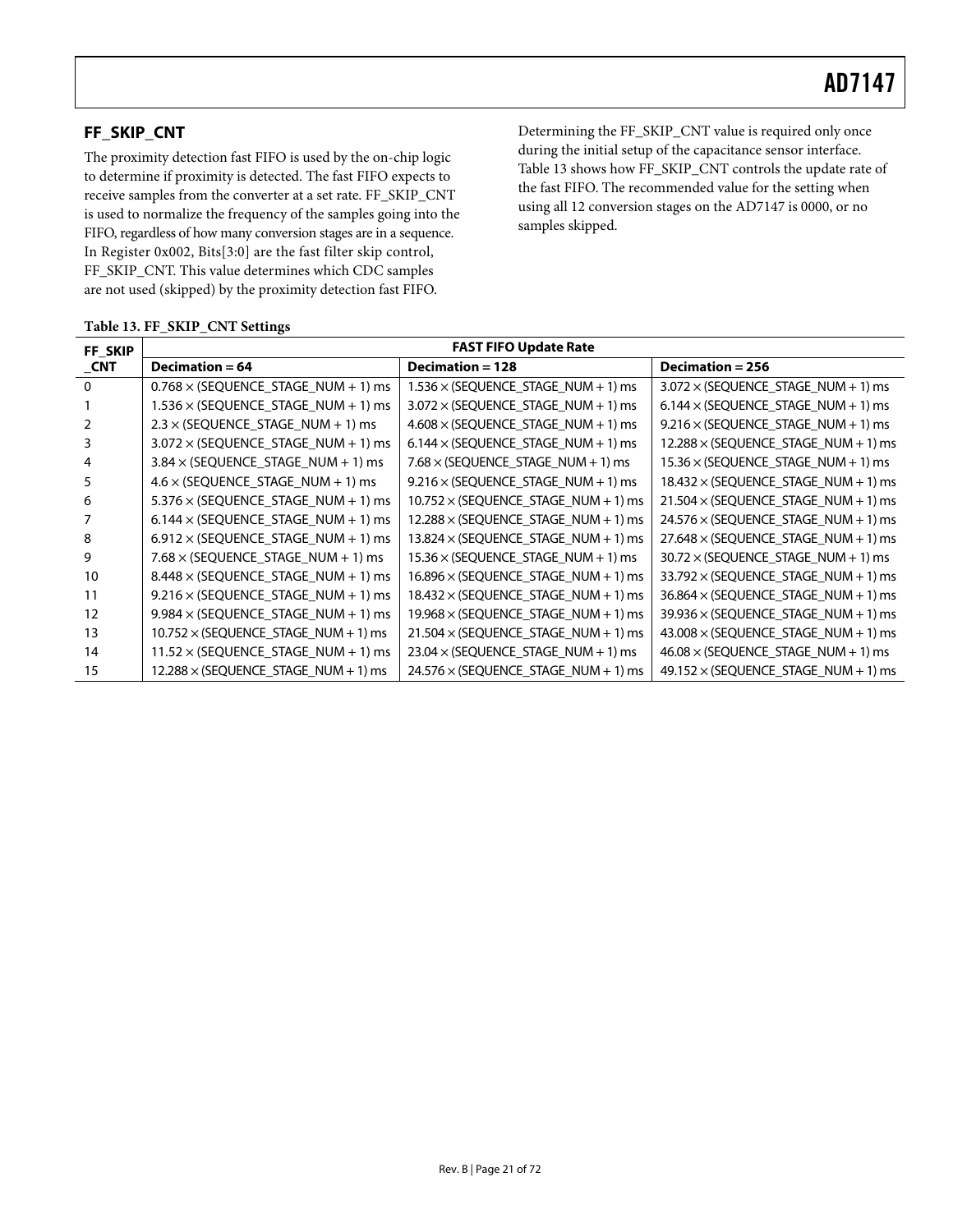## FF_SKIP_CNT

The proximity detection fast FIFO is used by the on-chip logic to determine if proximity is detected. The fast FIFO expects to receive samples from the converter at a set rate. FF_SKIP_CNT is used to normalize the frequency of the samples going into the FIFO, regardless of how many conversion stages are in a sequence. In Register 0x002, Bits[3:0] are the fast filter skip control, FF_SKIP_CNT. This value determines which CDC samples are not used (skipped) by the proximity detection fast FIFO.

Determining the FF_SKIP_CNT value is required only once during the initial setup of the capacitance sensor interface. Table 13 shows how FF_SKIP_CNT controls the update rate of the fast FIFO. The recommended value for the setting when using all 12 conversion stages on the AD7147 is 0000, or no samples skipped.

**Table 13. FF_SKIP_CNT Settings**

| FF_SKIP_CNT | FAST FIFO Update Rate | | |
|---|---|---|---|
| | **Decimation = 64** | **Decimation = 128** | **Decimation = 256** |
| 0 | 0.768 × (SEQUENCE_STAGE_NUM + 1) ms | 1.536 × (SEQUENCE_STAGE_NUM + 1) ms | 3.072 × (SEQUENCE_STAGE_NUM + 1) ms |
| 1 | 1.536 × (SEQUENCE_STAGE_NUM + 1) ms | 3.072 × (SEQUENCE_STAGE_NUM + 1) ms | 6.144 × (SEQUENCE_STAGE_NUM + 1) ms |
| 2 | 2.3 × (SEQUENCE_STAGE_NUM + 1) ms | 4.608 × (SEQUENCE_STAGE_NUM + 1) ms | 9.216 × (SEQUENCE_STAGE_NUM + 1) ms |
| 3 | 3.072 × (SEQUENCE_STAGE_NUM + 1) ms | 6.144 × (SEQUENCE_STAGE_NUM + 1) ms | 12.288 × (SEQUENCE_STAGE_NUM + 1) ms |
| 4 | 3.84 × (SEQUENCE_STAGE_NUM + 1) ms | 7.68 × (SEQUENCE_STAGE_NUM + 1) ms | 15.36 × (SEQUENCE_STAGE_NUM + 1) ms |
| 5 | 4.6 × (SEQUENCE_STAGE_NUM + 1) ms | 9.216 × (SEQUENCE_STAGE_NUM + 1) ms | 18.432 × (SEQUENCE_STAGE_NUM + 1) ms |
| 6 | 5.376 × (SEQUENCE_STAGE_NUM + 1) ms | 10.752 × (SEQUENCE_STAGE_NUM + 1) ms | 21.504 × (SEQUENCE_STAGE_NUM + 1) ms |
| 7 | 6.144 × (SEQUENCE_STAGE_NUM + 1) ms | 12.288 × (SEQUENCE_STAGE_NUM + 1) ms | 24.576 × (SEQUENCE_STAGE_NUM + 1) ms |
| 8 | 6.912 × (SEQUENCE_STAGE_NUM + 1) ms | 13.824 × (SEQUENCE_STAGE_NUM + 1) ms | 27.648 × (SEQUENCE_STAGE_NUM + 1) ms |
| 9 | 7.68 × (SEQUENCE_STAGE_NUM + 1) ms | 15.36 × (SEQUENCE_STAGE_NUM + 1) ms | 30.72 × (SEQUENCE_STAGE_NUM + 1) ms |
| 10 | 8.448 × (SEQUENCE_STAGE_NUM + 1) ms | 16.896 × (SEQUENCE_STAGE_NUM + 1) ms | 33.792 × (SEQUENCE_STAGE_NUM + 1) ms |
| 11 | 9.216 × (SEQUENCE_STAGE_NUM + 1) ms | 18.432 × (SEQUENCE_STAGE_NUM + 1) ms | 36.864 × (SEQUENCE_STAGE_NUM + 1) ms |
| 12 | 9.984 × (SEQUENCE_STAGE_NUM + 1) ms | 19.968 × (SEQUENCE_STAGE_NUM + 1) ms | 39.936 × (SEQUENCE_STAGE_NUM + 1) ms |
| 13 | 10.752 × (SEQUENCE_STAGE_NUM + 1) ms | 21.504 × (SEQUENCE_STAGE_NUM + 1) ms | 43.008 × (SEQUENCE_STAGE_NUM + 1) ms |
| 14 | 11.52 × (SEQUENCE_STAGE_NUM + 1) ms | 23.04 × (SEQUENCE_STAGE_NUM + 1) ms | 46.08 × (SEQUENCE_STAGE_NUM + 1) ms |
| 15 | 12.288 × (SEQUENCE_STAGE_NUM + 1) ms | 24.576 × (SEQUENCE_STAGE_NUM + 1) ms | 49.152 × (SEQUENCE_STAGE_NUM + 1) ms |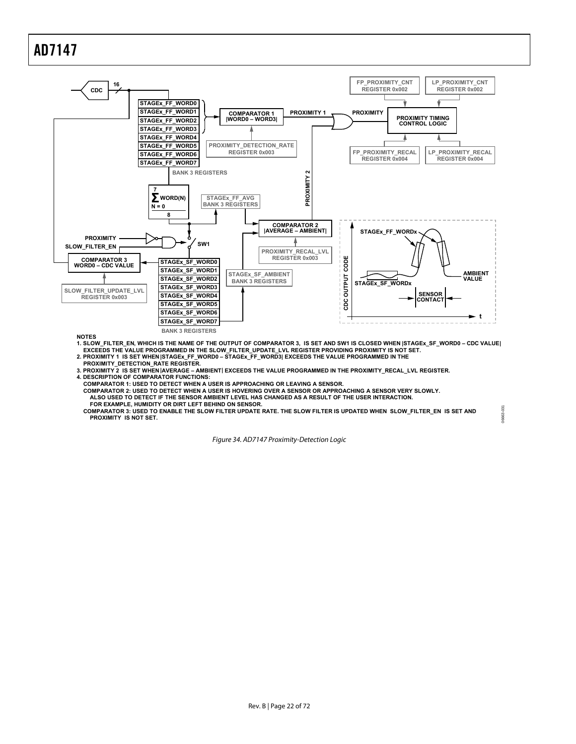CDC
16
STAGEx_FF_WORD0
STAGEx_FF_WORD1
STAGEx_FF_WORD2
STAGEx_FF_WORD3
STAGEx_FF_WORD4
STAGEx_FF_WORD5
STAGEx_FF_WORD6
STAGEx_FF_WORD7
BANK 3 REGISTERS
COMPARATOR 1
|WORD0 – WORD3|
PROXIMITY 1
PROXIMITY_DETECTION_RATE
REGISTER 0x003
PROXIMITY
PROXIMITY TIMING
CONTROL LOGIC
FP_PROXIMITY_CNT
REGISTER 0x002
LP_PROXIMITY_CNT
REGISTER 0x002
FP_PROXIMITY_RECAL
REGISTER 0x004
LP_PROXIMITY_RECAL
REGISTER 0x004
PROXIMITY 2

$\sum_{N=0}^{7} \text{WORD}(N)$
8

STAGEx_FF_AVG
BANK 3 REGISTERS
COMPARATOR 2
|AVERAGE – AMBIENT|
PROXIMITY_RECAL_LVL
REGISTER 0x003
PROXIMITY
SLOW_FILTER_EN
SW1
COMPARATOR 3
WORD0 – CDC VALUE
SLOW_FILTER_UPDATE_LVL
REGISTER 0x003
STAGEx_SF_WORD0
STAGEx_SF_WORD1
STAGEx_SF_WORD2
STAGEx_SF_WORD3
STAGEx_SF_WORD4
STAGEx_SF_WORD5
STAGEx_SF_WORD6
STAGEx_SF_WORD7
BANK 3 REGISTERS
STAGEx_SF_AMBIENT
BANK 3 REGISTERS
STAGEx_FF_WORDx
CDC OUTPUT CODE
STAGEx_SF_WORDx
AMBIENT
VALUE
SENSOR
CONTACT
t

NOTES
1. SLOW_FILTER_EN, WHICH IS THE NAME OF THE OUTPUT OF COMPARATOR 3, IS SET AND SW1 IS CLOSED WHEN |STAGEx_SF_WORD0 – CDC VALUE| EXCEEDS THE VALUE PROGRAMMED IN THE SLOW_FILTER_UPDATE_LVL REGISTER PROVIDING PROXIMITY IS NOT SET.
2. PROXIMITY 1 IS SET WHEN |STAGEx_FF_WORD0 – STAGEx_FF_WORD3| EXCEEDS THE VALUE PROGRAMMED IN THE PROXIMITY_DETECTION_RATE REGISTER.
3. PROXIMITY 2 IS SET WHEN |AVERAGE – AMBIENT| EXCEEDS THE VALUE PROGRAMMED IN THE PROXIMITY_RECAL_LVL REGISTER.
4. DESCRIPTION OF COMPARATOR FUNCTIONS:
COMPARATOR 1: USED TO DETECT WHEN A USER IS APPROACHING OR LEAVING A SENSOR.
COMPARATOR 2: USED TO DETECT WHEN A USER IS HOVERING OVER A SENSOR OR APPROACHING A SENSOR VERY SLOWLY. ALSO USED TO DETECT IF THE SENSOR AMBIENT LEVEL HAS CHANGED AS A RESULT OF THE USER INTERACTION. FOR EXAMPLE, HUMIDITY OR DIRT LEFT BEHIND ON SENSOR.
COMPARATOR 3: USED TO ENABLE THE SLOW FILTER UPDATE RATE. THE SLOW FILTER IS UPDATED WHEN SLOW_FILTER_EN IS SET AND PROXIMITY IS NOT SET.

06663-031

Figure 34. AD7147 Proximity-Detection Logic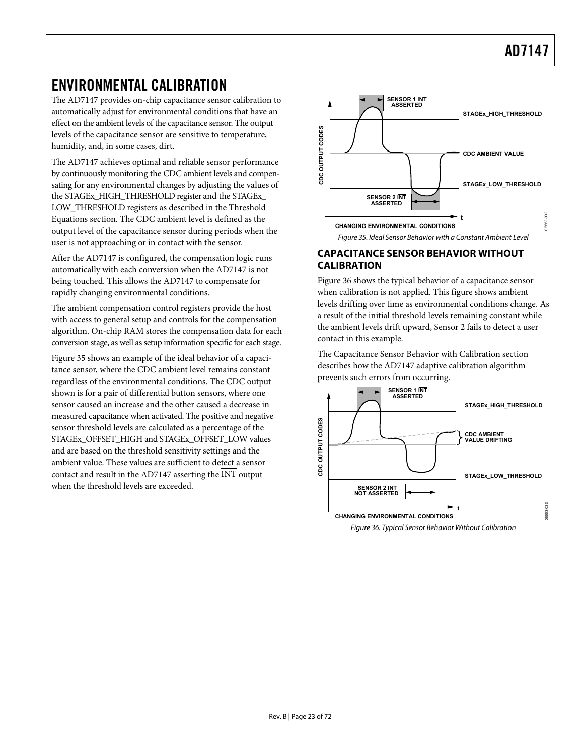# ENVIRONMENTAL CALIBRATION

The AD7147 provides on-chip capacitance sensor calibration to automatically adjust for environmental conditions that have an effect on the ambient levels of the capacitance sensor. The output levels of the capacitance sensor are sensitive to temperature, humidity, and, in some cases, dirt.

The AD7147 achieves optimal and reliable sensor performance by continuously monitoring the CDC ambient levels and compensating for any environmental changes by adjusting the values of the STAGEx_HIGH_THRESHOLD register and the STAGEx_LOW_THRESHOLD registers as described in the Threshold Equations section. The CDC ambient level is defined as the output level of the capacitance sensor during periods when the user is not approaching or in contact with the sensor.

After the AD7147 is configured, the compensation logic runs automatically with each conversion when the AD7147 is not being touched. This allows the AD7147 to compensate for rapidly changing environmental conditions.

The ambient compensation control registers provide the host with access to general setup and controls for the compensation algorithm. On-chip RAM stores the compensation data for each conversion stage, as well as setup information specific for each stage.

Figure 35 shows an example of the ideal behavior of a capacitance sensor, where the CDC ambient level remains constant regardless of the environmental conditions. The CDC output shown is for a pair of differential button sensors, where one sensor caused an increase and the other caused a decrease in measured capacitance when activated. The positive and negative sensor threshold levels are calculated as a percentage of the STAGEx_OFFSET_HIGH and STAGEx_OFFSET_LOW values and are based on the threshold sensitivity settings and the ambient value. These values are sufficient to detect a sensor contact and result in the AD7147 asserting the $\overline{\text{INT}}$ output when the threshold levels are exceeded.

*Figure 35. Ideal Sensor Behavior with a Constant Ambient Level*

## CAPACITANCE SENSOR BEHAVIOR WITHOUT CALIBRATION

Figure 36 shows the typical behavior of a capacitance sensor when calibration is not applied. This figure shows ambient levels drifting over time as environmental conditions change. As a result of the initial threshold levels remaining constant while the ambient levels drift upward, Sensor 2 fails to detect a user contact in this example.

The Capacitance Sensor Behavior with Calibration section describes how the AD7147 adaptive calibration algorithm prevents such errors from occurring.

*Figure 36. Typical Sensor Behavior Without Calibration*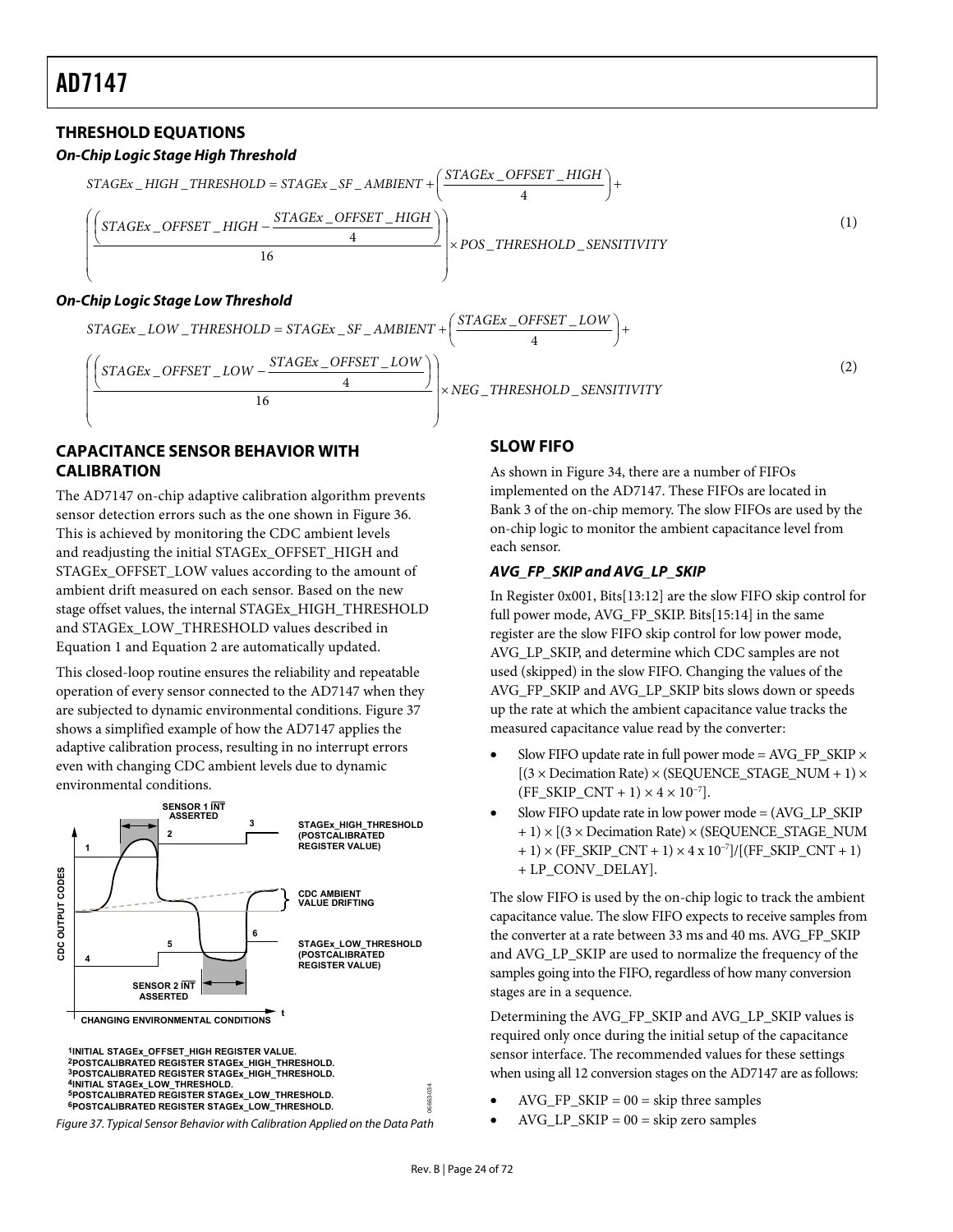## THRESHOLD EQUATIONS

### *On-Chip Logic Stage High Threshold*

$$STAGEx\_HIGH\_THRESHOLD = STAGEx\_SF\_AMBIENT + \left(\frac{STAGEx\_OFFSET\_HIGH}{4}\right) + \left(\frac{\left(STAGEx\_OFFSET\_HIGH - \frac{STAGEx\_OFFSET\_HIGH}{4}\right)}{16}\right) \times POS\_THRESHOLD\_SENSITIVITY \quad (1)$$

### *On-Chip Logic Stage Low Threshold*

$$STAGEx\_LOW\_THRESHOLD = STAGEx\_SF\_AMBIENT + \left(\frac{STAGEx\_OFFSET\_LOW}{4}\right) + \left(\frac{\left(STAGEx\_OFFSET\_LOW - \frac{STAGEx\_OFFSET\_LOW}{4}\right)}{16}\right) \times NEG\_THRESHOLD\_SENSITIVITY \quad (2)$$

## CAPACITANCE SENSOR BEHAVIOR WITH CALIBRATION

The AD7147 on-chip adaptive calibration algorithm prevents sensor detection errors such as the one shown in Figure 36. This is achieved by monitoring the CDC ambient levels and readjusting the initial STAGEx_OFFSET_HIGH and STAGEx_OFFSET_LOW values according to the amount of ambient drift measured on each sensor. Based on the new stage offset values, the internal STAGEx_HIGH_THRESHOLD and STAGEx_LOW_THRESHOLD values described in Equation 1 and Equation 2 are automatically updated.

This closed-loop routine ensures the reliability and repeatable operation of every sensor connected to the AD7147 when they are subjected to dynamic environmental conditions. Figure 37 shows a simplified example of how the AD7147 applies the adaptive calibration process, resulting in no interrupt errors even with changing CDC ambient levels due to dynamic environmental conditions.

1INITIAL STAGEx_OFFSET_HIGH REGISTER VALUE.
2POSTCALIBRATED REGISTER STAGEx_HIGH_THRESHOLD.
3POSTCALIBRATED REGISTER STAGEx_HIGH_THRESHOLD.
4INITIAL STAGEx_LOW_THRESHOLD.
5POSTCALIBRATED REGISTER STAGEx_LOW_THRESHOLD.
6POSTCALIBRATED REGISTER STAGEx_LOW_THRESHOLD.

*Figure 37. Typical Sensor Behavior with Calibration Applied on the Data Path*

## SLOW FIFO

As shown in Figure 34, there are a number of FIFOs implemented on the AD7147. These FIFOs are located in Bank 3 of the on-chip memory. The slow FIFOs are used by the on-chip logic to monitor the ambient capacitance level from each sensor.

### *AVG_FP_SKIP and AVG_LP_SKIP*

In Register 0x001, Bits[13:12] are the slow FIFO skip control for full power mode, AVG_FP_SKIP. Bits[15:14] in the same register are the slow FIFO skip control for low power mode, AVG_LP_SKIP, and determine which CDC samples are not used (skipped) in the slow FIFO. Changing the values of the AVG_FP_SKIP and AVG_LP_SKIP bits slows down or speeds up the rate at which the ambient capacitance value tracks the measured capacitance value read by the converter:

- Slow FIFO update rate in full power mode = AVG_FP_SKIP × [(3 × Decimation Rate) × (SEQUENCE_STAGE_NUM + 1) × (FF_SKIP_CNT + 1) × 4 × $10^{-7}$].
- Slow FIFO update rate in low power mode = (AVG_LP_SKIP + 1) × [(3 × Decimation Rate) × (SEQUENCE_STAGE_NUM + 1) × (FF_SKIP_CNT + 1) × 4 x $10^{-7}$]/[(FF_SKIP_CNT + 1) + LP_CONV_DELAY].

The slow FIFO is used by the on-chip logic to track the ambient capacitance value. The slow FIFO expects to receive samples from the converter at a rate between 33 ms and 40 ms. AVG_FP_SKIP and AVG_LP_SKIP are used to normalize the frequency of the samples going into the FIFO, regardless of how many conversion stages are in a sequence.

Determining the AVG_FP_SKIP and AVG_LP_SKIP values is required only once during the initial setup of the capacitance sensor interface. The recommended values for these settings when using all 12 conversion stages on the AD7147 are as follows:

- AVG_FP_SKIP = 00 = skip three samples
- AVG_LP_SKIP = 00 = skip zero samples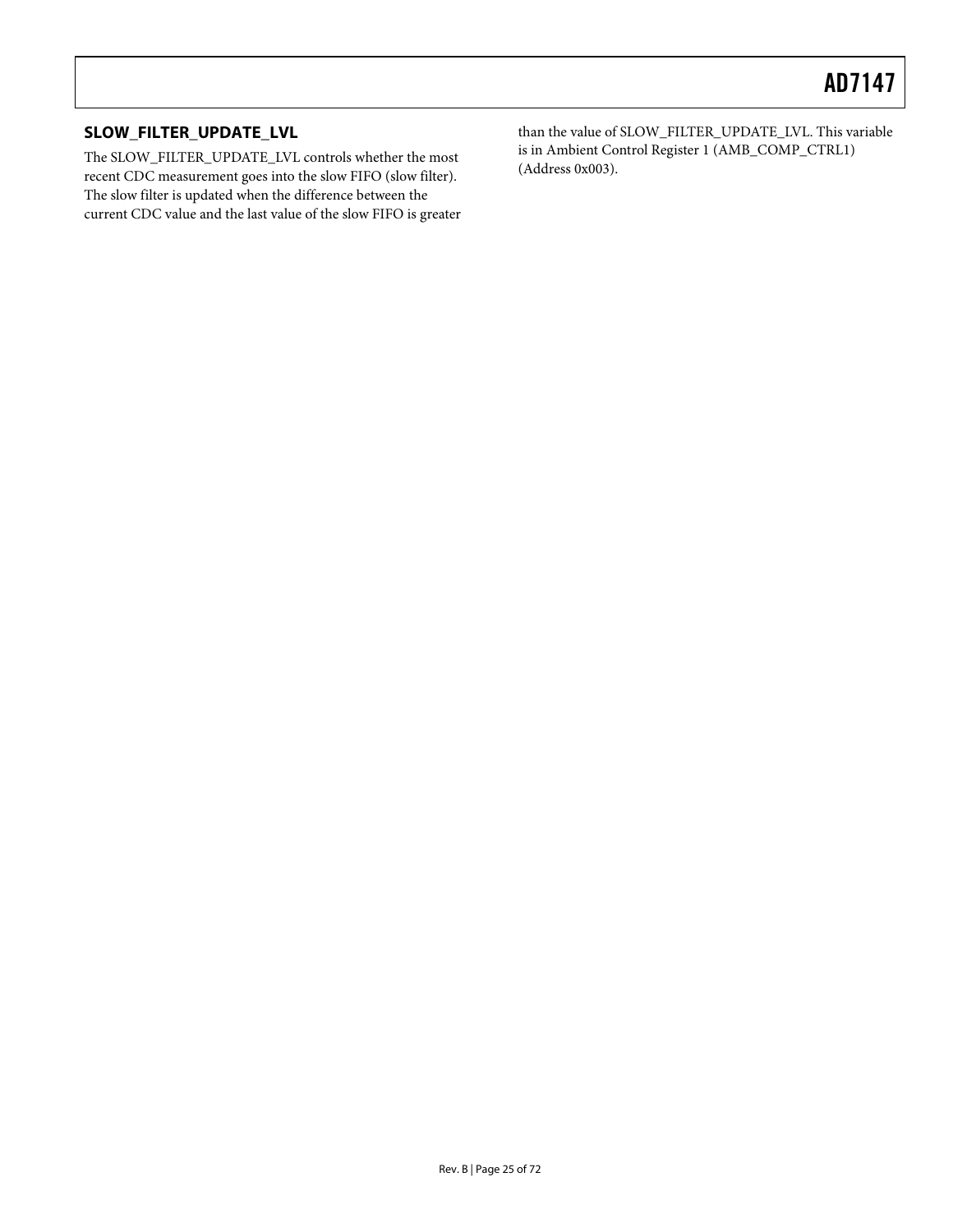### SLOW_FILTER_UPDATE_LVL

The SLOW_FILTER_UPDATE_LVL controls whether the most recent CDC measurement goes into the slow FIFO (slow filter). The slow filter is updated when the difference between the current CDC value and the last value of the slow FIFO is greater than the value of SLOW_FILTER_UPDATE_LVL. This variable is in Ambient Control Register 1 (AMB_COMP_CTRL1) (Address 0x003).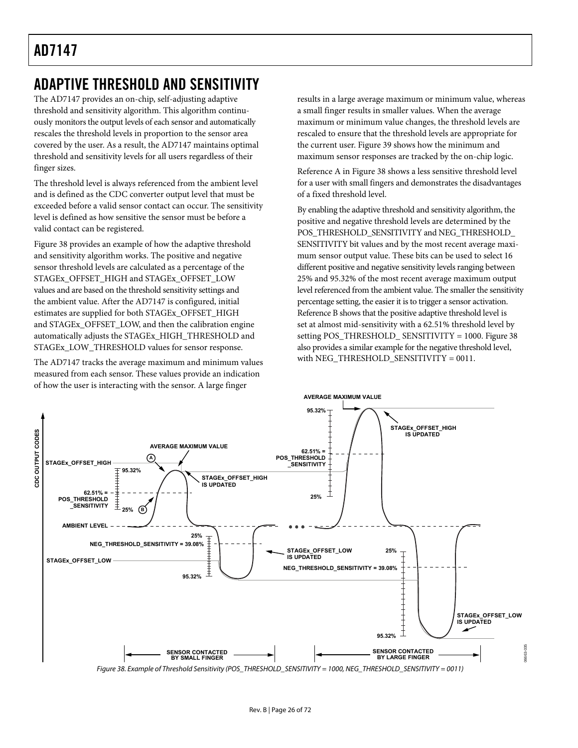## ADAPTIVE THRESHOLD AND SENSITIVITY

The AD7147 provides an on-chip, self-adjusting adaptive threshold and sensitivity algorithm. This algorithm continuously monitors the output levels of each sensor and automatically rescales the threshold levels in proportion to the sensor area covered by the user. As a result, the AD7147 maintains optimal threshold and sensitivity levels for all users regardless of their finger sizes.

The threshold level is always referenced from the ambient level and is defined as the CDC converter output level that must be exceeded before a valid sensor contact can occur. The sensitivity level is defined as how sensitive the sensor must be before a valid contact can be registered.

Figure 38 provides an example of how the adaptive threshold and sensitivity algorithm works. The positive and negative sensor threshold levels are calculated as a percentage of the STAGEx_OFFSET_HIGH and STAGEx_OFFSET_LOW values and are based on the threshold sensitivity settings and the ambient value. After the AD7147 is configured, initial estimates are supplied for both STAGEx_OFFSET_HIGH and STAGEx_OFFSET_LOW, and then the calibration engine automatically adjusts the STAGEx_HIGH_THRESHOLD and STAGEx_LOW_THRESHOLD values for sensor response.

The AD7147 tracks the average maximum and minimum values measured from each sensor. These values provide an indication of how the user is interacting with the sensor. A large finger results in a large average maximum or minimum value, whereas a small finger results in smaller values. When the average maximum or minimum value changes, the threshold levels are rescaled to ensure that the threshold levels are appropriate for the current user. Figure 39 shows how the minimum and maximum sensor responses are tracked by the on-chip logic.

Reference A in Figure 38 shows a less sensitive threshold level for a user with small fingers and demonstrates the disadvantages of a fixed threshold level.

By enabling the adaptive threshold and sensitivity algorithm, the positive and negative threshold levels are determined by the POS_THRESHOLD_SENSITIVITY and NEG_THRESHOLD_SENSITIVITY bit values and by the most recent average maximum sensor output value. These bits can be used to select 16 different positive and negative sensitivity levels ranging between 25% and 95.32% of the most recent average maximum output level referenced from the ambient value. The smaller the sensitivity percentage setting, the easier it is to trigger a sensor activation. Reference B shows that the positive adaptive threshold level is set at almost mid-sensitivity with a 62.51% threshold level by setting POS_THRESHOLD_ SENSITIVITY = 1000. Figure 38 also provides a similar example for the negative threshold level, with NEG_THRESHOLD_SENSITIVITY = 0011.

CDC OUTPUT CODES
AVERAGE MAXIMUM VALUE
STAGEx_OFFSET_HIGH IS UPDATED
95.32%
62.51% = POS_THRESHOLD_SENSITIVITY
25%
A
B
AMBIENT LEVEL
NEG_THRESHOLD_SENSITIVITY = 39.08%
STAGEx_OFFSET_LOW
STAGEx_OFFSET_LOW IS UPDATED
SENSOR CONTACTED BY SMALL FINGER
SENSOR CONTACTED BY LARGE FINGER
06663-035

*Figure 38. Example of Threshold Sensitivity (POS_THRESHOLD_SENSITIVITY = 1000, NEG_THRESHOLD_SENSITIVITY = 0011)*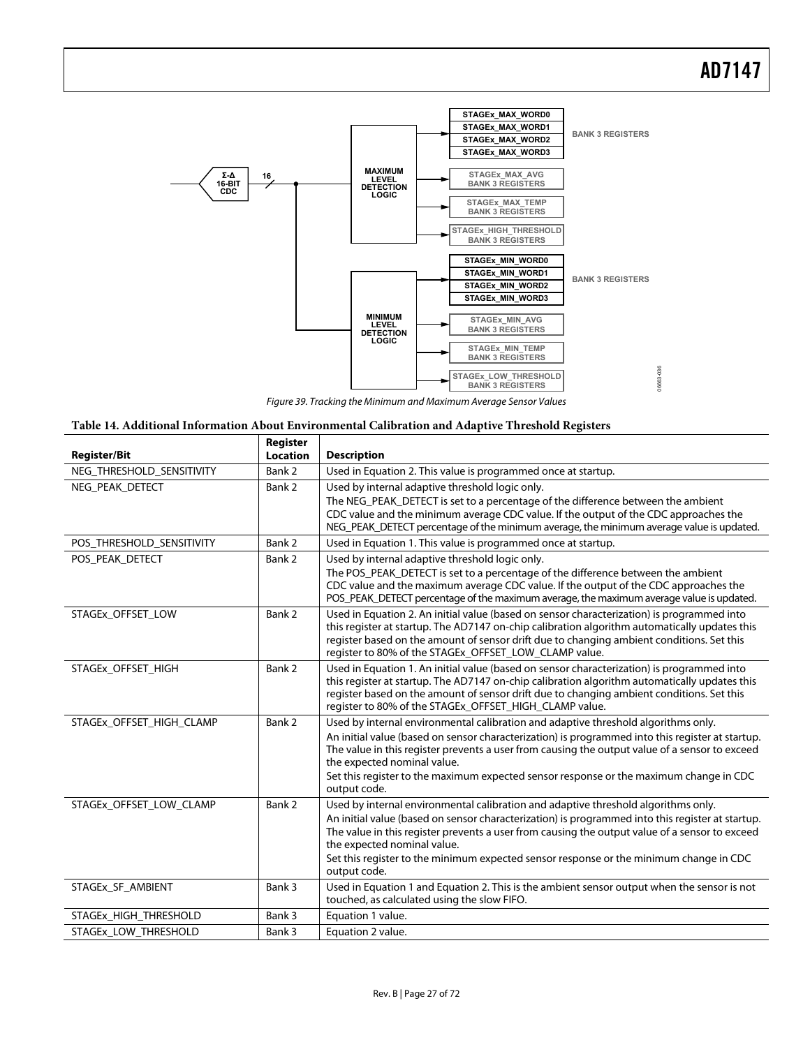Σ-Δ
16-BIT
CDC

16

MAXIMUM
LEVEL
DETECTION
LOGIC

STAGEx_MAX_WORD0
STAGEx_MAX_WORD1
STAGEx_MAX_WORD2
STAGEx_MAX_WORD3

BANK 3 REGISTERS

STAGEx_MAX_AVG
BANK 3 REGISTERS

STAGEx_MAX_TEMP
BANK 3 REGISTERS

STAGEx_HIGH_THRESHOLD
BANK 3 REGISTERS

MINIMUM
LEVEL
DETECTION
LOGIC

STAGEx_MIN_WORD0
STAGEx_MIN_WORD1
STAGEx_MIN_WORD2
STAGEx_MIN_WORD3

BANK 3 REGISTERS

STAGEx_MIN_AVG
BANK 3 REGISTERS

STAGEx_MIN_TEMP
BANK 3 REGISTERS

STAGEx_LOW_THRESHOLD
BANK 3 REGISTERS

06663-036

*Figure 39. Tracking the Minimum and Maximum Average Sensor Values*

**Table 14. Additional Information About Environmental Calibration and Adaptive Threshold Registers**

| Register/Bit | Register Location | Description |
|---|---|---|
| NEG_THRESHOLD_SENSITIVITY | Bank 2 | Used in Equation 2. This value is programmed once at startup. |
| NEG_PEAK_DETECT | Bank 2 | Used by internal adaptive threshold logic only. The NEG_PEAK_DETECT is set to a percentage of the difference between the ambient CDC value and the minimum average CDC value. If the output of the CDC approaches the NEG_PEAK_DETECT percentage of the minimum average, the minimum average value is updated. |
| POS_THRESHOLD_SENSITIVITY | Bank 2 | Used in Equation 1. This value is programmed once at startup. |
| POS_PEAK_DETECT | Bank 2 | Used by internal adaptive threshold logic only. The POS_PEAK_DETECT is set to a percentage of the difference between the ambient CDC value and the maximum average CDC value. If the output of the CDC approaches the POS_PEAK_DETECT percentage of the maximum average, the maximum average value is updated. |
| STAGEx_OFFSET_LOW | Bank 2 | Used in Equation 2. An initial value (based on sensor characterization) is programmed into this register at startup. The AD7147 on-chip calibration algorithm automatically updates this register based on the amount of sensor drift due to changing ambient conditions. Set this register to 80% of the STAGEx_OFFSET_LOW_CLAMP value. |
| STAGEx_OFFSET_HIGH | Bank 2 | Used in Equation 1. An initial value (based on sensor characterization) is programmed into this register at startup. The AD7147 on-chip calibration algorithm automatically updates this register based on the amount of sensor drift due to changing ambient conditions. Set this register to 80% of the STAGEx_OFFSET_HIGH_CLAMP value. |
| STAGEx_OFFSET_HIGH_CLAMP | Bank 2 | Used by internal environmental calibration and adaptive threshold algorithms only. An initial value (based on sensor characterization) is programmed into this register at startup. The value in this register prevents a user from causing the output value of a sensor to exceed the expected nominal value. Set this register to the maximum expected sensor response or the maximum change in CDC output code. |
| STAGEx_OFFSET_LOW_CLAMP | Bank 2 | Used by internal environmental calibration and adaptive threshold algorithms only. An initial value (based on sensor characterization) is programmed into this register at startup. The value in this register prevents a user from causing the output value of a sensor to exceed the expected nominal value. Set this register to the minimum expected sensor response or the minimum change in CDC output code. |
| STAGEx_SF_AMBIENT | Bank 3 | Used in Equation 1 and Equation 2. This is the ambient sensor output when the sensor is not touched, as calculated using the slow FIFO. |
| STAGEx_HIGH_THRESHOLD | Bank 3 | Equation 1 value. |
| STAGEx_LOW_THRESHOLD | Bank 3 | Equation 2 value. |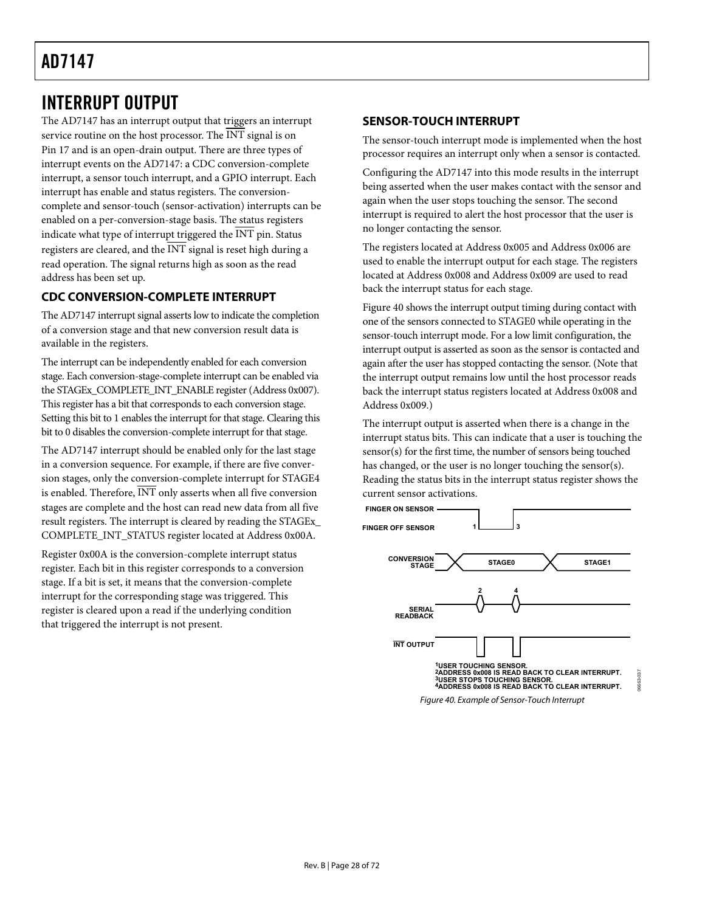# INTERRUPT OUTPUT

The AD7147 has an interrupt output that triggers an interrupt service routine on the host processor. The $\overline{\text{INT}}$ signal is on Pin 17 and is an open-drain output. There are three types of interrupt events on the AD7147: a CDC conversion-complete interrupt, a sensor touch interrupt, and a GPIO interrupt. Each interrupt has enable and status registers. The conversion-complete and sensor-touch (sensor-activation) interrupts can be enabled on a per-conversion-stage basis. The status registers indicate what type of interrupt triggered the $\overline{\text{INT}}$ pin. Status registers are cleared, and the $\overline{\text{INT}}$ signal is reset high during a read operation. The signal returns high as soon as the read address has been set up.

## CDC CONVERSION-COMPLETE INTERRUPT

The AD7147 interrupt signal asserts low to indicate the completion of a conversion stage and that new conversion result data is available in the registers.

The interrupt can be independently enabled for each conversion stage. Each conversion-stage-complete interrupt can be enabled via the STAGEx_COMPLETE_INT_ENABLE register (Address 0x007). This register has a bit that corresponds to each conversion stage. Setting this bit to 1 enables the interrupt for that stage. Clearing this bit to 0 disables the conversion-complete interrupt for that stage.

The AD7147 interrupt should be enabled only for the last stage in a conversion sequence. For example, if there are five conversion stages, only the conversion-complete interrupt for STAGE4 is enabled. Therefore, $\overline{\text{INT}}$ only asserts when all five conversion stages are complete and the host can read new data from all five result registers. The interrupt is cleared by reading the STAGEx_COMPLETE_INT_STATUS register located at Address 0x00A.

Register 0x00A is the conversion-complete interrupt status register. Each bit in this register corresponds to a conversion stage. If a bit is set, it means that the conversion-complete interrupt for the corresponding stage was triggered. This register is cleared upon a read if the underlying condition that triggered the interrupt is not present.

## SENSOR-TOUCH INTERRUPT

The sensor-touch interrupt mode is implemented when the host processor requires an interrupt only when a sensor is contacted.

Configuring the AD7147 into this mode results in the interrupt being asserted when the user makes contact with the sensor and again when the user stops touching the sensor. The second interrupt is required to alert the host processor that the user is no longer contacting the sensor.

The registers located at Address 0x005 and Address 0x006 are used to enable the interrupt output for each stage. The registers located at Address 0x008 and Address 0x009 are used to read back the interrupt status for each stage.

Figure 40 shows the interrupt output timing during contact with one of the sensors connected to STAGE0 while operating in the sensor-touch interrupt mode. For a low limit configuration, the interrupt output is asserted as soon as the sensor is contacted and again after the user has stopped contacting the sensor. (Note that the interrupt output remains low until the host processor reads back the interrupt status registers located at Address 0x008 and Address 0x009.)

The interrupt output is asserted when there is a change in the interrupt status bits. This can indicate that a user is touching the sensor(s) for the first time, the number of sensors being touched has changed, or the user is no longer touching the sensor(s). Reading the status bits in the interrupt status register shows the current sensor activations.

FINGER ON SENSOR
FINGER OFF SENSOR
1
3
CONVERSION STAGE
STAGE0
STAGE1
2
4
SERIAL READBACK
$\overline{\text{INT}}$ OUTPUT

1USER TOUCHING SENSOR.
2ADDRESS 0x008 IS READ BACK TO CLEAR INTERRUPT.
3USER STOPS TOUCHING SENSOR.
4ADDRESS 0x008 IS READ BACK TO CLEAR INTERRUPT.

06663-037

*Figure 40. Example of Sensor-Touch Interrupt*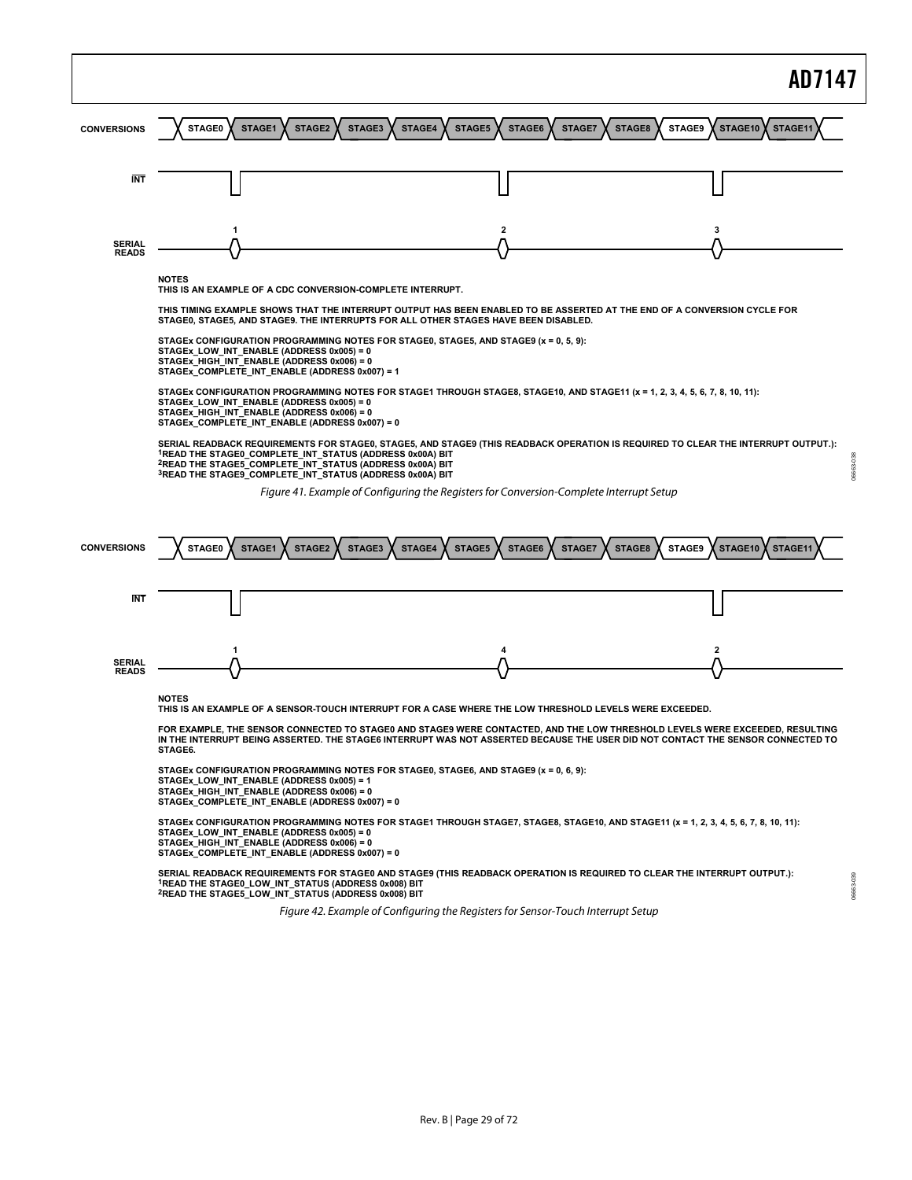CONVERSIONS
STAGE0 STAGE1 STAGE2 STAGE3 STAGE4 STAGE5 STAGE6 STAGE7 STAGE8 STAGE9 STAGE10 STAGE11

INT

SERIAL READS
1
2
3

NOTES
THIS IS AN EXAMPLE OF A CDC CONVERSION-COMPLETE INTERRUPT.

THIS TIMING EXAMPLE SHOWS THAT THE INTERRUPT OUTPUT HAS BEEN ENABLED TO BE ASSERTED AT THE END OF A CONVERSION CYCLE FOR STAGE0, STAGE5, AND STAGE9. THE INTERRUPTS FOR ALL OTHER STAGES HAVE BEEN DISABLED.

STAGEx CONFIGURATION PROGRAMMING NOTES FOR STAGE0, STAGE5, AND STAGE9 (x = 0, 5, 9):
STAGEx_LOW_INT_ENABLE (ADDRESS 0x005) = 0
STAGEx_HIGH_INT_ENABLE (ADDRESS 0x006) = 0
STAGEx_COMPLETE_INT_ENABLE (ADDRESS 0x007) = 1

STAGEx CONFIGURATION PROGRAMMING NOTES FOR STAGE1 THROUGH STAGE8, STAGE10, AND STAGE11 (x = 1, 2, 3, 4, 5, 6, 7, 8, 10, 11):
STAGEx_LOW_INT_ENABLE (ADDRESS 0x005) = 0
STAGEx_HIGH_INT_ENABLE (ADDRESS 0x006) = 0
STAGEx_COMPLETE_INT_ENABLE (ADDRESS 0x007) = 0

SERIAL READBACK REQUIREMENTS FOR STAGE0, STAGE5, AND STAGE9 (THIS READBACK OPERATION IS REQUIRED TO CLEAR THE INTERRUPT OUTPUT.):
[1]READ THE STAGE0_COMPLETE_INT_STATUS (ADDRESS 0x00A) BIT
[2]READ THE STAGE5_COMPLETE_INT_STATUS (ADDRESS 0x00A) BIT
[3]READ THE STAGE9_COMPLETE_INT_STATUS (ADDRESS 0x00A) BIT

06663-038

*Figure 41. Example of Configuring the Registers for Conversion-Complete Interrupt Setup*

CONVERSIONS
STAGE0 STAGE1 STAGE2 STAGE3 STAGE4 STAGE5 STAGE6 STAGE7 STAGE8 STAGE9 STAGE10 STAGE11

INT

SERIAL READS
1
4
2

NOTES
THIS IS AN EXAMPLE OF A SENSOR-TOUCH INTERRUPT FOR A CASE WHERE THE LOW THRESHOLD LEVELS WERE EXCEEDED.

FOR EXAMPLE, THE SENSOR CONNECTED TO STAGE0 AND STAGE9 WERE CONTACTED, AND THE LOW THRESHOLD LEVELS WERE EXCEEDED, RESULTING IN THE INTERRUPT BEING ASSERTED. THE STAGE6 INTERRUPT WAS NOT ASSERTED BECAUSE THE USER DID NOT CONTACT THE SENSOR CONNECTED TO STAGE6.

STAGEx CONFIGURATION PROGRAMMING NOTES FOR STAGE0, STAGE6, AND STAGE9 (x = 0, 6, 9):
STAGEx_LOW_INT_ENABLE (ADDRESS 0x005) = 1
STAGEx_HIGH_INT_ENABLE (ADDRESS 0x006) = 0
STAGEx_COMPLETE_INT_ENABLE (ADDRESS 0x007) = 0

STAGEx CONFIGURATION PROGRAMMING NOTES FOR STAGE1 THROUGH STAGE7, STAGE8, STAGE10, AND STAGE11 (x = 1, 2, 3, 4, 5, 6, 7, 8, 10, 11):
STAGEx_LOW_INT_ENABLE (ADDRESS 0x005) = 0
STAGEx_HIGH_INT_ENABLE (ADDRESS 0x006) = 0
STAGEx_COMPLETE_INT_ENABLE (ADDRESS 0x007) = 0

SERIAL READBACK REQUIREMENTS FOR STAGE0 AND STAGE9 (THIS READBACK OPERATION IS REQUIRED TO CLEAR THE INTERRUPT OUTPUT.):
[1]READ THE STAGE0_LOW_INT_STATUS (ADDRESS 0x008) BIT
[2]READ THE STAGE5_LOW_INT_STATUS (ADDRESS 0x008) BIT

06663-039

*Figure 42. Example of Configuring the Registers for Sensor-Touch Interrupt Setup*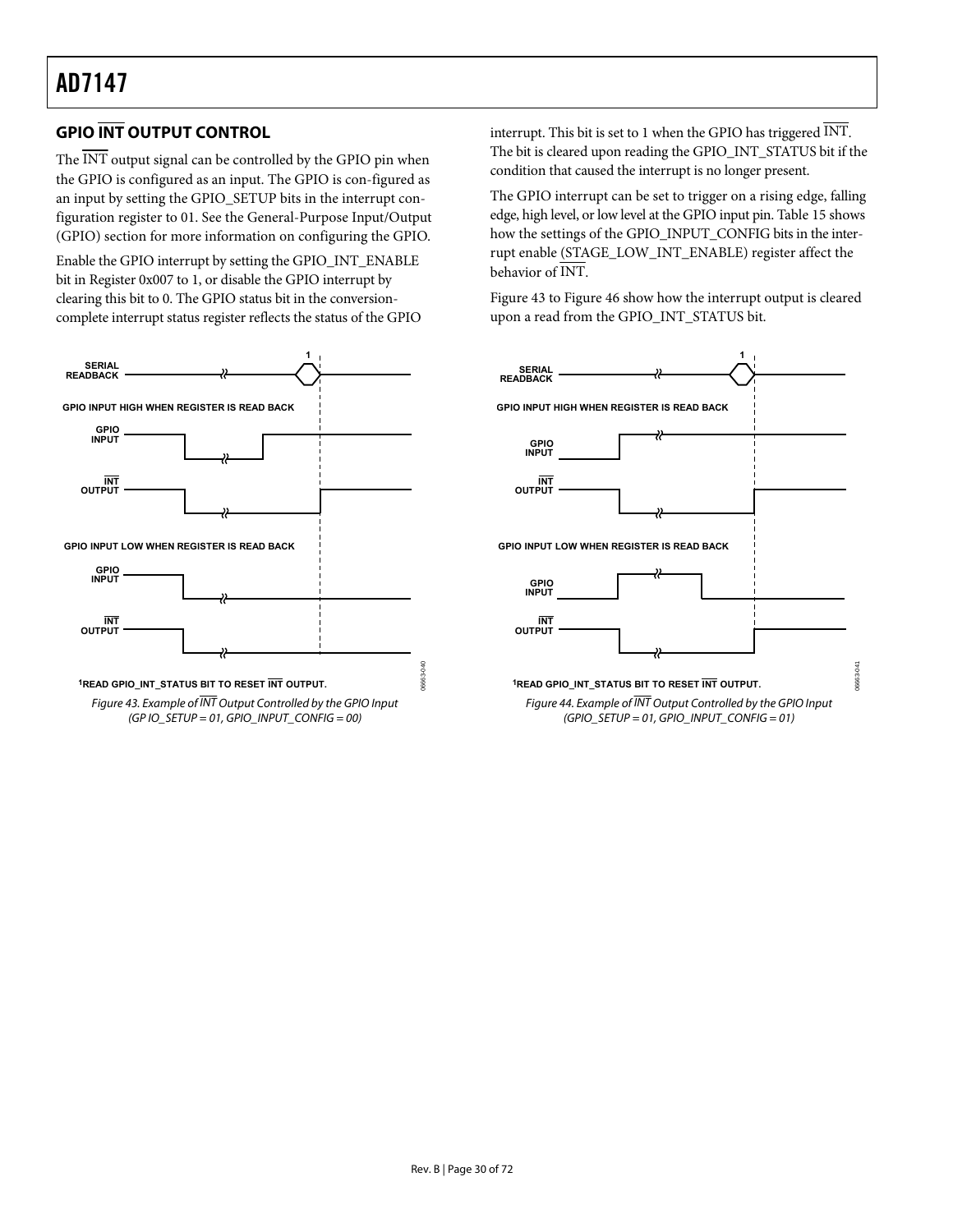## GPIO INT OUTPUT CONTROL

The INT output signal can be controlled by the GPIO pin when the GPIO is configured as an input. The GPIO is con-figured as an input by setting the GPIO_SETUP bits in the interrupt con-figuration register to 01. See the General-Purpose Input/Output (GPIO) section for more information on configuring the GPIO.

Enable the GPIO interrupt by setting the GPIO_INT_ENABLE bit in Register 0x007 to 1, or disable the GPIO interrupt by clearing this bit to 0. The GPIO status bit in the conversion-complete interrupt status register reflects the status of the GPIO interrupt. This bit is set to 1 when the GPIO has triggered INT. The bit is cleared upon reading the GPIO_INT_STATUS bit if the condition that caused the interrupt is no longer present.

The GPIO interrupt can be set to trigger on a rising edge, falling edge, high level, or low level at the GPIO input pin. Table 15 shows how the settings of the GPIO_INPUT_CONFIG bits in the interrupt enable (STAGE_LOW_INT_ENABLE) register affect the behavior of INT.

Figure 43 to Figure 46 show how the interrupt output is cleared upon a read from the GPIO_INT_STATUS bit.

SERIAL READBACK
1
GPIO INPUT HIGH WHEN REGISTER IS READ BACK
GPIO INPUT
INT OUTPUT
GPIO INPUT LOW WHEN REGISTER IS READ BACK
GPIO INPUT
INT OUTPUT
1READ GPIO_INT_STATUS BIT TO RESET INT OUTPUT.
06663-040

*Figure 43. Example of INT Output Controlled by the GPIO Input (GP IO_SETUP = 01, GPIO_INPUT_CONFIG = 00)*

SERIAL READBACK
1
GPIO INPUT HIGH WHEN REGISTER IS READ BACK
GPIO INPUT
INT OUTPUT
GPIO INPUT LOW WHEN REGISTER IS READ BACK
GPIO INPUT
INT OUTPUT
1READ GPIO_INT_STATUS BIT TO RESET INT OUTPUT.
06663-041

*Figure 44. Example of INT Output Controlled by the GPIO Input (GPIO_SETUP = 01, GPIO_INPUT_CONFIG = 01)*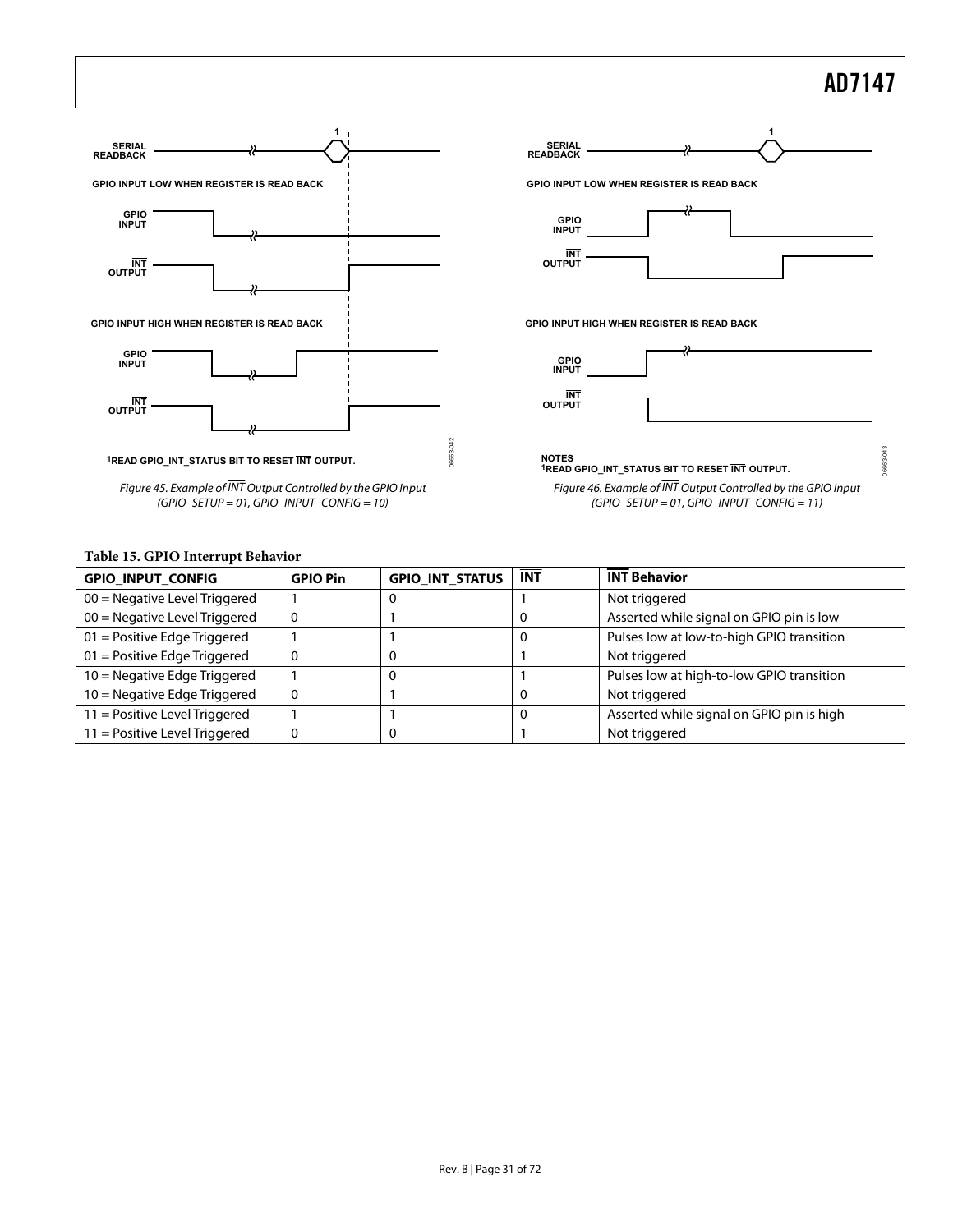SERIAL READBACK

GPIO INPUT LOW WHEN REGISTER IS READ BACK

GPIO INPUT

INT OUTPUT

GPIO INPUT HIGH WHEN REGISTER IS READ BACK

GPIO INPUT

INT OUTPUT

[1]READ GPIO_INT_STATUS BIT TO RESET INT OUTPUT.

*Figure 45. Example of INT Output Controlled by the GPIO Input (GPIO_SETUP = 01, GPIO_INPUT_CONFIG = 10)*

SERIAL READBACK

GPIO INPUT LOW WHEN REGISTER IS READ BACK

GPIO INPUT

INT OUTPUT

GPIO INPUT HIGH WHEN REGISTER IS READ BACK

GPIO INPUT

INT OUTPUT

NOTES
[1]READ GPIO_INT_STATUS BIT TO RESET INT OUTPUT.

*Figure 46. Example of INT Output Controlled by the GPIO Input (GPIO_SETUP = 01, GPIO_INPUT_CONFIG = 11)*

**Table 15. GPIO Interrupt Behavior**

| GPIO_INPUT_CONFIG | GPIO Pin | GPIO_INT_STATUS | INT | INT Behavior |
|---|---|---|---|---|
| 00 = Negative Level Triggered | 1 | 0 | 1 | Not triggered |
| 00 = Negative Level Triggered | 0 | 1 | 0 | Asserted while signal on GPIO pin is low |
| 01 = Positive Edge Triggered | 1 | 1 | 0 | Pulses low at low-to-high GPIO transition |
| 01 = Positive Edge Triggered | 0 | 0 | 1 | Not triggered |
| 10 = Negative Edge Triggered | 1 | 0 | 1 | Pulses low at high-to-low GPIO transition |
| 10 = Negative Edge Triggered | 0 | 1 | 0 | Not triggered |
| 11 = Positive Level Triggered | 1 | 1 | 0 | Asserted while signal on GPIO pin is high |
| 11 = Positive Level Triggered | 0 | 0 | 1 | Not triggered |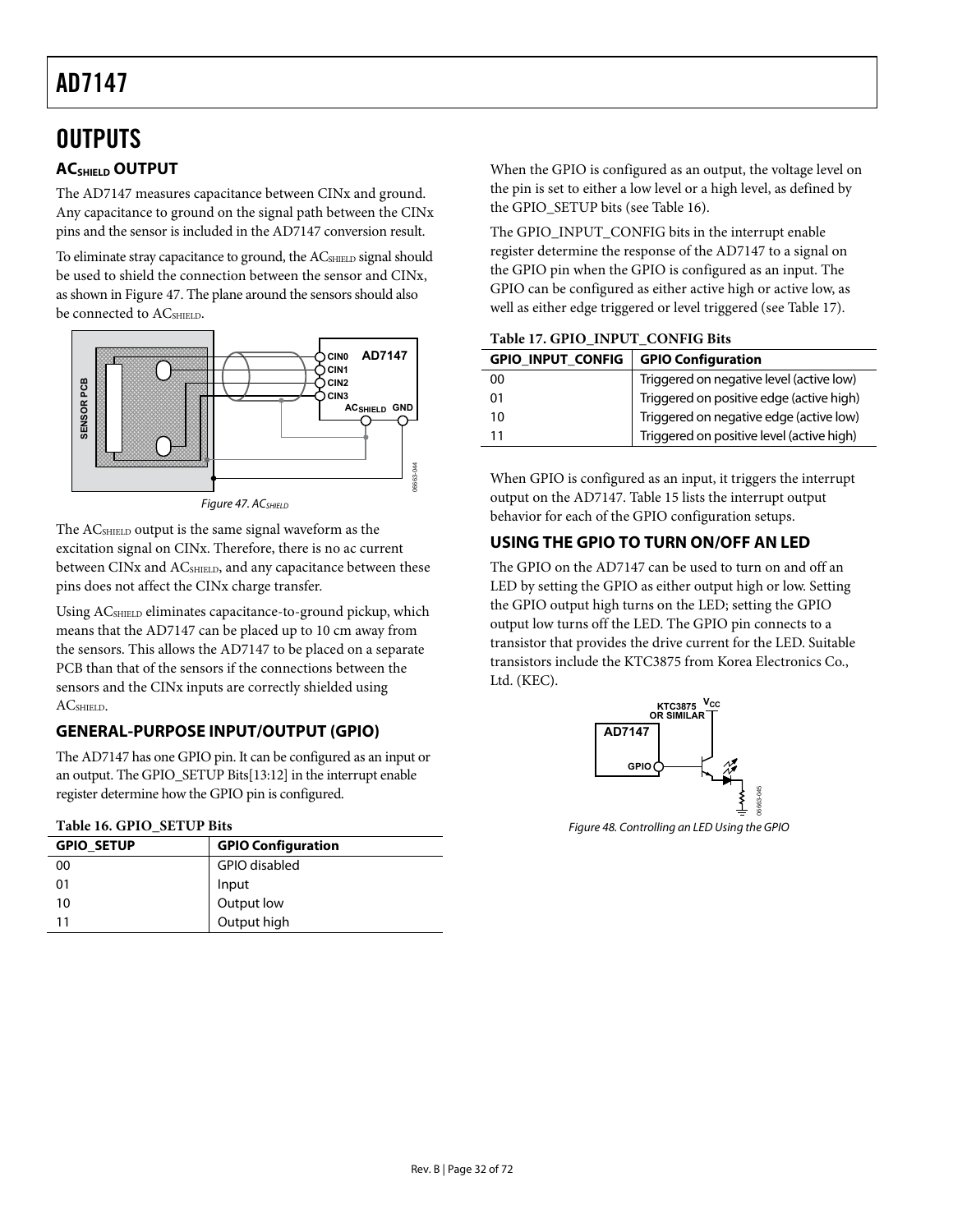# OUTPUTS

## $AC_{SHIELD}$ OUTPUT

The AD7147 measures capacitance between CINx and ground. Any capacitance to ground on the signal path between the CINx pins and the sensor is included in the AD7147 conversion result.

To eliminate stray capacitance to ground, the $AC_{SHIELD}$ signal should be used to shield the connection between the sensor and CINx, as shown in Figure 47. The plane around the sensors should also be connected to $AC_{SHIELD}$.

SENSOR PCB
CIN0
CIN1
CIN2
CIN3
AD7147
$AC_{SHIELD}$
GND
06663-044

*Figure 47. $AC_{SHIELD}$*

The $AC_{SHIELD}$ output is the same signal waveform as the excitation signal on CINx. Therefore, there is no ac current between CINx and $AC_{SHIELD}$, and any capacitance between these pins does not affect the CINx charge transfer.

Using $AC_{SHIELD}$ eliminates capacitance-to-ground pickup, which means that the AD7147 can be placed up to 10 cm away from the sensors. This allows the AD7147 to be placed on a separate PCB than that of the sensors if the connections between the sensors and the CINx inputs are correctly shielded using $AC_{SHIELD}$.

## GENERAL-PURPOSE INPUT/OUTPUT (GPIO)

The AD7147 has one GPIO pin. It can be configured as an input or an output. The GPIO_SETUP Bits[13:12] in the interrupt enable register determine how the GPIO pin is configured.

**Table 16. GPIO_SETUP Bits**

| GPIO_SETUP | GPIO Configuration |
|---|---|
| 00 | GPIO disabled |
| 01 | Input |
| 10 | Output low |
| 11 | Output high |

When the GPIO is configured as an output, the voltage level on the pin is set to either a low level or a high level, as defined by the GPIO_SETUP bits (see Table 16).

The GPIO_INPUT_CONFIG bits in the interrupt enable register determine the response of the AD7147 to a signal on the GPIO pin when the GPIO is configured as an input. The GPIO can be configured as either active high or active low, as well as either edge triggered or level triggered (see Table 17).

**Table 17. GPIO_INPUT_CONFIG Bits**

| GPIO_INPUT_CONFIG | GPIO Configuration |
|---|---|
| 00 | Triggered on negative level (active low) |
| 01 | Triggered on positive edge (active high) |
| 10 | Triggered on negative edge (active low) |
| 11 | Triggered on positive level (active high) |

When GPIO is configured as an input, it triggers the interrupt output on the AD7147. Table 15 lists the interrupt output behavior for each of the GPIO configuration setups.

## USING THE GPIO TO TURN ON/OFF AN LED

The GPIO on the AD7147 can be used to turn on and off an LED by setting the GPIO as either output high or low. Setting the GPIO output high turns on the LED; setting the GPIO output low turns off the LED. The GPIO pin connects to a transistor that provides the drive current for the LED. Suitable transistors include the KTC3875 from Korea Electronics Co., Ltd. (KEC).

KTC3875
OR SIMILAR
$V_{CC}$
AD7147
GPIO
06663-045

*Figure 48. Controlling an LED Using the GPIO*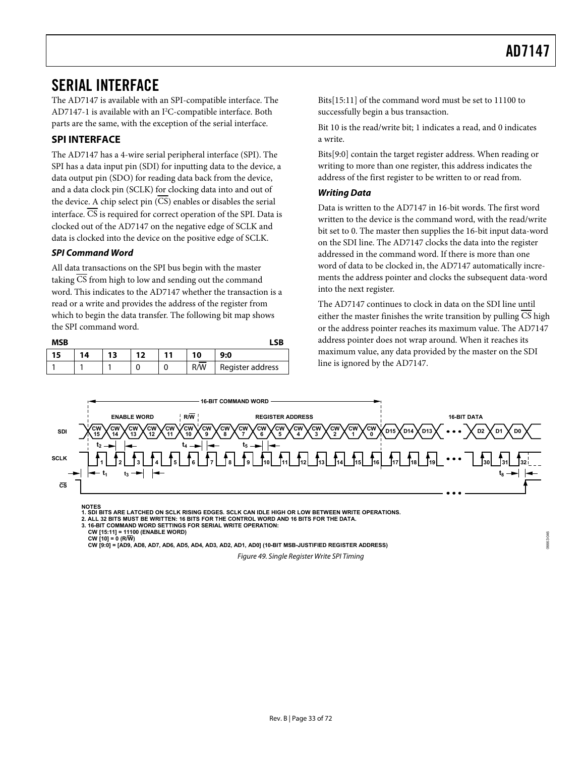# SERIAL INTERFACE

The AD7147 is available with an SPI-compatible interface. The AD7147-1 is available with an I²C-compatible interface. Both parts are the same, with the exception of the serial interface.

## SPI INTERFACE

The AD7147 has a 4-wire serial peripheral interface (SPI). The SPI has a data input pin (SDI) for inputting data to the device, a data output pin (SDO) for reading data back from the device, and a data clock pin (SCLK) for clocking data into and out of the device. A chip select pin ($\overline{CS}$) enables or disables the serial interface. $\overline{CS}$ is required for correct operation of the SPI. Data is clocked out of the AD7147 on the negative edge of SCLK and data is clocked into the device on the positive edge of SCLK.

### *SPI Command Word*

All data transactions on the SPI bus begin with the master taking $\overline{CS}$ from high to low and sending out the command word. This indicates to the AD7147 whether the transaction is a read or a write and provides the address of the register from which to begin the data transfer. The following bit map shows the SPI command word.

MSB … LSB

| 15 | 14 | 13 | 12 | 11 | 10 | 9:0 |
|---|---|---|---|---|---|---|
| 1 | 1 | 1 | 0 | 0 | R/$\overline{W}$ | Register address |

Bits[15:11] of the command word must be set to 11100 to successfully begin a bus transaction.

Bit 10 is the read/write bit; 1 indicates a read, and 0 indicates a write.

Bits[9:0] contain the target register address. When reading or writing to more than one register, this address indicates the address of the first register to be written to or read from.

### *Writing Data*

Data is written to the AD7147 in 16-bit words. The first word written to the device is the command word, with the read/write bit set to 0. The master then supplies the 16-bit input data-word on the SDI line. The AD7147 clocks the data into the register addressed in the command word. If there is more than one word of data to be clocked in, the AD7147 automatically increments the address pointer and clocks the subsequent data-word into the next register.

The AD7147 continues to clock in data on the SDI line until either the master finishes the write transition by pulling $\overline{CS}$ high or the address pointer reaches its maximum value. The AD7147 address pointer does not wrap around. When it reaches its maximum value, any data provided by the master on the SDI line is ignored by the AD7147.

16-BIT COMMAND WORD
ENABLE WORD
R/$\overline{W}$
REGISTER ADDRESS
16-BIT DATA
SDI
CW 15, CW 14, CW 13, CW 12, CW 11, CW 10, CW 9, CW 8, CW 7, CW 6, CW 5, CW 4, CW 3, CW 2, CW 1, CW 0, D15, D14, D13, •••, D2, D1, D0
$t_2$, $t_4$, $t_5$
SCLK
1 2 3 4 5 6 7 8 9 10 11 12 13 14 15 16 17 18 19 ••• 30 31 32
$t_1$, $t_3$, $t_8$
$\overline{CS}$

NOTES
1. SDI BITS ARE LATCHED ON SCLK RISING EDGES. SCLK CAN IDLE HIGH OR LOW BETWEEN WRITE OPERATIONS.
2. ALL 32 BITS MUST BE WRITTEN: 16 BITS FOR THE CONTROL WORD AND 16 BITS FOR THE DATA.
3. 16-BIT COMMAND WORD SETTINGS FOR SERIAL WRITE OPERATION:
CW [15:11] = 11100 (ENABLE WORD)
CW [10] = 0 (R/$\overline{W}$)
CW [9:0] = [AD9, AD8, AD7, AD6, AD5, AD4, AD3, AD2, AD1, AD0] (10-BIT MSB-JUSTIFIED REGISTER ADDRESS)

06663-046

*Figure 49. Single Register Write SPI Timing*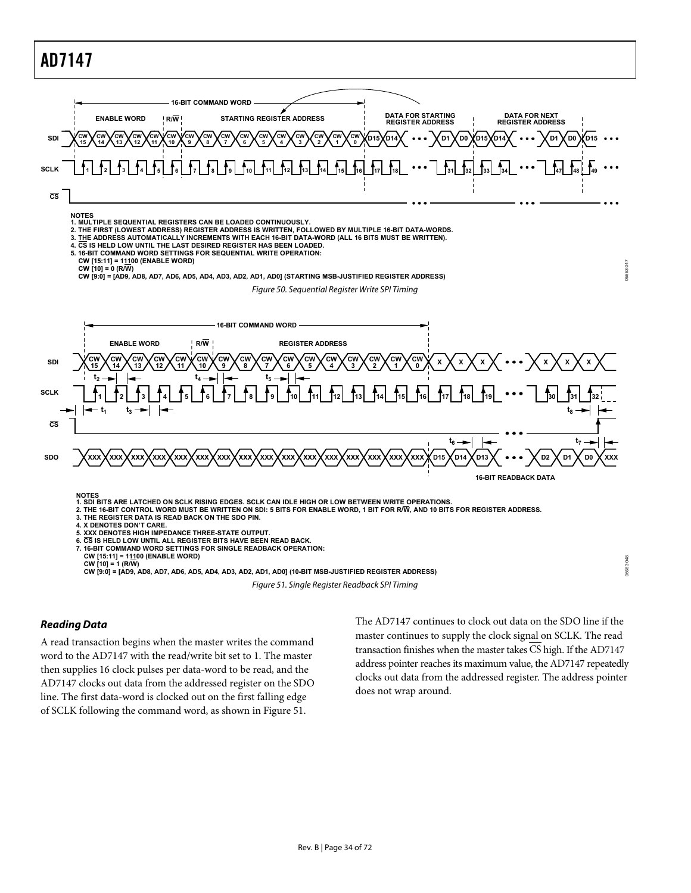16-BIT COMMAND WORD

ENABLE WORD

R/W

STARTING REGISTER ADDRESS

DATA FOR STARTING REGISTER ADDRESS

DATA FOR NEXT REGISTER ADDRESS

SDI

CW 15 CW 14 CW 13 CW 12 CW 11 CW 10 CW 9 CW 8 CW 7 CW 6 CW 5 CW 4 CW 3 CW 2 CW 1 CW 0 D15 D14 • • • D1 D0 D15 D14 • • • D1 D0 D15 • • •

SCLK

1 2 3 4 5 6 7 8 9 10 11 12 13 14 15 16 17 18 • • • 31 32 33 34 • • • 47 48 49 • • •

CS

NOTES
1. MULTIPLE SEQUENTIAL REGISTERS CAN BE LOADED CONTINUOUSLY.
2. THE FIRST (LOWEST ADDRESS) REGISTER ADDRESS IS WRITTEN, FOLLOWED BY MULTIPLE 16-BIT DATA-WORDS.
3. THE ADDRESS AUTOMATICALLY INCREMENTS WITH EACH 16-BIT DATA-WORD (ALL 16 BITS MUST BE WRITTEN).
4. CS IS HELD LOW UNTIL THE LAST DESIRED REGISTER HAS BEEN LOADED.
5. 16-BIT COMMAND WORD SETTINGS FOR SEQUENTIAL WRITE OPERATION:
CW [15:11] = 11100 (ENABLE WORD)
CW [10] = 0 (R/W)
CW [9:0] = [AD9, AD8, AD7, AD6, AD5, AD4, AD3, AD2, AD1, AD0] (STARTING MSB-JUSTIFIED REGISTER ADDRESS)

06663-047

*Figure 50. Sequential Register Write SPI Timing*

16-BIT COMMAND WORD

ENABLE WORD

R/W

REGISTER ADDRESS

SDI

CW 15 CW 14 CW 13 CW 12 CW 11 CW 10 CW 9 CW 8 CW 7 CW 6 CW 5 CW 4 CW 3 CW 2 CW 1 CW 0 X X X • • • X X X

$t_2$ $t_4$ $t_5$

SCLK

1 2 3 4 5 6 7 8 9 10 11 12 13 14 15 16 17 18 19 • • • 30 31 32

$t_1$ $t_3$ $t_8$

CS

$t_6$ $t_7$

SDO

XXX XXX XXX XXX XXX XXX XXX XXX XXX XXX XXX XXX XXX XXX XXX XXX D15 D14 D13 • • • D2 D1 D0 XXX

16-BIT READBACK DATA

NOTES
1. SDI BITS ARE LATCHED ON SCLK RISING EDGES. SCLK CAN IDLE HIGH OR LOW BETWEEN WRITE OPERATIONS.
2. THE 16-BIT CONTROL WORD MUST BE WRITTEN ON SDI: 5 BITS FOR ENABLE WORD, 1 BIT FOR R/W, AND 10 BITS FOR REGISTER ADDRESS.
3. THE REGISTER DATA IS READ BACK ON THE SDO PIN.
4. X DENOTES DON'T CARE.
5. XXX DENOTES HIGH IMPEDANCE THREE-STATE OUTPUT.
6. CS IS HELD LOW UNTIL ALL REGISTER BITS HAVE BEEN READ BACK.
7. 16-BIT COMMAND WORD SETTINGS FOR SINGLE READBACK OPERATION:
CW [15:11] = 11100 (ENABLE WORD)
CW [10] = 1 (R/W)
CW [9:0] = [AD9, AD8, AD7, AD6, AD5, AD4, AD3, AD2, AD1, AD0] (10-BIT MSB-JUSTIFIED REGISTER ADDRESS)

06663-048

*Figure 51. Single Register Readback SPI Timing*

### *Reading Data*

A read transaction begins when the master writes the command word to the AD7147 with the read/write bit set to 1. The master then supplies 16 clock pulses per data-word to be read, and the AD7147 clocks out data from the addressed register on the SDO line. The first data-word is clocked out on the first falling edge of SCLK following the command word, as shown in Figure 51.

The AD7147 continues to clock out data on the SDO line if the master continues to supply the clock signal on SCLK. The read transaction finishes when the master takes CS high. If the AD7147 address pointer reaches its maximum value, the AD7147 repeatedly clocks out data from the addressed register. The address pointer does not wrap around.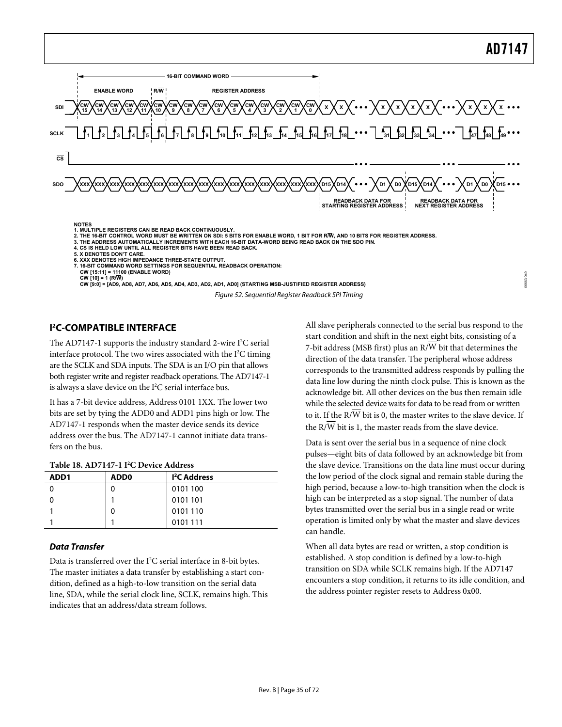16-BIT COMMAND WORD

ENABLE WORD

R/W

REGISTER ADDRESS

SDI

CW 15, CW 14, CW 13, CW 12, CW 11, CW 10, CW 9, CW 8, CW 7, CW 6, CW 5, CW 4, CW 3, CW 2, CW 1, CW 0, X, X, • • •, X, X, X, X, • • •, X, X, X • • •

SCLK

1, 2, 3, 4, 5, 6, 7, 8, 9, 10, 11, 12, 13, 14, 15, 16, 17, 18, • • •, 31, 32, 33, 34, • • •, 47, 48, 49 • • •

CS

SDO

XXX, XXX, XXX, XXX, XXX, XXX, XXX, XXX, XXX, XXX, XXX, XXX, XXX, XXX, XXX, XXX, D15, D14, • • •, D1, D0, D15, D14, • • •, D1, D0, D15 • • •

READBACK DATA FOR STARTING REGISTER ADDRESS

READBACK DATA FOR NEXT REGISTER ADDRESS

NOTES
1. MULTIPLE REGISTERS CAN BE READ BACK CONTINUOUSLY.
2. THE 16-BIT CONTROL WORD MUST BE WRITTEN ON SDI: 5 BITS FOR ENABLE WORD, 1 BIT FOR R/W, AND 10 BITS FOR REGISTER ADDRESS.
3. THE ADDRESS AUTOMATICALLY INCREMENTS WITH EACH 16-BIT DATA-WORD BEING READ BACK ON THE SDO PIN.
4. CS IS HELD LOW UNTIL ALL REGISTER BITS HAVE BEEN READ BACK.
5. X DENOTES DON'T CARE.
6. XXX DENOTES HIGH IMPEDANCE THREE-STATE OUTPUT.
7. 16-BIT COMMAND WORD SETTINGS FOR SEQUENTIAL READBACK OPERATION:
CW [15:11] = 11100 (ENABLE WORD)
CW [10] = 1 (R/W)
CW [9:0] = [AD9, AD8, AD7, AD6, AD5, AD4, AD3, AD2, AD1, AD0] (STARTING MSB-JUSTIFIED REGISTER ADDRESS)

06663-049

*Figure 52. Sequential Register Readback SPI Timing*

## I²C-COMPATIBLE INTERFACE

The AD7147-1 supports the industry standard 2-wire I²C serial interface protocol. The two wires associated with the I²C timing are the SCLK and SDA inputs. The SDA is an I/O pin that allows both register write and register readback operations. The AD7147-1 is always a slave device on the I²C serial interface bus.

It has a 7-bit device address, Address 0101 1XX. The lower two bits are set by tying the ADD0 and ADD1 pins high or low. The AD7147-1 responds when the master device sends its device address over the bus. The AD7147-1 cannot initiate data transfers on the bus.

**Table 18. AD7147-1 I²C Device Address**

| ADD1 | ADD0 | I²C Address |
|---|---|---|
| 0 | 0 | 0101 100 |
| 0 | 1 | 0101 101 |
| 1 | 0 | 0101 110 |
| 1 | 1 | 0101 111 |

### *Data Transfer*

Data is transferred over the I²C serial interface in 8-bit bytes. The master initiates a data transfer by establishing a start condition, defined as a high-to-low transition on the serial data line, SDA, while the serial clock line, SCLK, remains high. This indicates that an address/data stream follows.

All slave peripherals connected to the serial bus respond to the start condition and shift in the next eight bits, consisting of a 7-bit address (MSB first) plus an R/W bit that determines the direction of the data transfer. The peripheral whose address corresponds to the transmitted address responds by pulling the data line low during the ninth clock pulse. This is known as the acknowledge bit. All other devices on the bus then remain idle while the selected device waits for data to be read from or written to it. If the R/W bit is 0, the master writes to the slave device. If the R/W bit is 1, the master reads from the slave device.

Data is sent over the serial bus in a sequence of nine clock pulses—eight bits of data followed by an acknowledge bit from the slave device. Transitions on the data line must occur during the low period of the clock signal and remain stable during the high period, because a low-to-high transition when the clock is high can be interpreted as a stop signal. The number of data bytes transmitted over the serial bus in a single read or write operation is limited only by what the master and slave devices can handle.

When all data bytes are read or written, a stop condition is established. A stop condition is defined by a low-to-high transition on SDA while SCLK remains high. If the AD7147 encounters a stop condition, it returns to its idle condition, and the address pointer register resets to Address 0x00.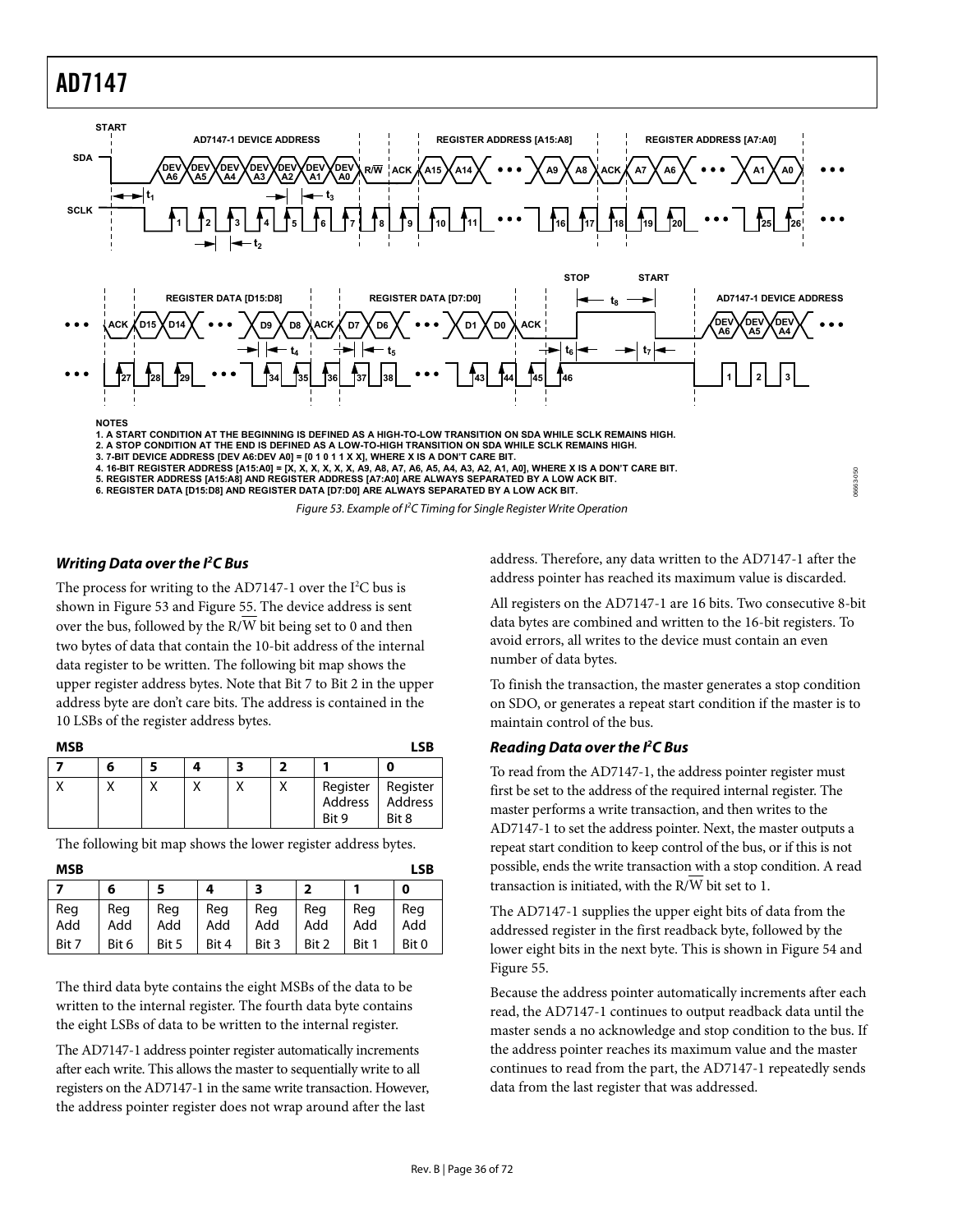START

AD7147-1 DEVICE ADDRESS

REGISTER ADDRESS [A15:A8]

REGISTER ADDRESS [A7:A0]

SDA

DEV A6 DEV A5 DEV A4 DEV A3 DEV A2 DEV A1 DEV A0 R/W ACK A15 A14 ••• A9 A8 ACK A7 A6 ••• A1 A0 •••

$t_1$ $t_3$

SCLK

1 2 3 4 5 6 7 8 9 10 11 ••• 16 17 18 19 20 ••• 25 26 •••

$t_2$

STOP START

REGISTER DATA [D15:D8]

REGISTER DATA [D7:D0]

$t_8$

AD7147-1 DEVICE ADDRESS

••• ACK D15 D14 ••• D9 D8 ACK D7 D6 ••• D1 D0 ACK

DEV A6 DEV A5 DEV A4 •••

$t_4$ $t_5$ $t_6$ $t_7$

••• 27 28 29 ••• 34 35 36 37 38 ••• 43 44 45 46

1 2 3

NOTES
1. A START CONDITION AT THE BEGINNING IS DEFINED AS A HIGH-TO-LOW TRANSITION ON SDA WHILE SCLK REMAINS HIGH.
2. A STOP CONDITION AT THE END IS DEFINED AS A LOW-TO-HIGH TRANSITION ON SDA WHILE SCLK REMAINS HIGH.
3. 7-BIT DEVICE ADDRESS [DEV A6:DEV A0] = [0 1 0 1 1 X X], WHERE X IS A DON'T CARE BIT.
4. 16-BIT REGISTER ADDRESS [A15:A0] = [X, X, X, X, X, X, A9, A8, A7, A6, A5, A4, A3, A2, A1, A0], WHERE X IS A DON'T CARE BIT.
5. REGISTER ADDRESS [A15:A8] AND REGISTER ADDRESS [A7:A0] ARE ALWAYS SEPARATED BY A LOW ACK BIT.
6. REGISTER DATA [D15:D8] AND REGISTER DATA [D7:D0] ARE ALWAYS SEPARATED BY A LOW ACK BIT.

06663-050

Figure 53. Example of I²C Timing for Single Register Write Operation

### *Writing Data over the I²C Bus*

The process for writing to the AD7147-1 over the I²C bus is shown in Figure 53 and Figure 55. The device address is sent over the bus, followed by the R/W̅ bit being set to 0 and then two bytes of data that contain the 10-bit address of the internal data register to be written. The following bit map shows the upper register address bytes. Note that Bit 7 to Bit 2 in the upper address byte are don't care bits. The address is contained in the 10 LSBs of the register address bytes.

| MSB | | | | | | | LSB |
|---|---|---|---|---|---|---|---|
| 7 | 6 | 5 | 4 | 3 | 2 | 1 | 0 |
| X | X | X | X | X | X | Register Address Bit 9 | Register Address Bit 8 |

The following bit map shows the lower register address bytes.

| MSB | | | | | | | LSB |
|---|---|---|---|---|---|---|---|
| 7 | 6 | 5 | 4 | 3 | 2 | 1 | 0 |
| Reg Add Bit 7 | Reg Add Bit 6 | Reg Add Bit 5 | Reg Add Bit 4 | Reg Add Bit 3 | Reg Add Bit 2 | Reg Add Bit 1 | Reg Add Bit 0 |

The third data byte contains the eight MSBs of the data to be written to the internal register. The fourth data byte contains the eight LSBs of data to be written to the internal register.

The AD7147-1 address pointer register automatically increments after each write. This allows the master to sequentially write to all registers on the AD7147-1 in the same write transaction. However, the address pointer register does not wrap around after the last address. Therefore, any data written to the AD7147-1 after the address pointer has reached its maximum value is discarded.

All registers on the AD7147-1 are 16 bits. Two consecutive 8-bit data bytes are combined and written to the 16-bit registers. To avoid errors, all writes to the device must contain an even number of data bytes.

To finish the transaction, the master generates a stop condition on SDO, or generates a repeat start condition if the master is to maintain control of the bus.

### *Reading Data over the I²C Bus*

To read from the AD7147-1, the address pointer register must first be set to the address of the required internal register. The master performs a write transaction, and then writes to the AD7147-1 to set the address pointer. Next, the master outputs a repeat start condition to keep control of the bus, or if this is not possible, ends the write transaction with a stop condition. A read transaction is initiated, with the R/W̅ bit set to 1.

The AD7147-1 supplies the upper eight bits of data from the addressed register in the first readback byte, followed by the lower eight bits in the next byte. This is shown in Figure 54 and Figure 55.

Because the address pointer automatically increments after each read, the AD7147-1 continues to output readback data until the master sends a no acknowledge and stop condition to the bus. If the address pointer reaches its maximum value and the master continues to read from the part, the AD7147-1 repeatedly sends data from the last register that was addressed.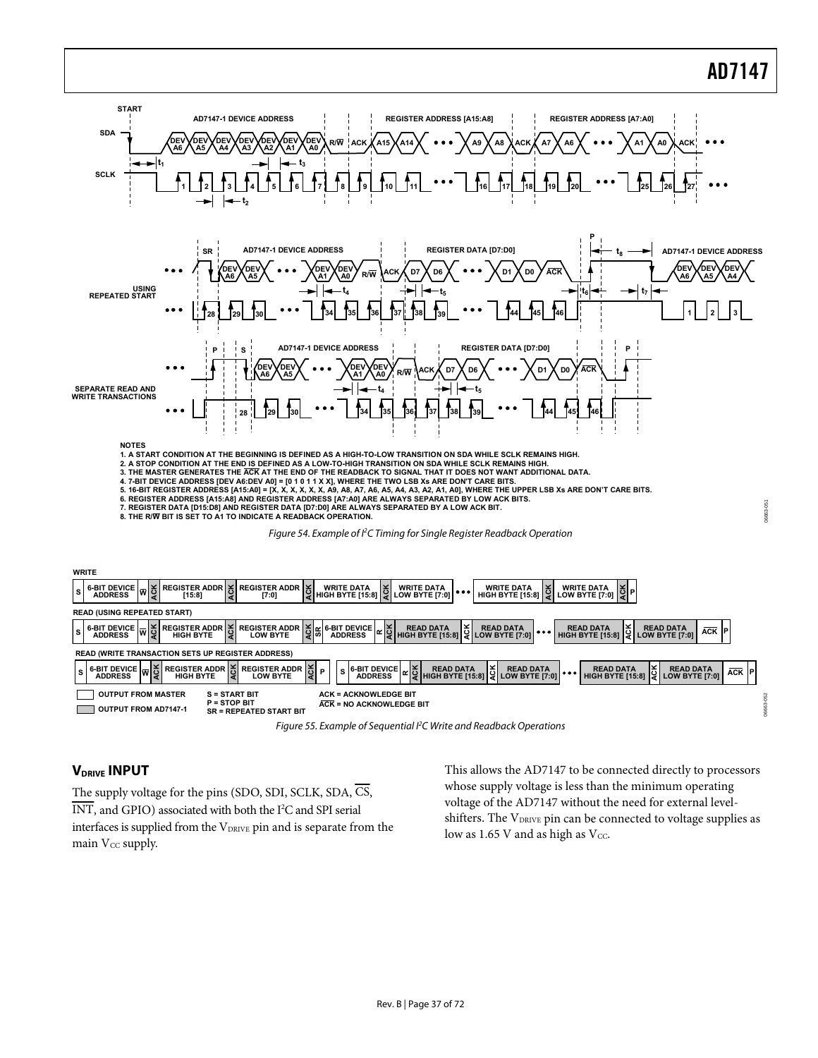START

AD7147-1 DEVICE ADDRESS

REGISTER ADDRESS [A15:A8]

REGISTER ADDRESS [A7:A0]

SDA

DEV A6 DEV A5 DEV A4 DEV A3 DEV A2 DEV A1 DEV A0 R/W ACK A15 A14 ... A9 A8 ACK A7 A6 ... A1 A0 ACK ...

$t_1$ $t_3$

SCLK

1 2 3 4 5 6 7 8 9 10 11 ... 16 17 18 19 20 ... 25 26 27 ...

$t_2$

SR

AD7147-1 DEVICE ADDRESS

REGISTER DATA [D7:D0]

P

$t_8$

AD7147-1 DEVICE ADDRESS

DEV A6 DEV A5 ... DEV A1 DEV A0 R/W ACK D7 D6 ... D1 D0 ACK

DEV A6 DEV A5 DEV A4

USING REPEATED START

$t_4$ $t_5$ $t_6$ $t_7$

28 29 30 ... 34 35 36 37 38 39 ... 44 45 46

1 2 3

P S

AD7147-1 DEVICE ADDRESS

REGISTER DATA [D7:D0]

P

DEV A6 DEV A5 ... DEV A1 DEV A0 R/W ACK D7 D6 ... D1 D0 ACK

SEPARATE READ AND WRITE TRANSACTIONS

$t_4$ $t_5$

28 29 30 ... 34 35 36 37 38 39 ... 44 45 46

NOTES
1. A START CONDITION AT THE BEGINNING IS DEFINED AS A HIGH-TO-LOW TRANSITION ON SDA WHILE SCLK REMAINS HIGH.
2. A STOP CONDITION AT THE END IS DEFINED AS A LOW-TO-HIGH TRANSITION ON SDA WHILE SCLK REMAINS HIGH.
3. THE MASTER GENERATES THE ACK AT THE END OF THE READBACK TO SIGNAL THAT IT DOES NOT WANT ADDITIONAL DATA.
4. 7-BIT DEVICE ADDRESS [DEV A6:DEV A0] = [0 1 0 1 1 X X], WHERE THE TWO LSB Xs ARE DON'T CARE BITS.
5. 16-BIT REGISTER ADDRESS [A15:A0] = [X, X, X, X, X, X, A9, A8, A7, A6, A5, A4, A3, A2, A1, A0], WHERE THE UPPER LSB Xs ARE DON'T CARE BITS.
6. REGISTER ADDRESS [A15:A8] AND REGISTER ADDRESS [A7:A0] ARE ALWAYS SEPARATED BY LOW ACK BITS.
7. REGISTER DATA [D15:D8] AND REGISTER DATA [D7:D0] ARE ALWAYS SEPARATED BY A LOW ACK BIT.
8. THE R/W BIT IS SET TO A1 TO INDICATE A READBACK OPERATION.

06663-051

Figure 54. Example of I²C Timing for Single Register Readback Operation

WRITE

S | 6-BIT DEVICE ADDRESS | W | ACK | REGISTER ADDR [15:8] | ACK | REGISTER ADDR [7:0] | ACK | WRITE DATA HIGH BYTE [15:8] | ACK | WRITE DATA LOW BYTE [7:0] | ... | WRITE DATA HIGH BYTE [15:8] | ACK | WRITE DATA LOW BYTE [7:0] | ACK | P

READ (USING REPEATED START)

S | 6-BIT DEVICE ADDRESS | W | ACK | REGISTER ADDR HIGH BYTE | ACK | REGISTER ADDR LOW BYTE | ACK | SR | 6-BIT DEVICE ADDRESS | R | ACK | READ DATA HIGH BYTE [15:8] | ACK | READ DATA LOW BYTE [7:0] | ... | READ DATA HIGH BYTE [15:8] | ACK | READ DATA LOW BYTE [7:0] | ACK | P

READ (WRITE TRANSACTION SETS UP REGISTER ADDRESS)

S | 6-BIT DEVICE ADDRESS | W | ACK | REGISTER ADDR HIGH BYTE | ACK | REGISTER ADDR LOW BYTE | ACK | P | S | 6-BIT DEVICE ADDRESS | R | ACK | READ DATA HIGH BYTE [15:8] | ACK | READ DATA LOW BYTE [7:0] | ... | READ DATA HIGH BYTE [15:8] | ACK | READ DATA LOW BYTE [7:0] | ACK | P

OUTPUT FROM MASTER
OUTPUT FROM AD7147-1
S = START BIT
P = STOP BIT
SR = REPEATED START BIT
ACK = ACKNOWLEDGE BIT
ACK = NO ACKNOWLEDGE BIT

06663-052

Figure 55. Example of Sequential I²C Write and Readback Operations

## $V_{DRIVE}$ INPUT

The supply voltage for the pins (SDO, SDI, SCLK, SDA, CS, INT, and GPIO) associated with both the I²C and SPI serial interfaces is supplied from the $V_{DRIVE}$ pin and is separate from the main $V_{CC}$ supply.

This allows the AD7147 to be connected directly to processors whose supply voltage is less than the minimum operating voltage of the AD7147 without the need for external level-shifters. The $V_{DRIVE}$ pin can be connected to voltage supplies as low as 1.65 V and as high as $V_{CC}$.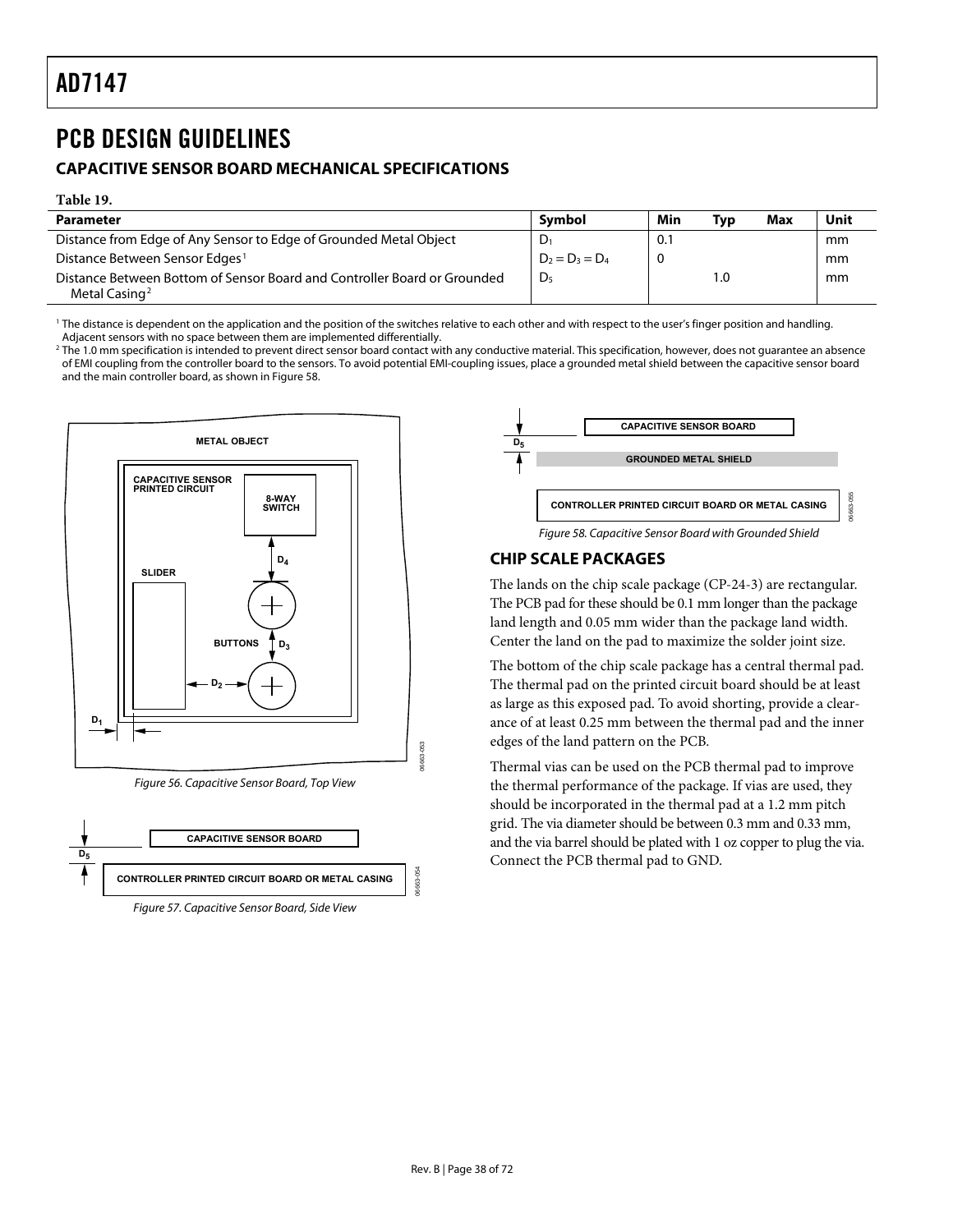# PCB DESIGN GUIDELINES

## CAPACITIVE SENSOR BOARD MECHANICAL SPECIFICATIONS

**Table 19.**

| Parameter | Symbol | Min | Typ | Max | Unit |
|---|---|---|---|---|---|
| Distance from Edge of Any Sensor to Edge of Grounded Metal Object | $D_1$ | 0.1 | | | mm |
| Distance Between Sensor Edges[1] | $D_2 = D_3 = D_4$ | 0 | | | mm |
| Distance Between Bottom of Sensor Board and Controller Board or Grounded Metal Casing[2] | $D_5$ | | 1.0 | | mm |

[1] The distance is dependent on the application and the position of the switches relative to each other and with respect to the user's finger position and handling. Adjacent sensors with no space between them are implemented differentially.

[2] The 1.0 mm specification is intended to prevent direct sensor board contact with any conductive material. This specification, however, does not guarantee an absence of EMI coupling from the controller board to the sensors. To avoid potential EMI-coupling issues, place a grounded metal shield between the capacitive sensor board and the main controller board, as shown in Figure 58.

METAL OBJECT
CAPACITIVE SENSOR PRINTED CIRCUIT
8-WAY SWITCH
SLIDER
BUTTONS
$D_1$ $D_2$ $D_3$ $D_4$
06663-053

*Figure 56. Capacitive Sensor Board, Top View*

$D_5$
CAPACITIVE SENSOR BOARD
CONTROLLER PRINTED CIRCUIT BOARD OR METAL CASING
06663-054

*Figure 57. Capacitive Sensor Board, Side View*

$D_5$
CAPACITIVE SENSOR BOARD
GROUNDED METAL SHIELD
CONTROLLER PRINTED CIRCUIT BOARD OR METAL CASING
06663-055

*Figure 58. Capacitive Sensor Board with Grounded Shield*

## CHIP SCALE PACKAGES

The lands on the chip scale package (CP-24-3) are rectangular. The PCB pad for these should be 0.1 mm longer than the package land length and 0.05 mm wider than the package land width. Center the land on the pad to maximize the solder joint size.

The bottom of the chip scale package has a central thermal pad. The thermal pad on the printed circuit board should be at least as large as this exposed pad. To avoid shorting, provide a clearance of at least 0.25 mm between the thermal pad and the inner edges of the land pattern on the PCB.

Thermal vias can be used on the PCB thermal pad to improve the thermal performance of the package. If vias are used, they should be incorporated in the thermal pad at a 1.2 mm pitch grid. The via diameter should be between 0.3 mm and 0.33 mm, and the via barrel should be plated with 1 oz copper to plug the via. Connect the PCB thermal pad to GND.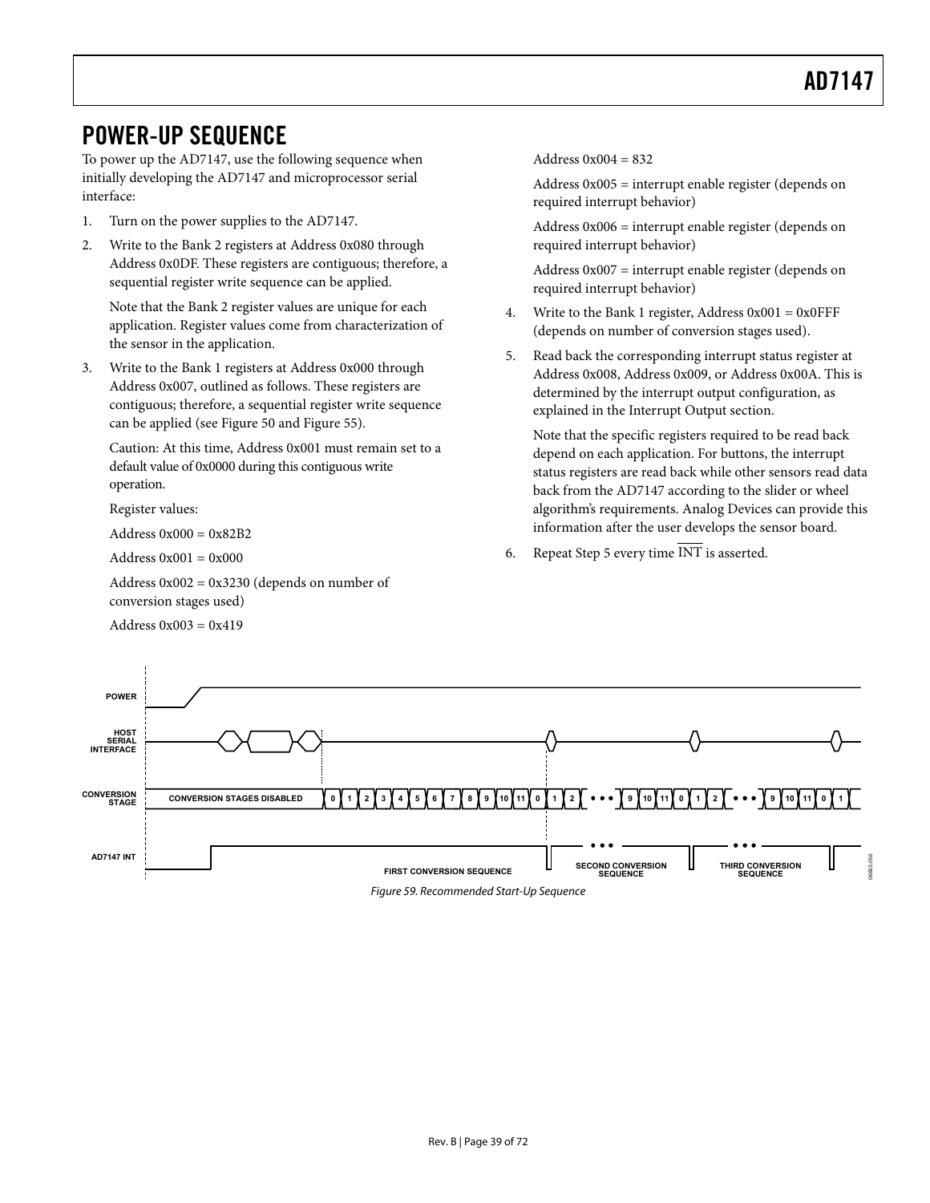## POWER-UP SEQUENCE

To power up the AD7147, use the following sequence when initially developing the AD7147 and microprocessor serial interface:

1. Turn on the power supplies to the AD7147.
2. Write to the Bank 2 registers at Address 0x080 through Address 0x0DF. These registers are contiguous; therefore, a sequential register write sequence can be applied.

   Note that the Bank 2 register values are unique for each application. Register values come from characterization of the sensor in the application.

3. Write to the Bank 1 registers at Address 0x000 through Address 0x007, outlined as follows. These registers are contiguous; therefore, a sequential register write sequence can be applied (see Figure 50 and Figure 55).

   Caution: At this time, Address 0x001 must remain set to a default value of 0x0000 during this contiguous write operation.

   Register values:

   Address 0x000 = 0x82B2

   Address 0x001 = 0x000

   Address 0x002 = 0x3230 (depends on number of conversion stages used)

   Address 0x003 = 0x419

   Address 0x004 = 832

   Address 0x005 = interrupt enable register (depends on required interrupt behavior)

   Address 0x006 = interrupt enable register (depends on required interrupt behavior)

   Address 0x007 = interrupt enable register (depends on required interrupt behavior)

4. Write to the Bank 1 register, Address 0x001 = 0x0FFF (depends on number of conversion stages used).
5. Read back the corresponding interrupt status register at Address 0x008, Address 0x009, or Address 0x00A. This is determined by the interrupt output configuration, as explained in the Interrupt Output section.

   Note that the specific registers required to be read back depend on each application. For buttons, the interrupt status registers are read back while other sensors read data back from the AD7147 according to the slider or wheel algorithm's requirements. Analog Devices can provide this information after the user develops the sensor board.

6. Repeat Step 5 every time $\overline{\text{INT}}$ is asserted.

POWER
HOST SERIAL INTERFACE
CONVERSION STAGE
CONVERSION STAGES DISABLED
0 1 2 3 4 5 6 7 8 9 10 11 0 1 2 • • • 9 10 11 0 1 2 • • • 9 10 11 0 1
AD7147 INT
FIRST CONVERSION SEQUENCE
SECOND CONVERSION SEQUENCE
THIRD CONVERSION SEQUENCE
06663-056

*Figure 59. Recommended Start-Up Sequence*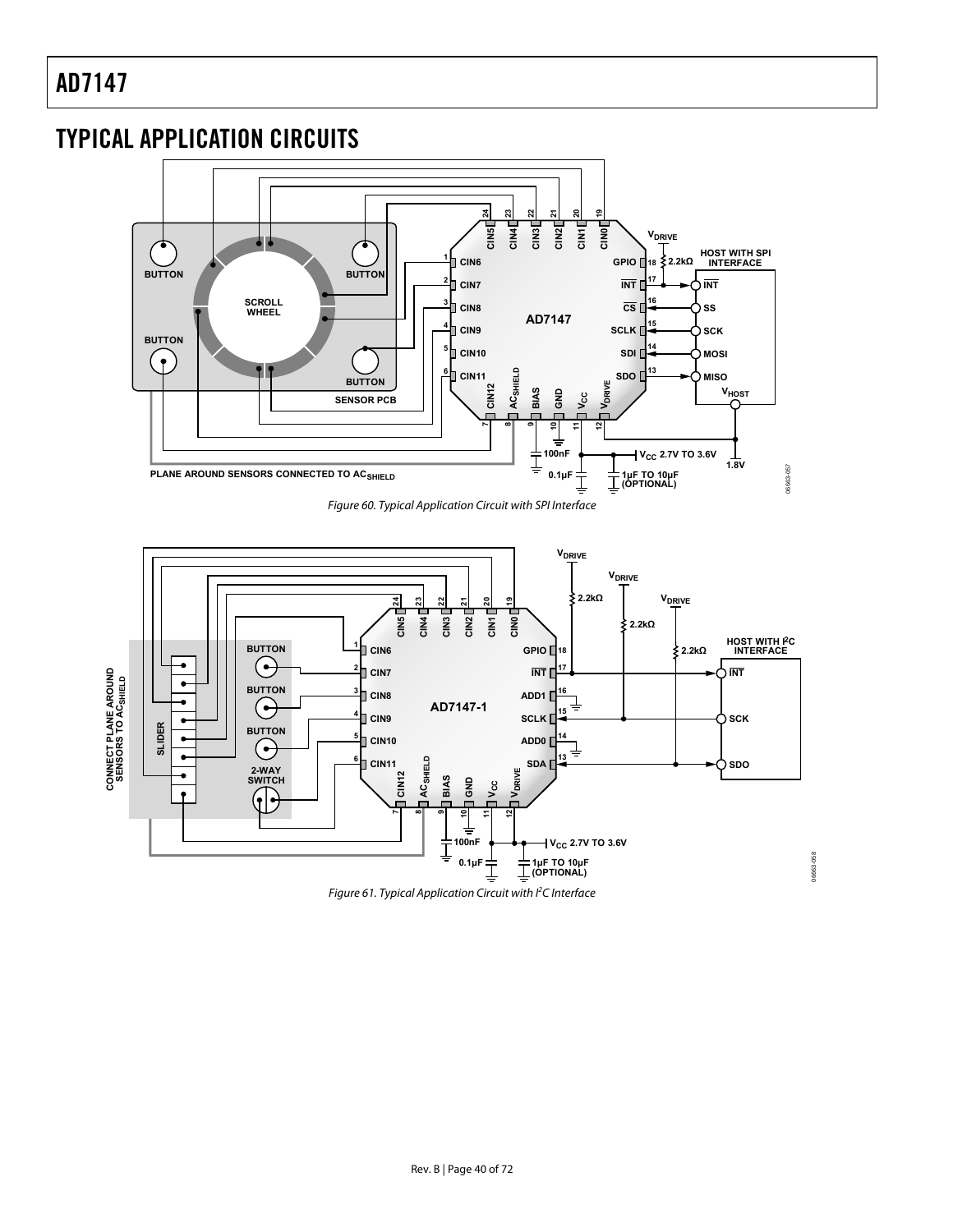## TYPICAL APPLICATION CIRCUITS

BUTTON
BUTTON
SCROLL WHEEL
BUTTON
BUTTON
SENSOR PCB
PLANE AROUND SENSORS CONNECTED TO $AC_{SHIELD}$
CIN5 CIN4 CIN3 CIN2 CIN1 CIN0
24 23 22 21 20 19
1 CIN6
2 CIN7
3 CIN8
4 CIN9
5 CIN10
6 CIN11
AD7147
GPIO 18
$\overline{INT}$ 17
$\overline{CS}$ 16
SCLK 15
SDI 14
SDO 13
CIN12 $AC_{SHIELD}$ BIAS GND $V_{CC}$ $V_{DRIVE}$
7 8 9 10 11 12
$V_{DRIVE}$
2.2kΩ
HOST WITH SPI INTERFACE
$\overline{INT}$
SS
SCK
MOSI
MISO
$V_{HOST}$
100nF
0.1µF
$V_{CC}$ 2.7V TO 3.6V
1µF TO 10µF (OPTIONAL)
1.8V
06663-057

*Figure 60. Typical Application Circuit with SPI Interface*

CONNECT PLANE AROUND SENSORS TO $AC_{SHIELD}$
SLIDER
BUTTON
BUTTON
BUTTON
2-WAY SWITCH
CIN5 CIN4 CIN3 CIN2 CIN1 CIN0
24 23 22 21 20 19
1 CIN6
2 CIN7
3 CIN8
4 CIN9
5 CIN10
6 CIN11
AD7147-1
GPIO 18
$\overline{INT}$ 17
ADD1 16
SCLK 15
ADD0 14
SDA 13
CIN12 $AC_{SHIELD}$ BIAS GND $V_{CC}$ $V_{DRIVE}$
7 8 9 10 11 12
$V_{DRIVE}$
2.2kΩ
$V_{DRIVE}$
2.2kΩ
$V_{DRIVE}$
2.2kΩ
HOST WITH I²C INTERFACE
$\overline{INT}$
SCK
SDO
100nF
0.1µF
$V_{CC}$ 2.7V TO 3.6V
1µF TO 10µF (OPTIONAL)
06663-058

*Figure 61. Typical Application Circuit with I²C Interface*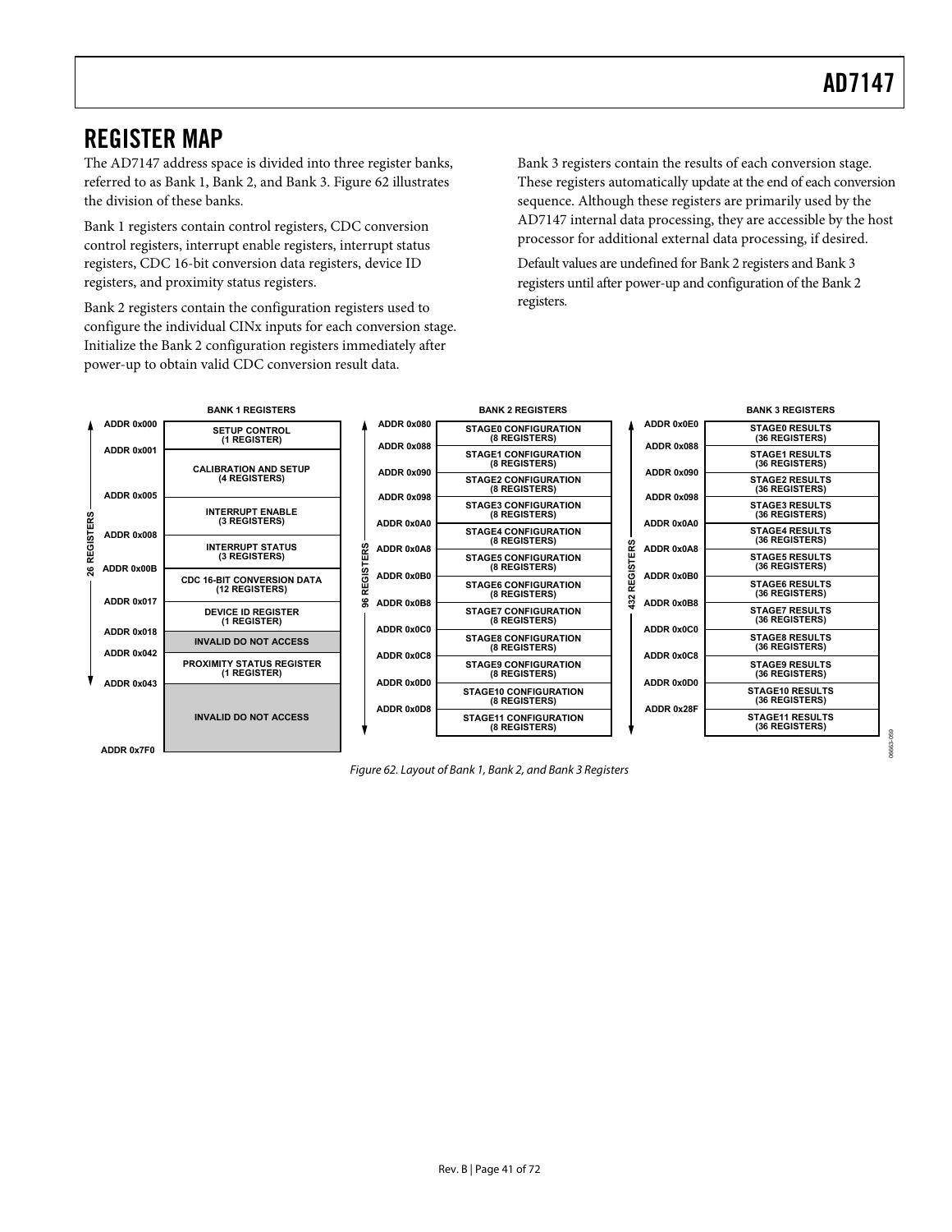## REGISTER MAP

The AD7147 address space is divided into three register banks, referred to as Bank 1, Bank 2, and Bank 3. Figure 62 illustrates the division of these banks.

Bank 1 registers contain control registers, CDC conversion control registers, interrupt enable registers, interrupt status registers, CDC 16-bit conversion data registers, device ID registers, and proximity status registers.

Bank 2 registers contain the configuration registers used to configure the individual CINx inputs for each conversion stage. Initialize the Bank 2 configuration registers immediately after power-up to obtain valid CDC conversion result data.

Bank 3 registers contain the results of each conversion stage. These registers automatically update at the end of each conversion sequence. Although these registers are primarily used by the AD7147 internal data processing, they are accessible by the host processor for additional external data processing, if desired.

Default values are undefined for Bank 2 registers and Bank 3 registers until after power-up and configuration of the Bank 2 registers.

**BANK 1 REGISTERS** (26 REGISTERS)

| Address | Register |
|---|---|
| ADDR 0x000 | SETUP CONTROL (1 REGISTER) |
| ADDR 0x001 | CALIBRATION AND SETUP (4 REGISTERS) |
| ADDR 0x005 | INTERRUPT ENABLE (3 REGISTERS) |
| ADDR 0x008 | INTERRUPT STATUS (3 REGISTERS) |
| ADDR 0x00B | CDC 16-BIT CONVERSION DATA (12 REGISTERS) |
| ADDR 0x017 | DEVICE ID REGISTER (1 REGISTER) |
| ADDR 0x018 | INVALID DO NOT ACCESS |
| ADDR 0x042 | PROXIMITY STATUS REGISTER (1 REGISTER) |
| ADDR 0x043 – ADDR 0x7F0 | INVALID DO NOT ACCESS |

**BANK 2 REGISTERS** (96 REGISTERS)

| Address | Register |
|---|---|
| ADDR 0x080 | STAGE0 CONFIGURATION (8 REGISTERS) |
| ADDR 0x088 | STAGE1 CONFIGURATION (8 REGISTERS) |
| ADDR 0x090 | STAGE2 CONFIGURATION (8 REGISTERS) |
| ADDR 0x098 | STAGE3 CONFIGURATION (8 REGISTERS) |
| ADDR 0x0A0 | STAGE4 CONFIGURATION (8 REGISTERS) |
| ADDR 0x0A8 | STAGE5 CONFIGURATION (8 REGISTERS) |
| ADDR 0x0B0 | STAGE6 CONFIGURATION (8 REGISTERS) |
| ADDR 0x0B8 | STAGE7 CONFIGURATION (8 REGISTERS) |
| ADDR 0x0C0 | STAGE8 CONFIGURATION (8 REGISTERS) |
| ADDR 0x0C8 | STAGE9 CONFIGURATION (8 REGISTERS) |
| ADDR 0x0D0 | STAGE10 CONFIGURATION (8 REGISTERS) |
| ADDR 0x0D8 | STAGE11 CONFIGURATION (8 REGISTERS) |

**BANK 3 REGISTERS** (432 REGISTERS)

| Address | Register |
|---|---|
| ADDR 0x0E0 | STAGE0 RESULTS (36 REGISTERS) |
| ADDR 0x088 | STAGE1 RESULTS (36 REGISTERS) |
| ADDR 0x090 | STAGE2 RESULTS (36 REGISTERS) |
| ADDR 0x098 | STAGE3 RESULTS (36 REGISTERS) |
| ADDR 0x0A0 | STAGE4 RESULTS (36 REGISTERS) |
| ADDR 0x0A8 | STAGE5 RESULTS (36 REGISTERS) |
| ADDR 0x0B0 | STAGE6 RESULTS (36 REGISTERS) |
| ADDR 0x0B8 | STAGE7 RESULTS (36 REGISTERS) |
| ADDR 0x0C0 | STAGE8 RESULTS (36 REGISTERS) |
| ADDR 0x0C8 | STAGE9 RESULTS (36 REGISTERS) |
| ADDR 0x0D0 | STAGE10 RESULTS (36 REGISTERS) |
| ADDR 0x28F | STAGE11 RESULTS (36 REGISTERS) |

*Figure 62. Layout of Bank 1, Bank 2, and Bank 3 Registers*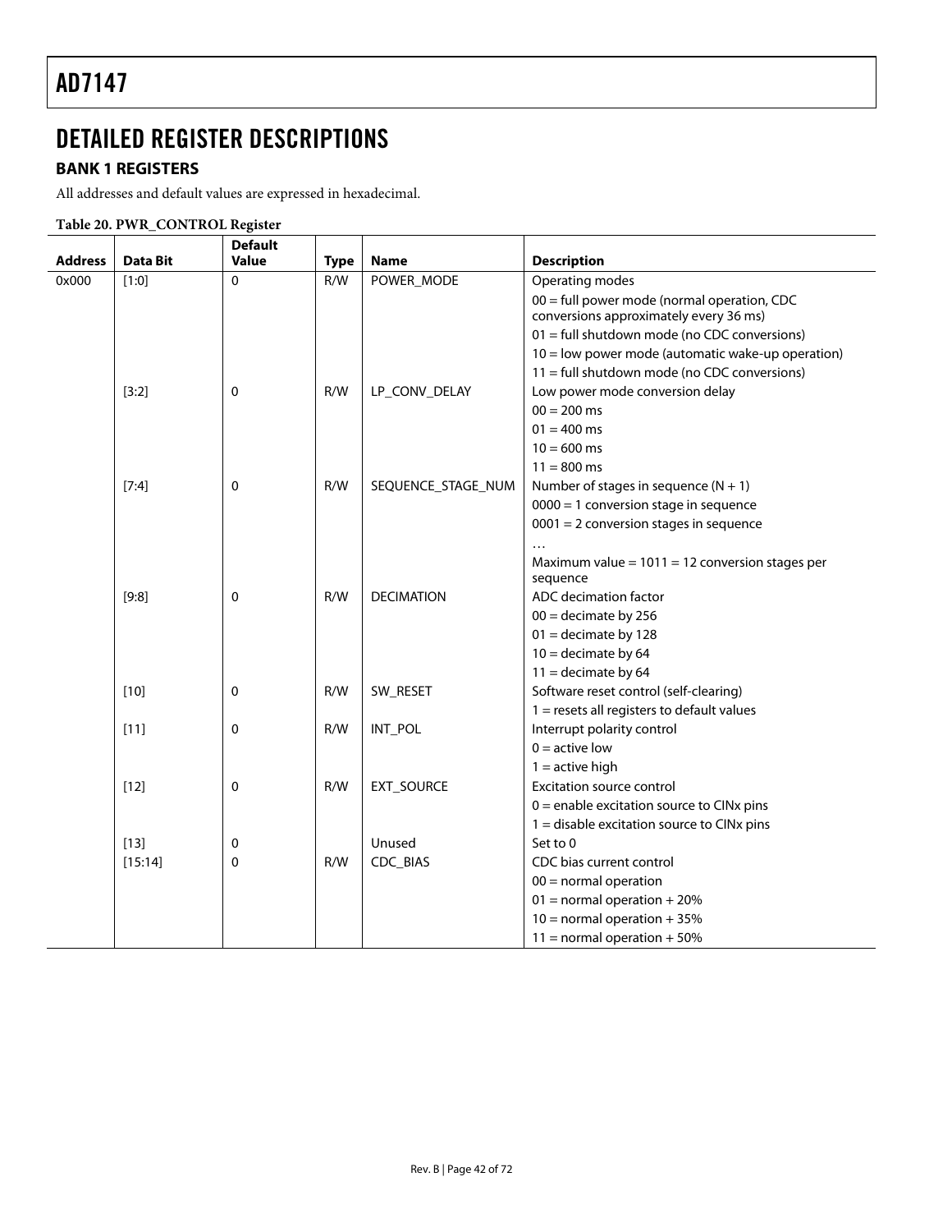# DETAILED REGISTER DESCRIPTIONS

## BANK 1 REGISTERS

All addresses and default values are expressed in hexadecimal.

**Table 20. PWR_CONTROL Register**

| Address | Data Bit | Default Value | Type | Name | Description |
|---|---|---|---|---|---|
| 0x000 | [1:0] | 0 | R/W | POWER_MODE | Operating modes |
| | | | | | 00 = full power mode (normal operation, CDC conversions approximately every 36 ms) |
| | | | | | 01 = full shutdown mode (no CDC conversions) |
| | | | | | 10 = low power mode (automatic wake-up operation) |
| | | | | | 11 = full shutdown mode (no CDC conversions) |
| | [3:2] | 0 | R/W | LP_CONV_DELAY | Low power mode conversion delay |
| | | | | | 00 = 200 ms |
| | | | | | 01 = 400 ms |
| | | | | | 10 = 600 ms |
| | | | | | 11 = 800 ms |
| | [7:4] | 0 | R/W | SEQUENCE_STAGE_NUM | Number of stages in sequence (N + 1) |
| | | | | | 0000 = 1 conversion stage in sequence |
| | | | | | 0001 = 2 conversion stages in sequence |
| | | | | | … |
| | | | | | Maximum value = 1011 = 12 conversion stages per sequence |
| | [9:8] | 0 | R/W | DECIMATION | ADC decimation factor |
| | | | | | 00 = decimate by 256 |
| | | | | | 01 = decimate by 128 |
| | | | | | 10 = decimate by 64 |
| | | | | | 11 = decimate by 64 |
| | [10] | 0 | R/W | SW_RESET | Software reset control (self-clearing) |
| | | | | | 1 = resets all registers to default values |
| | [11] | 0 | R/W | INT_POL | Interrupt polarity control |
| | | | | | 0 = active low |
| | | | | | 1 = active high |
| | [12] | 0 | R/W | EXT_SOURCE | Excitation source control |
| | | | | | 0 = enable excitation source to CINx pins |
| | | | | | 1 = disable excitation source to CINx pins |
| | [13] | 0 | | Unused | Set to 0 |
| | [15:14] | 0 | R/W | CDC_BIAS | CDC bias current control |
| | | | | | 00 = normal operation |
| | | | | | 01 = normal operation + 20% |
| | | | | | 10 = normal operation + 35% |
| | | | | | 11 = normal operation + 50% |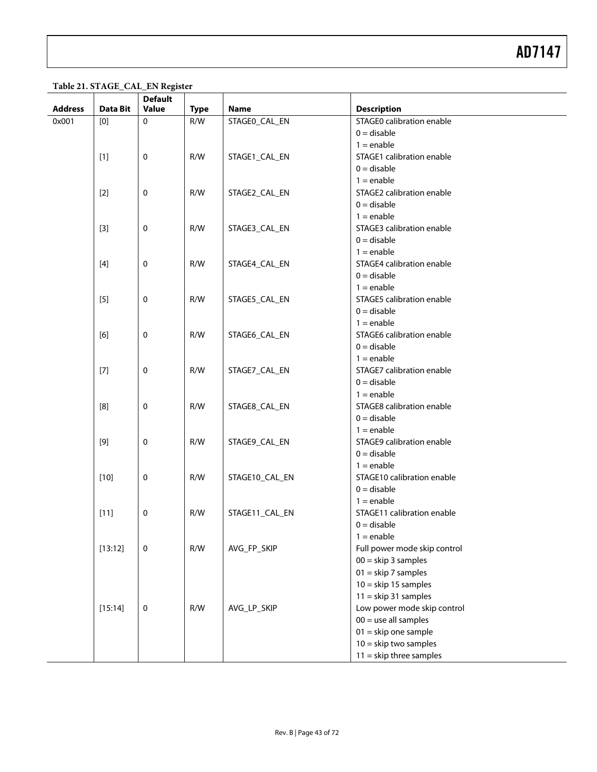**Table 21. STAGE_CAL_EN Register**

| Address | Data Bit | Default Value | Type | Name | Description |
|---|---|---|---|---|---|
| 0x001 | [0] | 0 | R/W | STAGE0_CAL_EN | STAGE0 calibration enable<br>0 = disable<br>1 = enable |
| | [1] | 0 | R/W | STAGE1_CAL_EN | STAGE1 calibration enable<br>0 = disable<br>1 = enable |
| | [2] | 0 | R/W | STAGE2_CAL_EN | STAGE2 calibration enable<br>0 = disable<br>1 = enable |
| | [3] | 0 | R/W | STAGE3_CAL_EN | STAGE3 calibration enable<br>0 = disable<br>1 = enable |
| | [4] | 0 | R/W | STAGE4_CAL_EN | STAGE4 calibration enable<br>0 = disable<br>1 = enable |
| | [5] | 0 | R/W | STAGE5_CAL_EN | STAGE5 calibration enable<br>0 = disable<br>1 = enable |
| | [6] | 0 | R/W | STAGE6_CAL_EN | STAGE6 calibration enable<br>0 = disable<br>1 = enable |
| | [7] | 0 | R/W | STAGE7_CAL_EN | STAGE7 calibration enable<br>0 = disable<br>1 = enable |
| | [8] | 0 | R/W | STAGE8_CAL_EN | STAGE8 calibration enable<br>0 = disable<br>1 = enable |
| | [9] | 0 | R/W | STAGE9_CAL_EN | STAGE9 calibration enable<br>0 = disable<br>1 = enable |
| | [10] | 0 | R/W | STAGE10_CAL_EN | STAGE10 calibration enable<br>0 = disable<br>1 = enable |
| | [11] | 0 | R/W | STAGE11_CAL_EN | STAGE11 calibration enable<br>0 = disable<br>1 = enable |
| | [13:12] | 0 | R/W | AVG_FP_SKIP | Full power mode skip control<br>00 = skip 3 samples<br>01 = skip 7 samples<br>10 = skip 15 samples<br>11 = skip 31 samples |
| | [15:14] | 0 | R/W | AVG_LP_SKIP | Low power mode skip control<br>00 = use all samples<br>01 = skip one sample<br>10 = skip two samples<br>11 = skip three samples |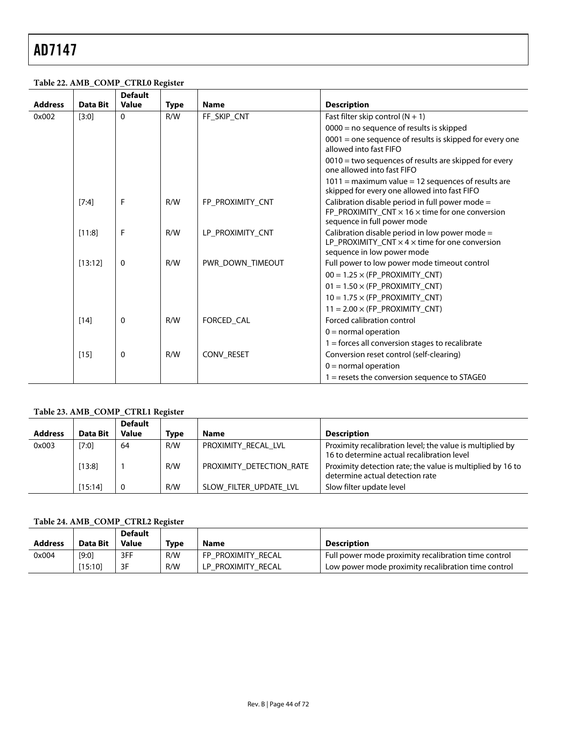**Table 22. AMB_COMP_CTRL0 Register**

| Address | Data Bit | Default Value | Type | Name | Description |
|---|---|---|---|---|---|
| 0x002 | [3:0] | 0 | R/W | FF_SKIP_CNT | Fast filter skip control (N + 1) |
| | | | | | 0000 = no sequence of results is skipped |
| | | | | | 0001 = one sequence of results is skipped for every one allowed into fast FIFO |
| | | | | | 0010 = two sequences of results are skipped for every one allowed into fast FIFO |
| | | | | | 1011 = maximum value = 12 sequences of results are skipped for every one allowed into fast FIFO |
| | [7:4] | F | R/W | FP_PROXIMITY_CNT | Calibration disable period in full power mode = FP_PROXIMITY_CNT × 16 × time for one conversion sequence in full power mode |
| | [11:8] | F | R/W | LP_PROXIMITY_CNT | Calibration disable period in low power mode = LP_PROXIMITY_CNT × 4 × time for one conversion sequence in low power mode |
| | [13:12] | 0 | R/W | PWR_DOWN_TIMEOUT | Full power to low power mode timeout control |
| | | | | | 00 = 1.25 × (FP_PROXIMITY_CNT) |
| | | | | | 01 = 1.50 × (FP_PROXIMITY_CNT) |
| | | | | | 10 = 1.75 × (FP_PROXIMITY_CNT) |
| | | | | | 11 = 2.00 × (FP_PROXIMITY_CNT) |
| | [14] | 0 | R/W | FORCED_CAL | Forced calibration control |
| | | | | | 0 = normal operation |
| | | | | | 1 = forces all conversion stages to recalibrate |
| | [15] | 0 | R/W | CONV_RESET | Conversion reset control (self-clearing) |
| | | | | | 0 = normal operation |
| | | | | | 1 = resets the conversion sequence to STAGE0 |

**Table 23. AMB_COMP_CTRL1 Register**

| Address | Data Bit | Default Value | Type | Name | Description |
|---|---|---|---|---|---|
| 0x003 | [7:0] | 64 | R/W | PROXIMITY_RECAL_LVL | Proximity recalibration level; the value is multiplied by 16 to determine actual recalibration level |
| | [13:8] | 1 | R/W | PROXIMITY_DETECTION_RATE | Proximity detection rate; the value is multiplied by 16 to determine actual detection rate |
| | [15:14] | 0 | R/W | SLOW_FILTER_UPDATE_LVL | Slow filter update level |

**Table 24. AMB_COMP_CTRL2 Register**

| Address | Data Bit | Default Value | Type | Name | Description |
|---|---|---|---|---|---|
| 0x004 | [9:0] | 3FF | R/W | FP_PROXIMITY_RECAL | Full power mode proximity recalibration time control |
| | [15:10] | 3F | R/W | LP_PROXIMITY_RECAL | Low power mode proximity recalibration time control |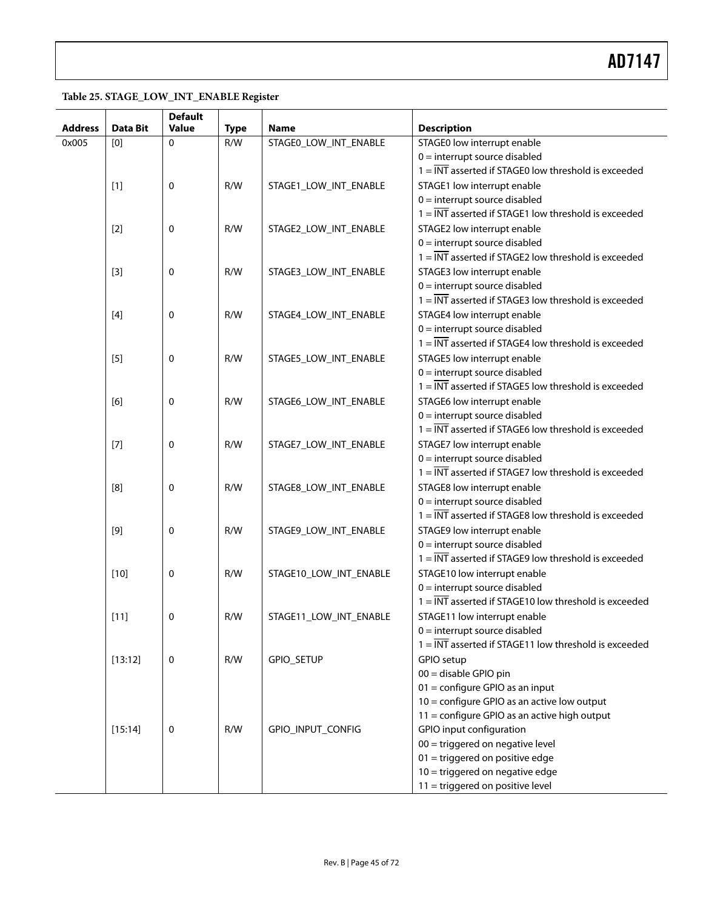**Table 25. STAGE_LOW_INT_ENABLE Register**

| Address | Data Bit | Default Value | Type | Name | Description |
|---|---|---|---|---|---|
| 0x005 | [0] | 0 | R/W | STAGE0_LOW_INT_ENABLE | STAGE0 low interrupt enable<br>0 = interrupt source disabled<br>1 = $\overline{\text{INT}}$ asserted if STAGE0 low threshold is exceeded |
| | [1] | 0 | R/W | STAGE1_LOW_INT_ENABLE | STAGE1 low interrupt enable<br>0 = interrupt source disabled<br>1 = $\overline{\text{INT}}$ asserted if STAGE1 low threshold is exceeded |
| | [2] | 0 | R/W | STAGE2_LOW_INT_ENABLE | STAGE2 low interrupt enable<br>0 = interrupt source disabled<br>1 = $\overline{\text{INT}}$ asserted if STAGE2 low threshold is exceeded |
| | [3] | 0 | R/W | STAGE3_LOW_INT_ENABLE | STAGE3 low interrupt enable<br>0 = interrupt source disabled<br>1 = $\overline{\text{INT}}$ asserted if STAGE3 low threshold is exceeded |
| | [4] | 0 | R/W | STAGE4_LOW_INT_ENABLE | STAGE4 low interrupt enable<br>0 = interrupt source disabled<br>1 = $\overline{\text{INT}}$ asserted if STAGE4 low threshold is exceeded |
| | [5] | 0 | R/W | STAGE5_LOW_INT_ENABLE | STAGE5 low interrupt enable<br>0 = interrupt source disabled<br>1 = $\overline{\text{INT}}$ asserted if STAGE5 low threshold is exceeded |
| | [6] | 0 | R/W | STAGE6_LOW_INT_ENABLE | STAGE6 low interrupt enable<br>0 = interrupt source disabled<br>1 = $\overline{\text{INT}}$ asserted if STAGE6 low threshold is exceeded |
| | [7] | 0 | R/W | STAGE7_LOW_INT_ENABLE | STAGE7 low interrupt enable<br>0 = interrupt source disabled<br>1 = $\overline{\text{INT}}$ asserted if STAGE7 low threshold is exceeded |
| | [8] | 0 | R/W | STAGE8_LOW_INT_ENABLE | STAGE8 low interrupt enable<br>0 = interrupt source disabled<br>1 = $\overline{\text{INT}}$ asserted if STAGE8 low threshold is exceeded |
| | [9] | 0 | R/W | STAGE9_LOW_INT_ENABLE | STAGE9 low interrupt enable<br>0 = interrupt source disabled<br>1 = $\overline{\text{INT}}$ asserted if STAGE9 low threshold is exceeded |
| | [10] | 0 | R/W | STAGE10_LOW_INT_ENABLE | STAGE10 low interrupt enable<br>0 = interrupt source disabled<br>1 = $\overline{\text{INT}}$ asserted if STAGE10 low threshold is exceeded |
| | [11] | 0 | R/W | STAGE11_LOW_INT_ENABLE | STAGE11 low interrupt enable<br>0 = interrupt source disabled<br>1 = $\overline{\text{INT}}$ asserted if STAGE11 low threshold is exceeded |
| | [13:12] | 0 | R/W | GPIO_SETUP | GPIO setup<br>00 = disable GPIO pin<br>01 = configure GPIO as an input<br>10 = configure GPIO as an active low output<br>11 = configure GPIO as an active high output |
| | [15:14] | 0 | R/W | GPIO_INPUT_CONFIG | GPIO input configuration<br>00 = triggered on negative level<br>01 = triggered on positive edge<br>10 = triggered on negative edge<br>11 = triggered on positive level |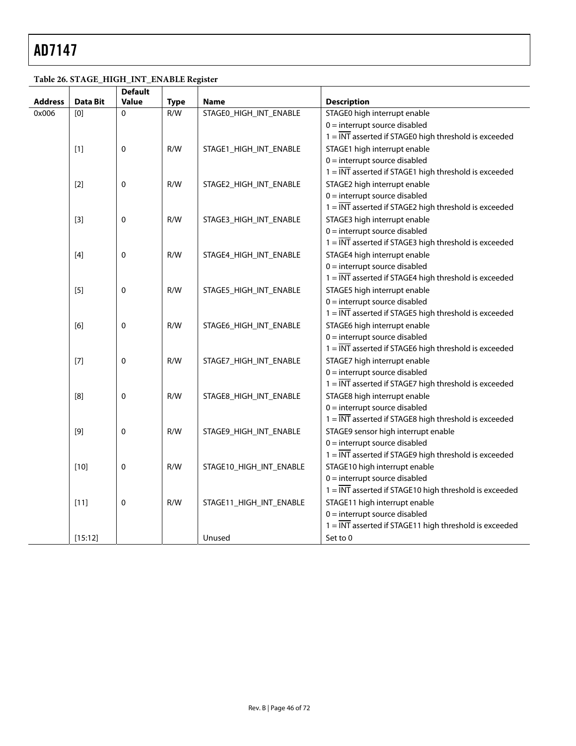**Table 26. STAGE_HIGH_INT_ENABLE Register**

| Address | Data Bit | Default Value | Type | Name | Description |
|---|---|---|---|---|---|
| 0x006 | [0] | 0 | R/W | STAGE0_HIGH_INT_ENABLE | STAGE0 high interrupt enable<br>0 = interrupt source disabled<br>1 = $\overline{\text{INT}}$ asserted if STAGE0 high threshold is exceeded |
| | [1] | 0 | R/W | STAGE1_HIGH_INT_ENABLE | STAGE1 high interrupt enable<br>0 = interrupt source disabled<br>1 = $\overline{\text{INT}}$ asserted if STAGE1 high threshold is exceeded |
| | [2] | 0 | R/W | STAGE2_HIGH_INT_ENABLE | STAGE2 high interrupt enable<br>0 = interrupt source disabled<br>1 = $\overline{\text{INT}}$ asserted if STAGE2 high threshold is exceeded |
| | [3] | 0 | R/W | STAGE3_HIGH_INT_ENABLE | STAGE3 high interrupt enable<br>0 = interrupt source disabled<br>1 = $\overline{\text{INT}}$ asserted if STAGE3 high threshold is exceeded |
| | [4] | 0 | R/W | STAGE4_HIGH_INT_ENABLE | STAGE4 high interrupt enable<br>0 = interrupt source disabled<br>1 = $\overline{\text{INT}}$ asserted if STAGE4 high threshold is exceeded |
| | [5] | 0 | R/W | STAGE5_HIGH_INT_ENABLE | STAGE5 high interrupt enable<br>0 = interrupt source disabled<br>1 = $\overline{\text{INT}}$ asserted if STAGE5 high threshold is exceeded |
| | [6] | 0 | R/W | STAGE6_HIGH_INT_ENABLE | STAGE6 high interrupt enable<br>0 = interrupt source disabled<br>1 = $\overline{\text{INT}}$ asserted if STAGE6 high threshold is exceeded |
| | [7] | 0 | R/W | STAGE7_HIGH_INT_ENABLE | STAGE7 high interrupt enable<br>0 = interrupt source disabled<br>1 = $\overline{\text{INT}}$ asserted if STAGE7 high threshold is exceeded |
| | [8] | 0 | R/W | STAGE8_HIGH_INT_ENABLE | STAGE8 high interrupt enable<br>0 = interrupt source disabled<br>1 = $\overline{\text{INT}}$ asserted if STAGE8 high threshold is exceeded |
| | [9] | 0 | R/W | STAGE9_HIGH_INT_ENABLE | STAGE9 sensor high interrupt enable<br>0 = interrupt source disabled<br>1 = $\overline{\text{INT}}$ asserted if STAGE9 high threshold is exceeded |
| | [10] | 0 | R/W | STAGE10_HIGH_INT_ENABLE | STAGE10 high interrupt enable<br>0 = interrupt source disabled<br>1 = $\overline{\text{INT}}$ asserted if STAGE10 high threshold is exceeded |
| | [11] | 0 | R/W | STAGE11_HIGH_INT_ENABLE | STAGE11 high interrupt enable<br>0 = interrupt source disabled<br>1 = $\overline{\text{INT}}$ asserted if STAGE11 high threshold is exceeded |
| | [15:12] | | | Unused | Set to 0 |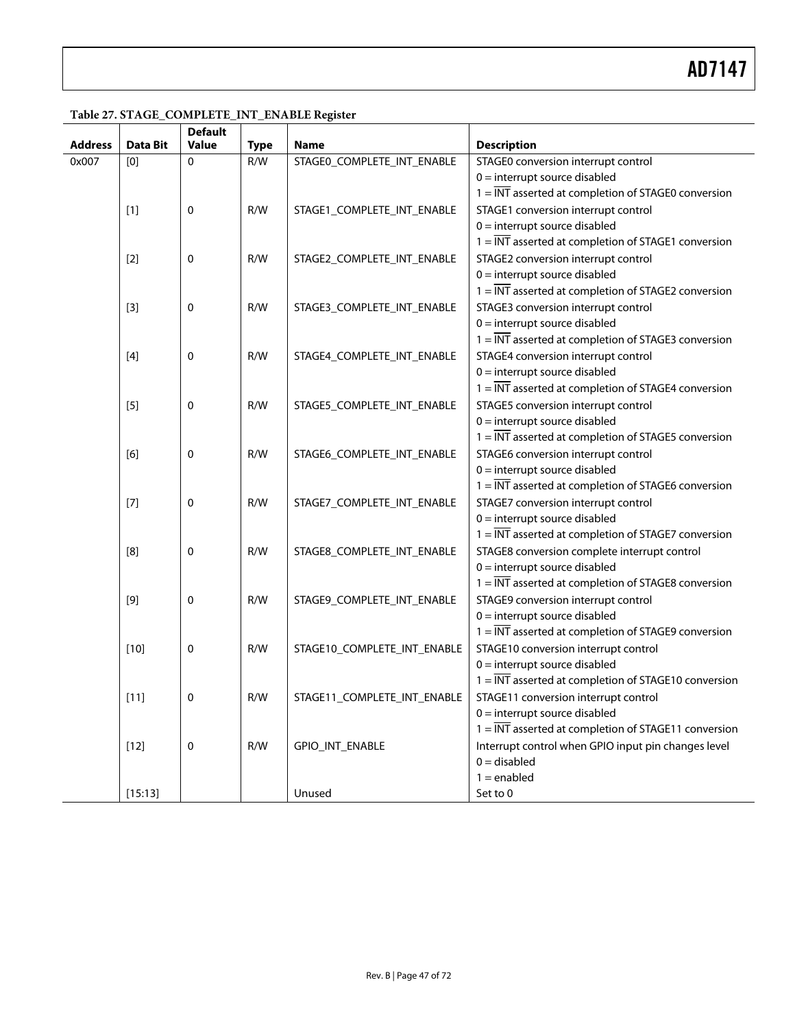**Table 27. STAGE_COMPLETE_INT_ENABLE Register**

| Address | Data Bit | Default Value | Type | Name | Description |
|---|---|---|---|---|---|
| 0x007 | [0] | 0 | R/W | STAGE0_COMPLETE_INT_ENABLE | STAGE0 conversion interrupt control<br>0 = interrupt source disabled<br>1 = $\overline{\text{INT}}$ asserted at completion of STAGE0 conversion |
| | [1] | 0 | R/W | STAGE1_COMPLETE_INT_ENABLE | STAGE1 conversion interrupt control<br>0 = interrupt source disabled<br>1 = $\overline{\text{INT}}$ asserted at completion of STAGE1 conversion |
| | [2] | 0 | R/W | STAGE2_COMPLETE_INT_ENABLE | STAGE2 conversion interrupt control<br>0 = interrupt source disabled<br>1 = $\overline{\text{INT}}$ asserted at completion of STAGE2 conversion |
| | [3] | 0 | R/W | STAGE3_COMPLETE_INT_ENABLE | STAGE3 conversion interrupt control<br>0 = interrupt source disabled<br>1 = $\overline{\text{INT}}$ asserted at completion of STAGE3 conversion |
| | [4] | 0 | R/W | STAGE4_COMPLETE_INT_ENABLE | STAGE4 conversion interrupt control<br>0 = interrupt source disabled<br>1 = $\overline{\text{INT}}$ asserted at completion of STAGE4 conversion |
| | [5] | 0 | R/W | STAGE5_COMPLETE_INT_ENABLE | STAGE5 conversion interrupt control<br>0 = interrupt source disabled<br>1 = $\overline{\text{INT}}$ asserted at completion of STAGE5 conversion |
| | [6] | 0 | R/W | STAGE6_COMPLETE_INT_ENABLE | STAGE6 conversion interrupt control<br>0 = interrupt source disabled<br>1 = $\overline{\text{INT}}$ asserted at completion of STAGE6 conversion |
| | [7] | 0 | R/W | STAGE7_COMPLETE_INT_ENABLE | STAGE7 conversion interrupt control<br>0 = interrupt source disabled<br>1 = $\overline{\text{INT}}$ asserted at completion of STAGE7 conversion |
| | [8] | 0 | R/W | STAGE8_COMPLETE_INT_ENABLE | STAGE8 conversion complete interrupt control<br>0 = interrupt source disabled<br>1 = $\overline{\text{INT}}$ asserted at completion of STAGE8 conversion |
| | [9] | 0 | R/W | STAGE9_COMPLETE_INT_ENABLE | STAGE9 conversion interrupt control<br>0 = interrupt source disabled<br>1 = $\overline{\text{INT}}$ asserted at completion of STAGE9 conversion |
| | [10] | 0 | R/W | STAGE10_COMPLETE_INT_ENABLE | STAGE10 conversion interrupt control<br>0 = interrupt source disabled<br>1 = $\overline{\text{INT}}$ asserted at completion of STAGE10 conversion |
| | [11] | 0 | R/W | STAGE11_COMPLETE_INT_ENABLE | STAGE11 conversion interrupt control<br>0 = interrupt source disabled<br>1 = $\overline{\text{INT}}$ asserted at completion of STAGE11 conversion |
| | [12] | 0 | R/W | GPIO_INT_ENABLE | Interrupt control when GPIO input pin changes level<br>0 = disabled<br>1 = enabled |
| | [15:13] | | | Unused | Set to 0 |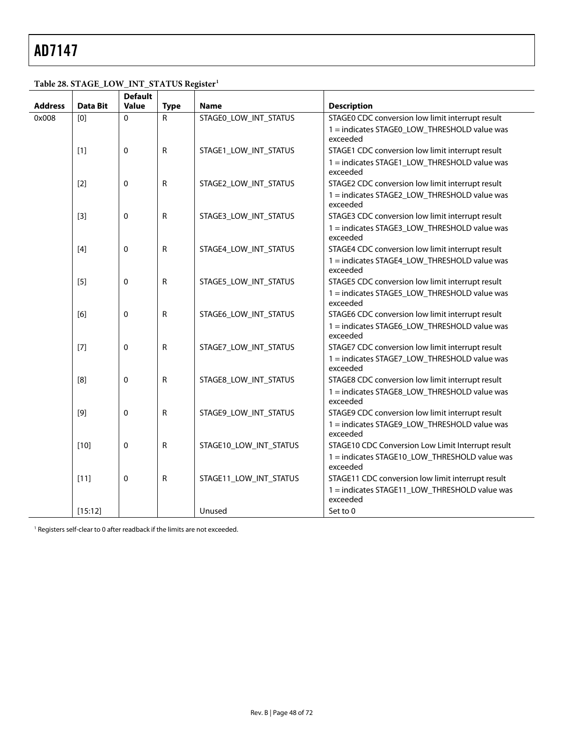**Table 28. STAGE_LOW_INT_STATUS Register**[1]

| Address | Data Bit | Default Value | Type | Name | Description |
|---|---|---|---|---|---|
| 0x008 | [0] | 0 | R | STAGE0_LOW_INT_STATUS | STAGE0 CDC conversion low limit interrupt result<br>1 = indicates STAGE0_LOW_THRESHOLD value was exceeded |
| | [1] | 0 | R | STAGE1_LOW_INT_STATUS | STAGE1 CDC conversion low limit interrupt result<br>1 = indicates STAGE1_LOW_THRESHOLD value was exceeded |
| | [2] | 0 | R | STAGE2_LOW_INT_STATUS | STAGE2 CDC conversion low limit interrupt result<br>1 = indicates STAGE2_LOW_THRESHOLD value was exceeded |
| | [3] | 0 | R | STAGE3_LOW_INT_STATUS | STAGE3 CDC conversion low limit interrupt result<br>1 = indicates STAGE3_LOW_THRESHOLD value was exceeded |
| | [4] | 0 | R | STAGE4_LOW_INT_STATUS | STAGE4 CDC conversion low limit interrupt result<br>1 = indicates STAGE4_LOW_THRESHOLD value was exceeded |
| | [5] | 0 | R | STAGE5_LOW_INT_STATUS | STAGE5 CDC conversion low limit interrupt result<br>1 = indicates STAGE5_LOW_THRESHOLD value was exceeded |
| | [6] | 0 | R | STAGE6_LOW_INT_STATUS | STAGE6 CDC conversion low limit interrupt result<br>1 = indicates STAGE6_LOW_THRESHOLD value was exceeded |
| | [7] | 0 | R | STAGE7_LOW_INT_STATUS | STAGE7 CDC conversion low limit interrupt result<br>1 = indicates STAGE7_LOW_THRESHOLD value was exceeded |
| | [8] | 0 | R | STAGE8_LOW_INT_STATUS | STAGE8 CDC conversion low limit interrupt result<br>1 = indicates STAGE8_LOW_THRESHOLD value was exceeded |
| | [9] | 0 | R | STAGE9_LOW_INT_STATUS | STAGE9 CDC conversion low limit interrupt result<br>1 = indicates STAGE9_LOW_THRESHOLD value was exceeded |
| | [10] | 0 | R | STAGE10_LOW_INT_STATUS | STAGE10 CDC Conversion Low Limit Interrupt result<br>1 = indicates STAGE10_LOW_THRESHOLD value was exceeded |
| | [11] | 0 | R | STAGE11_LOW_INT_STATUS | STAGE11 CDC conversion low limit interrupt result<br>1 = indicates STAGE11_LOW_THRESHOLD value was exceeded |
| | [15:12] | | | Unused | Set to 0 |

[1] Registers self-clear to 0 after readback if the limits are not exceeded.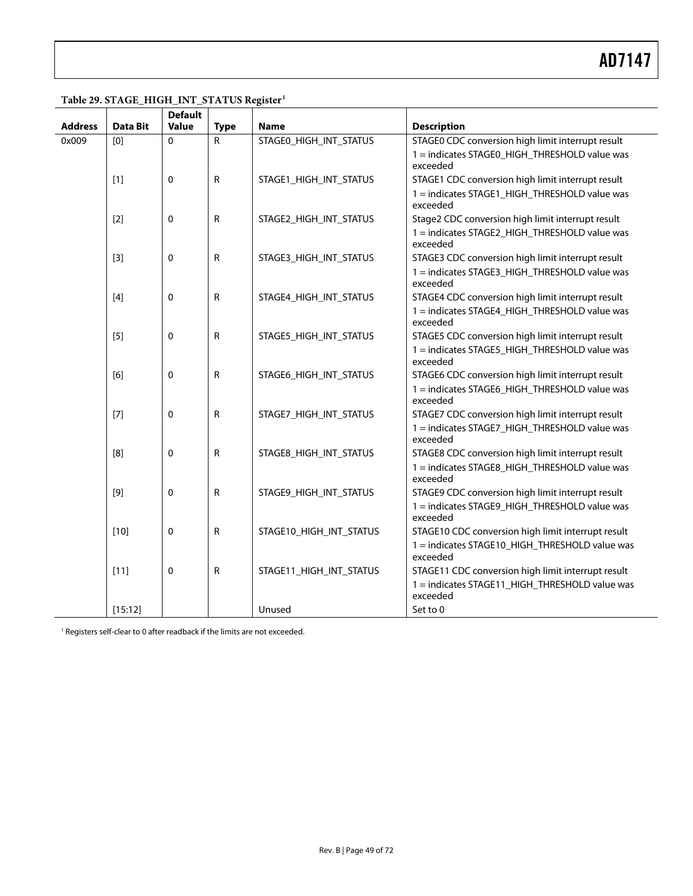**Table 29. STAGE_HIGH_INT_STATUS Register[1]**

| Address | Data Bit | Default Value | Type | Name | Description |
|---|---|---|---|---|---|
| 0x009 | [0] | 0 | R | STAGE0_HIGH_INT_STATUS | STAGE0 CDC conversion high limit interrupt result<br>1 = indicates STAGE0_HIGH_THRESHOLD value was exceeded |
| | [1] | 0 | R | STAGE1_HIGH_INT_STATUS | STAGE1 CDC conversion high limit interrupt result<br>1 = indicates STAGE1_HIGH_THRESHOLD value was exceeded |
| | [2] | 0 | R | STAGE2_HIGH_INT_STATUS | Stage2 CDC conversion high limit interrupt result<br>1 = indicates STAGE2_HIGH_THRESHOLD value was exceeded |
| | [3] | 0 | R | STAGE3_HIGH_INT_STATUS | STAGE3 CDC conversion high limit interrupt result<br>1 = indicates STAGE3_HIGH_THRESHOLD value was exceeded |
| | [4] | 0 | R | STAGE4_HIGH_INT_STATUS | STAGE4 CDC conversion high limit interrupt result<br>1 = indicates STAGE4_HIGH_THRESHOLD value was exceeded |
| | [5] | 0 | R | STAGE5_HIGH_INT_STATUS | STAGE5 CDC conversion high limit interrupt result<br>1 = indicates STAGE5_HIGH_THRESHOLD value was exceeded |
| | [6] | 0 | R | STAGE6_HIGH_INT_STATUS | STAGE6 CDC conversion high limit interrupt result<br>1 = indicates STAGE6_HIGH_THRESHOLD value was exceeded |
| | [7] | 0 | R | STAGE7_HIGH_INT_STATUS | STAGE7 CDC conversion high limit interrupt result<br>1 = indicates STAGE7_HIGH_THRESHOLD value was exceeded |
| | [8] | 0 | R | STAGE8_HIGH_INT_STATUS | STAGE8 CDC conversion high limit interrupt result<br>1 = indicates STAGE8_HIGH_THRESHOLD value was exceeded |
| | [9] | 0 | R | STAGE9_HIGH_INT_STATUS | STAGE9 CDC conversion high limit interrupt result<br>1 = indicates STAGE9_HIGH_THRESHOLD value was exceeded |
| | [10] | 0 | R | STAGE10_HIGH_INT_STATUS | STAGE10 CDC conversion high limit interrupt result<br>1 = indicates STAGE10_HIGH_THRESHOLD value was exceeded |
| | [11] | 0 | R | STAGE11_HIGH_INT_STATUS | STAGE11 CDC conversion high limit interrupt result<br>1 = indicates STAGE11_HIGH_THRESHOLD value was exceeded |
| | [15:12] | | | Unused | Set to 0 |

[1] Registers self-clear to 0 after readback if the limits are not exceeded.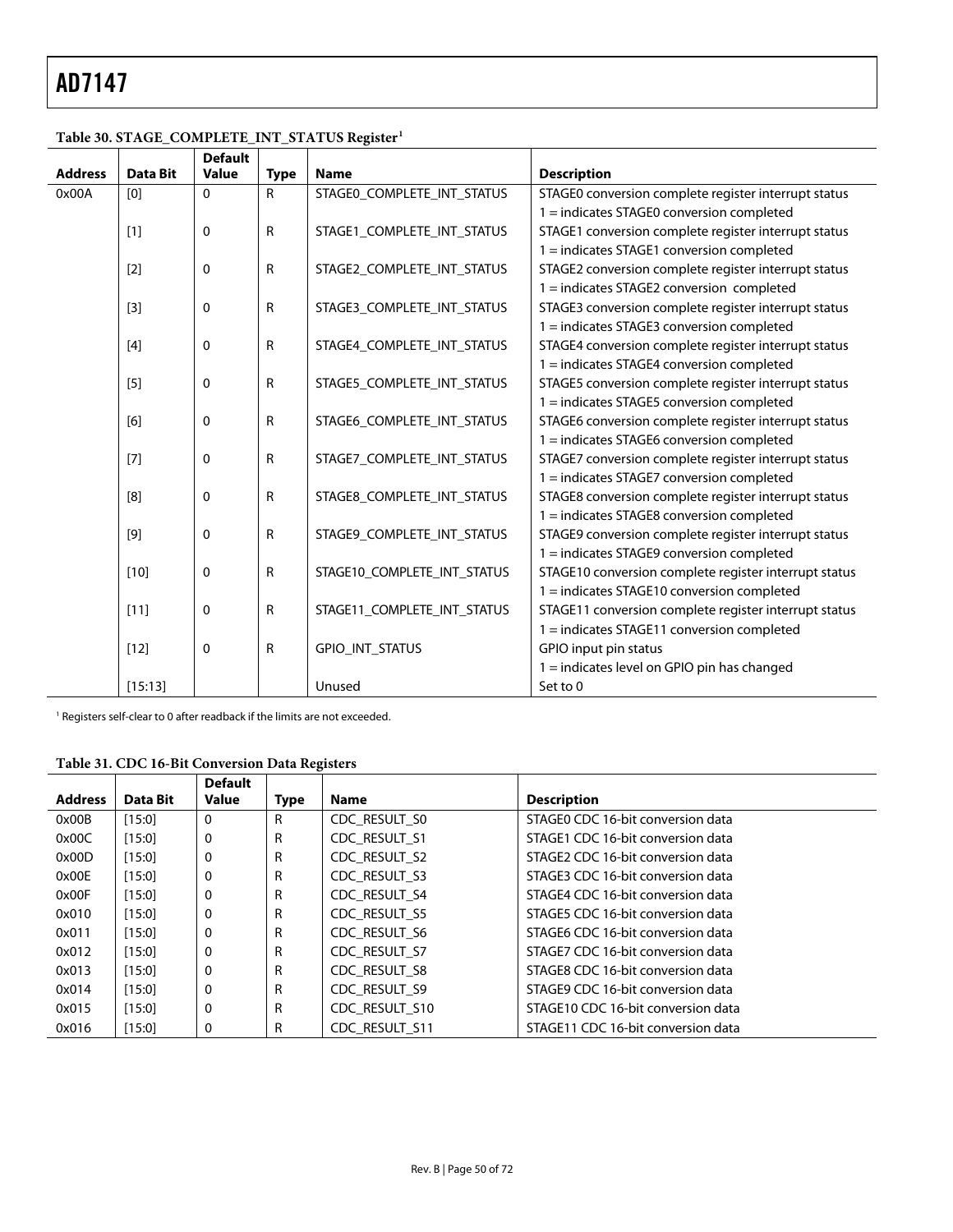**Table 30. STAGE_COMPLETE_INT_STATUS Register[1]**

| Address | Data Bit | Default Value | Type | Name | Description |
|---|---|---|---|---|---|
| 0x00A | [0] | 0 | R | STAGE0_COMPLETE_INT_STATUS | STAGE0 conversion complete register interrupt status<br>1 = indicates STAGE0 conversion completed |
| | [1] | 0 | R | STAGE1_COMPLETE_INT_STATUS | STAGE1 conversion complete register interrupt status<br>1 = indicates STAGE1 conversion completed |
| | [2] | 0 | R | STAGE2_COMPLETE_INT_STATUS | STAGE2 conversion complete register interrupt status<br>1 = indicates STAGE2 conversion completed |
| | [3] | 0 | R | STAGE3_COMPLETE_INT_STATUS | STAGE3 conversion complete register interrupt status<br>1 = indicates STAGE3 conversion completed |
| | [4] | 0 | R | STAGE4_COMPLETE_INT_STATUS | STAGE4 conversion complete register interrupt status<br>1 = indicates STAGE4 conversion completed |
| | [5] | 0 | R | STAGE5_COMPLETE_INT_STATUS | STAGE5 conversion complete register interrupt status<br>1 = indicates STAGE5 conversion completed |
| | [6] | 0 | R | STAGE6_COMPLETE_INT_STATUS | STAGE6 conversion complete register interrupt status<br>1 = indicates STAGE6 conversion completed |
| | [7] | 0 | R | STAGE7_COMPLETE_INT_STATUS | STAGE7 conversion complete register interrupt status<br>1 = indicates STAGE7 conversion completed |
| | [8] | 0 | R | STAGE8_COMPLETE_INT_STATUS | STAGE8 conversion complete register interrupt status<br>1 = indicates STAGE8 conversion completed |
| | [9] | 0 | R | STAGE9_COMPLETE_INT_STATUS | STAGE9 conversion complete register interrupt status<br>1 = indicates STAGE9 conversion completed |
| | [10] | 0 | R | STAGE10_COMPLETE_INT_STATUS | STAGE10 conversion complete register interrupt status<br>1 = indicates STAGE10 conversion completed |
| | [11] | 0 | R | STAGE11_COMPLETE_INT_STATUS | STAGE11 conversion complete register interrupt status<br>1 = indicates STAGE11 conversion completed |
| | [12] | 0 | R | GPIO_INT_STATUS | GPIO input pin status<br>1 = indicates level on GPIO pin has changed |
| | [15:13] | | | Unused | Set to 0 |

[1] Registers self-clear to 0 after readback if the limits are not exceeded.

**Table 31. CDC 16-Bit Conversion Data Registers**

| Address | Data Bit | Default Value | Type | Name | Description |
|---|---|---|---|---|---|
| 0x00B | [15:0] | 0 | R | CDC_RESULT_S0 | STAGE0 CDC 16-bit conversion data |
| 0x00C | [15:0] | 0 | R | CDC_RESULT_S1 | STAGE1 CDC 16-bit conversion data |
| 0x00D | [15:0] | 0 | R | CDC_RESULT_S2 | STAGE2 CDC 16-bit conversion data |
| 0x00E | [15:0] | 0 | R | CDC_RESULT_S3 | STAGE3 CDC 16-bit conversion data |
| 0x00F | [15:0] | 0 | R | CDC_RESULT_S4 | STAGE4 CDC 16-bit conversion data |
| 0x010 | [15:0] | 0 | R | CDC_RESULT_S5 | STAGE5 CDC 16-bit conversion data |
| 0x011 | [15:0] | 0 | R | CDC_RESULT_S6 | STAGE6 CDC 16-bit conversion data |
| 0x012 | [15:0] | 0 | R | CDC_RESULT_S7 | STAGE7 CDC 16-bit conversion data |
| 0x013 | [15:0] | 0 | R | CDC_RESULT_S8 | STAGE8 CDC 16-bit conversion data |
| 0x014 | [15:0] | 0 | R | CDC_RESULT_S9 | STAGE9 CDC 16-bit conversion data |
| 0x015 | [15:0] | 0 | R | CDC_RESULT_S10 | STAGE10 CDC 16-bit conversion data |
| 0x016 | [15:0] | 0 | R | CDC_RESULT_S11 | STAGE11 CDC 16-bit conversion data |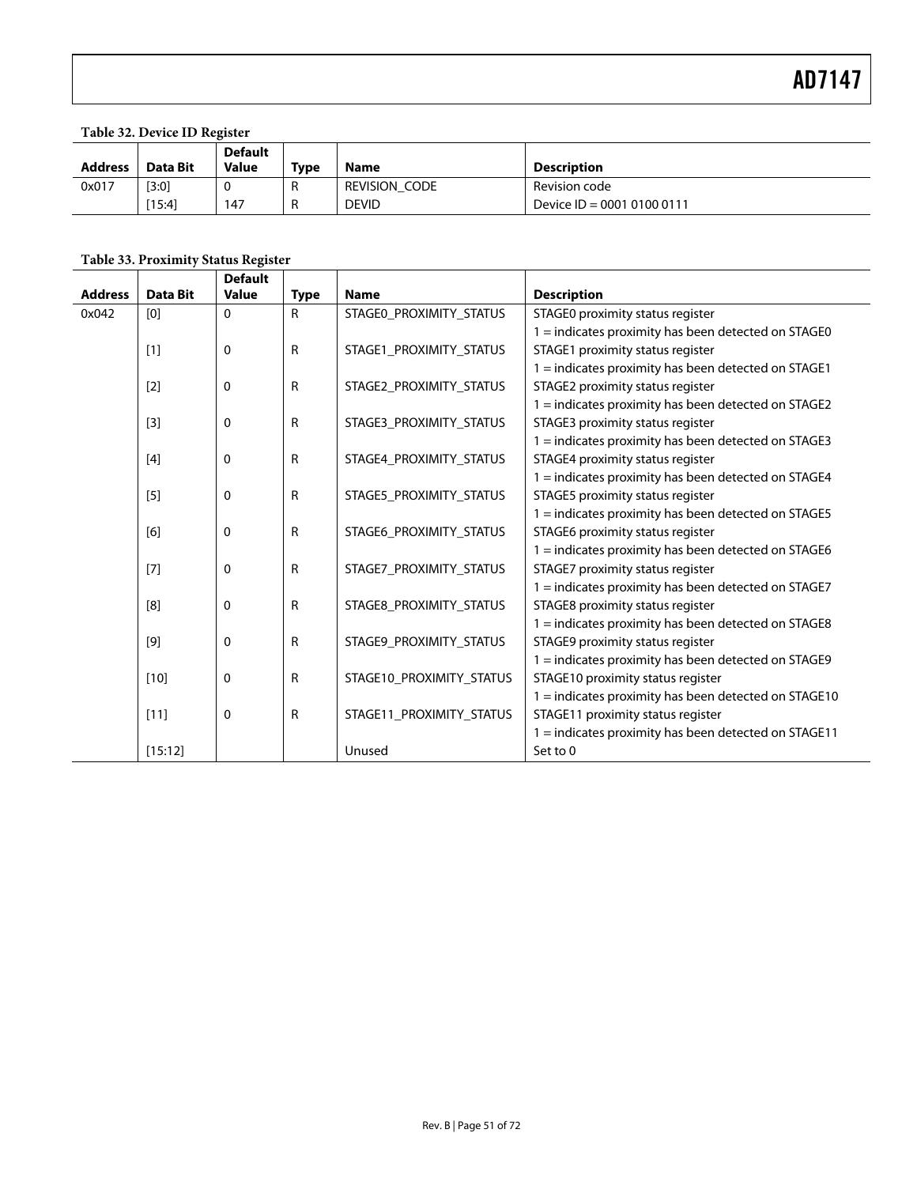Table 32. Device ID Register

| Address | Data Bit | Default Value | Type | Name | Description |
|---|---|---|---|---|---|
| 0x017 | [3:0] | 0 | R | REVISION_CODE | Revision code |
| | [15:4] | 147 | R | DEVID | Device ID = 0001 0100 0111 |

Table 33. Proximity Status Register

| Address | Data Bit | Default Value | Type | Name | Description |
|---|---|---|---|---|---|
| 0x042 | [0] | 0 | R | STAGE0_PROXIMITY_STATUS | STAGE0 proximity status register<br>1 = indicates proximity has been detected on STAGE0 |
| | [1] | 0 | R | STAGE1_PROXIMITY_STATUS | STAGE1 proximity status register<br>1 = indicates proximity has been detected on STAGE1 |
| | [2] | 0 | R | STAGE2_PROXIMITY_STATUS | STAGE2 proximity status register<br>1 = indicates proximity has been detected on STAGE2 |
| | [3] | 0 | R | STAGE3_PROXIMITY_STATUS | STAGE3 proximity status register<br>1 = indicates proximity has been detected on STAGE3 |
| | [4] | 0 | R | STAGE4_PROXIMITY_STATUS | STAGE4 proximity status register<br>1 = indicates proximity has been detected on STAGE4 |
| | [5] | 0 | R | STAGE5_PROXIMITY_STATUS | STAGE5 proximity status register<br>1 = indicates proximity has been detected on STAGE5 |
| | [6] | 0 | R | STAGE6_PROXIMITY_STATUS | STAGE6 proximity status register<br>1 = indicates proximity has been detected on STAGE6 |
| | [7] | 0 | R | STAGE7_PROXIMITY_STATUS | STAGE7 proximity status register<br>1 = indicates proximity has been detected on STAGE7 |
| | [8] | 0 | R | STAGE8_PROXIMITY_STATUS | STAGE8 proximity status register<br>1 = indicates proximity has been detected on STAGE8 |
| | [9] | 0 | R | STAGE9_PROXIMITY_STATUS | STAGE9 proximity status register<br>1 = indicates proximity has been detected on STAGE9 |
| | [10] | 0 | R | STAGE10_PROXIMITY_STATUS | STAGE10 proximity status register<br>1 = indicates proximity has been detected on STAGE10 |
| | [11] | 0 | R | STAGE11_PROXIMITY_STATUS | STAGE11 proximity status register<br>1 = indicates proximity has been detected on STAGE11 |
| | [15:12] | | | Unused | Set to 0 |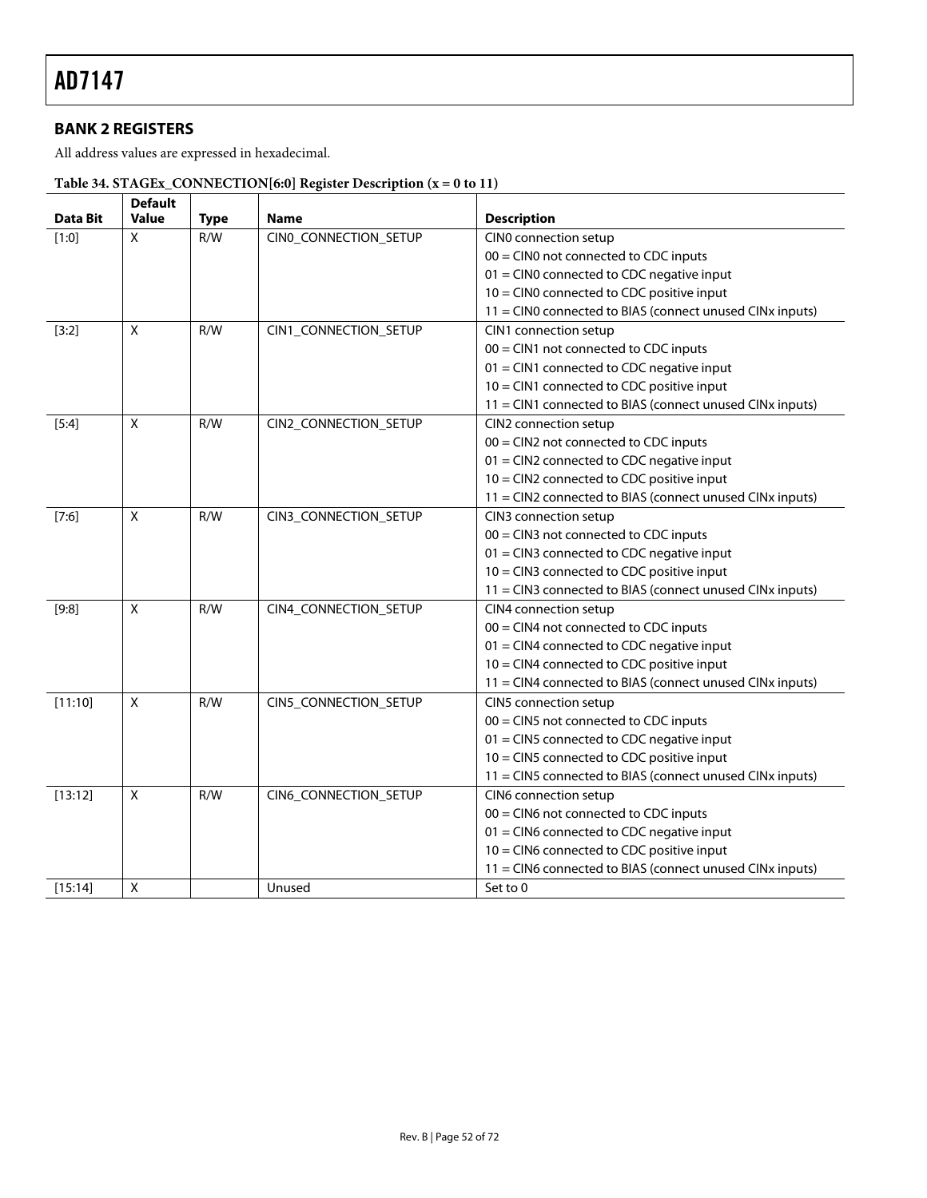## BANK 2 REGISTERS

All address values are expressed in hexadecimal.

**Table 34. STAGEx_CONNECTION[6:0] Register Description (x = 0 to 11)**

| Data Bit | Default Value | Type | Name | Description |
|---|---|---|---|---|
| [1:0] | X | R/W | CIN0_CONNECTION_SETUP | CIN0 connection setup<br>00 = CIN0 not connected to CDC inputs<br>01 = CIN0 connected to CDC negative input<br>10 = CIN0 connected to CDC positive input<br>11 = CIN0 connected to BIAS (connect unused CINx inputs) |
| [3:2] | X | R/W | CIN1_CONNECTION_SETUP | CIN1 connection setup<br>00 = CIN1 not connected to CDC inputs<br>01 = CIN1 connected to CDC negative input<br>10 = CIN1 connected to CDC positive input<br>11 = CIN1 connected to BIAS (connect unused CINx inputs) |
| [5:4] | X | R/W | CIN2_CONNECTION_SETUP | CIN2 connection setup<br>00 = CIN2 not connected to CDC inputs<br>01 = CIN2 connected to CDC negative input<br>10 = CIN2 connected to CDC positive input<br>11 = CIN2 connected to BIAS (connect unused CINx inputs) |
| [7:6] | X | R/W | CIN3_CONNECTION_SETUP | CIN3 connection setup<br>00 = CIN3 not connected to CDC inputs<br>01 = CIN3 connected to CDC negative input<br>10 = CIN3 connected to CDC positive input<br>11 = CIN3 connected to BIAS (connect unused CINx inputs) |
| [9:8] | X | R/W | CIN4_CONNECTION_SETUP | CIN4 connection setup<br>00 = CIN4 not connected to CDC inputs<br>01 = CIN4 connected to CDC negative input<br>10 = CIN4 connected to CDC positive input<br>11 = CIN4 connected to BIAS (connect unused CINx inputs) |
| [11:10] | X | R/W | CIN5_CONNECTION_SETUP | CIN5 connection setup<br>00 = CIN5 not connected to CDC inputs<br>01 = CIN5 connected to CDC negative input<br>10 = CIN5 connected to CDC positive input<br>11 = CIN5 connected to BIAS (connect unused CINx inputs) |
| [13:12] | X | R/W | CIN6_CONNECTION_SETUP | CIN6 connection setup<br>00 = CIN6 not connected to CDC inputs<br>01 = CIN6 connected to CDC negative input<br>10 = CIN6 connected to CDC positive input<br>11 = CIN6 connected to BIAS (connect unused CINx inputs) |
| [15:14] | X | | Unused | Set to 0 |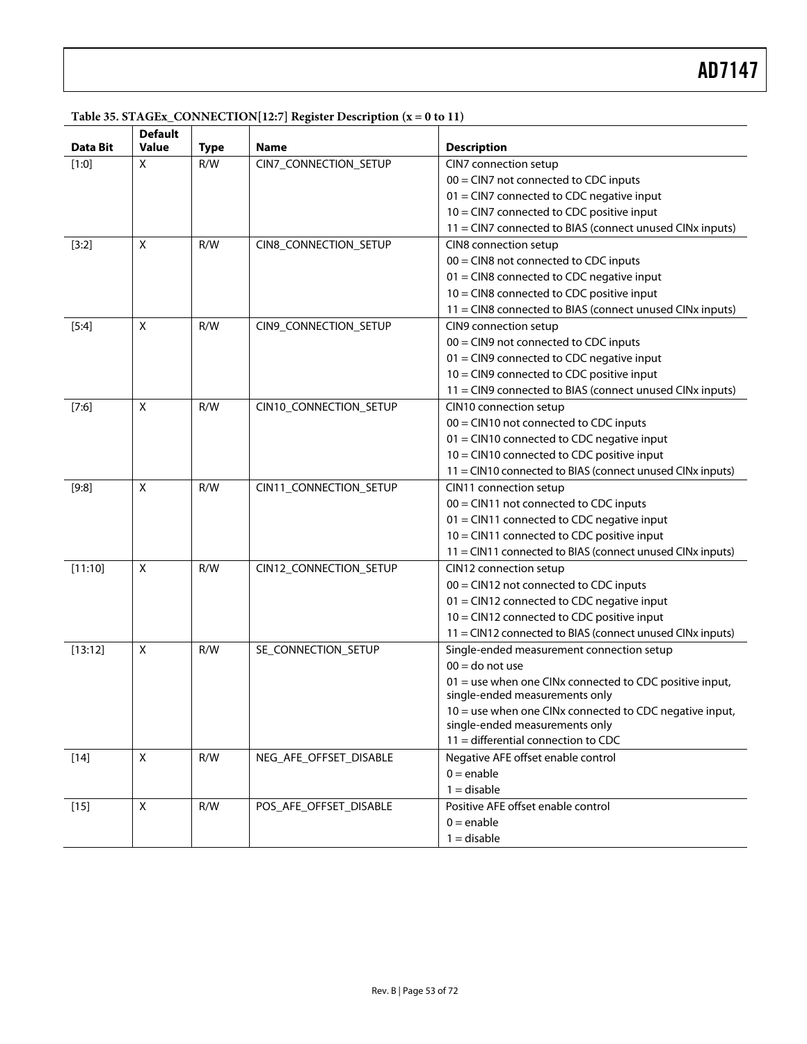**Table 35. STAGEx_CONNECTION[12:7] Register Description (x = 0 to 11)**

| Data Bit | Default Value | Type | Name | Description |
|---|---|---|---|---|
| [1:0] | X | R/W | CIN7_CONNECTION_SETUP | CIN7 connection setup<br>00 = CIN7 not connected to CDC inputs<br>01 = CIN7 connected to CDC negative input<br>10 = CIN7 connected to CDC positive input<br>11 = CIN7 connected to BIAS (connect unused CINx inputs) |
| [3:2] | X | R/W | CIN8_CONNECTION_SETUP | CIN8 connection setup<br>00 = CIN8 not connected to CDC inputs<br>01 = CIN8 connected to CDC negative input<br>10 = CIN8 connected to CDC positive input<br>11 = CIN8 connected to BIAS (connect unused CINx inputs) |
| [5:4] | X | R/W | CIN9_CONNECTION_SETUP | CIN9 connection setup<br>00 = CIN9 not connected to CDC inputs<br>01 = CIN9 connected to CDC negative input<br>10 = CIN9 connected to CDC positive input<br>11 = CIN9 connected to BIAS (connect unused CINx inputs) |
| [7:6] | X | R/W | CIN10_CONNECTION_SETUP | CIN10 connection setup<br>00 = CIN10 not connected to CDC inputs<br>01 = CIN10 connected to CDC negative input<br>10 = CIN10 connected to CDC positive input<br>11 = CIN10 connected to BIAS (connect unused CINx inputs) |
| [9:8] | X | R/W | CIN11_CONNECTION_SETUP | CIN11 connection setup<br>00 = CIN11 not connected to CDC inputs<br>01 = CIN11 connected to CDC negative input<br>10 = CIN11 connected to CDC positive input<br>11 = CIN11 connected to BIAS (connect unused CINx inputs) |
| [11:10] | X | R/W | CIN12_CONNECTION_SETUP | CIN12 connection setup<br>00 = CIN12 not connected to CDC inputs<br>01 = CIN12 connected to CDC negative input<br>10 = CIN12 connected to CDC positive input<br>11 = CIN12 connected to BIAS (connect unused CINx inputs) |
| [13:12] | X | R/W | SE_CONNECTION_SETUP | Single-ended measurement connection setup<br>00 = do not use<br>01 = use when one CINx connected to CDC positive input, single-ended measurements only<br>10 = use when one CINx connected to CDC negative input, single-ended measurements only<br>11 = differential connection to CDC |
| [14] | X | R/W | NEG_AFE_OFFSET_DISABLE | Negative AFE offset enable control<br>0 = enable<br>1 = disable |
| [15] | X | R/W | POS_AFE_OFFSET_DISABLE | Positive AFE offset enable control<br>0 = enable<br>1 = disable |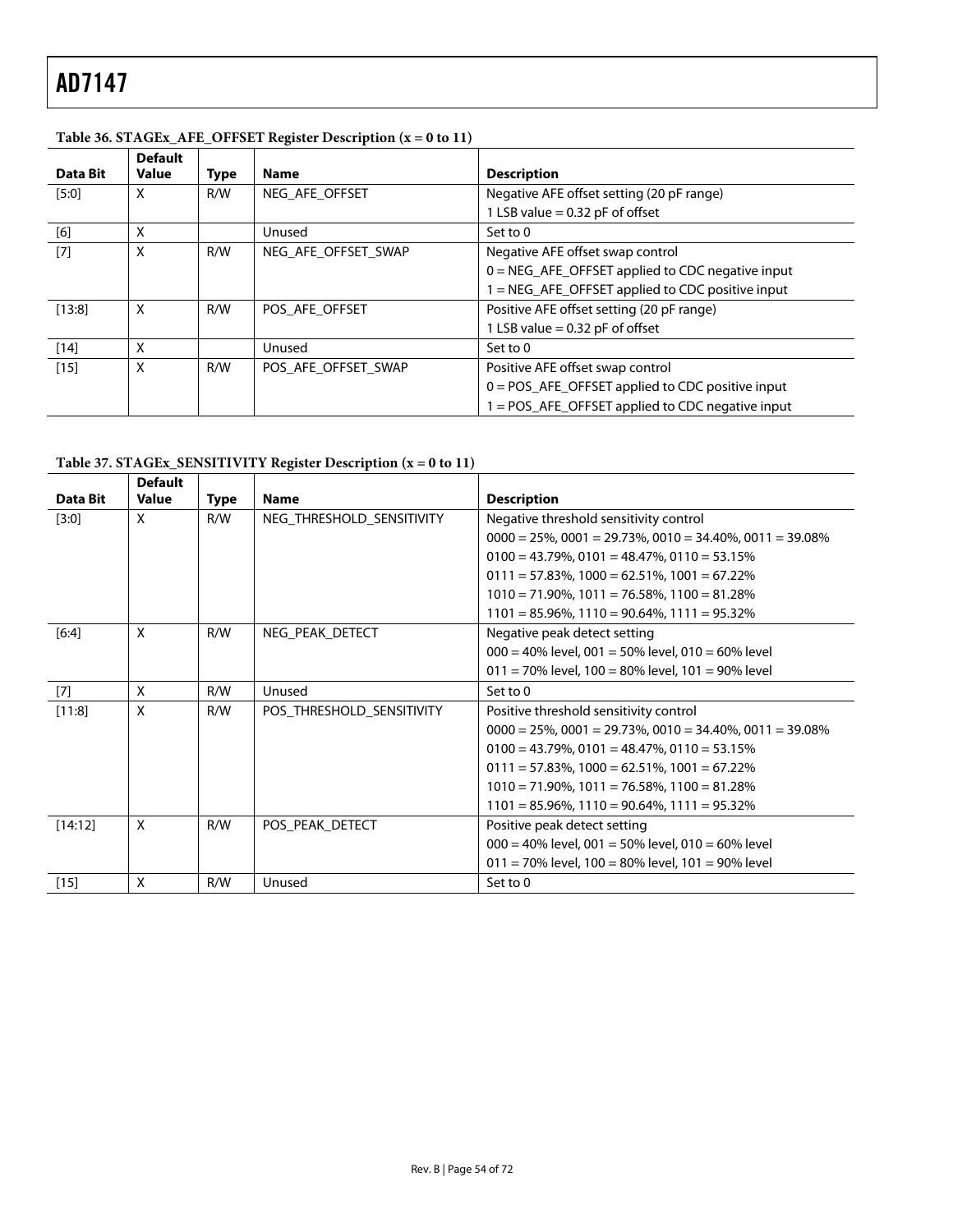**Table 36. STAGEx_AFE_OFFSET Register Description (x = 0 to 11)**

| Data Bit | Default Value | Type | Name | Description |
|---|---|---|---|---|
| [5:0] | X | R/W | NEG_AFE_OFFSET | Negative AFE offset setting (20 pF range)<br>1 LSB value = 0.32 pF of offset |
| [6] | X | | Unused | Set to 0 |
| [7] | X | R/W | NEG_AFE_OFFSET_SWAP | Negative AFE offset swap control<br>0 = NEG_AFE_OFFSET applied to CDC negative input<br>1 = NEG_AFE_OFFSET applied to CDC positive input |
| [13:8] | X | R/W | POS_AFE_OFFSET | Positive AFE offset setting (20 pF range)<br>1 LSB value = 0.32 pF of offset |
| [14] | X | | Unused | Set to 0 |
| [15] | X | R/W | POS_AFE_OFFSET_SWAP | Positive AFE offset swap control<br>0 = POS_AFE_OFFSET applied to CDC positive input<br>1 = POS_AFE_OFFSET applied to CDC negative input |

**Table 37. STAGEx_SENSITIVITY Register Description (x = 0 to 11)**

| Data Bit | Default Value | Type | Name | Description |
|---|---|---|---|---|
| [3:0] | X | R/W | NEG_THRESHOLD_SENSITIVITY | Negative threshold sensitivity control<br>0000 = 25%, 0001 = 29.73%, 0010 = 34.40%, 0011 = 39.08%<br>0100 = 43.79%, 0101 = 48.47%, 0110 = 53.15%<br>0111 = 57.83%, 1000 = 62.51%, 1001 = 67.22%<br>1010 = 71.90%, 1011 = 76.58%, 1100 = 81.28%<br>1101 = 85.96%, 1110 = 90.64%, 1111 = 95.32% |
| [6:4] | X | R/W | NEG_PEAK_DETECT | Negative peak detect setting<br>000 = 40% level, 001 = 50% level, 010 = 60% level<br>011 = 70% level, 100 = 80% level, 101 = 90% level |
| [7] | X | R/W | Unused | Set to 0 |
| [11:8] | X | R/W | POS_THRESHOLD_SENSITIVITY | Positive threshold sensitivity control<br>0000 = 25%, 0001 = 29.73%, 0010 = 34.40%, 0011 = 39.08%<br>0100 = 43.79%, 0101 = 48.47%, 0110 = 53.15%<br>0111 = 57.83%, 1000 = 62.51%, 1001 = 67.22%<br>1010 = 71.90%, 1011 = 76.58%, 1100 = 81.28%<br>1101 = 85.96%, 1110 = 90.64%, 1111 = 95.32% |
| [14:12] | X | R/W | POS_PEAK_DETECT | Positive peak detect setting<br>000 = 40% level, 001 = 50% level, 010 = 60% level<br>011 = 70% level, 100 = 80% level, 101 = 90% level |
| [15] | X | R/W | Unused | Set to 0 |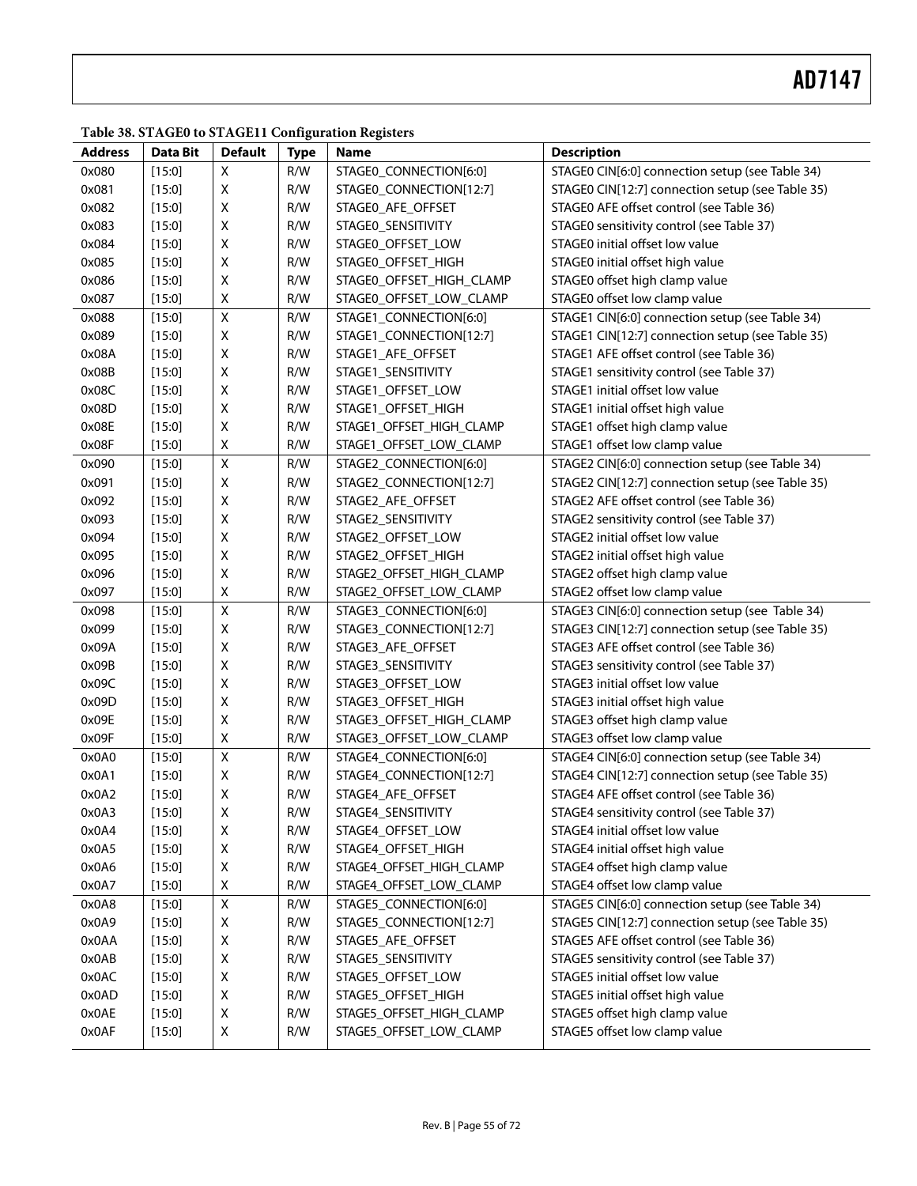**Table 38. STAGE0 to STAGE11 Configuration Registers**

| Address | Data Bit | Default | Type | Name | Description |
|---|---|---|---|---|---|
| 0x080 | [15:0] | X | R/W | STAGE0_CONNECTION[6:0] | STAGE0 CIN[6:0] connection setup (see Table 34) |
| 0x081 | [15:0] | X | R/W | STAGE0_CONNECTION[12:7] | STAGE0 CIN[12:7] connection setup (see Table 35) |
| 0x082 | [15:0] | X | R/W | STAGE0_AFE_OFFSET | STAGE0 AFE offset control (see Table 36) |
| 0x083 | [15:0] | X | R/W | STAGE0_SENSITIVITY | STAGE0 sensitivity control (see Table 37) |
| 0x084 | [15:0] | X | R/W | STAGE0_OFFSET_LOW | STAGE0 initial offset low value |
| 0x085 | [15:0] | X | R/W | STAGE0_OFFSET_HIGH | STAGE0 initial offset high value |
| 0x086 | [15:0] | X | R/W | STAGE0_OFFSET_HIGH_CLAMP | STAGE0 offset high clamp value |
| 0x087 | [15:0] | X | R/W | STAGE0_OFFSET_LOW_CLAMP | STAGE0 offset low clamp value |
| 0x088 | [15:0] | X | R/W | STAGE1_CONNECTION[6:0] | STAGE1 CIN[6:0] connection setup (see Table 34) |
| 0x089 | [15:0] | X | R/W | STAGE1_CONNECTION[12:7] | STAGE1 CIN[12:7] connection setup (see Table 35) |
| 0x08A | [15:0] | X | R/W | STAGE1_AFE_OFFSET | STAGE1 AFE offset control (see Table 36) |
| 0x08B | [15:0] | X | R/W | STAGE1_SENSITIVITY | STAGE1 sensitivity control (see Table 37) |
| 0x08C | [15:0] | X | R/W | STAGE1_OFFSET_LOW | STAGE1 initial offset low value |
| 0x08D | [15:0] | X | R/W | STAGE1_OFFSET_HIGH | STAGE1 initial offset high value |
| 0x08E | [15:0] | X | R/W | STAGE1_OFFSET_HIGH_CLAMP | STAGE1 offset high clamp value |
| 0x08F | [15:0] | X | R/W | STAGE1_OFFSET_LOW_CLAMP | STAGE1 offset low clamp value |
| 0x090 | [15:0] | X | R/W | STAGE2_CONNECTION[6:0] | STAGE2 CIN[6:0] connection setup (see Table 34) |
| 0x091 | [15:0] | X | R/W | STAGE2_CONNECTION[12:7] | STAGE2 CIN[12:7] connection setup (see Table 35) |
| 0x092 | [15:0] | X | R/W | STAGE2_AFE_OFFSET | STAGE2 AFE offset control (see Table 36) |
| 0x093 | [15:0] | X | R/W | STAGE2_SENSITIVITY | STAGE2 sensitivity control (see Table 37) |
| 0x094 | [15:0] | X | R/W | STAGE2_OFFSET_LOW | STAGE2 initial offset low value |
| 0x095 | [15:0] | X | R/W | STAGE2_OFFSET_HIGH | STAGE2 initial offset high value |
| 0x096 | [15:0] | X | R/W | STAGE2_OFFSET_HIGH_CLAMP | STAGE2 offset high clamp value |
| 0x097 | [15:0] | X | R/W | STAGE2_OFFSET_LOW_CLAMP | STAGE2 offset low clamp value |
| 0x098 | [15:0] | X | R/W | STAGE3_CONNECTION[6:0] | STAGE3 CIN[6:0] connection setup (see Table 34) |
| 0x099 | [15:0] | X | R/W | STAGE3_CONNECTION[12:7] | STAGE3 CIN[12:7] connection setup (see Table 35) |
| 0x09A | [15:0] | X | R/W | STAGE3_AFE_OFFSET | STAGE3 AFE offset control (see Table 36) |
| 0x09B | [15:0] | X | R/W | STAGE3_SENSITIVITY | STAGE3 sensitivity control (see Table 37) |
| 0x09C | [15:0] | X | R/W | STAGE3_OFFSET_LOW | STAGE3 initial offset low value |
| 0x09D | [15:0] | X | R/W | STAGE3_OFFSET_HIGH | STAGE3 initial offset high value |
| 0x09E | [15:0] | X | R/W | STAGE3_OFFSET_HIGH_CLAMP | STAGE3 offset high clamp value |
| 0x09F | [15:0] | X | R/W | STAGE3_OFFSET_LOW_CLAMP | STAGE3 offset low clamp value |
| 0x0A0 | [15:0] | X | R/W | STAGE4_CONNECTION[6:0] | STAGE4 CIN[6:0] connection setup (see Table 34) |
| 0x0A1 | [15:0] | X | R/W | STAGE4_CONNECTION[12:7] | STAGE4 CIN[12:7] connection setup (see Table 35) |
| 0x0A2 | [15:0] | X | R/W | STAGE4_AFE_OFFSET | STAGE4 AFE offset control (see Table 36) |
| 0x0A3 | [15:0] | X | R/W | STAGE4_SENSITIVITY | STAGE4 sensitivity control (see Table 37) |
| 0x0A4 | [15:0] | X | R/W | STAGE4_OFFSET_LOW | STAGE4 initial offset low value |
| 0x0A5 | [15:0] | X | R/W | STAGE4_OFFSET_HIGH | STAGE4 initial offset high value |
| 0x0A6 | [15:0] | X | R/W | STAGE4_OFFSET_HIGH_CLAMP | STAGE4 offset high clamp value |
| 0x0A7 | [15:0] | X | R/W | STAGE4_OFFSET_LOW_CLAMP | STAGE4 offset low clamp value |
| 0x0A8 | [15:0] | X | R/W | STAGE5_CONNECTION[6:0] | STAGE5 CIN[6:0] connection setup (see Table 34) |
| 0x0A9 | [15:0] | X | R/W | STAGE5_CONNECTION[12:7] | STAGE5 CIN[12:7] connection setup (see Table 35) |
| 0x0AA | [15:0] | X | R/W | STAGE5_AFE_OFFSET | STAGE5 AFE offset control (see Table 36) |
| 0x0AB | [15:0] | X | R/W | STAGE5_SENSITIVITY | STAGE5 sensitivity control (see Table 37) |
| 0x0AC | [15:0] | X | R/W | STAGE5_OFFSET_LOW | STAGE5 initial offset low value |
| 0x0AD | [15:0] | X | R/W | STAGE5_OFFSET_HIGH | STAGE5 initial offset high value |
| 0x0AE | [15:0] | X | R/W | STAGE5_OFFSET_HIGH_CLAMP | STAGE5 offset high clamp value |
| 0x0AF | [15:0] | X | R/W | STAGE5_OFFSET_LOW_CLAMP | STAGE5 offset low clamp value |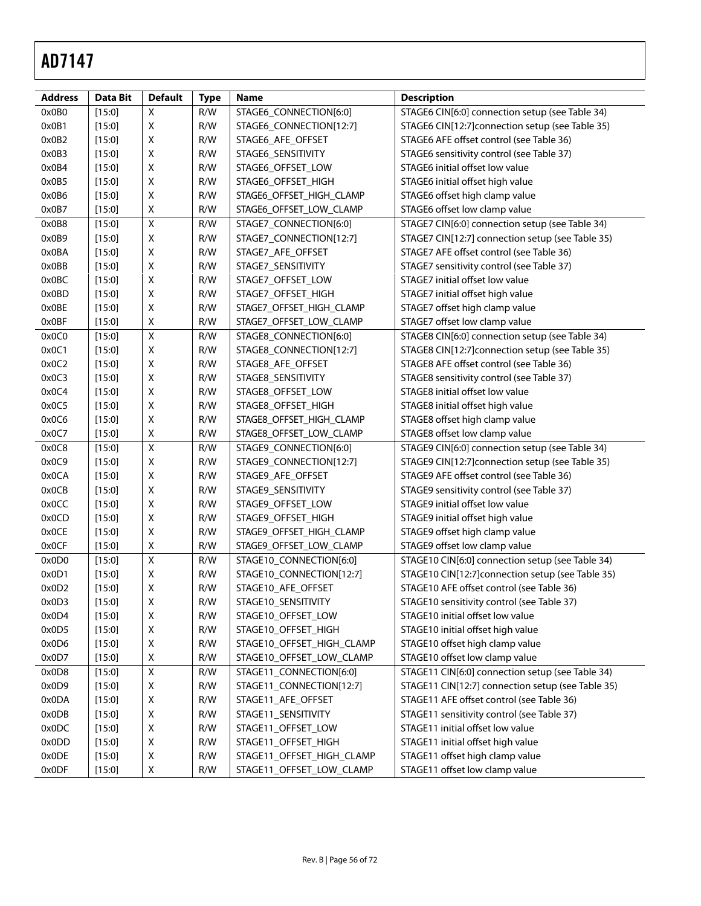| Address | Data Bit | Default | Type | Name | Description |
|---|---|---|---|---|---|
| 0x0B0 | [15:0] | X | R/W | STAGE6_CONNECTION[6:0] | STAGE6 CIN[6:0] connection setup (see Table 34) |
| 0x0B1 | [15:0] | X | R/W | STAGE6_CONNECTION[12:7] | STAGE6 CIN[12:7]connection setup (see Table 35) |
| 0x0B2 | [15:0] | X | R/W | STAGE6_AFE_OFFSET | STAGE6 AFE offset control (see Table 36) |
| 0x0B3 | [15:0] | X | R/W | STAGE6_SENSITIVITY | STAGE6 sensitivity control (see Table 37) |
| 0x0B4 | [15:0] | X | R/W | STAGE6_OFFSET_LOW | STAGE6 initial offset low value |
| 0x0B5 | [15:0] | X | R/W | STAGE6_OFFSET_HIGH | STAGE6 initial offset high value |
| 0x0B6 | [15:0] | X | R/W | STAGE6_OFFSET_HIGH_CLAMP | STAGE6 offset high clamp value |
| 0x0B7 | [15:0] | X | R/W | STAGE6_OFFSET_LOW_CLAMP | STAGE6 offset low clamp value |
| 0x0B8 | [15:0] | X | R/W | STAGE7_CONNECTION[6:0] | STAGE7 CIN[6:0] connection setup (see Table 34) |
| 0x0B9 | [15:0] | X | R/W | STAGE7_CONNECTION[12:7] | STAGE7 CIN[12:7] connection setup (see Table 35) |
| 0x0BA | [15:0] | X | R/W | STAGE7_AFE_OFFSET | STAGE7 AFE offset control (see Table 36) |
| 0x0BB | [15:0] | X | R/W | STAGE7_SENSITIVITY | STAGE7 sensitivity control (see Table 37) |
| 0x0BC | [15:0] | X | R/W | STAGE7_OFFSET_LOW | STAGE7 initial offset low value |
| 0x0BD | [15:0] | X | R/W | STAGE7_OFFSET_HIGH | STAGE7 initial offset high value |
| 0x0BE | [15:0] | X | R/W | STAGE7_OFFSET_HIGH_CLAMP | STAGE7 offset high clamp value |
| 0x0BF | [15:0] | X | R/W | STAGE7_OFFSET_LOW_CLAMP | STAGE7 offset low clamp value |
| 0x0C0 | [15:0] | X | R/W | STAGE8_CONNECTION[6:0] | STAGE8 CIN[6:0] connection setup (see Table 34) |
| 0x0C1 | [15:0] | X | R/W | STAGE8_CONNECTION[12:7] | STAGE8 CIN[12:7]connection setup (see Table 35) |
| 0x0C2 | [15:0] | X | R/W | STAGE8_AFE_OFFSET | STAGE8 AFE offset control (see Table 36) |
| 0x0C3 | [15:0] | X | R/W | STAGE8_SENSITIVITY | STAGE8 sensitivity control (see Table 37) |
| 0x0C4 | [15:0] | X | R/W | STAGE8_OFFSET_LOW | STAGE8 initial offset low value |
| 0x0C5 | [15:0] | X | R/W | STAGE8_OFFSET_HIGH | STAGE8 initial offset high value |
| 0x0C6 | [15:0] | X | R/W | STAGE8_OFFSET_HIGH_CLAMP | STAGE8 offset high clamp value |
| 0x0C7 | [15:0] | X | R/W | STAGE8_OFFSET_LOW_CLAMP | STAGE8 offset low clamp value |
| 0x0C8 | [15:0] | X | R/W | STAGE9_CONNECTION[6:0] | STAGE9 CIN[6:0] connection setup (see Table 34) |
| 0x0C9 | [15:0] | X | R/W | STAGE9_CONNECTION[12:7] | STAGE9 CIN[12:7]connection setup (see Table 35) |
| 0x0CA | [15:0] | X | R/W | STAGE9_AFE_OFFSET | STAGE9 AFE offset control (see Table 36) |
| 0x0CB | [15:0] | X | R/W | STAGE9_SENSITIVITY | STAGE9 sensitivity control (see Table 37) |
| 0x0CC | [15:0] | X | R/W | STAGE9_OFFSET_LOW | STAGE9 initial offset low value |
| 0x0CD | [15:0] | X | R/W | STAGE9_OFFSET_HIGH | STAGE9 initial offset high value |
| 0x0CE | [15:0] | X | R/W | STAGE9_OFFSET_HIGH_CLAMP | STAGE9 offset high clamp value |
| 0x0CF | [15:0] | X | R/W | STAGE9_OFFSET_LOW_CLAMP | STAGE9 offset low clamp value |
| 0x0D0 | [15:0] | X | R/W | STAGE10_CONNECTION[6:0] | STAGE10 CIN[6:0] connection setup (see Table 34) |
| 0x0D1 | [15:0] | X | R/W | STAGE10_CONNECTION[12:7] | STAGE10 CIN[12:7]connection setup (see Table 35) |
| 0x0D2 | [15:0] | X | R/W | STAGE10_AFE_OFFSET | STAGE10 AFE offset control (see Table 36) |
| 0x0D3 | [15:0] | X | R/W | STAGE10_SENSITIVITY | STAGE10 sensitivity control (see Table 37) |
| 0x0D4 | [15:0] | X | R/W | STAGE10_OFFSET_LOW | STAGE10 initial offset low value |
| 0x0D5 | [15:0] | X | R/W | STAGE10_OFFSET_HIGH | STAGE10 initial offset high value |
| 0x0D6 | [15:0] | X | R/W | STAGE10_OFFSET_HIGH_CLAMP | STAGE10 offset high clamp value |
| 0x0D7 | [15:0] | X | R/W | STAGE10_OFFSET_LOW_CLAMP | STAGE10 offset low clamp value |
| 0x0D8 | [15:0] | X | R/W | STAGE11_CONNECTION[6:0] | STAGE11 CIN[6:0] connection setup (see Table 34) |
| 0x0D9 | [15:0] | X | R/W | STAGE11_CONNECTION[12:7] | STAGE11 CIN[12:7] connection setup (see Table 35) |
| 0x0DA | [15:0] | X | R/W | STAGE11_AFE_OFFSET | STAGE11 AFE offset control (see Table 36) |
| 0x0DB | [15:0] | X | R/W | STAGE11_SENSITIVITY | STAGE11 sensitivity control (see Table 37) |
| 0x0DC | [15:0] | X | R/W | STAGE11_OFFSET_LOW | STAGE11 initial offset low value |
| 0x0DD | [15:0] | X | R/W | STAGE11_OFFSET_HIGH | STAGE11 initial offset high value |
| 0x0DE | [15:0] | X | R/W | STAGE11_OFFSET_HIGH_CLAMP | STAGE11 offset high clamp value |
| 0x0DF | [15:0] | X | R/W | STAGE11_OFFSET_LOW_CLAMP | STAGE11 offset low clamp value |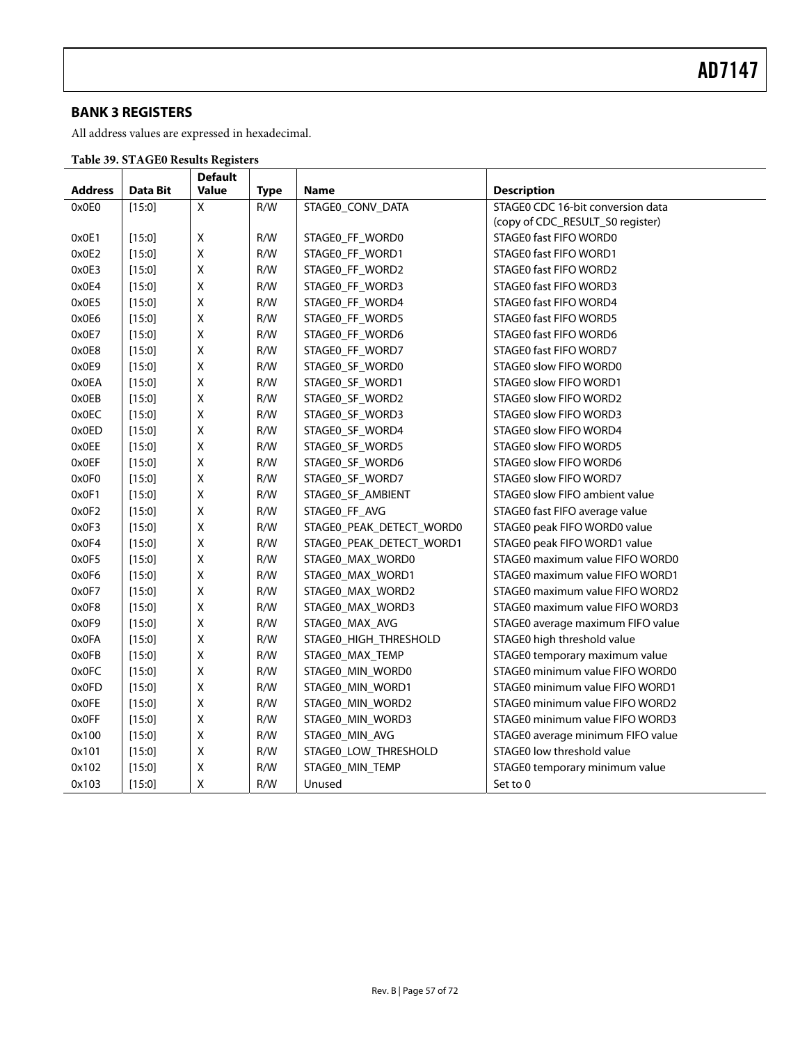## BANK 3 REGISTERS

All address values are expressed in hexadecimal.

**Table 39. STAGE0 Results Registers**

| Address | Data Bit | Default Value | Type | Name | Description |
|---|---|---|---|---|---|
| 0x0E0 | [15:0] | X | R/W | STAGE0_CONV_DATA | STAGE0 CDC 16-bit conversion data (copy of CDC_RESULT_S0 register) |
| 0x0E1 | [15:0] | X | R/W | STAGE0_FF_WORD0 | STAGE0 fast FIFO WORD0 |
| 0x0E2 | [15:0] | X | R/W | STAGE0_FF_WORD1 | STAGE0 fast FIFO WORD1 |
| 0x0E3 | [15:0] | X | R/W | STAGE0_FF_WORD2 | STAGE0 fast FIFO WORD2 |
| 0x0E4 | [15:0] | X | R/W | STAGE0_FF_WORD3 | STAGE0 fast FIFO WORD3 |
| 0x0E5 | [15:0] | X | R/W | STAGE0_FF_WORD4 | STAGE0 fast FIFO WORD4 |
| 0x0E6 | [15:0] | X | R/W | STAGE0_FF_WORD5 | STAGE0 fast FIFO WORD5 |
| 0x0E7 | [15:0] | X | R/W | STAGE0_FF_WORD6 | STAGE0 fast FIFO WORD6 |
| 0x0E8 | [15:0] | X | R/W | STAGE0_FF_WORD7 | STAGE0 fast FIFO WORD7 |
| 0x0E9 | [15:0] | X | R/W | STAGE0_SF_WORD0 | STAGE0 slow FIFO WORD0 |
| 0x0EA | [15:0] | X | R/W | STAGE0_SF_WORD1 | STAGE0 slow FIFO WORD1 |
| 0x0EB | [15:0] | X | R/W | STAGE0_SF_WORD2 | STAGE0 slow FIFO WORD2 |
| 0x0EC | [15:0] | X | R/W | STAGE0_SF_WORD3 | STAGE0 slow FIFO WORD3 |
| 0x0ED | [15:0] | X | R/W | STAGE0_SF_WORD4 | STAGE0 slow FIFO WORD4 |
| 0x0EE | [15:0] | X | R/W | STAGE0_SF_WORD5 | STAGE0 slow FIFO WORD5 |
| 0x0EF | [15:0] | X | R/W | STAGE0_SF_WORD6 | STAGE0 slow FIFO WORD6 |
| 0x0F0 | [15:0] | X | R/W | STAGE0_SF_WORD7 | STAGE0 slow FIFO WORD7 |
| 0x0F1 | [15:0] | X | R/W | STAGE0_SF_AMBIENT | STAGE0 slow FIFO ambient value |
| 0x0F2 | [15:0] | X | R/W | STAGE0_FF_AVG | STAGE0 fast FIFO average value |
| 0x0F3 | [15:0] | X | R/W | STAGE0_PEAK_DETECT_WORD0 | STAGE0 peak FIFO WORD0 value |
| 0x0F4 | [15:0] | X | R/W | STAGE0_PEAK_DETECT_WORD1 | STAGE0 peak FIFO WORD1 value |
| 0x0F5 | [15:0] | X | R/W | STAGE0_MAX_WORD0 | STAGE0 maximum value FIFO WORD0 |
| 0x0F6 | [15:0] | X | R/W | STAGE0_MAX_WORD1 | STAGE0 maximum value FIFO WORD1 |
| 0x0F7 | [15:0] | X | R/W | STAGE0_MAX_WORD2 | STAGE0 maximum value FIFO WORD2 |
| 0x0F8 | [15:0] | X | R/W | STAGE0_MAX_WORD3 | STAGE0 maximum value FIFO WORD3 |
| 0x0F9 | [15:0] | X | R/W | STAGE0_MAX_AVG | STAGE0 average maximum FIFO value |
| 0x0FA | [15:0] | X | R/W | STAGE0_HIGH_THRESHOLD | STAGE0 high threshold value |
| 0x0FB | [15:0] | X | R/W | STAGE0_MAX_TEMP | STAGE0 temporary maximum value |
| 0x0FC | [15:0] | X | R/W | STAGE0_MIN_WORD0 | STAGE0 minimum value FIFO WORD0 |
| 0x0FD | [15:0] | X | R/W | STAGE0_MIN_WORD1 | STAGE0 minimum value FIFO WORD1 |
| 0x0FE | [15:0] | X | R/W | STAGE0_MIN_WORD2 | STAGE0 minimum value FIFO WORD2 |
| 0x0FF | [15:0] | X | R/W | STAGE0_MIN_WORD3 | STAGE0 minimum value FIFO WORD3 |
| 0x100 | [15:0] | X | R/W | STAGE0_MIN_AVG | STAGE0 average minimum FIFO value |
| 0x101 | [15:0] | X | R/W | STAGE0_LOW_THRESHOLD | STAGE0 low threshold value |
| 0x102 | [15:0] | X | R/W | STAGE0_MIN_TEMP | STAGE0 temporary minimum value |
| 0x103 | [15:0] | X | R/W | Unused | Set to 0 |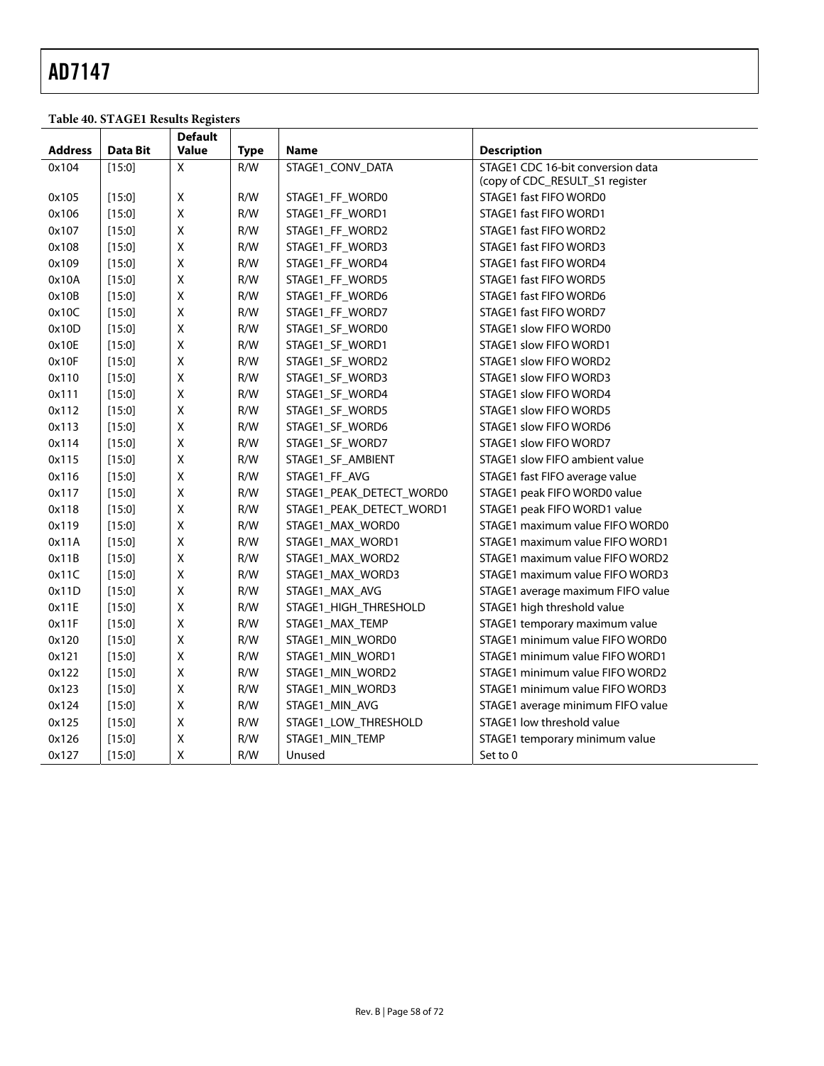**Table 40. STAGE1 Results Registers**

| Address | Data Bit | Default Value | Type | Name | Description |
|---|---|---|---|---|---|
| 0x104 | [15:0] | X | R/W | STAGE1_CONV_DATA | STAGE1 CDC 16-bit conversion data (copy of CDC_RESULT_S1 register |
| 0x105 | [15:0] | X | R/W | STAGE1_FF_WORD0 | STAGE1 fast FIFO WORD0 |
| 0x106 | [15:0] | X | R/W | STAGE1_FF_WORD1 | STAGE1 fast FIFO WORD1 |
| 0x107 | [15:0] | X | R/W | STAGE1_FF_WORD2 | STAGE1 fast FIFO WORD2 |
| 0x108 | [15:0] | X | R/W | STAGE1_FF_WORD3 | STAGE1 fast FIFO WORD3 |
| 0x109 | [15:0] | X | R/W | STAGE1_FF_WORD4 | STAGE1 fast FIFO WORD4 |
| 0x10A | [15:0] | X | R/W | STAGE1_FF_WORD5 | STAGE1 fast FIFO WORD5 |
| 0x10B | [15:0] | X | R/W | STAGE1_FF_WORD6 | STAGE1 fast FIFO WORD6 |
| 0x10C | [15:0] | X | R/W | STAGE1_FF_WORD7 | STAGE1 fast FIFO WORD7 |
| 0x10D | [15:0] | X | R/W | STAGE1_SF_WORD0 | STAGE1 slow FIFO WORD0 |
| 0x10E | [15:0] | X | R/W | STAGE1_SF_WORD1 | STAGE1 slow FIFO WORD1 |
| 0x10F | [15:0] | X | R/W | STAGE1_SF_WORD2 | STAGE1 slow FIFO WORD2 |
| 0x110 | [15:0] | X | R/W | STAGE1_SF_WORD3 | STAGE1 slow FIFO WORD3 |
| 0x111 | [15:0] | X | R/W | STAGE1_SF_WORD4 | STAGE1 slow FIFO WORD4 |
| 0x112 | [15:0] | X | R/W | STAGE1_SF_WORD5 | STAGE1 slow FIFO WORD5 |
| 0x113 | [15:0] | X | R/W | STAGE1_SF_WORD6 | STAGE1 slow FIFO WORD6 |
| 0x114 | [15:0] | X | R/W | STAGE1_SF_WORD7 | STAGE1 slow FIFO WORD7 |
| 0x115 | [15:0] | X | R/W | STAGE1_SF_AMBIENT | STAGE1 slow FIFO ambient value |
| 0x116 | [15:0] | X | R/W | STAGE1_FF_AVG | STAGE1 fast FIFO average value |
| 0x117 | [15:0] | X | R/W | STAGE1_PEAK_DETECT_WORD0 | STAGE1 peak FIFO WORD0 value |
| 0x118 | [15:0] | X | R/W | STAGE1_PEAK_DETECT_WORD1 | STAGE1 peak FIFO WORD1 value |
| 0x119 | [15:0] | X | R/W | STAGE1_MAX_WORD0 | STAGE1 maximum value FIFO WORD0 |
| 0x11A | [15:0] | X | R/W | STAGE1_MAX_WORD1 | STAGE1 maximum value FIFO WORD1 |
| 0x11B | [15:0] | X | R/W | STAGE1_MAX_WORD2 | STAGE1 maximum value FIFO WORD2 |
| 0x11C | [15:0] | X | R/W | STAGE1_MAX_WORD3 | STAGE1 maximum value FIFO WORD3 |
| 0x11D | [15:0] | X | R/W | STAGE1_MAX_AVG | STAGE1 average maximum FIFO value |
| 0x11E | [15:0] | X | R/W | STAGE1_HIGH_THRESHOLD | STAGE1 high threshold value |
| 0x11F | [15:0] | X | R/W | STAGE1_MAX_TEMP | STAGE1 temporary maximum value |
| 0x120 | [15:0] | X | R/W | STAGE1_MIN_WORD0 | STAGE1 minimum value FIFO WORD0 |
| 0x121 | [15:0] | X | R/W | STAGE1_MIN_WORD1 | STAGE1 minimum value FIFO WORD1 |
| 0x122 | [15:0] | X | R/W | STAGE1_MIN_WORD2 | STAGE1 minimum value FIFO WORD2 |
| 0x123 | [15:0] | X | R/W | STAGE1_MIN_WORD3 | STAGE1 minimum value FIFO WORD3 |
| 0x124 | [15:0] | X | R/W | STAGE1_MIN_AVG | STAGE1 average minimum FIFO value |
| 0x125 | [15:0] | X | R/W | STAGE1_LOW_THRESHOLD | STAGE1 low threshold value |
| 0x126 | [15:0] | X | R/W | STAGE1_MIN_TEMP | STAGE1 temporary minimum value |
| 0x127 | [15:0] | X | R/W | Unused | Set to 0 |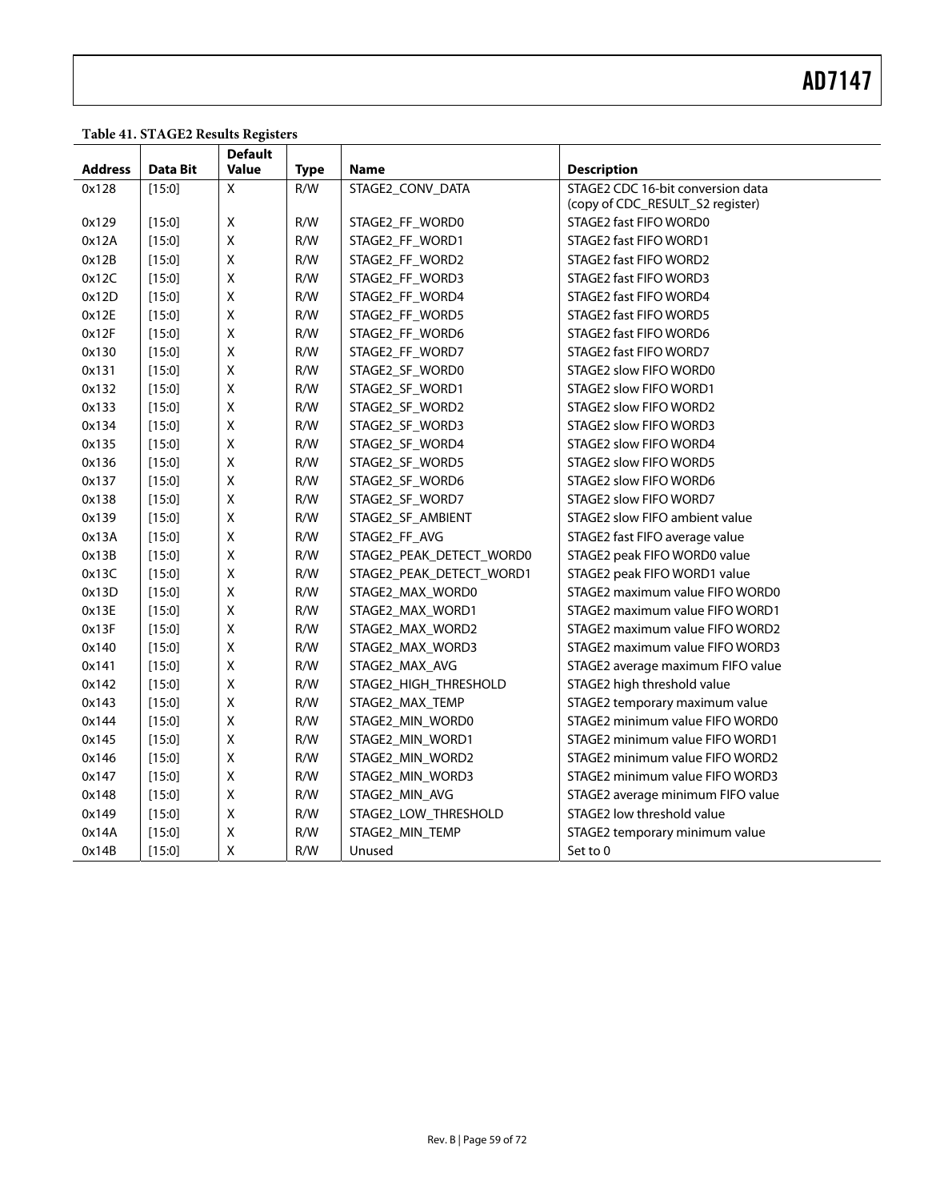**Table 41. STAGE2 Results Registers**

| Address | Data Bit | Default Value | Type | Name | Description |
|---|---|---|---|---|---|
| 0x128 | [15:0] | X | R/W | STAGE2_CONV_DATA | STAGE2 CDC 16-bit conversion data (copy of CDC_RESULT_S2 register) |
| 0x129 | [15:0] | X | R/W | STAGE2_FF_WORD0 | STAGE2 fast FIFO WORD0 |
| 0x12A | [15:0] | X | R/W | STAGE2_FF_WORD1 | STAGE2 fast FIFO WORD1 |
| 0x12B | [15:0] | X | R/W | STAGE2_FF_WORD2 | STAGE2 fast FIFO WORD2 |
| 0x12C | [15:0] | X | R/W | STAGE2_FF_WORD3 | STAGE2 fast FIFO WORD3 |
| 0x12D | [15:0] | X | R/W | STAGE2_FF_WORD4 | STAGE2 fast FIFO WORD4 |
| 0x12E | [15:0] | X | R/W | STAGE2_FF_WORD5 | STAGE2 fast FIFO WORD5 |
| 0x12F | [15:0] | X | R/W | STAGE2_FF_WORD6 | STAGE2 fast FIFO WORD6 |
| 0x130 | [15:0] | X | R/W | STAGE2_FF_WORD7 | STAGE2 fast FIFO WORD7 |
| 0x131 | [15:0] | X | R/W | STAGE2_SF_WORD0 | STAGE2 slow FIFO WORD0 |
| 0x132 | [15:0] | X | R/W | STAGE2_SF_WORD1 | STAGE2 slow FIFO WORD1 |
| 0x133 | [15:0] | X | R/W | STAGE2_SF_WORD2 | STAGE2 slow FIFO WORD2 |
| 0x134 | [15:0] | X | R/W | STAGE2_SF_WORD3 | STAGE2 slow FIFO WORD3 |
| 0x135 | [15:0] | X | R/W | STAGE2_SF_WORD4 | STAGE2 slow FIFO WORD4 |
| 0x136 | [15:0] | X | R/W | STAGE2_SF_WORD5 | STAGE2 slow FIFO WORD5 |
| 0x137 | [15:0] | X | R/W | STAGE2_SF_WORD6 | STAGE2 slow FIFO WORD6 |
| 0x138 | [15:0] | X | R/W | STAGE2_SF_WORD7 | STAGE2 slow FIFO WORD7 |
| 0x139 | [15:0] | X | R/W | STAGE2_SF_AMBIENT | STAGE2 slow FIFO ambient value |
| 0x13A | [15:0] | X | R/W | STAGE2_FF_AVG | STAGE2 fast FIFO average value |
| 0x13B | [15:0] | X | R/W | STAGE2_PEAK_DETECT_WORD0 | STAGE2 peak FIFO WORD0 value |
| 0x13C | [15:0] | X | R/W | STAGE2_PEAK_DETECT_WORD1 | STAGE2 peak FIFO WORD1 value |
| 0x13D | [15:0] | X | R/W | STAGE2_MAX_WORD0 | STAGE2 maximum value FIFO WORD0 |
| 0x13E | [15:0] | X | R/W | STAGE2_MAX_WORD1 | STAGE2 maximum value FIFO WORD1 |
| 0x13F | [15:0] | X | R/W | STAGE2_MAX_WORD2 | STAGE2 maximum value FIFO WORD2 |
| 0x140 | [15:0] | X | R/W | STAGE2_MAX_WORD3 | STAGE2 maximum value FIFO WORD3 |
| 0x141 | [15:0] | X | R/W | STAGE2_MAX_AVG | STAGE2 average maximum FIFO value |
| 0x142 | [15:0] | X | R/W | STAGE2_HIGH_THRESHOLD | STAGE2 high threshold value |
| 0x143 | [15:0] | X | R/W | STAGE2_MAX_TEMP | STAGE2 temporary maximum value |
| 0x144 | [15:0] | X | R/W | STAGE2_MIN_WORD0 | STAGE2 minimum value FIFO WORD0 |
| 0x145 | [15:0] | X | R/W | STAGE2_MIN_WORD1 | STAGE2 minimum value FIFO WORD1 |
| 0x146 | [15:0] | X | R/W | STAGE2_MIN_WORD2 | STAGE2 minimum value FIFO WORD2 |
| 0x147 | [15:0] | X | R/W | STAGE2_MIN_WORD3 | STAGE2 minimum value FIFO WORD3 |
| 0x148 | [15:0] | X | R/W | STAGE2_MIN_AVG | STAGE2 average minimum FIFO value |
| 0x149 | [15:0] | X | R/W | STAGE2_LOW_THRESHOLD | STAGE2 low threshold value |
| 0x14A | [15:0] | X | R/W | STAGE2_MIN_TEMP | STAGE2 temporary minimum value |
| 0x14B | [15:0] | X | R/W | Unused | Set to 0 |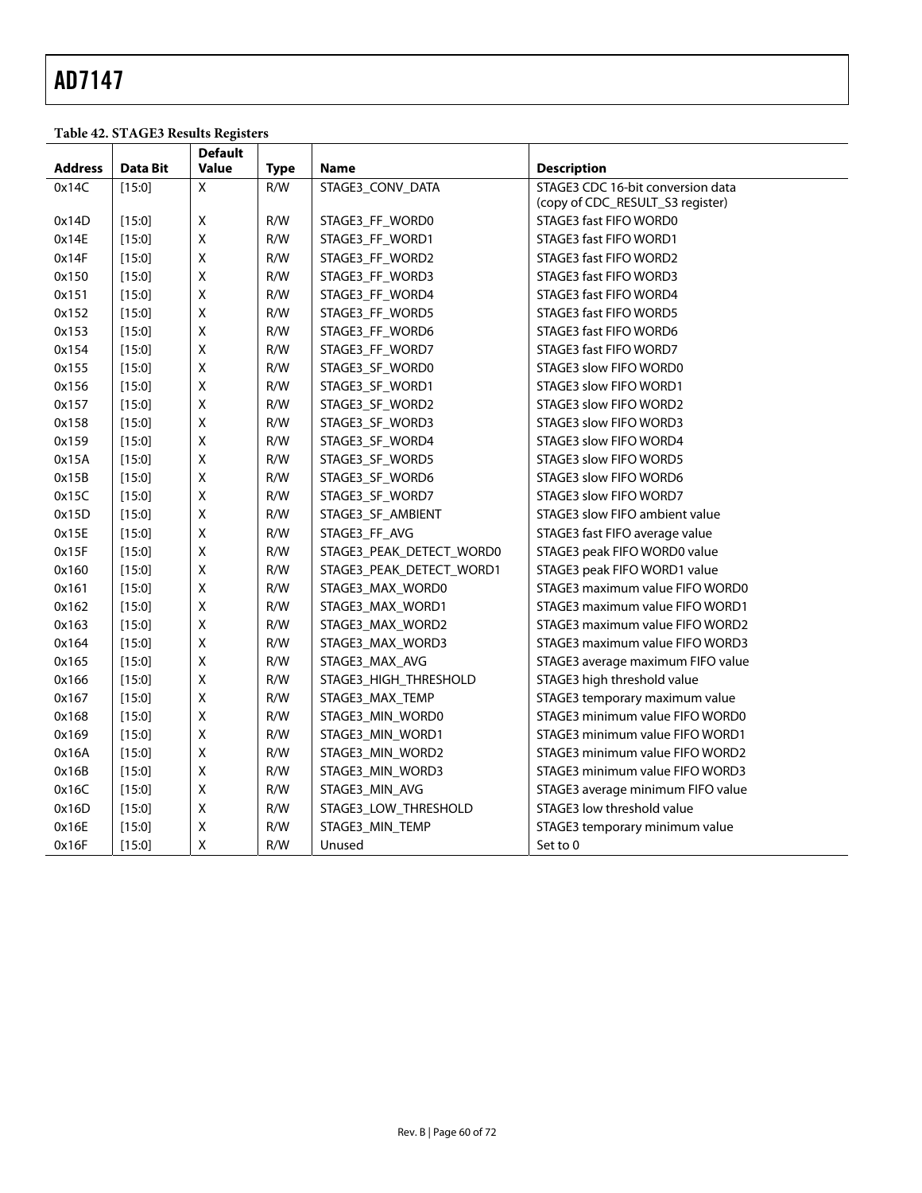**Table 42. STAGE3 Results Registers**

| Address | Data Bit | Default Value | Type | Name | Description |
|---|---|---|---|---|---|
| 0x14C | [15:0] | X | R/W | STAGE3_CONV_DATA | STAGE3 CDC 16-bit conversion data (copy of CDC_RESULT_S3 register) |
| 0x14D | [15:0] | X | R/W | STAGE3_FF_WORD0 | STAGE3 fast FIFO WORD0 |
| 0x14E | [15:0] | X | R/W | STAGE3_FF_WORD1 | STAGE3 fast FIFO WORD1 |
| 0x14F | [15:0] | X | R/W | STAGE3_FF_WORD2 | STAGE3 fast FIFO WORD2 |
| 0x150 | [15:0] | X | R/W | STAGE3_FF_WORD3 | STAGE3 fast FIFO WORD3 |
| 0x151 | [15:0] | X | R/W | STAGE3_FF_WORD4 | STAGE3 fast FIFO WORD4 |
| 0x152 | [15:0] | X | R/W | STAGE3_FF_WORD5 | STAGE3 fast FIFO WORD5 |
| 0x153 | [15:0] | X | R/W | STAGE3_FF_WORD6 | STAGE3 fast FIFO WORD6 |
| 0x154 | [15:0] | X | R/W | STAGE3_FF_WORD7 | STAGE3 fast FIFO WORD7 |
| 0x155 | [15:0] | X | R/W | STAGE3_SF_WORD0 | STAGE3 slow FIFO WORD0 |
| 0x156 | [15:0] | X | R/W | STAGE3_SF_WORD1 | STAGE3 slow FIFO WORD1 |
| 0x157 | [15:0] | X | R/W | STAGE3_SF_WORD2 | STAGE3 slow FIFO WORD2 |
| 0x158 | [15:0] | X | R/W | STAGE3_SF_WORD3 | STAGE3 slow FIFO WORD3 |
| 0x159 | [15:0] | X | R/W | STAGE3_SF_WORD4 | STAGE3 slow FIFO WORD4 |
| 0x15A | [15:0] | X | R/W | STAGE3_SF_WORD5 | STAGE3 slow FIFO WORD5 |
| 0x15B | [15:0] | X | R/W | STAGE3_SF_WORD6 | STAGE3 slow FIFO WORD6 |
| 0x15C | [15:0] | X | R/W | STAGE3_SF_WORD7 | STAGE3 slow FIFO WORD7 |
| 0x15D | [15:0] | X | R/W | STAGE3_SF_AMBIENT | STAGE3 slow FIFO ambient value |
| 0x15E | [15:0] | X | R/W | STAGE3_FF_AVG | STAGE3 fast FIFO average value |
| 0x15F | [15:0] | X | R/W | STAGE3_PEAK_DETECT_WORD0 | STAGE3 peak FIFO WORD0 value |
| 0x160 | [15:0] | X | R/W | STAGE3_PEAK_DETECT_WORD1 | STAGE3 peak FIFO WORD1 value |
| 0x161 | [15:0] | X | R/W | STAGE3_MAX_WORD0 | STAGE3 maximum value FIFO WORD0 |
| 0x162 | [15:0] | X | R/W | STAGE3_MAX_WORD1 | STAGE3 maximum value FIFO WORD1 |
| 0x163 | [15:0] | X | R/W | STAGE3_MAX_WORD2 | STAGE3 maximum value FIFO WORD2 |
| 0x164 | [15:0] | X | R/W | STAGE3_MAX_WORD3 | STAGE3 maximum value FIFO WORD3 |
| 0x165 | [15:0] | X | R/W | STAGE3_MAX_AVG | STAGE3 average maximum FIFO value |
| 0x166 | [15:0] | X | R/W | STAGE3_HIGH_THRESHOLD | STAGE3 high threshold value |
| 0x167 | [15:0] | X | R/W | STAGE3_MAX_TEMP | STAGE3 temporary maximum value |
| 0x168 | [15:0] | X | R/W | STAGE3_MIN_WORD0 | STAGE3 minimum value FIFO WORD0 |
| 0x169 | [15:0] | X | R/W | STAGE3_MIN_WORD1 | STAGE3 minimum value FIFO WORD1 |
| 0x16A | [15:0] | X | R/W | STAGE3_MIN_WORD2 | STAGE3 minimum value FIFO WORD2 |
| 0x16B | [15:0] | X | R/W | STAGE3_MIN_WORD3 | STAGE3 minimum value FIFO WORD3 |
| 0x16C | [15:0] | X | R/W | STAGE3_MIN_AVG | STAGE3 average minimum FIFO value |
| 0x16D | [15:0] | X | R/W | STAGE3_LOW_THRESHOLD | STAGE3 low threshold value |
| 0x16E | [15:0] | X | R/W | STAGE3_MIN_TEMP | STAGE3 temporary minimum value |
| 0x16F | [15:0] | X | R/W | Unused | Set to 0 |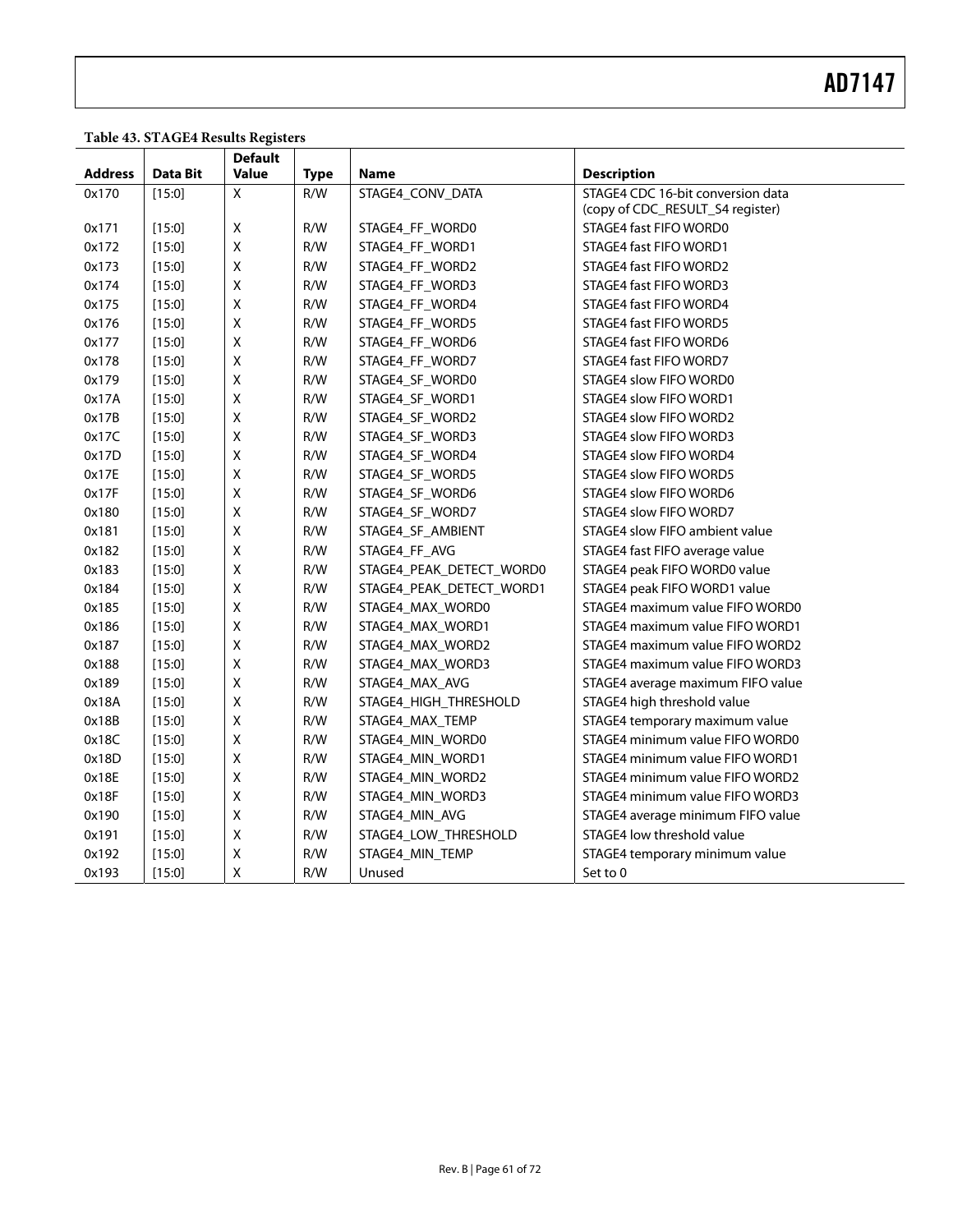**Table 43. STAGE4 Results Registers**

| Address | Data Bit | Default Value | Type | Name | Description |
|---|---|---|---|---|---|
| 0x170 | [15:0] | X | R/W | STAGE4_CONV_DATA | STAGE4 CDC 16-bit conversion data (copy of CDC_RESULT_S4 register) |
| 0x171 | [15:0] | X | R/W | STAGE4_FF_WORD0 | STAGE4 fast FIFO WORD0 |
| 0x172 | [15:0] | X | R/W | STAGE4_FF_WORD1 | STAGE4 fast FIFO WORD1 |
| 0x173 | [15:0] | X | R/W | STAGE4_FF_WORD2 | STAGE4 fast FIFO WORD2 |
| 0x174 | [15:0] | X | R/W | STAGE4_FF_WORD3 | STAGE4 fast FIFO WORD3 |
| 0x175 | [15:0] | X | R/W | STAGE4_FF_WORD4 | STAGE4 fast FIFO WORD4 |
| 0x176 | [15:0] | X | R/W | STAGE4_FF_WORD5 | STAGE4 fast FIFO WORD5 |
| 0x177 | [15:0] | X | R/W | STAGE4_FF_WORD6 | STAGE4 fast FIFO WORD6 |
| 0x178 | [15:0] | X | R/W | STAGE4_FF_WORD7 | STAGE4 fast FIFO WORD7 |
| 0x179 | [15:0] | X | R/W | STAGE4_SF_WORD0 | STAGE4 slow FIFO WORD0 |
| 0x17A | [15:0] | X | R/W | STAGE4_SF_WORD1 | STAGE4 slow FIFO WORD1 |
| 0x17B | [15:0] | X | R/W | STAGE4_SF_WORD2 | STAGE4 slow FIFO WORD2 |
| 0x17C | [15:0] | X | R/W | STAGE4_SF_WORD3 | STAGE4 slow FIFO WORD3 |
| 0x17D | [15:0] | X | R/W | STAGE4_SF_WORD4 | STAGE4 slow FIFO WORD4 |
| 0x17E | [15:0] | X | R/W | STAGE4_SF_WORD5 | STAGE4 slow FIFO WORD5 |
| 0x17F | [15:0] | X | R/W | STAGE4_SF_WORD6 | STAGE4 slow FIFO WORD6 |
| 0x180 | [15:0] | X | R/W | STAGE4_SF_WORD7 | STAGE4 slow FIFO WORD7 |
| 0x181 | [15:0] | X | R/W | STAGE4_SF_AMBIENT | STAGE4 slow FIFO ambient value |
| 0x182 | [15:0] | X | R/W | STAGE4_FF_AVG | STAGE4 fast FIFO average value |
| 0x183 | [15:0] | X | R/W | STAGE4_PEAK_DETECT_WORD0 | STAGE4 peak FIFO WORD0 value |
| 0x184 | [15:0] | X | R/W | STAGE4_PEAK_DETECT_WORD1 | STAGE4 peak FIFO WORD1 value |
| 0x185 | [15:0] | X | R/W | STAGE4_MAX_WORD0 | STAGE4 maximum value FIFO WORD0 |
| 0x186 | [15:0] | X | R/W | STAGE4_MAX_WORD1 | STAGE4 maximum value FIFO WORD1 |
| 0x187 | [15:0] | X | R/W | STAGE4_MAX_WORD2 | STAGE4 maximum value FIFO WORD2 |
| 0x188 | [15:0] | X | R/W | STAGE4_MAX_WORD3 | STAGE4 maximum value FIFO WORD3 |
| 0x189 | [15:0] | X | R/W | STAGE4_MAX_AVG | STAGE4 average maximum FIFO value |
| 0x18A | [15:0] | X | R/W | STAGE4_HIGH_THRESHOLD | STAGE4 high threshold value |
| 0x18B | [15:0] | X | R/W | STAGE4_MAX_TEMP | STAGE4 temporary maximum value |
| 0x18C | [15:0] | X | R/W | STAGE4_MIN_WORD0 | STAGE4 minimum value FIFO WORD0 |
| 0x18D | [15:0] | X | R/W | STAGE4_MIN_WORD1 | STAGE4 minimum value FIFO WORD1 |
| 0x18E | [15:0] | X | R/W | STAGE4_MIN_WORD2 | STAGE4 minimum value FIFO WORD2 |
| 0x18F | [15:0] | X | R/W | STAGE4_MIN_WORD3 | STAGE4 minimum value FIFO WORD3 |
| 0x190 | [15:0] | X | R/W | STAGE4_MIN_AVG | STAGE4 average minimum FIFO value |
| 0x191 | [15:0] | X | R/W | STAGE4_LOW_THRESHOLD | STAGE4 low threshold value |
| 0x192 | [15:0] | X | R/W | STAGE4_MIN_TEMP | STAGE4 temporary minimum value |
| 0x193 | [15:0] | X | R/W | Unused | Set to 0 |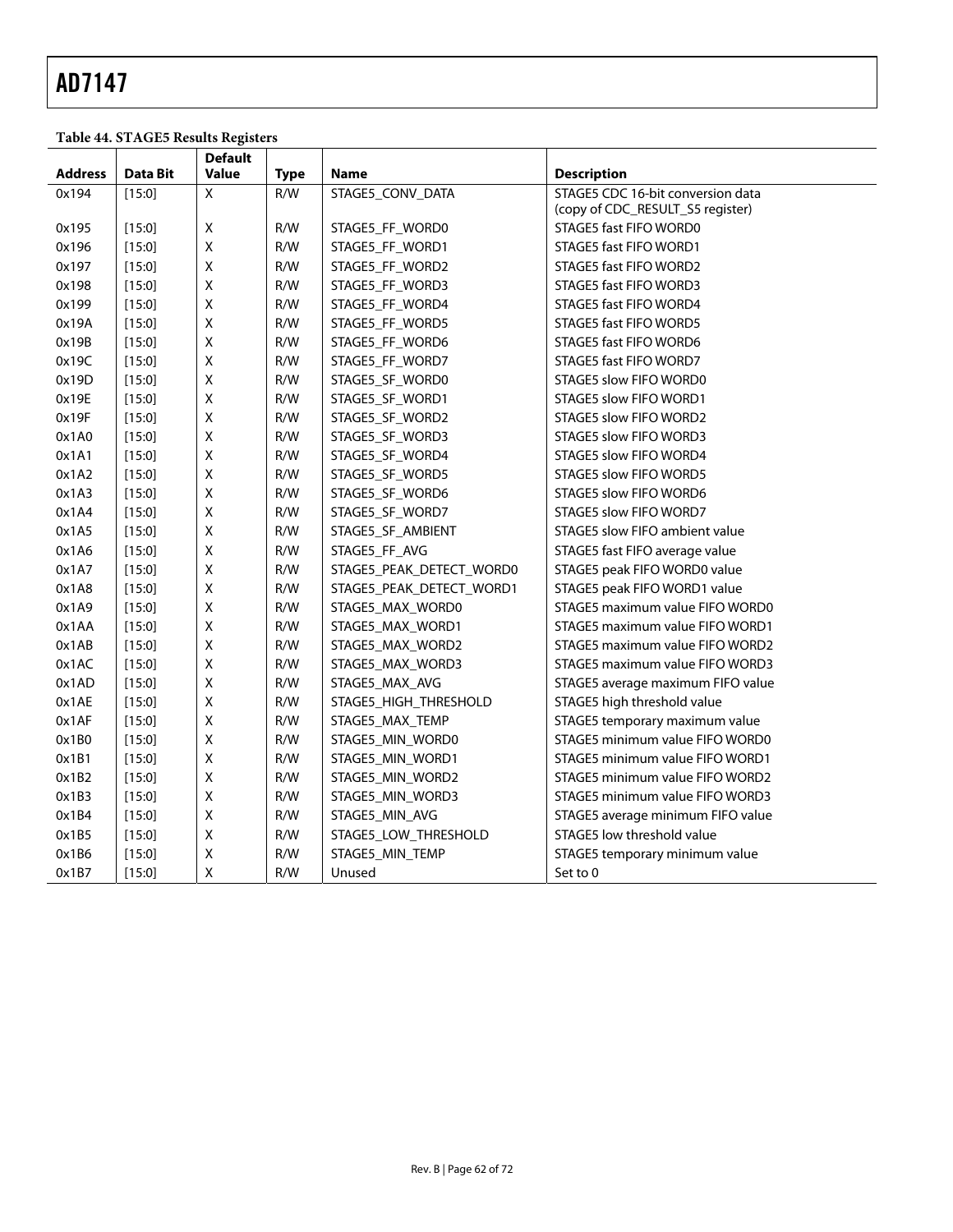**Table 44. STAGE5 Results Registers**

| Address | Data Bit | Default Value | Type | Name | Description |
|---|---|---|---|---|---|
| 0x194 | [15:0] | X | R/W | STAGE5_CONV_DATA | STAGE5 CDC 16-bit conversion data (copy of CDC_RESULT_S5 register) |
| 0x195 | [15:0] | X | R/W | STAGE5_FF_WORD0 | STAGE5 fast FIFO WORD0 |
| 0x196 | [15:0] | X | R/W | STAGE5_FF_WORD1 | STAGE5 fast FIFO WORD1 |
| 0x197 | [15:0] | X | R/W | STAGE5_FF_WORD2 | STAGE5 fast FIFO WORD2 |
| 0x198 | [15:0] | X | R/W | STAGE5_FF_WORD3 | STAGE5 fast FIFO WORD3 |
| 0x199 | [15:0] | X | R/W | STAGE5_FF_WORD4 | STAGE5 fast FIFO WORD4 |
| 0x19A | [15:0] | X | R/W | STAGE5_FF_WORD5 | STAGE5 fast FIFO WORD5 |
| 0x19B | [15:0] | X | R/W | STAGE5_FF_WORD6 | STAGE5 fast FIFO WORD6 |
| 0x19C | [15:0] | X | R/W | STAGE5_FF_WORD7 | STAGE5 fast FIFO WORD7 |
| 0x19D | [15:0] | X | R/W | STAGE5_SF_WORD0 | STAGE5 slow FIFO WORD0 |
| 0x19E | [15:0] | X | R/W | STAGE5_SF_WORD1 | STAGE5 slow FIFO WORD1 |
| 0x19F | [15:0] | X | R/W | STAGE5_SF_WORD2 | STAGE5 slow FIFO WORD2 |
| 0x1A0 | [15:0] | X | R/W | STAGE5_SF_WORD3 | STAGE5 slow FIFO WORD3 |
| 0x1A1 | [15:0] | X | R/W | STAGE5_SF_WORD4 | STAGE5 slow FIFO WORD4 |
| 0x1A2 | [15:0] | X | R/W | STAGE5_SF_WORD5 | STAGE5 slow FIFO WORD5 |
| 0x1A3 | [15:0] | X | R/W | STAGE5_SF_WORD6 | STAGE5 slow FIFO WORD6 |
| 0x1A4 | [15:0] | X | R/W | STAGE5_SF_WORD7 | STAGE5 slow FIFO WORD7 |
| 0x1A5 | [15:0] | X | R/W | STAGE5_SF_AMBIENT | STAGE5 slow FIFO ambient value |
| 0x1A6 | [15:0] | X | R/W | STAGE5_FF_AVG | STAGE5 fast FIFO average value |
| 0x1A7 | [15:0] | X | R/W | STAGE5_PEAK_DETECT_WORD0 | STAGE5 peak FIFO WORD0 value |
| 0x1A8 | [15:0] | X | R/W | STAGE5_PEAK_DETECT_WORD1 | STAGE5 peak FIFO WORD1 value |
| 0x1A9 | [15:0] | X | R/W | STAGE5_MAX_WORD0 | STAGE5 maximum value FIFO WORD0 |
| 0x1AA | [15:0] | X | R/W | STAGE5_MAX_WORD1 | STAGE5 maximum value FIFO WORD1 |
| 0x1AB | [15:0] | X | R/W | STAGE5_MAX_WORD2 | STAGE5 maximum value FIFO WORD2 |
| 0x1AC | [15:0] | X | R/W | STAGE5_MAX_WORD3 | STAGE5 maximum value FIFO WORD3 |
| 0x1AD | [15:0] | X | R/W | STAGE5_MAX_AVG | STAGE5 average maximum FIFO value |
| 0x1AE | [15:0] | X | R/W | STAGE5_HIGH_THRESHOLD | STAGE5 high threshold value |
| 0x1AF | [15:0] | X | R/W | STAGE5_MAX_TEMP | STAGE5 temporary maximum value |
| 0x1B0 | [15:0] | X | R/W | STAGE5_MIN_WORD0 | STAGE5 minimum value FIFO WORD0 |
| 0x1B1 | [15:0] | X | R/W | STAGE5_MIN_WORD1 | STAGE5 minimum value FIFO WORD1 |
| 0x1B2 | [15:0] | X | R/W | STAGE5_MIN_WORD2 | STAGE5 minimum value FIFO WORD2 |
| 0x1B3 | [15:0] | X | R/W | STAGE5_MIN_WORD3 | STAGE5 minimum value FIFO WORD3 |
| 0x1B4 | [15:0] | X | R/W | STAGE5_MIN_AVG | STAGE5 average minimum FIFO value |
| 0x1B5 | [15:0] | X | R/W | STAGE5_LOW_THRESHOLD | STAGE5 low threshold value |
| 0x1B6 | [15:0] | X | R/W | STAGE5_MIN_TEMP | STAGE5 temporary minimum value |
| 0x1B7 | [15:0] | X | R/W | Unused | Set to 0 |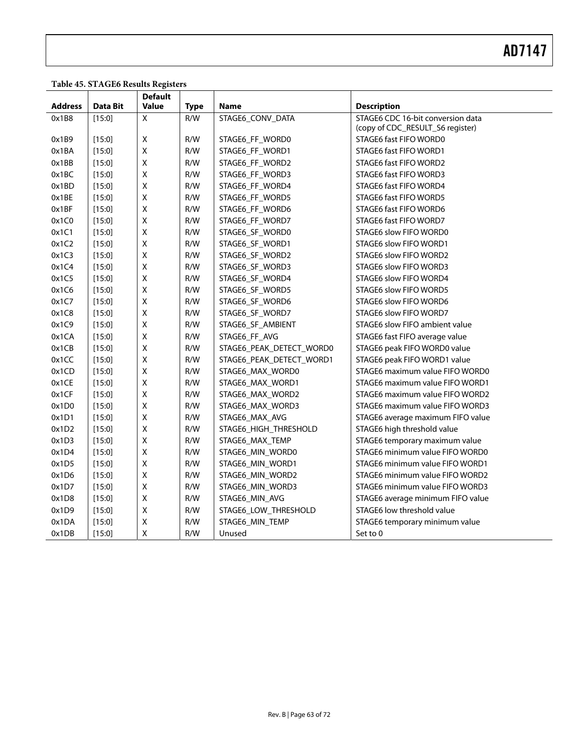**Table 45. STAGE6 Results Registers**

| Address | Data Bit | Default Value | Type | Name | Description |
|---|---|---|---|---|---|
| 0x1B8 | [15:0] | X | R/W | STAGE6_CONV_DATA | STAGE6 CDC 16-bit conversion data (copy of CDC_RESULT_S6 register) |
| 0x1B9 | [15:0] | X | R/W | STAGE6_FF_WORD0 | STAGE6 fast FIFO WORD0 |
| 0x1BA | [15:0] | X | R/W | STAGE6_FF_WORD1 | STAGE6 fast FIFO WORD1 |
| 0x1BB | [15:0] | X | R/W | STAGE6_FF_WORD2 | STAGE6 fast FIFO WORD2 |
| 0x1BC | [15:0] | X | R/W | STAGE6_FF_WORD3 | STAGE6 fast FIFO WORD3 |
| 0x1BD | [15:0] | X | R/W | STAGE6_FF_WORD4 | STAGE6 fast FIFO WORD4 |
| 0x1BE | [15:0] | X | R/W | STAGE6_FF_WORD5 | STAGE6 fast FIFO WORD5 |
| 0x1BF | [15:0] | X | R/W | STAGE6_FF_WORD6 | STAGE6 fast FIFO WORD6 |
| 0x1C0 | [15:0] | X | R/W | STAGE6_FF_WORD7 | STAGE6 fast FIFO WORD7 |
| 0x1C1 | [15:0] | X | R/W | STAGE6_SF_WORD0 | STAGE6 slow FIFO WORD0 |
| 0x1C2 | [15:0] | X | R/W | STAGE6_SF_WORD1 | STAGE6 slow FIFO WORD1 |
| 0x1C3 | [15:0] | X | R/W | STAGE6_SF_WORD2 | STAGE6 slow FIFO WORD2 |
| 0x1C4 | [15:0] | X | R/W | STAGE6_SF_WORD3 | STAGE6 slow FIFO WORD3 |
| 0x1C5 | [15:0] | X | R/W | STAGE6_SF_WORD4 | STAGE6 slow FIFO WORD4 |
| 0x1C6 | [15:0] | X | R/W | STAGE6_SF_WORD5 | STAGE6 slow FIFO WORD5 |
| 0x1C7 | [15:0] | X | R/W | STAGE6_SF_WORD6 | STAGE6 slow FIFO WORD6 |
| 0x1C8 | [15:0] | X | R/W | STAGE6_SF_WORD7 | STAGE6 slow FIFO WORD7 |
| 0x1C9 | [15:0] | X | R/W | STAGE6_SF_AMBIENT | STAGE6 slow FIFO ambient value |
| 0x1CA | [15:0] | X | R/W | STAGE6_FF_AVG | STAGE6 fast FIFO average value |
| 0x1CB | [15:0] | X | R/W | STAGE6_PEAK_DETECT_WORD0 | STAGE6 peak FIFO WORD0 value |
| 0x1CC | [15:0] | X | R/W | STAGE6_PEAK_DETECT_WORD1 | STAGE6 peak FIFO WORD1 value |
| 0x1CD | [15:0] | X | R/W | STAGE6_MAX_WORD0 | STAGE6 maximum value FIFO WORD0 |
| 0x1CE | [15:0] | X | R/W | STAGE6_MAX_WORD1 | STAGE6 maximum value FIFO WORD1 |
| 0x1CF | [15:0] | X | R/W | STAGE6_MAX_WORD2 | STAGE6 maximum value FIFO WORD2 |
| 0x1D0 | [15:0] | X | R/W | STAGE6_MAX_WORD3 | STAGE6 maximum value FIFO WORD3 |
| 0x1D1 | [15:0] | X | R/W | STAGE6_MAX_AVG | STAGE6 average maximum FIFO value |
| 0x1D2 | [15:0] | X | R/W | STAGE6_HIGH_THRESHOLD | STAGE6 high threshold value |
| 0x1D3 | [15:0] | X | R/W | STAGE6_MAX_TEMP | STAGE6 temporary maximum value |
| 0x1D4 | [15:0] | X | R/W | STAGE6_MIN_WORD0 | STAGE6 minimum value FIFO WORD0 |
| 0x1D5 | [15:0] | X | R/W | STAGE6_MIN_WORD1 | STAGE6 minimum value FIFO WORD1 |
| 0x1D6 | [15:0] | X | R/W | STAGE6_MIN_WORD2 | STAGE6 minimum value FIFO WORD2 |
| 0x1D7 | [15:0] | X | R/W | STAGE6_MIN_WORD3 | STAGE6 minimum value FIFO WORD3 |
| 0x1D8 | [15:0] | X | R/W | STAGE6_MIN_AVG | STAGE6 average minimum FIFO value |
| 0x1D9 | [15:0] | X | R/W | STAGE6_LOW_THRESHOLD | STAGE6 low threshold value |
| 0x1DA | [15:0] | X | R/W | STAGE6_MIN_TEMP | STAGE6 temporary minimum value |
| 0x1DB | [15:0] | X | R/W | Unused | Set to 0 |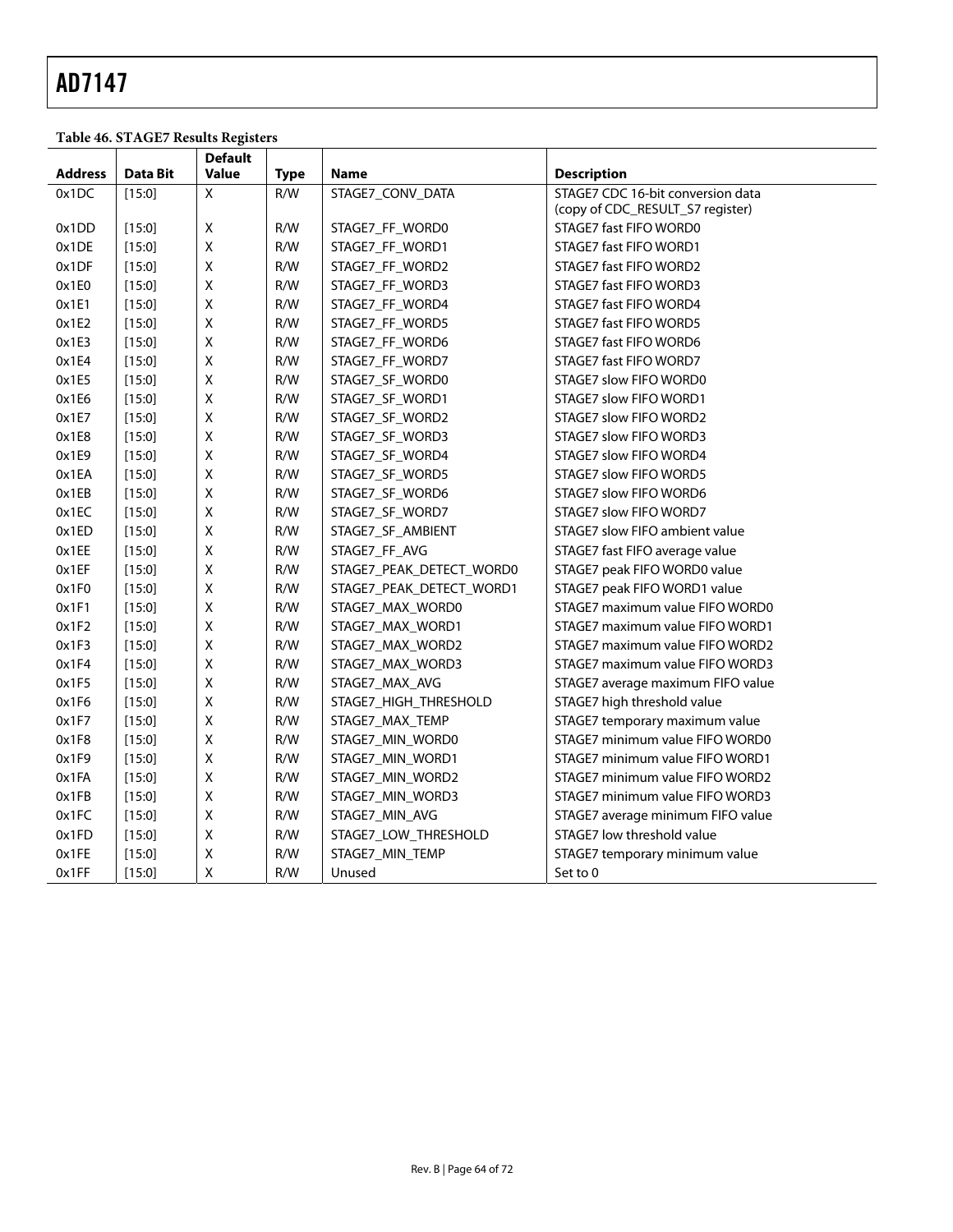**Table 46. STAGE7 Results Registers**

| Address | Data Bit | Default Value | Type | Name | Description |
|---|---|---|---|---|---|
| 0x1DC | [15:0] | X | R/W | STAGE7_CONV_DATA | STAGE7 CDC 16-bit conversion data (copy of CDC_RESULT_S7 register) |
| 0x1DD | [15:0] | X | R/W | STAGE7_FF_WORD0 | STAGE7 fast FIFO WORD0 |
| 0x1DE | [15:0] | X | R/W | STAGE7_FF_WORD1 | STAGE7 fast FIFO WORD1 |
| 0x1DF | [15:0] | X | R/W | STAGE7_FF_WORD2 | STAGE7 fast FIFO WORD2 |
| 0x1E0 | [15:0] | X | R/W | STAGE7_FF_WORD3 | STAGE7 fast FIFO WORD3 |
| 0x1E1 | [15:0] | X | R/W | STAGE7_FF_WORD4 | STAGE7 fast FIFO WORD4 |
| 0x1E2 | [15:0] | X | R/W | STAGE7_FF_WORD5 | STAGE7 fast FIFO WORD5 |
| 0x1E3 | [15:0] | X | R/W | STAGE7_FF_WORD6 | STAGE7 fast FIFO WORD6 |
| 0x1E4 | [15:0] | X | R/W | STAGE7_FF_WORD7 | STAGE7 fast FIFO WORD7 |
| 0x1E5 | [15:0] | X | R/W | STAGE7_SF_WORD0 | STAGE7 slow FIFO WORD0 |
| 0x1E6 | [15:0] | X | R/W | STAGE7_SF_WORD1 | STAGE7 slow FIFO WORD1 |
| 0x1E7 | [15:0] | X | R/W | STAGE7_SF_WORD2 | STAGE7 slow FIFO WORD2 |
| 0x1E8 | [15:0] | X | R/W | STAGE7_SF_WORD3 | STAGE7 slow FIFO WORD3 |
| 0x1E9 | [15:0] | X | R/W | STAGE7_SF_WORD4 | STAGE7 slow FIFO WORD4 |
| 0x1EA | [15:0] | X | R/W | STAGE7_SF_WORD5 | STAGE7 slow FIFO WORD5 |
| 0x1EB | [15:0] | X | R/W | STAGE7_SF_WORD6 | STAGE7 slow FIFO WORD6 |
| 0x1EC | [15:0] | X | R/W | STAGE7_SF_WORD7 | STAGE7 slow FIFO WORD7 |
| 0x1ED | [15:0] | X | R/W | STAGE7_SF_AMBIENT | STAGE7 slow FIFO ambient value |
| 0x1EE | [15:0] | X | R/W | STAGE7_FF_AVG | STAGE7 fast FIFO average value |
| 0x1EF | [15:0] | X | R/W | STAGE7_PEAK_DETECT_WORD0 | STAGE7 peak FIFO WORD0 value |
| 0x1F0 | [15:0] | X | R/W | STAGE7_PEAK_DETECT_WORD1 | STAGE7 peak FIFO WORD1 value |
| 0x1F1 | [15:0] | X | R/W | STAGE7_MAX_WORD0 | STAGE7 maximum value FIFO WORD0 |
| 0x1F2 | [15:0] | X | R/W | STAGE7_MAX_WORD1 | STAGE7 maximum value FIFO WORD1 |
| 0x1F3 | [15:0] | X | R/W | STAGE7_MAX_WORD2 | STAGE7 maximum value FIFO WORD2 |
| 0x1F4 | [15:0] | X | R/W | STAGE7_MAX_WORD3 | STAGE7 maximum value FIFO WORD3 |
| 0x1F5 | [15:0] | X | R/W | STAGE7_MAX_AVG | STAGE7 average maximum FIFO value |
| 0x1F6 | [15:0] | X | R/W | STAGE7_HIGH_THRESHOLD | STAGE7 high threshold value |
| 0x1F7 | [15:0] | X | R/W | STAGE7_MAX_TEMP | STAGE7 temporary maximum value |
| 0x1F8 | [15:0] | X | R/W | STAGE7_MIN_WORD0 | STAGE7 minimum value FIFO WORD0 |
| 0x1F9 | [15:0] | X | R/W | STAGE7_MIN_WORD1 | STAGE7 minimum value FIFO WORD1 |
| 0x1FA | [15:0] | X | R/W | STAGE7_MIN_WORD2 | STAGE7 minimum value FIFO WORD2 |
| 0x1FB | [15:0] | X | R/W | STAGE7_MIN_WORD3 | STAGE7 minimum value FIFO WORD3 |
| 0x1FC | [15:0] | X | R/W | STAGE7_MIN_AVG | STAGE7 average minimum FIFO value |
| 0x1FD | [15:0] | X | R/W | STAGE7_LOW_THRESHOLD | STAGE7 low threshold value |
| 0x1FE | [15:0] | X | R/W | STAGE7_MIN_TEMP | STAGE7 temporary minimum value |
| 0x1FF | [15:0] | X | R/W | Unused | Set to 0 |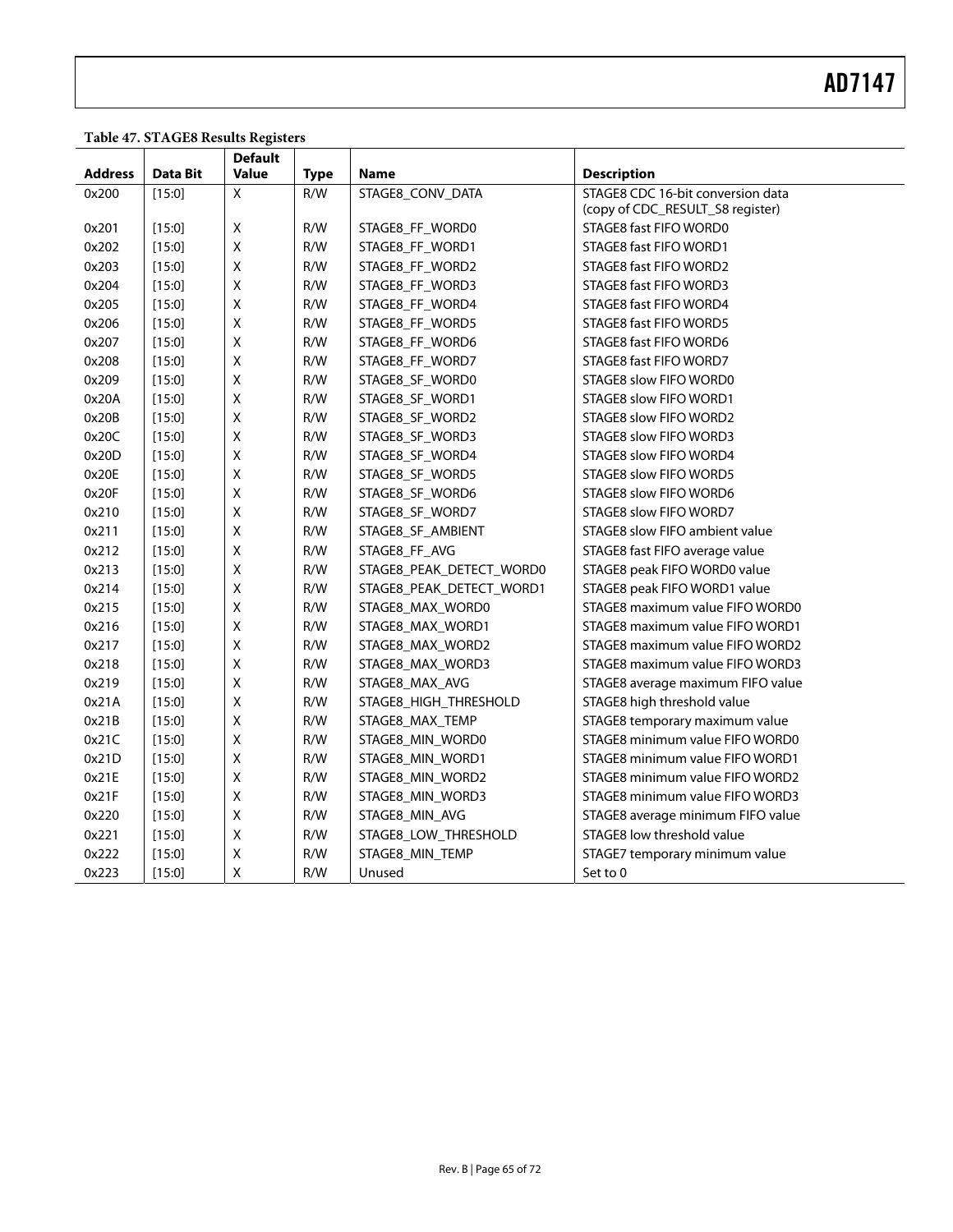**Table 47. STAGE8 Results Registers**

| Address | Data Bit | Default Value | Type | Name | Description |
|---|---|---|---|---|---|
| 0x200 | [15:0] | X | R/W | STAGE8_CONV_DATA | STAGE8 CDC 16-bit conversion data (copy of CDC_RESULT_S8 register) |
| 0x201 | [15:0] | X | R/W | STAGE8_FF_WORD0 | STAGE8 fast FIFO WORD0 |
| 0x202 | [15:0] | X | R/W | STAGE8_FF_WORD1 | STAGE8 fast FIFO WORD1 |
| 0x203 | [15:0] | X | R/W | STAGE8_FF_WORD2 | STAGE8 fast FIFO WORD2 |
| 0x204 | [15:0] | X | R/W | STAGE8_FF_WORD3 | STAGE8 fast FIFO WORD3 |
| 0x205 | [15:0] | X | R/W | STAGE8_FF_WORD4 | STAGE8 fast FIFO WORD4 |
| 0x206 | [15:0] | X | R/W | STAGE8_FF_WORD5 | STAGE8 fast FIFO WORD5 |
| 0x207 | [15:0] | X | R/W | STAGE8_FF_WORD6 | STAGE8 fast FIFO WORD6 |
| 0x208 | [15:0] | X | R/W | STAGE8_FF_WORD7 | STAGE8 fast FIFO WORD7 |
| 0x209 | [15:0] | X | R/W | STAGE8_SF_WORD0 | STAGE8 slow FIFO WORD0 |
| 0x20A | [15:0] | X | R/W | STAGE8_SF_WORD1 | STAGE8 slow FIFO WORD1 |
| 0x20B | [15:0] | X | R/W | STAGE8_SF_WORD2 | STAGE8 slow FIFO WORD2 |
| 0x20C | [15:0] | X | R/W | STAGE8_SF_WORD3 | STAGE8 slow FIFO WORD3 |
| 0x20D | [15:0] | X | R/W | STAGE8_SF_WORD4 | STAGE8 slow FIFO WORD4 |
| 0x20E | [15:0] | X | R/W | STAGE8_SF_WORD5 | STAGE8 slow FIFO WORD5 |
| 0x20F | [15:0] | X | R/W | STAGE8_SF_WORD6 | STAGE8 slow FIFO WORD6 |
| 0x210 | [15:0] | X | R/W | STAGE8_SF_WORD7 | STAGE8 slow FIFO WORD7 |
| 0x211 | [15:0] | X | R/W | STAGE8_SF_AMBIENT | STAGE8 slow FIFO ambient value |
| 0x212 | [15:0] | X | R/W | STAGE8_FF_AVG | STAGE8 fast FIFO average value |
| 0x213 | [15:0] | X | R/W | STAGE8_PEAK_DETECT_WORD0 | STAGE8 peak FIFO WORD0 value |
| 0x214 | [15:0] | X | R/W | STAGE8_PEAK_DETECT_WORD1 | STAGE8 peak FIFO WORD1 value |
| 0x215 | [15:0] | X | R/W | STAGE8_MAX_WORD0 | STAGE8 maximum value FIFO WORD0 |
| 0x216 | [15:0] | X | R/W | STAGE8_MAX_WORD1 | STAGE8 maximum value FIFO WORD1 |
| 0x217 | [15:0] | X | R/W | STAGE8_MAX_WORD2 | STAGE8 maximum value FIFO WORD2 |
| 0x218 | [15:0] | X | R/W | STAGE8_MAX_WORD3 | STAGE8 maximum value FIFO WORD3 |
| 0x219 | [15:0] | X | R/W | STAGE8_MAX_AVG | STAGE8 average maximum FIFO value |
| 0x21A | [15:0] | X | R/W | STAGE8_HIGH_THRESHOLD | STAGE8 high threshold value |
| 0x21B | [15:0] | X | R/W | STAGE8_MAX_TEMP | STAGE8 temporary maximum value |
| 0x21C | [15:0] | X | R/W | STAGE8_MIN_WORD0 | STAGE8 minimum value FIFO WORD0 |
| 0x21D | [15:0] | X | R/W | STAGE8_MIN_WORD1 | STAGE8 minimum value FIFO WORD1 |
| 0x21E | [15:0] | X | R/W | STAGE8_MIN_WORD2 | STAGE8 minimum value FIFO WORD2 |
| 0x21F | [15:0] | X | R/W | STAGE8_MIN_WORD3 | STAGE8 minimum value FIFO WORD3 |
| 0x220 | [15:0] | X | R/W | STAGE8_MIN_AVG | STAGE8 average minimum FIFO value |
| 0x221 | [15:0] | X | R/W | STAGE8_LOW_THRESHOLD | STAGE8 low threshold value |
| 0x222 | [15:0] | X | R/W | STAGE8_MIN_TEMP | STAGE7 temporary minimum value |
| 0x223 | [15:0] | X | R/W | Unused | Set to 0 |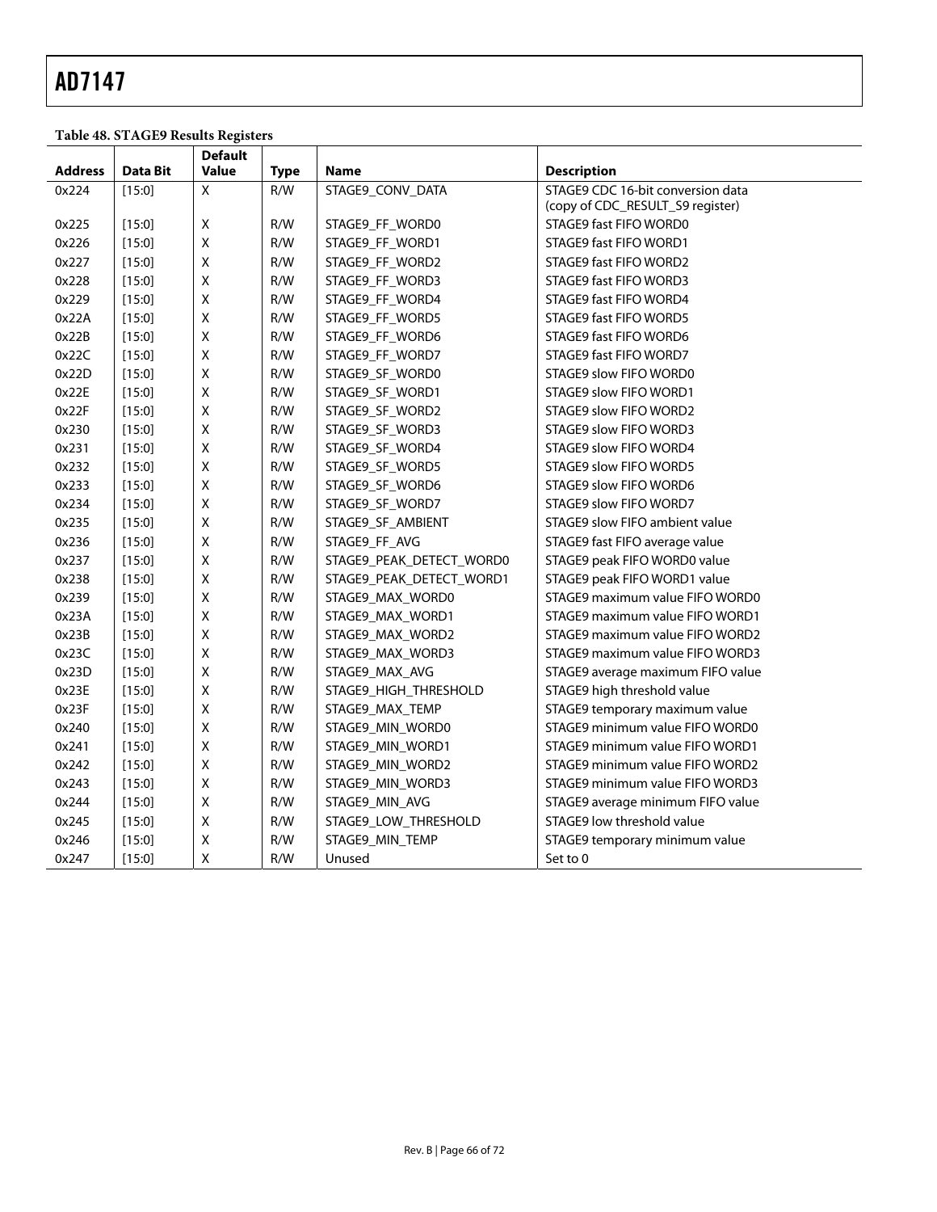**Table 48. STAGE9 Results Registers**

| Address | Data Bit | Default Value | Type | Name | Description |
|---|---|---|---|---|---|
| 0x224 | [15:0] | X | R/W | STAGE9_CONV_DATA | STAGE9 CDC 16-bit conversion data (copy of CDC_RESULT_S9 register) |
| 0x225 | [15:0] | X | R/W | STAGE9_FF_WORD0 | STAGE9 fast FIFO WORD0 |
| 0x226 | [15:0] | X | R/W | STAGE9_FF_WORD1 | STAGE9 fast FIFO WORD1 |
| 0x227 | [15:0] | X | R/W | STAGE9_FF_WORD2 | STAGE9 fast FIFO WORD2 |
| 0x228 | [15:0] | X | R/W | STAGE9_FF_WORD3 | STAGE9 fast FIFO WORD3 |
| 0x229 | [15:0] | X | R/W | STAGE9_FF_WORD4 | STAGE9 fast FIFO WORD4 |
| 0x22A | [15:0] | X | R/W | STAGE9_FF_WORD5 | STAGE9 fast FIFO WORD5 |
| 0x22B | [15:0] | X | R/W | STAGE9_FF_WORD6 | STAGE9 fast FIFO WORD6 |
| 0x22C | [15:0] | X | R/W | STAGE9_FF_WORD7 | STAGE9 fast FIFO WORD7 |
| 0x22D | [15:0] | X | R/W | STAGE9_SF_WORD0 | STAGE9 slow FIFO WORD0 |
| 0x22E | [15:0] | X | R/W | STAGE9_SF_WORD1 | STAGE9 slow FIFO WORD1 |
| 0x22F | [15:0] | X | R/W | STAGE9_SF_WORD2 | STAGE9 slow FIFO WORD2 |
| 0x230 | [15:0] | X | R/W | STAGE9_SF_WORD3 | STAGE9 slow FIFO WORD3 |
| 0x231 | [15:0] | X | R/W | STAGE9_SF_WORD4 | STAGE9 slow FIFO WORD4 |
| 0x232 | [15:0] | X | R/W | STAGE9_SF_WORD5 | STAGE9 slow FIFO WORD5 |
| 0x233 | [15:0] | X | R/W | STAGE9_SF_WORD6 | STAGE9 slow FIFO WORD6 |
| 0x234 | [15:0] | X | R/W | STAGE9_SF_WORD7 | STAGE9 slow FIFO WORD7 |
| 0x235 | [15:0] | X | R/W | STAGE9_SF_AMBIENT | STAGE9 slow FIFO ambient value |
| 0x236 | [15:0] | X | R/W | STAGE9_FF_AVG | STAGE9 fast FIFO average value |
| 0x237 | [15:0] | X | R/W | STAGE9_PEAK_DETECT_WORD0 | STAGE9 peak FIFO WORD0 value |
| 0x238 | [15:0] | X | R/W | STAGE9_PEAK_DETECT_WORD1 | STAGE9 peak FIFO WORD1 value |
| 0x239 | [15:0] | X | R/W | STAGE9_MAX_WORD0 | STAGE9 maximum value FIFO WORD0 |
| 0x23A | [15:0] | X | R/W | STAGE9_MAX_WORD1 | STAGE9 maximum value FIFO WORD1 |
| 0x23B | [15:0] | X | R/W | STAGE9_MAX_WORD2 | STAGE9 maximum value FIFO WORD2 |
| 0x23C | [15:0] | X | R/W | STAGE9_MAX_WORD3 | STAGE9 maximum value FIFO WORD3 |
| 0x23D | [15:0] | X | R/W | STAGE9_MAX_AVG | STAGE9 average maximum FIFO value |
| 0x23E | [15:0] | X | R/W | STAGE9_HIGH_THRESHOLD | STAGE9 high threshold value |
| 0x23F | [15:0] | X | R/W | STAGE9_MAX_TEMP | STAGE9 temporary maximum value |
| 0x240 | [15:0] | X | R/W | STAGE9_MIN_WORD0 | STAGE9 minimum value FIFO WORD0 |
| 0x241 | [15:0] | X | R/W | STAGE9_MIN_WORD1 | STAGE9 minimum value FIFO WORD1 |
| 0x242 | [15:0] | X | R/W | STAGE9_MIN_WORD2 | STAGE9 minimum value FIFO WORD2 |
| 0x243 | [15:0] | X | R/W | STAGE9_MIN_WORD3 | STAGE9 minimum value FIFO WORD3 |
| 0x244 | [15:0] | X | R/W | STAGE9_MIN_AVG | STAGE9 average minimum FIFO value |
| 0x245 | [15:0] | X | R/W | STAGE9_LOW_THRESHOLD | STAGE9 low threshold value |
| 0x246 | [15:0] | X | R/W | STAGE9_MIN_TEMP | STAGE9 temporary minimum value |
| 0x247 | [15:0] | X | R/W | Unused | Set to 0 |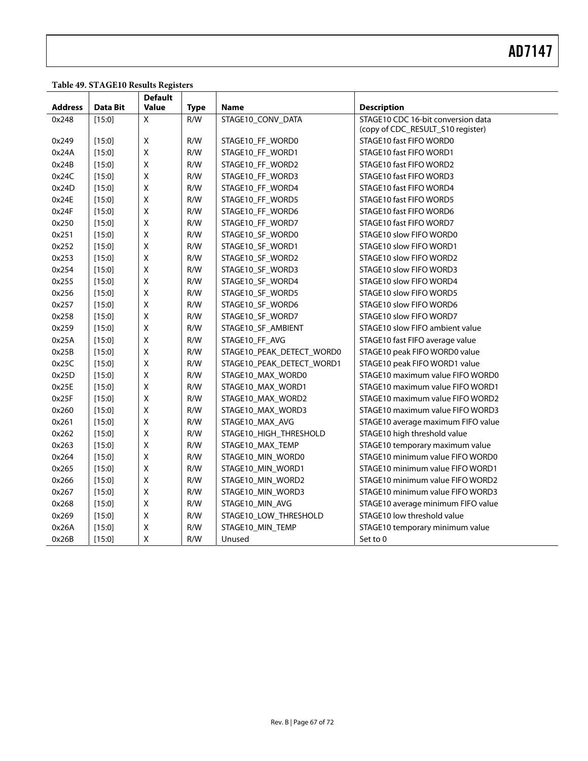**Table 49. STAGE10 Results Registers**

| Address | Data Bit | Default Value | Type | Name | Description |
|---|---|---|---|---|---|
| 0x248 | [15:0] | X | R/W | STAGE10_CONV_DATA | STAGE10 CDC 16-bit conversion data (copy of CDC_RESULT_S10 register) |
| 0x249 | [15:0] | X | R/W | STAGE10_FF_WORD0 | STAGE10 fast FIFO WORD0 |
| 0x24A | [15:0] | X | R/W | STAGE10_FF_WORD1 | STAGE10 fast FIFO WORD1 |
| 0x24B | [15:0] | X | R/W | STAGE10_FF_WORD2 | STAGE10 fast FIFO WORD2 |
| 0x24C | [15:0] | X | R/W | STAGE10_FF_WORD3 | STAGE10 fast FIFO WORD3 |
| 0x24D | [15:0] | X | R/W | STAGE10_FF_WORD4 | STAGE10 fast FIFO WORD4 |
| 0x24E | [15:0] | X | R/W | STAGE10_FF_WORD5 | STAGE10 fast FIFO WORD5 |
| 0x24F | [15:0] | X | R/W | STAGE10_FF_WORD6 | STAGE10 fast FIFO WORD6 |
| 0x250 | [15:0] | X | R/W | STAGE10_FF_WORD7 | STAGE10 fast FIFO WORD7 |
| 0x251 | [15:0] | X | R/W | STAGE10_SF_WORD0 | STAGE10 slow FIFO WORD0 |
| 0x252 | [15:0] | X | R/W | STAGE10_SF_WORD1 | STAGE10 slow FIFO WORD1 |
| 0x253 | [15:0] | X | R/W | STAGE10_SF_WORD2 | STAGE10 slow FIFO WORD2 |
| 0x254 | [15:0] | X | R/W | STAGE10_SF_WORD3 | STAGE10 slow FIFO WORD3 |
| 0x255 | [15:0] | X | R/W | STAGE10_SF_WORD4 | STAGE10 slow FIFO WORD4 |
| 0x256 | [15:0] | X | R/W | STAGE10_SF_WORD5 | STAGE10 slow FIFO WORD5 |
| 0x257 | [15:0] | X | R/W | STAGE10_SF_WORD6 | STAGE10 slow FIFO WORD6 |
| 0x258 | [15:0] | X | R/W | STAGE10_SF_WORD7 | STAGE10 slow FIFO WORD7 |
| 0x259 | [15:0] | X | R/W | STAGE10_SF_AMBIENT | STAGE10 slow FIFO ambient value |
| 0x25A | [15:0] | X | R/W | STAGE10_FF_AVG | STAGE10 fast FIFO average value |
| 0x25B | [15:0] | X | R/W | STAGE10_PEAK_DETECT_WORD0 | STAGE10 peak FIFO WORD0 value |
| 0x25C | [15:0] | X | R/W | STAGE10_PEAK_DETECT_WORD1 | STAGE10 peak FIFO WORD1 value |
| 0x25D | [15:0] | X | R/W | STAGE10_MAX_WORD0 | STAGE10 maximum value FIFO WORD0 |
| 0x25E | [15:0] | X | R/W | STAGE10_MAX_WORD1 | STAGE10 maximum value FIFO WORD1 |
| 0x25F | [15:0] | X | R/W | STAGE10_MAX_WORD2 | STAGE10 maximum value FIFO WORD2 |
| 0x260 | [15:0] | X | R/W | STAGE10_MAX_WORD3 | STAGE10 maximum value FIFO WORD3 |
| 0x261 | [15:0] | X | R/W | STAGE10_MAX_AVG | STAGE10 average maximum FIFO value |
| 0x262 | [15:0] | X | R/W | STAGE10_HIGH_THRESHOLD | STAGE10 high threshold value |
| 0x263 | [15:0] | X | R/W | STAGE10_MAX_TEMP | STAGE10 temporary maximum value |
| 0x264 | [15:0] | X | R/W | STAGE10_MIN_WORD0 | STAGE10 minimum value FIFO WORD0 |
| 0x265 | [15:0] | X | R/W | STAGE10_MIN_WORD1 | STAGE10 minimum value FIFO WORD1 |
| 0x266 | [15:0] | X | R/W | STAGE10_MIN_WORD2 | STAGE10 minimum value FIFO WORD2 |
| 0x267 | [15:0] | X | R/W | STAGE10_MIN_WORD3 | STAGE10 minimum value FIFO WORD3 |
| 0x268 | [15:0] | X | R/W | STAGE10_MIN_AVG | STAGE10 average minimum FIFO value |
| 0x269 | [15:0] | X | R/W | STAGE10_LOW_THRESHOLD | STAGE10 low threshold value |
| 0x26A | [15:0] | X | R/W | STAGE10_MIN_TEMP | STAGE10 temporary minimum value |
| 0x26B | [15:0] | X | R/W | Unused | Set to 0 |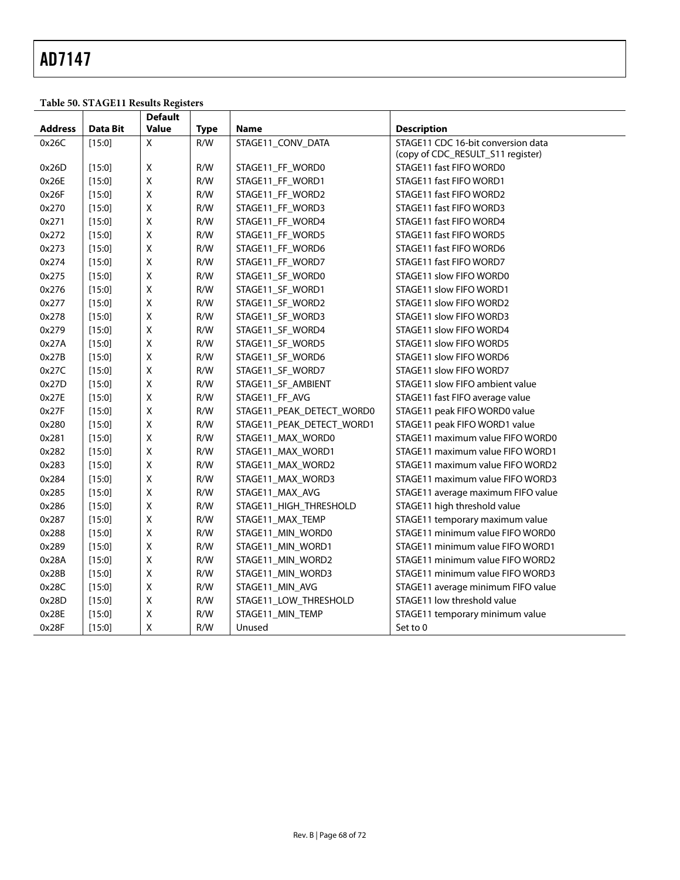**Table 50. STAGE11 Results Registers**

| Address | Data Bit | Default Value | Type | Name | Description |
|---|---|---|---|---|---|
| 0x26C | [15:0] | X | R/W | STAGE11_CONV_DATA | STAGE11 CDC 16-bit conversion data (copy of CDC_RESULT_S11 register) |
| 0x26D | [15:0] | X | R/W | STAGE11_FF_WORD0 | STAGE11 fast FIFO WORD0 |
| 0x26E | [15:0] | X | R/W | STAGE11_FF_WORD1 | STAGE11 fast FIFO WORD1 |
| 0x26F | [15:0] | X | R/W | STAGE11_FF_WORD2 | STAGE11 fast FIFO WORD2 |
| 0x270 | [15:0] | X | R/W | STAGE11_FF_WORD3 | STAGE11 fast FIFO WORD3 |
| 0x271 | [15:0] | X | R/W | STAGE11_FF_WORD4 | STAGE11 fast FIFO WORD4 |
| 0x272 | [15:0] | X | R/W | STAGE11_FF_WORD5 | STAGE11 fast FIFO WORD5 |
| 0x273 | [15:0] | X | R/W | STAGE11_FF_WORD6 | STAGE11 fast FIFO WORD6 |
| 0x274 | [15:0] | X | R/W | STAGE11_FF_WORD7 | STAGE11 fast FIFO WORD7 |
| 0x275 | [15:0] | X | R/W | STAGE11_SF_WORD0 | STAGE11 slow FIFO WORD0 |
| 0x276 | [15:0] | X | R/W | STAGE11_SF_WORD1 | STAGE11 slow FIFO WORD1 |
| 0x277 | [15:0] | X | R/W | STAGE11_SF_WORD2 | STAGE11 slow FIFO WORD2 |
| 0x278 | [15:0] | X | R/W | STAGE11_SF_WORD3 | STAGE11 slow FIFO WORD3 |
| 0x279 | [15:0] | X | R/W | STAGE11_SF_WORD4 | STAGE11 slow FIFO WORD4 |
| 0x27A | [15:0] | X | R/W | STAGE11_SF_WORD5 | STAGE11 slow FIFO WORD5 |
| 0x27B | [15:0] | X | R/W | STAGE11_SF_WORD6 | STAGE11 slow FIFO WORD6 |
| 0x27C | [15:0] | X | R/W | STAGE11_SF_WORD7 | STAGE11 slow FIFO WORD7 |
| 0x27D | [15:0] | X | R/W | STAGE11_SF_AMBIENT | STAGE11 slow FIFO ambient value |
| 0x27E | [15:0] | X | R/W | STAGE11_FF_AVG | STAGE11 fast FIFO average value |
| 0x27F | [15:0] | X | R/W | STAGE11_PEAK_DETECT_WORD0 | STAGE11 peak FIFO WORD0 value |
| 0x280 | [15:0] | X | R/W | STAGE11_PEAK_DETECT_WORD1 | STAGE11 peak FIFO WORD1 value |
| 0x281 | [15:0] | X | R/W | STAGE11_MAX_WORD0 | STAGE11 maximum value FIFO WORD0 |
| 0x282 | [15:0] | X | R/W | STAGE11_MAX_WORD1 | STAGE11 maximum value FIFO WORD1 |
| 0x283 | [15:0] | X | R/W | STAGE11_MAX_WORD2 | STAGE11 maximum value FIFO WORD2 |
| 0x284 | [15:0] | X | R/W | STAGE11_MAX_WORD3 | STAGE11 maximum value FIFO WORD3 |
| 0x285 | [15:0] | X | R/W | STAGE11_MAX_AVG | STAGE11 average maximum FIFO value |
| 0x286 | [15:0] | X | R/W | STAGE11_HIGH_THRESHOLD | STAGE11 high threshold value |
| 0x287 | [15:0] | X | R/W | STAGE11_MAX_TEMP | STAGE11 temporary maximum value |
| 0x288 | [15:0] | X | R/W | STAGE11_MIN_WORD0 | STAGE11 minimum value FIFO WORD0 |
| 0x289 | [15:0] | X | R/W | STAGE11_MIN_WORD1 | STAGE11 minimum value FIFO WORD1 |
| 0x28A | [15:0] | X | R/W | STAGE11_MIN_WORD2 | STAGE11 minimum value FIFO WORD2 |
| 0x28B | [15:0] | X | R/W | STAGE11_MIN_WORD3 | STAGE11 minimum value FIFO WORD3 |
| 0x28C | [15:0] | X | R/W | STAGE11_MIN_AVG | STAGE11 average minimum FIFO value |
| 0x28D | [15:0] | X | R/W | STAGE11_LOW_THRESHOLD | STAGE11 low threshold value |
| 0x28E | [15:0] | X | R/W | STAGE11_MIN_TEMP | STAGE11 temporary minimum value |
| 0x28F | [15:0] | X | R/W | Unused | Set to 0 |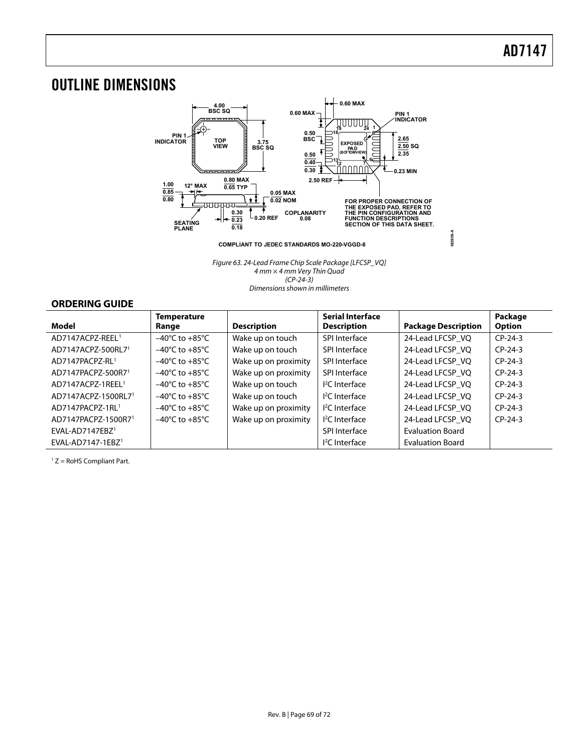# OUTLINE DIMENSIONS

4.00 BSC SQ

PIN 1 INDICATOR

TOP VIEW

3.75 BSC SQ

0.60 MAX

0.60 MAX

PIN 1 INDICATOR

0.50 BSC

19 24 1

18

EXPOSED PAD (BOTTOM VIEW)

2.65 2.50 SQ 2.35

0.50 0.40 0.30

13 12 7 6

0.23 MIN

2.50 REF

1.00 0.85 0.80

12° MAX

0.80 MAX 0.65 TYP

0.05 MAX 0.02 NOM

SEATING PLANE

0.30 0.23 0.18

0.20 REF

COPLANARITY 0.08

FOR PROPER CONNECTION OF THE EXPOSED PAD, REFER TO THE PIN CONFIGURATION AND FUNCTION DESCRIPTIONS SECTION OF THIS DATA SHEET.

COMPLIANT TO JEDEC STANDARDS MO-220-VGGD-8

082908-A

*Figure 63. 24-Lead Frame Chip Scale Package [LFCSP_VQ]*
*4 mm × 4 mm Very Thin Quad*
*(CP-24-3)*
*Dimensions shown in millimeters*

## ORDERING GUIDE

| Model | Temperature Range | Description | Serial Interface Description | Package Description | Package Option |
|---|---|---|---|---|---|
| AD7147ACPZ-REEL[1] | −40°C to +85°C | Wake up on touch | SPI Interface | 24-Lead LFCSP_VQ | CP-24-3 |
| AD7147ACPZ-500RL7[1] | −40°C to +85°C | Wake up on touch | SPI Interface | 24-Lead LFCSP_VQ | CP-24-3 |
| AD7147PACPZ-RL[1] | −40°C to +85°C | Wake up on proximity | SPI Interface | 24-Lead LFCSP_VQ | CP-24-3 |
| AD7147PACPZ-500R7[1] | −40°C to +85°C | Wake up on proximity | SPI Interface | 24-Lead LFCSP_VQ | CP-24-3 |
| AD7147ACPZ-1REEL[1] | −40°C to +85°C | Wake up on touch | I²C Interface | 24-Lead LFCSP_VQ | CP-24-3 |
| AD7147ACPZ-1500RL7[1] | −40°C to +85°C | Wake up on touch | I²C Interface | 24-Lead LFCSP_VQ | CP-24-3 |
| AD7147PACPZ-1RL[1] | −40°C to +85°C | Wake up on proximity | I²C Interface | 24-Lead LFCSP_VQ | CP-24-3 |
| AD7147PACPZ-1500R7[1] | −40°C to +85°C | Wake up on proximity | I²C Interface | 24-Lead LFCSP_VQ | CP-24-3 |
| EVAL-AD7147EBZ[1] | | | SPI Interface | Evaluation Board | |
| EVAL-AD7147-1EBZ[1] | | | I²C Interface | Evaluation Board | |

[1] Z = RoHS Compliant Part.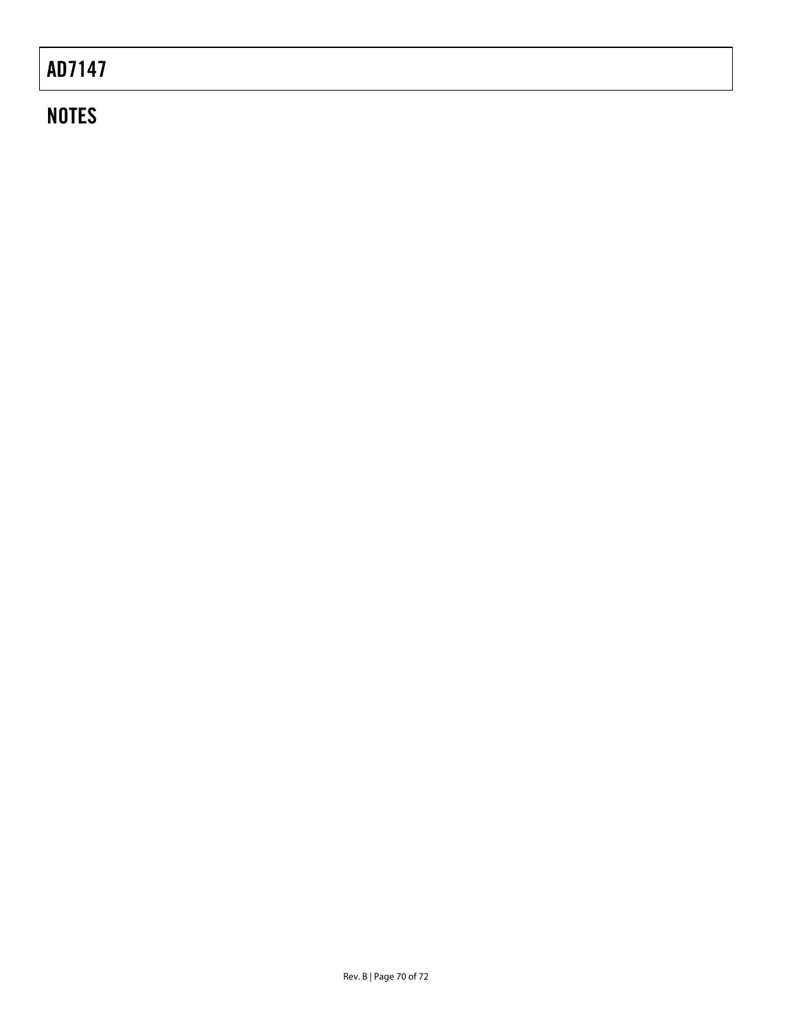## NOTES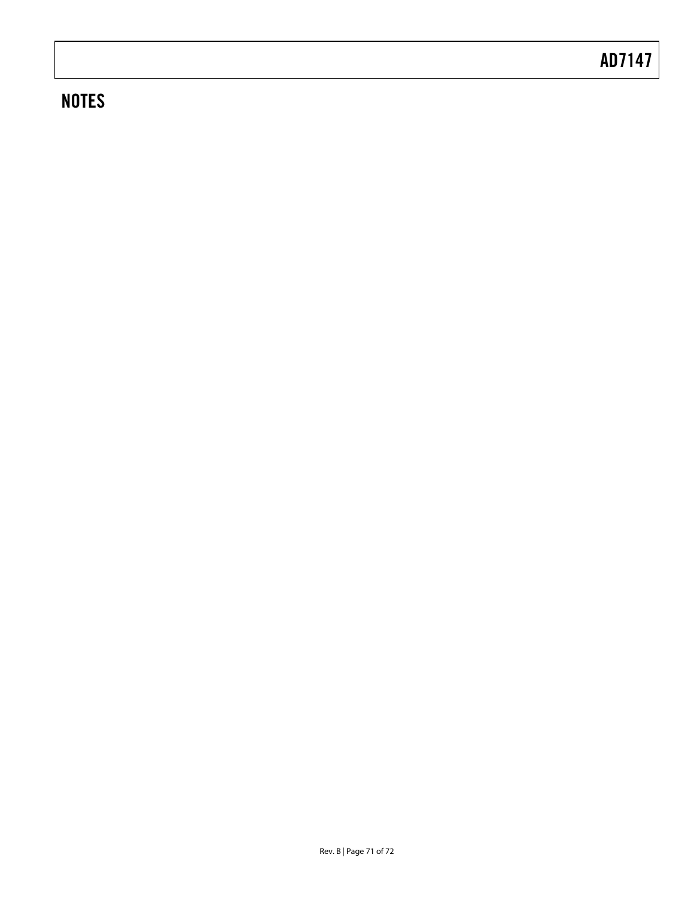## NOTES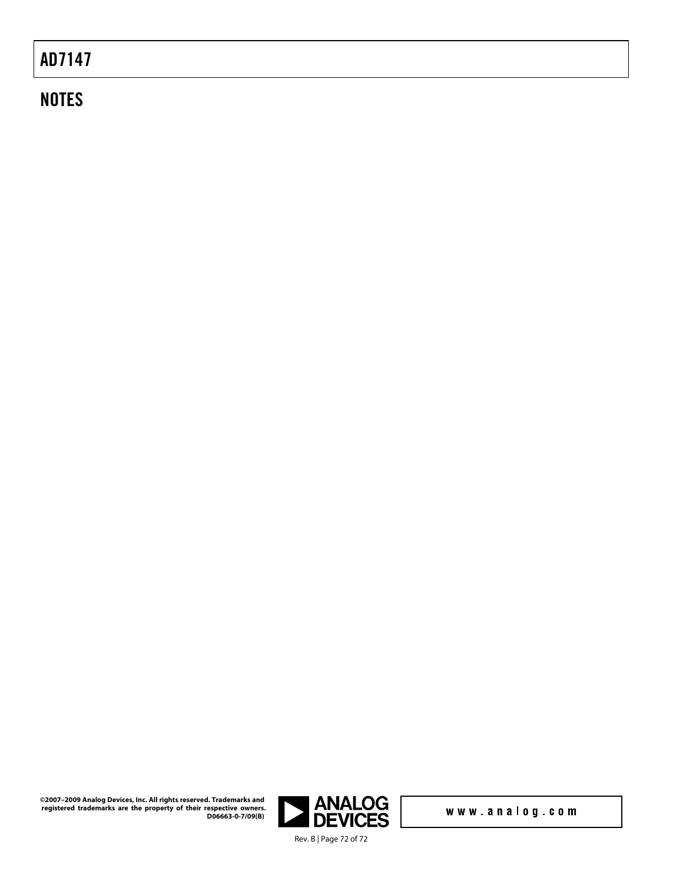## NOTES

©2007–2009 Analog Devices, Inc. All rights reserved. Trademarks and registered trademarks are the property of their respective owners.
D06663-0-7/09(B)

ANALOG DEVICES

www.analog.com